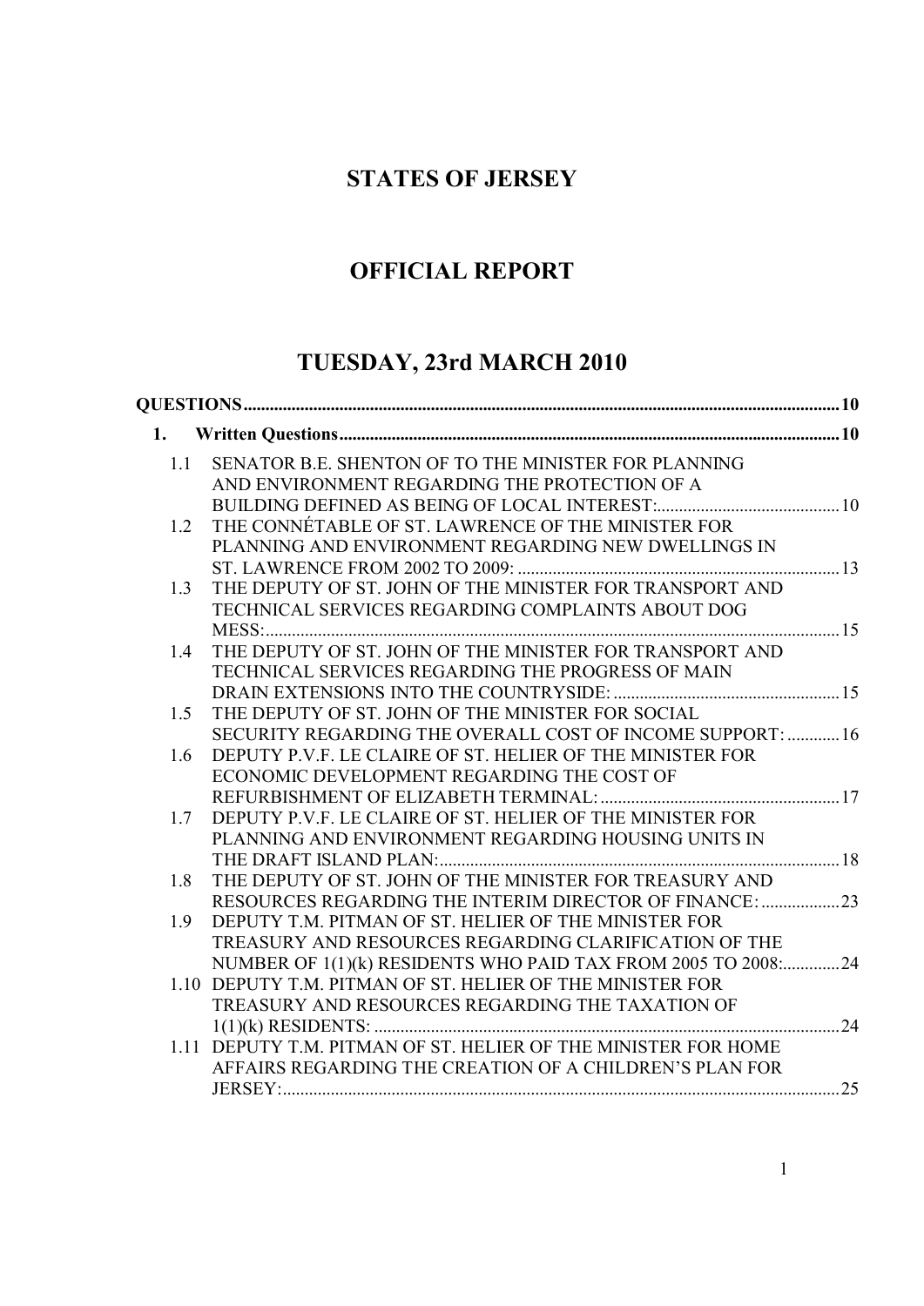# STATES OF JERSEY

# OFFICIAL REPORT

# TUESDAY, 23rd MARCH 2010

**QUESTIONS** .......... 10

**1. Written Questions** .......... 10

1.1 SENATOR B.E. SHENTON OF TO THE MINISTER FOR PLANNING AND ENVIRONMENT REGARDING THE PROTECTION OF A BUILDING DEFINED AS BEING OF LOCAL INTEREST: .......... 10

1.2 THE CONNÉTABLE OF ST. LAWRENCE OF THE MINISTER FOR PLANNING AND ENVIRONMENT REGARDING NEW DWELLINGS IN ST. LAWRENCE FROM 2002 TO 2009: .......... 13

1.3 THE DEPUTY OF ST. JOHN OF THE MINISTER FOR TRANSPORT AND TECHNICAL SERVICES REGARDING COMPLAINTS ABOUT DOG MESS: .......... 15

1.4 THE DEPUTY OF ST. JOHN OF THE MINISTER FOR TRANSPORT AND TECHNICAL SERVICES REGARDING THE PROGRESS OF MAIN DRAIN EXTENSIONS INTO THE COUNTRYSIDE: .......... 15

1.5 THE DEPUTY OF ST. JOHN OF THE MINISTER FOR SOCIAL SECURITY REGARDING THE OVERALL COST OF INCOME SUPPORT: .......... 16

1.6 DEPUTY P.V.F. LE CLAIRE OF ST. HELIER OF THE MINISTER FOR ECONOMIC DEVELOPMENT REGARDING THE COST OF REFURBISHMENT OF ELIZABETH TERMINAL: .......... 17

1.7 DEPUTY P.V.F. LE CLAIRE OF ST. HELIER OF THE MINISTER FOR PLANNING AND ENVIRONMENT REGARDING HOUSING UNITS IN THE DRAFT ISLAND PLAN: .......... 18

1.8 THE DEPUTY OF ST. JOHN OF THE MINISTER FOR TREASURY AND RESOURCES REGARDING THE INTERIM DIRECTOR OF FINANCE: .......... 23

1.9 DEPUTY T.M. PITMAN OF ST. HELIER OF THE MINISTER FOR TREASURY AND RESOURCES REGARDING CLARIFICATION OF THE NUMBER OF 1(1)(k) RESIDENTS WHO PAID TAX FROM 2005 TO 2008: .......... 24

1.10 DEPUTY T.M. PITMAN OF ST. HELIER OF THE MINISTER FOR TREASURY AND RESOURCES REGARDING THE TAXATION OF 1(1)(k) RESIDENTS: .......... 24

1.11 DEPUTY T.M. PITMAN OF ST. HELIER OF THE MINISTER FOR HOME AFFAIRS REGARDING THE CREATION OF A CHILDREN'S PLAN FOR JERSEY: .......... 25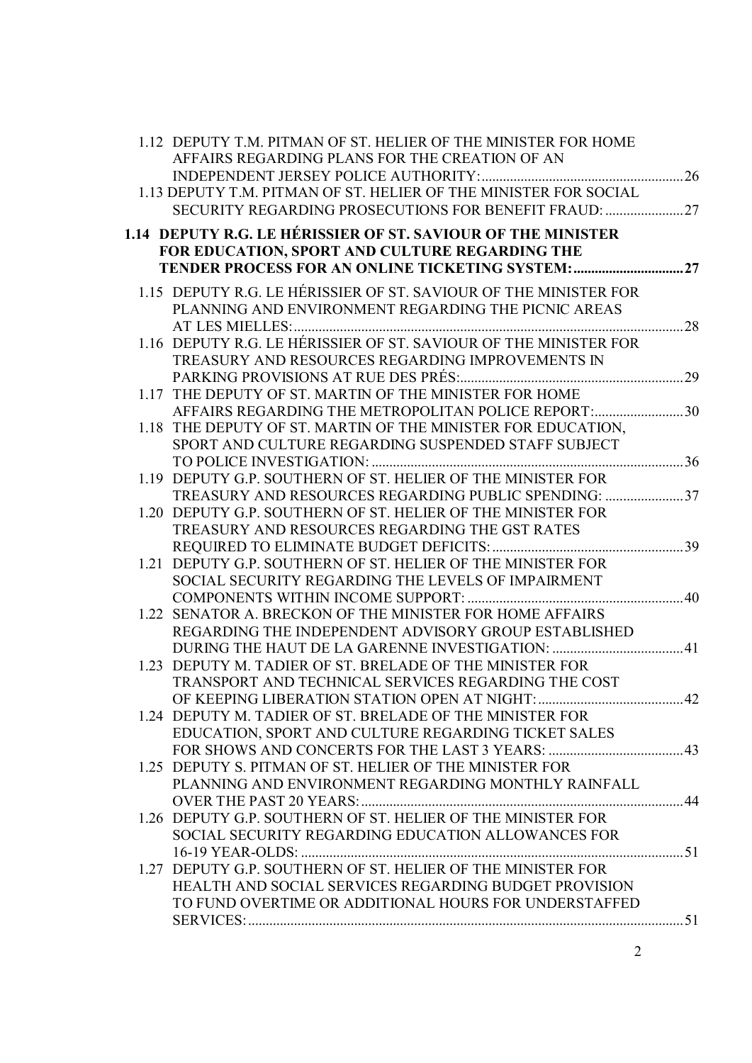1.12 DEPUTY T.M. PITMAN OF ST. HELIER OF THE MINISTER FOR HOME AFFAIRS REGARDING PLANS FOR THE CREATION OF AN INDEPENDENT JERSEY POLICE AUTHORITY: ........ 26

1.13 DEPUTY T.M. PITMAN OF ST. HELIER OF THE MINISTER FOR SOCIAL SECURITY REGARDING PROSECUTIONS FOR BENEFIT FRAUD: ........ 27

**1.14 DEPUTY R.G. LE HÉRISSIER OF ST. SAVIOUR OF THE MINISTER FOR EDUCATION, SPORT AND CULTURE REGARDING THE TENDER PROCESS FOR AN ONLINE TICKETING SYSTEM: ........ 27**

1.15 DEPUTY R.G. LE HÉRISSIER OF ST. SAVIOUR OF THE MINISTER FOR PLANNING AND ENVIRONMENT REGARDING THE PICNIC AREAS AT LES MIELLES: ........ 28

1.16 DEPUTY R.G. LE HÉRISSIER OF ST. SAVIOUR OF THE MINISTER FOR TREASURY AND RESOURCES REGARDING IMPROVEMENTS IN PARKING PROVISIONS AT RUE DES PRÉS: ........ 29

1.17 THE DEPUTY OF ST. MARTIN OF THE MINISTER FOR HOME AFFAIRS REGARDING THE METROPOLITAN POLICE REPORT: ........ 30

1.18 THE DEPUTY OF ST. MARTIN OF THE MINISTER FOR EDUCATION, SPORT AND CULTURE REGARDING SUSPENDED STAFF SUBJECT TO POLICE INVESTIGATION: ........ 36

1.19 DEPUTY G.P. SOUTHERN OF ST. HELIER OF THE MINISTER FOR TREASURY AND RESOURCES REGARDING PUBLIC SPENDING: ........ 37

1.20 DEPUTY G.P. SOUTHERN OF ST. HELIER OF THE MINISTER FOR TREASURY AND RESOURCES REGARDING THE GST RATES REQUIRED TO ELIMINATE BUDGET DEFICITS: ........ 39

1.21 DEPUTY G.P. SOUTHERN OF ST. HELIER OF THE MINISTER FOR SOCIAL SECURITY REGARDING THE LEVELS OF IMPAIRMENT COMPONENTS WITHIN INCOME SUPPORT: ........ 40

1.22 SENATOR A. BRECKON OF THE MINISTER FOR HOME AFFAIRS REGARDING THE INDEPENDENT ADVISORY GROUP ESTABLISHED DURING THE HAUT DE LA GARENNE INVESTIGATION: ........ 41

1.23 DEPUTY M. TADIER OF ST. BRELADE OF THE MINISTER FOR TRANSPORT AND TECHNICAL SERVICES REGARDING THE COST OF KEEPING LIBERATION STATION OPEN AT NIGHT: ........ 42

1.24 DEPUTY M. TADIER OF ST. BRELADE OF THE MINISTER FOR EDUCATION, SPORT AND CULTURE REGARDING TICKET SALES FOR SHOWS AND CONCERTS FOR THE LAST 3 YEARS: ........ 43

1.25 DEPUTY S. PITMAN OF ST. HELIER OF THE MINISTER FOR PLANNING AND ENVIRONMENT REGARDING MONTHLY RAINFALL OVER THE PAST 20 YEARS: ........ 44

1.26 DEPUTY G.P. SOUTHERN OF ST. HELIER OF THE MINISTER FOR SOCIAL SECURITY REGARDING EDUCATION ALLOWANCES FOR 16-19 YEAR-OLDS: ........ 51

1.27 DEPUTY G.P. SOUTHERN OF ST. HELIER OF THE MINISTER FOR HEALTH AND SOCIAL SERVICES REGARDING BUDGET PROVISION TO FUND OVERTIME OR ADDITIONAL HOURS FOR UNDERSTAFFED SERVICES: ........ 51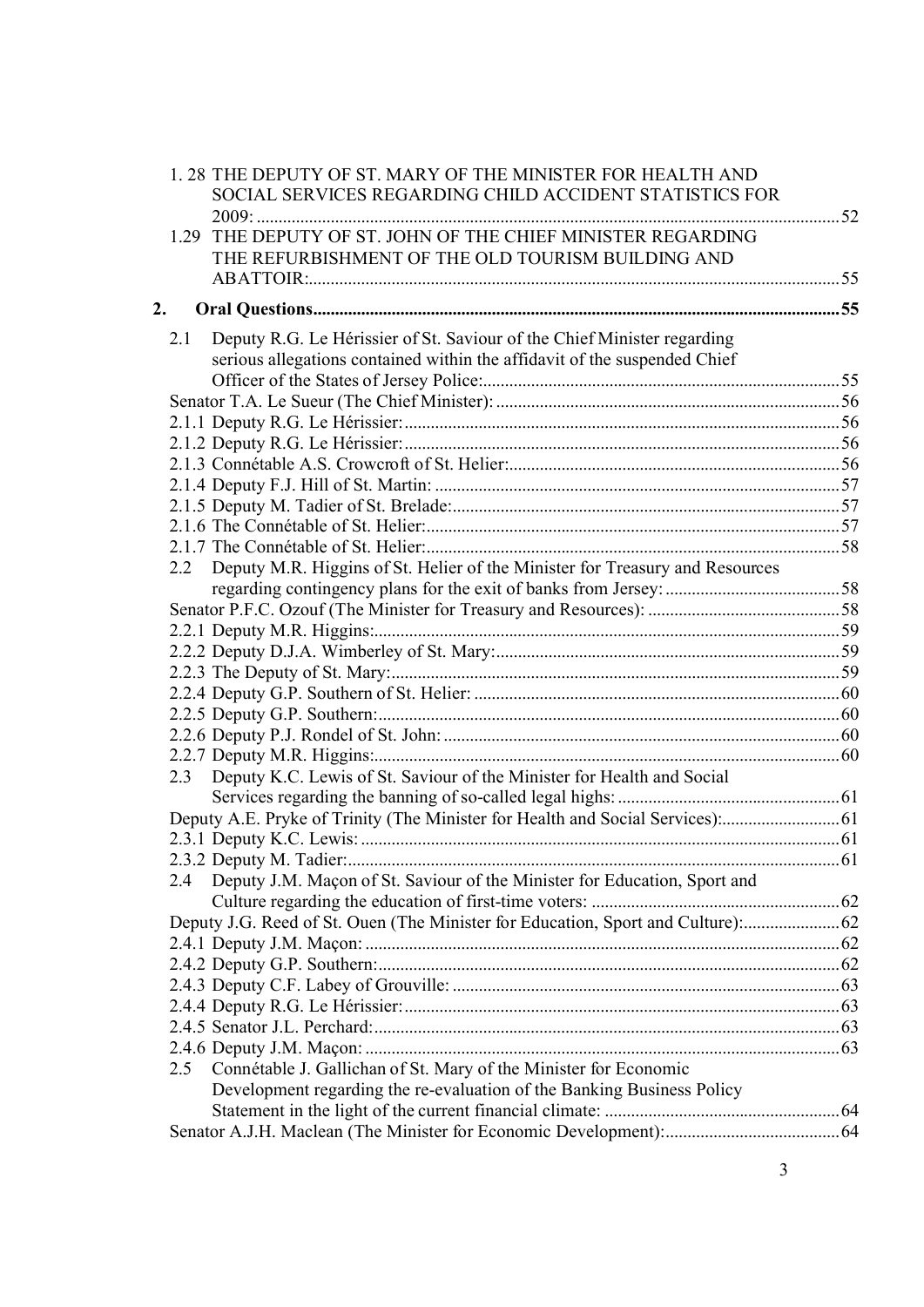1. 28 THE DEPUTY OF ST. MARY OF THE MINISTER FOR HEALTH AND SOCIAL SERVICES REGARDING CHILD ACCIDENT STATISTICS FOR 2009: ....... 52

1.29 THE DEPUTY OF ST. JOHN OF THE CHIEF MINISTER REGARDING THE REFURBISHMENT OF THE OLD TOURISM BUILDING AND ABATTOIR: ....... 55

**2. Oral Questions ....... 55**

2.1 Deputy R.G. Le Hérissier of St. Saviour of the Chief Minister regarding serious allegations contained within the affidavit of the suspended Chief Officer of the States of Jersey Police: ....... 55

Senator T.A. Le Sueur (The Chief Minister): ....... 56

2.1.1 Deputy R.G. Le Hérissier: ....... 56

2.1.2 Deputy R.G. Le Hérissier: ....... 56

2.1.3 Connétable A.S. Crowcroft of St. Helier: ....... 56

2.1.4 Deputy F.J. Hill of St. Martin: ....... 57

2.1.5 Deputy M. Tadier of St. Brelade: ....... 57

2.1.6 The Connétable of St. Helier: ....... 57

2.1.7 The Connétable of St. Helier: ....... 58

2.2 Deputy M.R. Higgins of St. Helier of the Minister for Treasury and Resources regarding contingency plans for the exit of banks from Jersey: ....... 58

Senator P.F.C. Ozouf (The Minister for Treasury and Resources): ....... 58

2.2.1 Deputy M.R. Higgins: ....... 59

2.2.2 Deputy D.J.A. Wimberley of St. Mary: ....... 59

2.2.3 The Deputy of St. Mary: ....... 59

2.2.4 Deputy G.P. Southern of St. Helier: ....... 60

2.2.5 Deputy G.P. Southern: ....... 60

2.2.6 Deputy P.J. Rondel of St. John: ....... 60

2.2.7 Deputy M.R. Higgins: ....... 60

2.3 Deputy K.C. Lewis of St. Saviour of the Minister for Health and Social Services regarding the banning of so-called legal highs: ....... 61

Deputy A.E. Pryke of Trinity (The Minister for Health and Social Services): ....... 61

2.3.1 Deputy K.C. Lewis: ....... 61

2.3.2 Deputy M. Tadier: ....... 61

2.4 Deputy J.M. Maçon of St. Saviour of the Minister for Education, Sport and Culture regarding the education of first-time voters: ....... 62

Deputy J.G. Reed of St. Ouen (The Minister for Education, Sport and Culture): ....... 62

2.4.1 Deputy J.M. Maçon: ....... 62

2.4.2 Deputy G.P. Southern: ....... 62

2.4.3 Deputy C.F. Labey of Grouville: ....... 63

2.4.4 Deputy R.G. Le Hérissier: ....... 63

2.4.5 Senator J.L. Perchard: ....... 63

2.4.6 Deputy J.M. Maçon: ....... 63

2.5 Connétable J. Gallichan of St. Mary of the Minister for Economic Development regarding the re-evaluation of the Banking Business Policy Statement in the light of the current financial climate: ....... 64

Senator A.J.H. Maclean (The Minister for Economic Development): ....... 64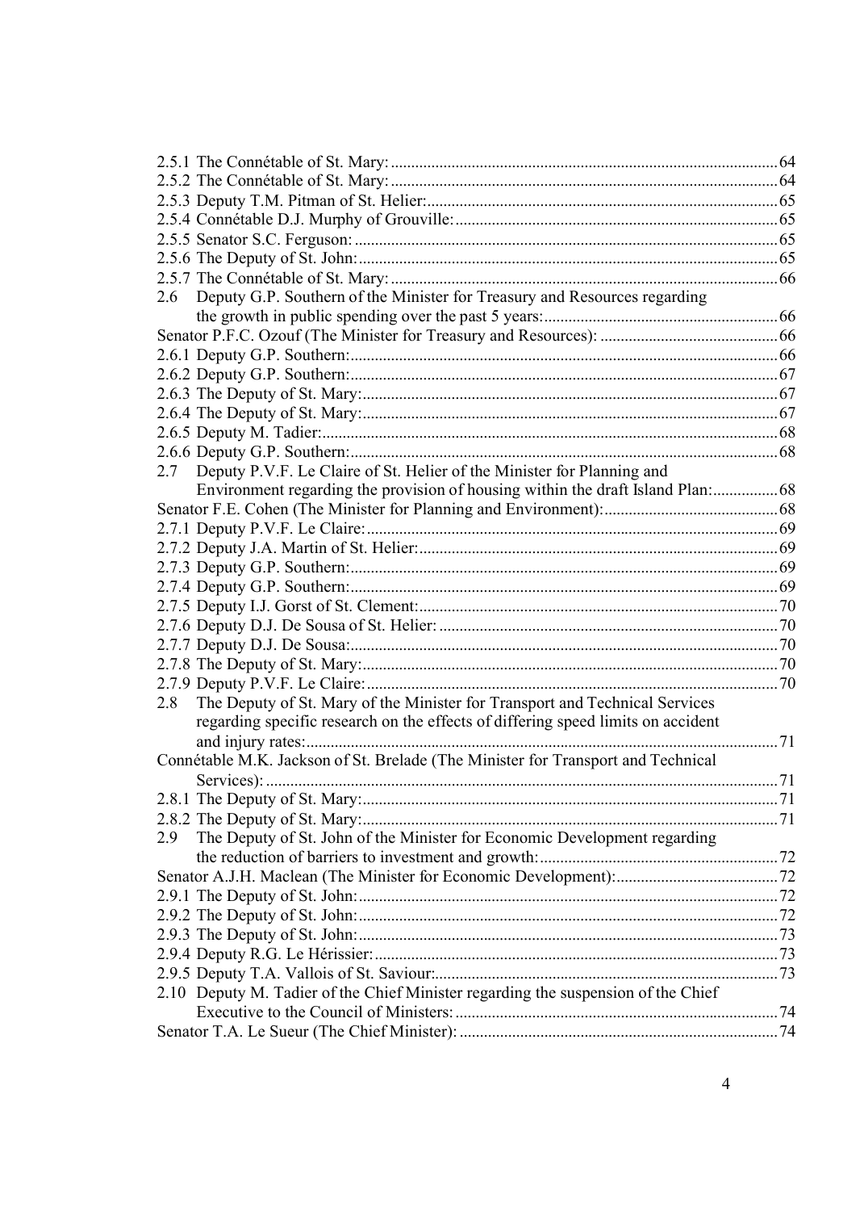2.5.1 The Connétable of St. Mary: ........................................................................................ 64
2.5.2 The Connétable of St. Mary: ........................................................................................ 64
2.5.3 Deputy T.M. Pitman of St. Helier: ................................................................................ 65
2.5.4 Connétable D.J. Murphy of Grouville: .......................................................................... 65
2.5.5 Senator S.C. Ferguson: .................................................................................................. 65
2.5.6 The Deputy of St. John: ................................................................................................. 65
2.5.7 The Connétable of St. Mary: ........................................................................................ 66
2.6 Deputy G.P. Southern of the Minister for Treasury and Resources regarding the growth in public spending over the past 5 years: ......................................................... 66
Senator P.F.C. Ozouf (The Minister for Treasury and Resources): ........................................... 66
2.6.1 Deputy G.P. Southern: ................................................................................................... 66
2.6.2 Deputy G.P. Southern: ................................................................................................... 67
2.6.3 The Deputy of St. Mary: ................................................................................................ 67
2.6.4 The Deputy of St. Mary: ................................................................................................ 67
2.6.5 Deputy M. Tadier: .......................................................................................................... 68
2.6.6 Deputy G.P. Southern: ................................................................................................... 68
2.7 Deputy P.V.F. Le Claire of St. Helier of the Minister for Planning and Environment regarding the provision of housing within the draft Island Plan: ................ 68
Senator F.E. Cohen (The Minister for Planning and Environment): .......................................... 68
2.7.1 Deputy P.V.F. Le Claire: ............................................................................................... 69
2.7.2 Deputy J.A. Martin of St. Helier: .................................................................................. 69
2.7.3 Deputy G.P. Southern: ................................................................................................... 69
2.7.4 Deputy G.P. Southern: ................................................................................................... 69
2.7.5 Deputy I.J. Gorst of St. Clement: .................................................................................. 70
2.7.6 Deputy D.J. De Sousa of St. Helier: .............................................................................. 70
2.7.7 Deputy D.J. De Sousa: ................................................................................................... 70
2.7.8 The Deputy of St. Mary: ................................................................................................ 70
2.7.9 Deputy P.V.F. Le Claire: ............................................................................................... 70
2.8 The Deputy of St. Mary of the Minister for Transport and Technical Services regarding specific research on the effects of differing speed limits on accident and injury rates: ............................................................................................................... 71
Connétable M.K. Jackson of St. Brelade (The Minister for Transport and Technical Services): ......................................................................................................................... 71
2.8.1 The Deputy of St. Mary: ................................................................................................ 71
2.8.2 The Deputy of St. Mary: ................................................................................................ 71
2.9 The Deputy of St. John of the Minister for Economic Development regarding the reduction of barriers to investment and growth: .......................................................... 72
Senator A.J.H. Maclean (The Minister for Economic Development): ........................................ 72
2.9.1 The Deputy of St. John: ................................................................................................. 72
2.9.2 The Deputy of St. John: ................................................................................................. 72
2.9.3 The Deputy of St. John: ................................................................................................. 73
2.9.4 Deputy R.G. Le Hérissier: .............................................................................................. 73
2.9.5 Deputy T.A. Vallois of St. Saviour: ............................................................................... 73
2.10 Deputy M. Tadier of the Chief Minister regarding the suspension of the Chief Executive to the Council of Ministers: ............................................................................ 74
Senator T.A. Le Sueur (The Chief Minister): .............................................................................. 74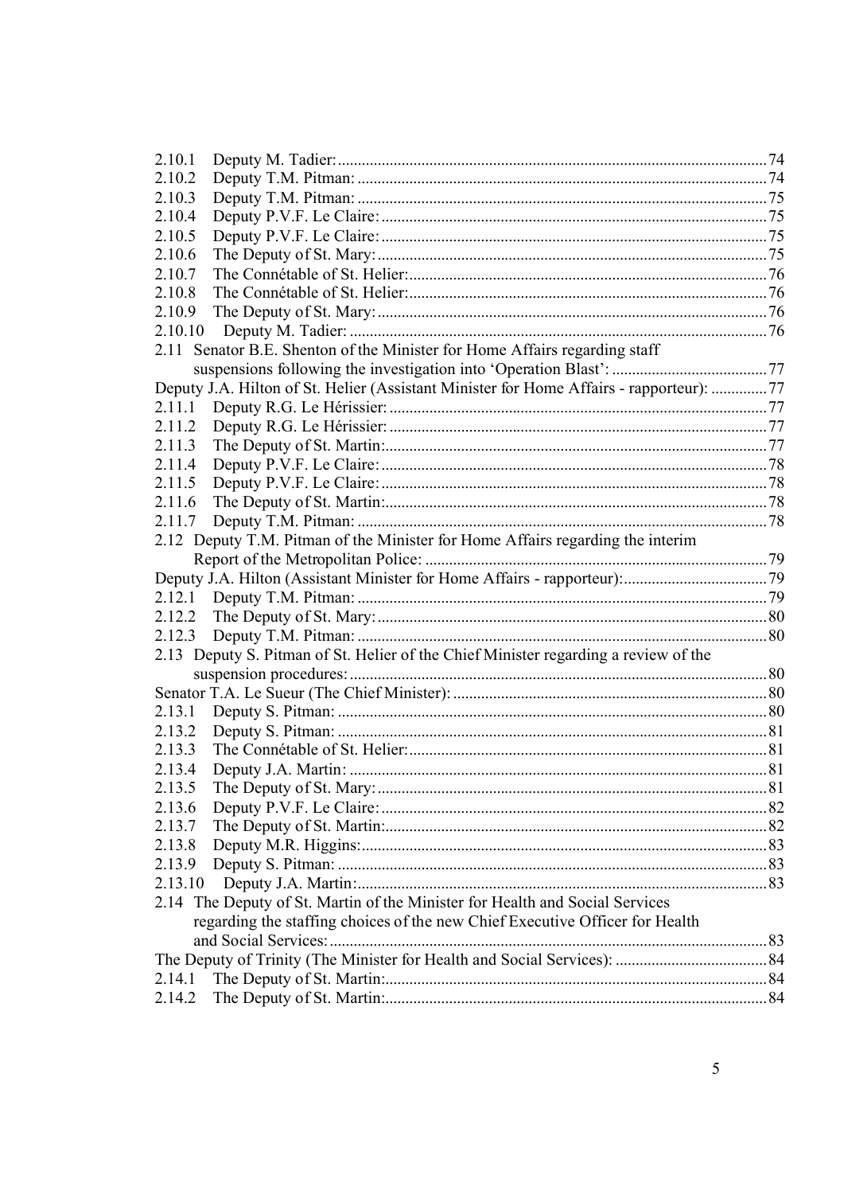2.10.1 Deputy M. Tadier: 74
2.10.2 Deputy T.M. Pitman: 74
2.10.3 Deputy T.M. Pitman: 75
2.10.4 Deputy P.V.F. Le Claire: 75
2.10.5 Deputy P.V.F. Le Claire: 75
2.10.6 The Deputy of St. Mary: 75
2.10.7 The Connétable of St. Helier: 76
2.10.8 The Connétable of St. Helier: 76
2.10.9 The Deputy of St. Mary: 76
2.10.10 Deputy M. Tadier: 76
2.11 Senator B.E. Shenton of the Minister for Home Affairs regarding staff suspensions following the investigation into 'Operation Blast': 77
Deputy J.A. Hilton of St. Helier (Assistant Minister for Home Affairs - rapporteur): 77
2.11.1 Deputy R.G. Le Hérissier: 77
2.11.2 Deputy R.G. Le Hérissier: 77
2.11.3 The Deputy of St. Martin: 77
2.11.4 Deputy P.V.F. Le Claire: 78
2.11.5 Deputy P.V.F. Le Claire: 78
2.11.6 The Deputy of St. Martin: 78
2.11.7 Deputy T.M. Pitman: 78
2.12 Deputy T.M. Pitman of the Minister for Home Affairs regarding the interim Report of the Metropolitan Police: 79
Deputy J.A. Hilton (Assistant Minister for Home Affairs - rapporteur): 79
2.12.1 Deputy T.M. Pitman: 79
2.12.2 The Deputy of St. Mary: 80
2.12.3 Deputy T.M. Pitman: 80
2.13 Deputy S. Pitman of St. Helier of the Chief Minister regarding a review of the suspension procedures: 80
Senator T.A. Le Sueur (The Chief Minister): 80
2.13.1 Deputy S. Pitman: 80
2.13.2 Deputy S. Pitman: 81
2.13.3 The Connétable of St. Helier: 81
2.13.4 Deputy J.A. Martin: 81
2.13.5 The Deputy of St. Mary: 81
2.13.6 Deputy P.V.F. Le Claire: 82
2.13.7 The Deputy of St. Martin: 82
2.13.8 Deputy M.R. Higgins: 83
2.13.9 Deputy S. Pitman: 83
2.13.10 Deputy J.A. Martin: 83
2.14 The Deputy of St. Martin of the Minister for Health and Social Services regarding the staffing choices of the new Chief Executive Officer for Health and Social Services: 83
The Deputy of Trinity (The Minister for Health and Social Services): 84
2.14.1 The Deputy of St. Martin: 84
2.14.2 The Deputy of St. Martin: 84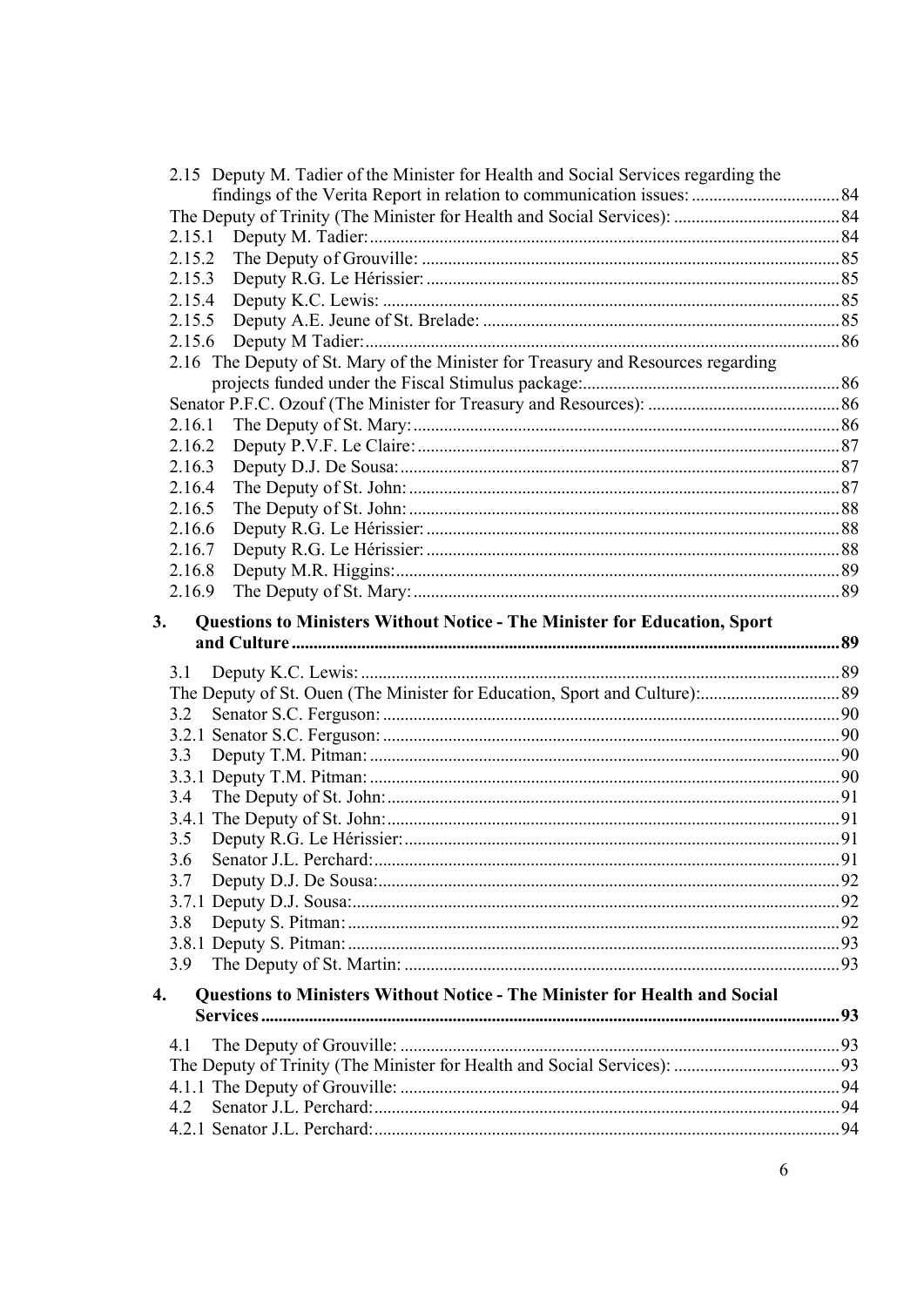2.15 Deputy M. Tadier of the Minister for Health and Social Services regarding the findings of the Verita Report in relation to communication issues: .......... 84

The Deputy of Trinity (The Minister for Health and Social Services): .......... 84

2.15.1 Deputy M. Tadier: .......... 84

2.15.2 The Deputy of Grouville: .......... 85

2.15.3 Deputy R.G. Le Hérissier: .......... 85

2.15.4 Deputy K.C. Lewis: .......... 85

2.15.5 Deputy A.E. Jeune of St. Brelade: .......... 85

2.15.6 Deputy M Tadier: .......... 86

2.16 The Deputy of St. Mary of the Minister for Treasury and Resources regarding projects funded under the Fiscal Stimulus package: .......... 86

Senator P.F.C. Ozouf (The Minister for Treasury and Resources): .......... 86

2.16.1 The Deputy of St. Mary: .......... 86

2.16.2 Deputy P.V.F. Le Claire: .......... 87

2.16.3 Deputy D.J. De Sousa: .......... 87

2.16.4 The Deputy of St. John: .......... 87

2.16.5 The Deputy of St. John: .......... 88

2.16.6 Deputy R.G. Le Hérissier: .......... 88

2.16.7 Deputy R.G. Le Hérissier: .......... 88

2.16.8 Deputy M.R. Higgins: .......... 89

2.16.9 The Deputy of St. Mary: .......... 89

**3. Questions to Ministers Without Notice - The Minister for Education, Sport and Culture .......... 89**

3.1 Deputy K.C. Lewis: .......... 89

The Deputy of St. Ouen (The Minister for Education, Sport and Culture): .......... 89

3.2 Senator S.C. Ferguson: .......... 90

3.2.1 Senator S.C. Ferguson: .......... 90

3.3 Deputy T.M. Pitman: .......... 90

3.3.1 Deputy T.M. Pitman: .......... 90

3.4 The Deputy of St. John: .......... 91

3.4.1 The Deputy of St. John: .......... 91

3.5 Deputy R.G. Le Hérissier: .......... 91

3.6 Senator J.L. Perchard: .......... 91

3.7 Deputy D.J. De Sousa: .......... 92

3.7.1 Deputy D.J. Sousa: .......... 92

3.8 Deputy S. Pitman: .......... 92

3.8.1 Deputy S. Pitman: .......... 93

3.9 The Deputy of St. Martin: .......... 93

**4. Questions to Ministers Without Notice - The Minister for Health and Social Services .......... 93**

4.1 The Deputy of Grouville: .......... 93

The Deputy of Trinity (The Minister for Health and Social Services): .......... 93

4.1.1 The Deputy of Grouville: .......... 94

4.2 Senator J.L. Perchard: .......... 94

4.2.1 Senator J.L. Perchard: .......... 94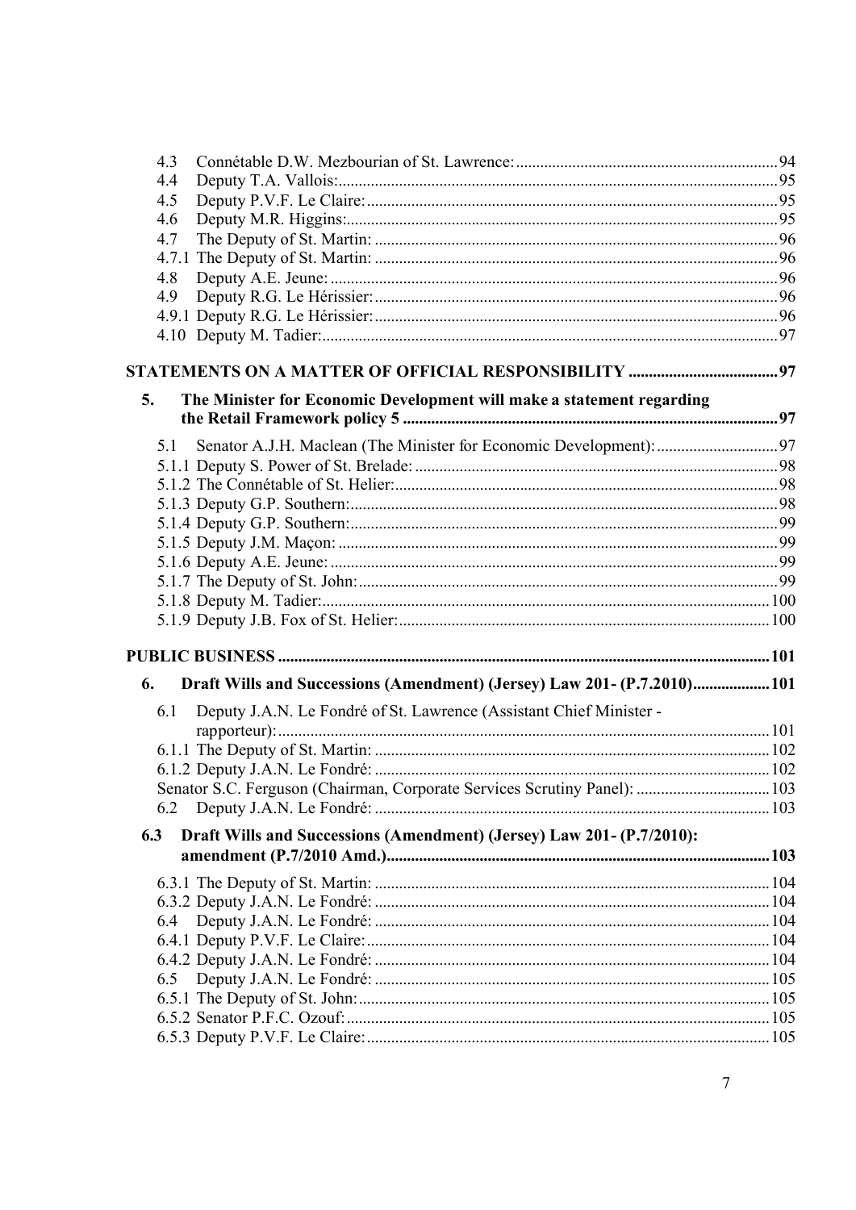4.3 Connétable D.W. Mezbourian of St. Lawrence: 94
4.4 Deputy T.A. Vallois: 95
4.5 Deputy P.V.F. Le Claire: 95
4.6 Deputy M.R. Higgins: 95
4.7 The Deputy of St. Martin: 96
4.7.1 The Deputy of St. Martin: 96
4.8 Deputy A.E. Jeune: 96
4.9 Deputy R.G. Le Hérissier: 96
4.9.1 Deputy R.G. Le Hérissier: 96
4.10 Deputy M. Tadier: 97

**STATEMENTS ON A MATTER OF OFFICIAL RESPONSIBILITY 97**

**5. The Minister for Economic Development will make a statement regarding the Retail Framework policy 5 97**

5.1 Senator A.J.H. Maclean (The Minister for Economic Development): 97
5.1.1 Deputy S. Power of St. Brelade: 98
5.1.2 The Connétable of St. Helier: 98
5.1.3 Deputy G.P. Southern: 98
5.1.4 Deputy G.P. Southern: 99
5.1.5 Deputy J.M. Maçon: 99
5.1.6 Deputy A.E. Jeune: 99
5.1.7 The Deputy of St. John: 99
5.1.8 Deputy M. Tadier: 100
5.1.9 Deputy J.B. Fox of St. Helier: 100

**PUBLIC BUSINESS 101**

**6. Draft Wills and Successions (Amendment) (Jersey) Law 201- (P.7.2010) 101**

6.1 Deputy J.A.N. Le Fondré of St. Lawrence (Assistant Chief Minister - rapporteur): 101
6.1.1 The Deputy of St. Martin: 102
6.1.2 Deputy J.A.N. Le Fondré: 102
Senator S.C. Ferguson (Chairman, Corporate Services Scrutiny Panel): 103
6.2 Deputy J.A.N. Le Fondré: 103

**6.3 Draft Wills and Successions (Amendment) (Jersey) Law 201- (P.7/2010): amendment (P.7/2010 Amd.) 103**

6.3.1 The Deputy of St. Martin: 104
6.3.2 Deputy J.A.N. Le Fondré: 104
6.4 Deputy J.A.N. Le Fondré: 104
6.4.1 Deputy P.V.F. Le Claire: 104
6.4.2 Deputy J.A.N. Le Fondré: 104
6.5 Deputy J.A.N. Le Fondré: 105
6.5.1 The Deputy of St. John: 105
6.5.2 Senator P.F.C. Ozouf: 105
6.5.3 Deputy P.V.F. Le Claire: 105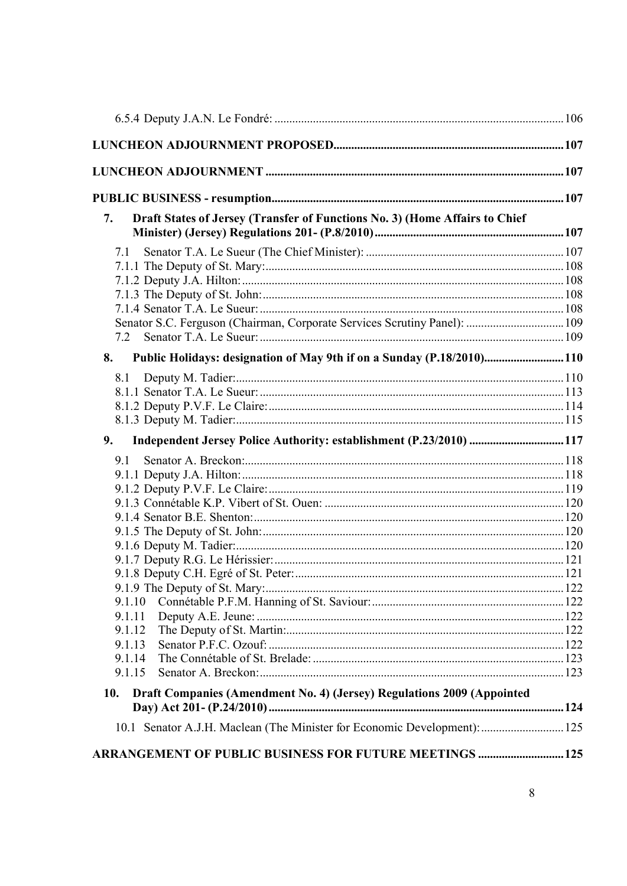6.5.4 Deputy J.A.N. Le Fondré: ........................................................................................106

**LUNCHEON ADJOURNMENT PROPOSED........................................................................107**

**LUNCHEON ADJOURNMENT ...............................................................................................107**

**PUBLIC BUSINESS - resumption.............................................................................................107**

**7. Draft States of Jersey (Transfer of Functions No. 3) (Home Affairs to Chief Minister) (Jersey) Regulations 201- (P.8/2010)...........................................................107**

7.1 Senator T.A. Le Sueur (The Chief Minister): ..........................................................107
7.1.1 The Deputy of St. Mary:.......................................................................................108
7.1.2 Deputy J.A. Hilton:...............................................................................................108
7.1.3 The Deputy of St. John:........................................................................................108
7.1.4 Senator T.A. Le Sueur:..........................................................................................108
Senator S.C. Ferguson (Chairman, Corporate Services Scrutiny Panel): .........................109
7.2 Senator T.A. Le Sueur:..........................................................................................109

**8. Public Holidays: designation of May 9th if on a Sunday (P.18/2010)..........................110**

8.1 Deputy M. Tadier:...................................................................................................110
8.1.1 Senator T.A. Le Sueur:..........................................................................................113
8.1.2 Deputy P.V.F. Le Claire:.......................................................................................114
8.1.3 Deputy M. Tadier:.................................................................................................115

**9. Independent Jersey Police Authority: establishment (P.23/2010) ................................117**

9.1 Senator A. Breckon:................................................................................................118
9.1.1 Deputy J.A. Hilton:...............................................................................................118
9.1.2 Deputy P.V.F. Le Claire:.......................................................................................119
9.1.3 Connétable K.P. Vibert of St. Ouen: ....................................................................120
9.1.4 Senator B.E. Shenton:............................................................................................120
9.1.5 The Deputy of St. John:.........................................................................................120
9.1.6 Deputy M. Tadier:..................................................................................................120
9.1.7 Deputy R.G. Le Hérissier:......................................................................................121
9.1.8 Deputy C.H. Egré of St. Peter:...............................................................................121
9.1.9 The Deputy of St. Mary:........................................................................................122
9.1.10 Connétable P.F.M. Hanning of St. Saviour:..........................................................122
9.1.11 Deputy A.E. Jeune: ...............................................................................................122
9.1.12 The Deputy of St. Martin:......................................................................................122
9.1.13 Senator P.F.C. Ozouf: ............................................................................................122
9.1.14 The Connétable of St. Brelade: ..............................................................................123
9.1.15 Senator A. Breckon:...............................................................................................123

**10. Draft Companies (Amendment No. 4) (Jersey) Regulations 2009 (Appointed Day) Act 201- (P.24/2010)..................................................................................................124**

10.1 Senator A.J.H. Maclean (The Minister for Economic Development):.......................125

**ARRANGEMENT OF PUBLIC BUSINESS FOR FUTURE MEETINGS .............................125**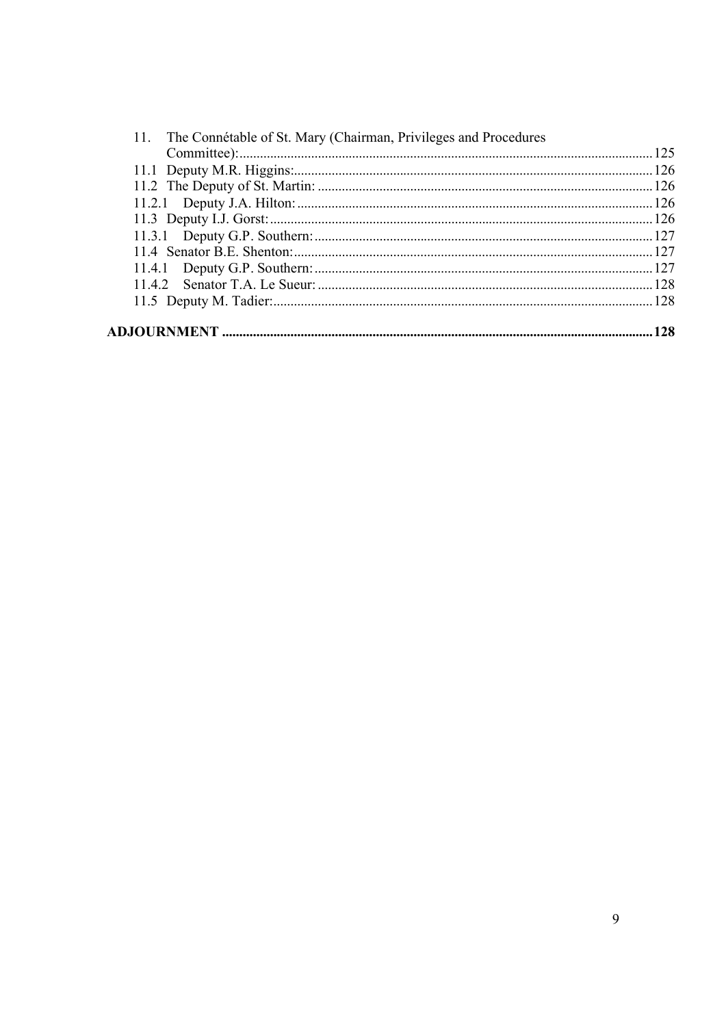11. The Connétable of St. Mary (Chairman, Privileges and Procedures Committee): ..... 125

11.1 Deputy M.R. Higgins: ..... 126

11.2 The Deputy of St. Martin: ..... 126

11.2.1 Deputy J.A. Hilton: ..... 126

11.3 Deputy I.J. Gorst: ..... 126

11.3.1 Deputy G.P. Southern: ..... 127

11.4 Senator B.E. Shenton: ..... 127

11.4.1 Deputy G.P. Southern: ..... 127

11.4.2 Senator T.A. Le Sueur: ..... 128

11.5 Deputy M. Tadier: ..... 128

**ADJOURNMENT ..... 128**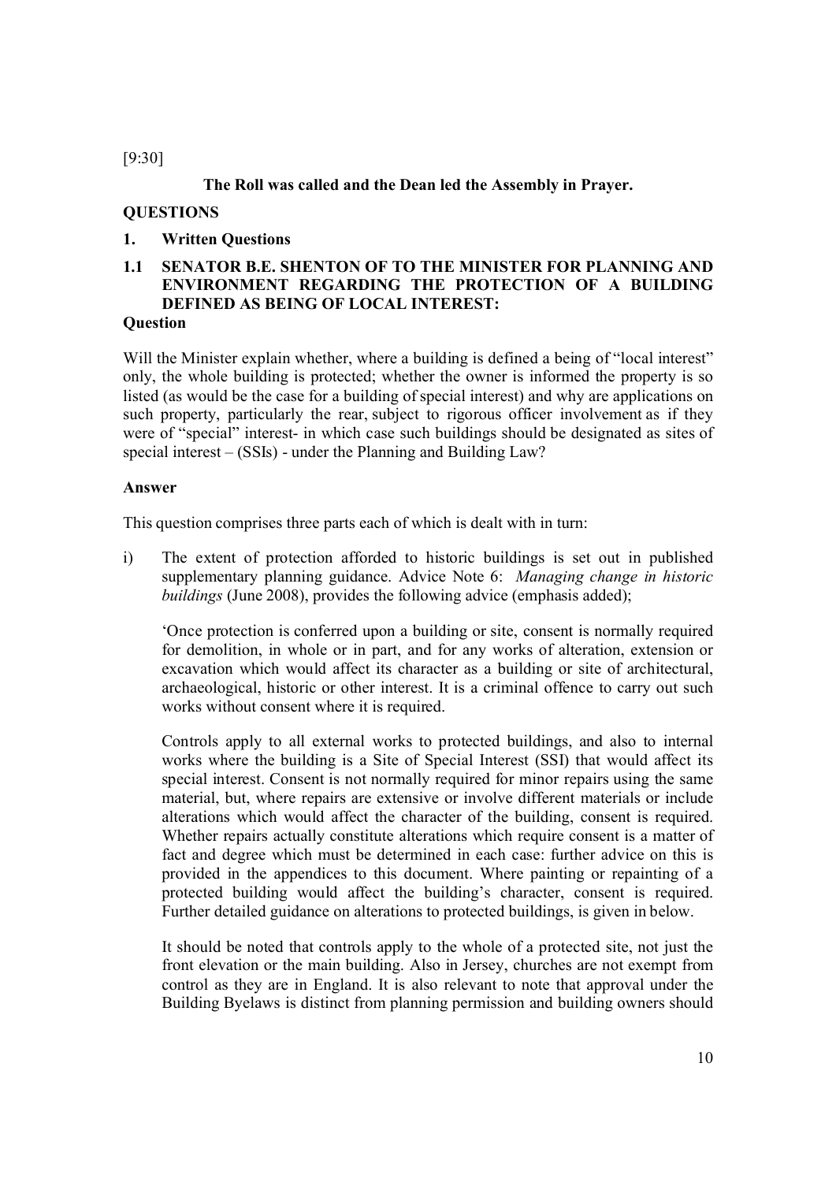[9:30]

**The Roll was called and the Dean led the Assembly in Prayer.**

## QUESTIONS

### 1. Written Questions

### 1.1 SENATOR B.E. SHENTON OF TO THE MINISTER FOR PLANNING AND ENVIRONMENT REGARDING THE PROTECTION OF A BUILDING DEFINED AS BEING OF LOCAL INTEREST:

**Question**

Will the Minister explain whether, where a building is defined a being of "local interest" only, the whole building is protected; whether the owner is informed the property is so listed (as would be the case for a building of special interest) and why are applications on such property, particularly the rear, subject to rigorous officer involvement as if they were of "special" interest- in which case such buildings should be designated as sites of special interest – (SSIs) - under the Planning and Building Law?

**Answer**

This question comprises three parts each of which is dealt with in turn:

i) The extent of protection afforded to historic buildings is set out in published supplementary planning guidance. Advice Note 6: *Managing change in historic buildings* (June 2008), provides the following advice (emphasis added);

'Once protection is conferred upon a building or site, consent is normally required for demolition, in whole or in part, and for any works of alteration, extension or excavation which would affect its character as a building or site of architectural, archaeological, historic or other interest. It is a criminal offence to carry out such works without consent where it is required.

Controls apply to all external works to protected buildings, and also to internal works where the building is a Site of Special Interest (SSI) that would affect its special interest. Consent is not normally required for minor repairs using the same material, but, where repairs are extensive or involve different materials or include alterations which would affect the character of the building, consent is required. Whether repairs actually constitute alterations which require consent is a matter of fact and degree which must be determined in each case: further advice on this is provided in the appendices to this document. Where painting or repainting of a protected building would affect the building's character, consent is required. Further detailed guidance on alterations to protected buildings, is given in below.

It should be noted that controls apply to the whole of a protected site, not just the front elevation or the main building. Also in Jersey, churches are not exempt from control as they are in England. It is also relevant to note that approval under the Building Byelaws is distinct from planning permission and building owners should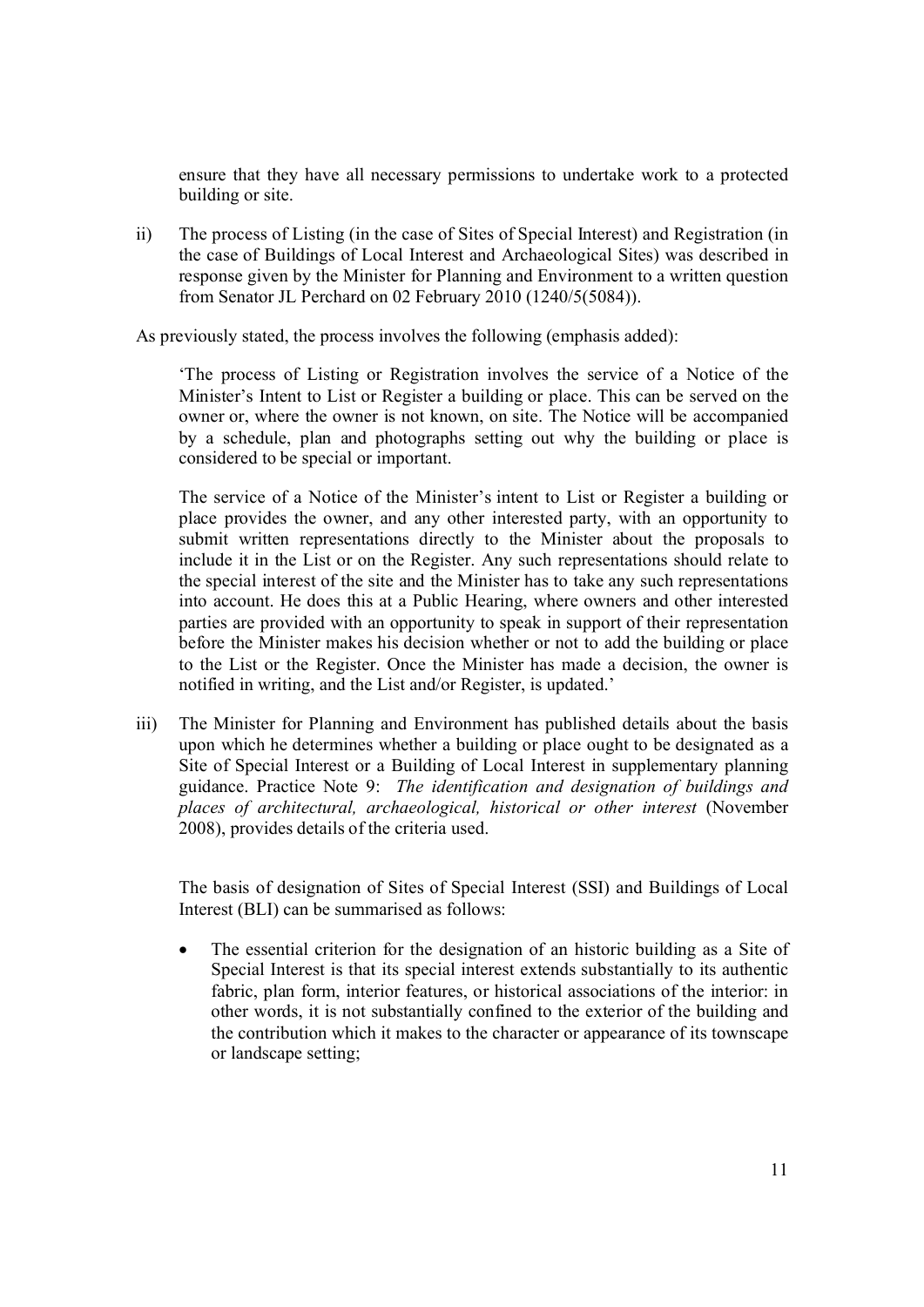ensure that they have all necessary permissions to undertake work to a protected building or site.

ii) The process of Listing (in the case of Sites of Special Interest) and Registration (in the case of Buildings of Local Interest and Archaeological Sites) was described in response given by the Minister for Planning and Environment to a written question from Senator JL Perchard on 02 February 2010 (1240/5(5084)).

As previously stated, the process involves the following (emphasis added):

> 'The process of Listing or Registration involves the service of a Notice of the Minister's Intent to List or Register a building or place. This can be served on the owner or, where the owner is not known, on site. The Notice will be accompanied by a schedule, plan and photographs setting out why the building or place is considered to be special or important.
>
> The service of a Notice of the Minister's intent to List or Register a building or place provides the owner, and any other interested party, with an opportunity to submit written representations directly to the Minister about the proposals to include it in the List or on the Register. Any such representations should relate to the special interest of the site and the Minister has to take any such representations into account. He does this at a Public Hearing, where owners and other interested parties are provided with an opportunity to speak in support of their representation before the Minister makes his decision whether or not to add the building or place to the List or the Register. Once the Minister has made a decision, the owner is notified in writing, and the List and/or Register, is updated.'

iii) The Minister for Planning and Environment has published details about the basis upon which he determines whether a building or place ought to be designated as a Site of Special Interest or a Building of Local Interest in supplementary planning guidance. Practice Note 9: *The identification and designation of buildings and places of architectural, archaeological, historical or other interest* (November 2008), provides details of the criteria used.

The basis of designation of Sites of Special Interest (SSI) and Buildings of Local Interest (BLI) can be summarised as follows:

- The essential criterion for the designation of an historic building as a Site of Special Interest is that its special interest extends substantially to its authentic fabric, plan form, interior features, or historical associations of the interior: in other words, it is not substantially confined to the exterior of the building and the contribution which it makes to the character or appearance of its townscape or landscape setting;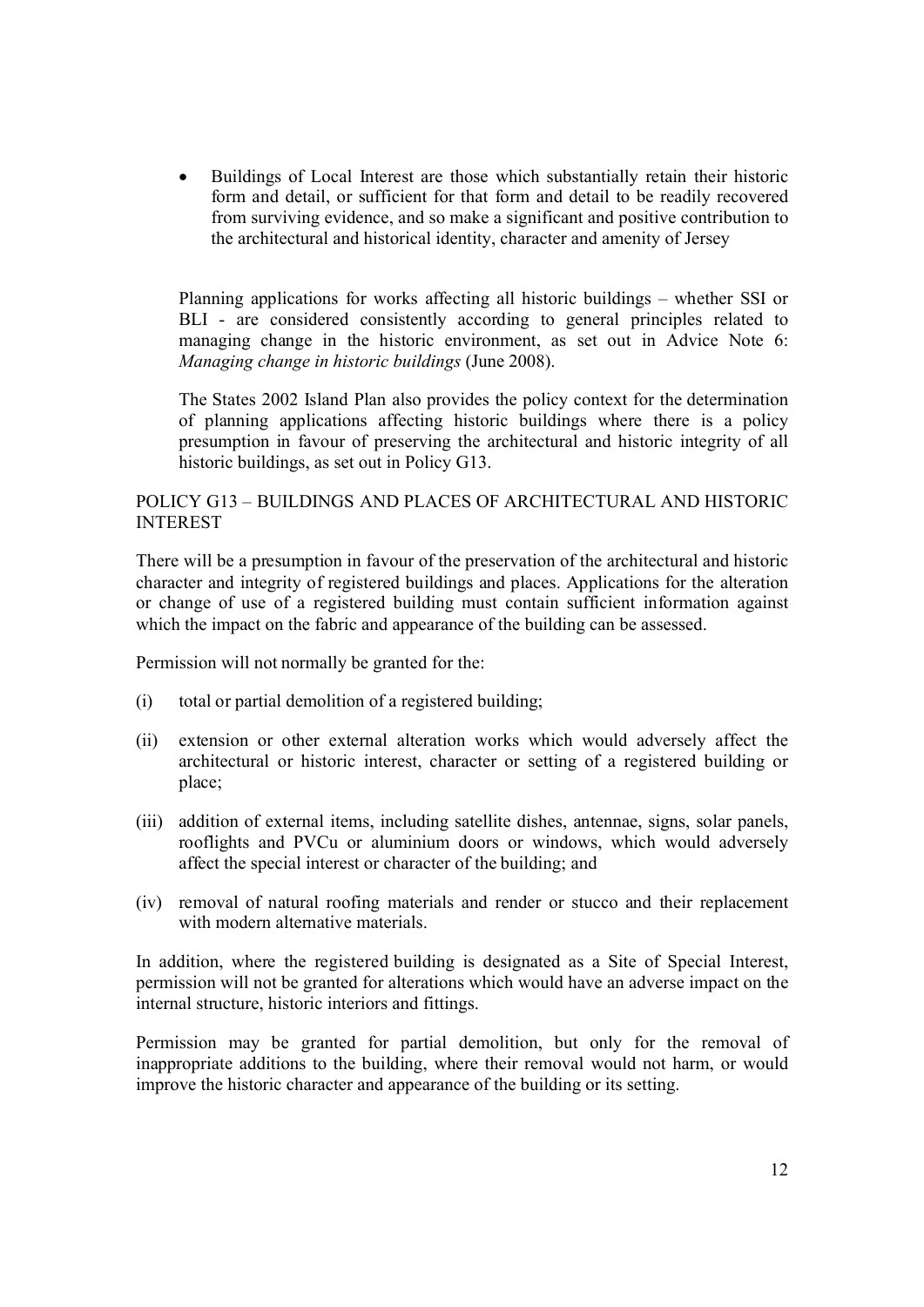- Buildings of Local Interest are those which substantially retain their historic form and detail, or sufficient for that form and detail to be readily recovered from surviving evidence, and so make a significant and positive contribution to the architectural and historical identity, character and amenity of Jersey

Planning applications for works affecting all historic buildings – whether SSI or BLI - are considered consistently according to general principles related to managing change in the historic environment, as set out in Advice Note 6: *Managing change in historic buildings* (June 2008).

The States 2002 Island Plan also provides the policy context for the determination of planning applications affecting historic buildings where there is a policy presumption in favour of preserving the architectural and historic integrity of all historic buildings, as set out in Policy G13.

POLICY G13 – BUILDINGS AND PLACES OF ARCHITECTURAL AND HISTORIC INTEREST

There will be a presumption in favour of the preservation of the architectural and historic character and integrity of registered buildings and places. Applications for the alteration or change of use of a registered building must contain sufficient information against which the impact on the fabric and appearance of the building can be assessed.

Permission will not normally be granted for the:

(i) total or partial demolition of a registered building;

(ii) extension or other external alteration works which would adversely affect the architectural or historic interest, character or setting of a registered building or place;

(iii) addition of external items, including satellite dishes, antennae, signs, solar panels, rooflights and PVCu or aluminium doors or windows, which would adversely affect the special interest or character of the building; and

(iv) removal of natural roofing materials and render or stucco and their replacement with modern alternative materials.

In addition, where the registered building is designated as a Site of Special Interest, permission will not be granted for alterations which would have an adverse impact on the internal structure, historic interiors and fittings.

Permission may be granted for partial demolition, but only for the removal of inappropriate additions to the building, where their removal would not harm, or would improve the historic character and appearance of the building or its setting.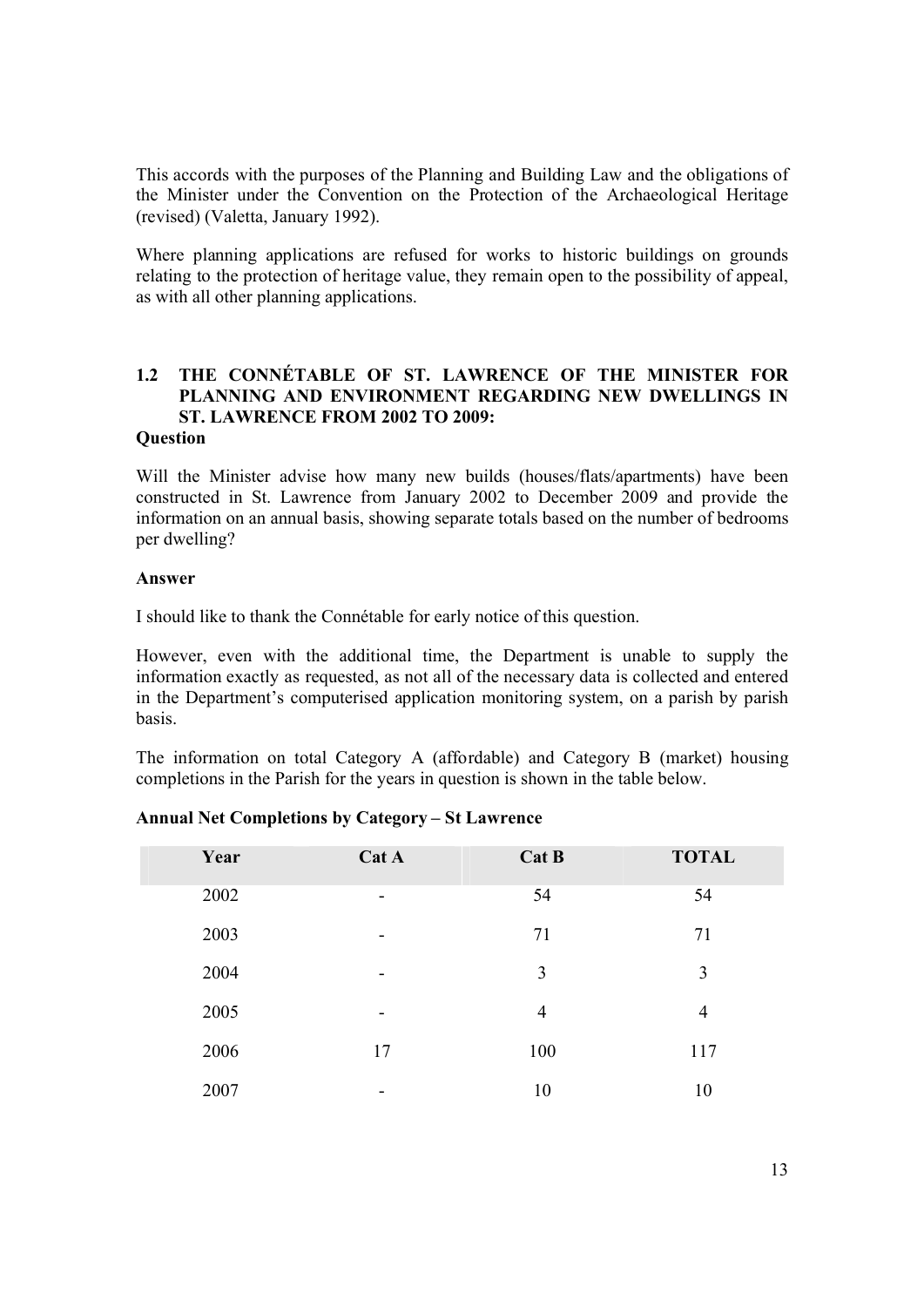This accords with the purposes of the Planning and Building Law and the obligations of the Minister under the Convention on the Protection of the Archaeological Heritage (revised) (Valetta, January 1992).

Where planning applications are refused for works to historic buildings on grounds relating to the protection of heritage value, they remain open to the possibility of appeal, as with all other planning applications.

## 1.2 THE CONNÉTABLE OF ST. LAWRENCE OF THE MINISTER FOR PLANNING AND ENVIRONMENT REGARDING NEW DWELLINGS IN ST. LAWRENCE FROM 2002 TO 2009:

**Question**

Will the Minister advise how many new builds (houses/flats/apartments) have been constructed in St. Lawrence from January 2002 to December 2009 and provide the information on an annual basis, showing separate totals based on the number of bedrooms per dwelling?

**Answer**

I should like to thank the Connétable for early notice of this question.

However, even with the additional time, the Department is unable to supply the information exactly as requested, as not all of the necessary data is collected and entered in the Department's computerised application monitoring system, on a parish by parish basis.

The information on total Category A (affordable) and Category B (market) housing completions in the Parish for the years in question is shown in the table below.

**Annual Net Completions by Category – St Lawrence**

| Year | Cat A | Cat B | TOTAL |
|---|---|---|---|
| 2002 | - | 54 | 54 |
| 2003 | - | 71 | 71 |
| 2004 | - | 3 | 3 |
| 2005 | - | 4 | 4 |
| 2006 | 17 | 100 | 117 |
| 2007 | - | 10 | 10 |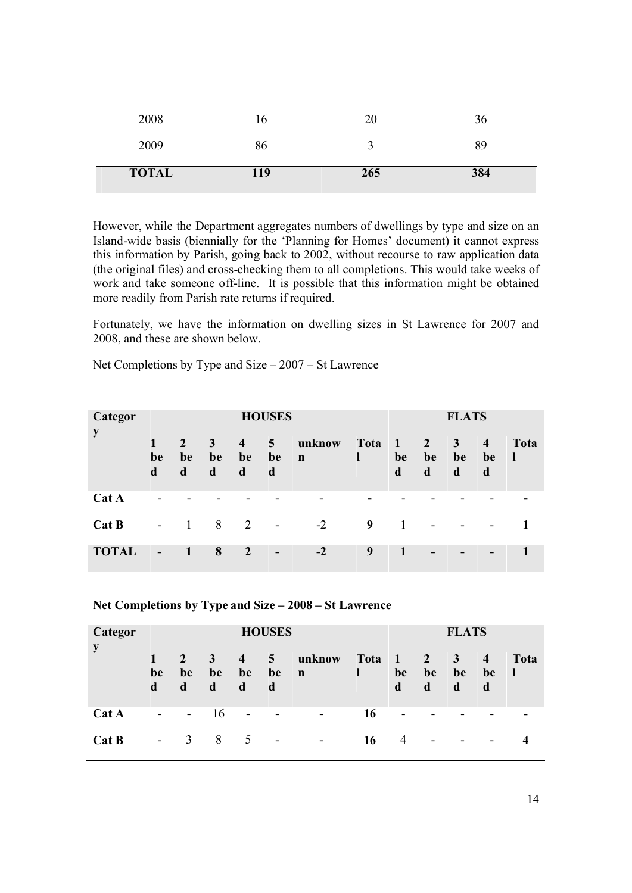| 2008 | 16 | 20 | 36 |
|---|---|---|---|
| 2009 | 86 | 3 | 89 |
| **TOTAL** | **119** | **265** | **384** |

However, while the Department aggregates numbers of dwellings by type and size on an Island-wide basis (biennially for the 'Planning for Homes' document) it cannot express this information by Parish, going back to 2002, without recourse to raw application data (the original files) and cross-checking them to all completions. This would take weeks of work and take someone off-line. It is possible that this information might be obtained more readily from Parish rate returns if required.

Fortunately, we have the information on dwelling sizes in St Lawrence for 2007 and 2008, and these are shown below.

Net Completions by Type and Size – 2007 – St Lawrence

| Category | HOUSES | | | | | | | FLATS | | | | |
|---|---|---|---|---|---|---|---|---|---|---|---|---|
| | 1 bed | 2 bed | 3 bed | 4 bed | 5 bed | unknown | Total | 1 bed | 2 bed | 3 bed | 4 bed | Total |
| **Cat A** | - | - | - | - | - | - | **-** | - | - | - | - | **-** |
| **Cat B** | - | 1 | 8 | 2 | - | -2 | **9** | 1 | - | - | - | **1** |
| **TOTAL** | **-** | **1** | **8** | **2** | **-** | **-2** | **9** | **1** | **-** | **-** | **-** | **1** |

**Net Completions by Type and Size – 2008 – St Lawrence**

| Category | HOUSES | | | | | | | FLATS | | | | |
|---|---|---|---|---|---|---|---|---|---|---|---|---|
| | 1 bed | 2 bed | 3 bed | 4 bed | 5 bed | unknown | Total | 1 bed | 2 bed | 3 bed | 4 bed | Total |
| **Cat A** | - | - | 16 | - | - | - | **16** | - | - | - | - | **-** |
| **Cat B** | - | 3 | 8 | 5 | - | - | **16** | 4 | - | - | - | **4** |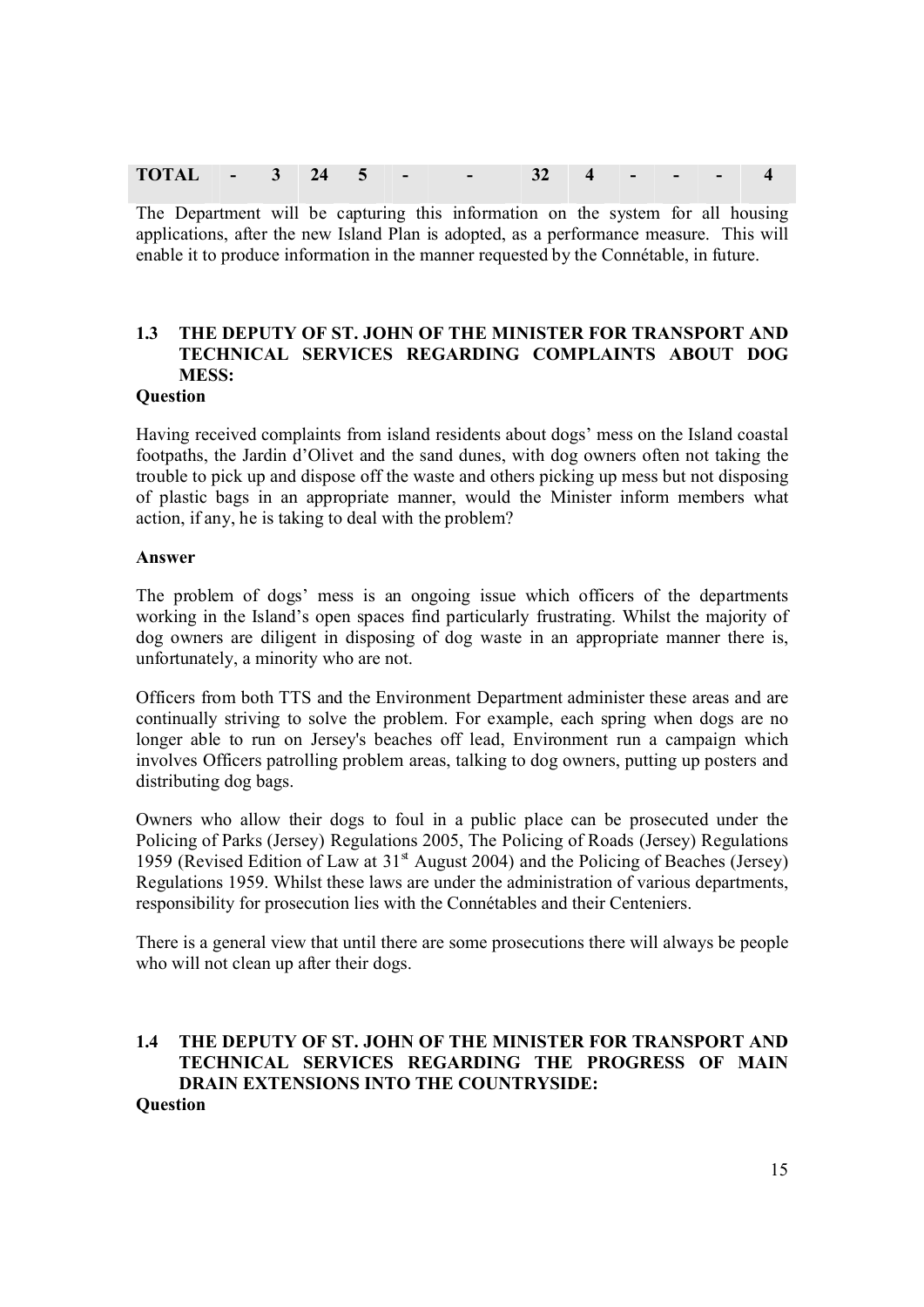| TOTAL | - | 3 | 24 | 5 | - | - | 32 | 4 | - | - | - | 4 |
|---|---|---|---|---|---|---|---|---|---|---|---|---|

The Department will be capturing this information on the system for all housing applications, after the new Island Plan is adopted, as a performance measure. This will enable it to produce information in the manner requested by the Connétable, in future.

### 1.3 THE DEPUTY OF ST. JOHN OF THE MINISTER FOR TRANSPORT AND TECHNICAL SERVICES REGARDING COMPLAINTS ABOUT DOG MESS:

**Question**

Having received complaints from island residents about dogs' mess on the Island coastal footpaths, the Jardin d'Olivet and the sand dunes, with dog owners often not taking the trouble to pick up and dispose off the waste and others picking up mess but not disposing of plastic bags in an appropriate manner, would the Minister inform members what action, if any, he is taking to deal with the problem?

**Answer**

The problem of dogs' mess is an ongoing issue which officers of the departments working in the Island's open spaces find particularly frustrating. Whilst the majority of dog owners are diligent in disposing of dog waste in an appropriate manner there is, unfortunately, a minority who are not.

Officers from both TTS and the Environment Department administer these areas and are continually striving to solve the problem. For example, each spring when dogs are no longer able to run on Jersey's beaches off lead, Environment run a campaign which involves Officers patrolling problem areas, talking to dog owners, putting up posters and distributing dog bags.

Owners who allow their dogs to foul in a public place can be prosecuted under the Policing of Parks (Jersey) Regulations 2005, The Policing of Roads (Jersey) Regulations 1959 (Revised Edition of Law at 31st August 2004) and the Policing of Beaches (Jersey) Regulations 1959. Whilst these laws are under the administration of various departments, responsibility for prosecution lies with the Connétables and their Centeniers.

There is a general view that until there are some prosecutions there will always be people who will not clean up after their dogs.

### 1.4 THE DEPUTY OF ST. JOHN OF THE MINISTER FOR TRANSPORT AND TECHNICAL SERVICES REGARDING THE PROGRESS OF MAIN DRAIN EXTENSIONS INTO THE COUNTRYSIDE:

**Question**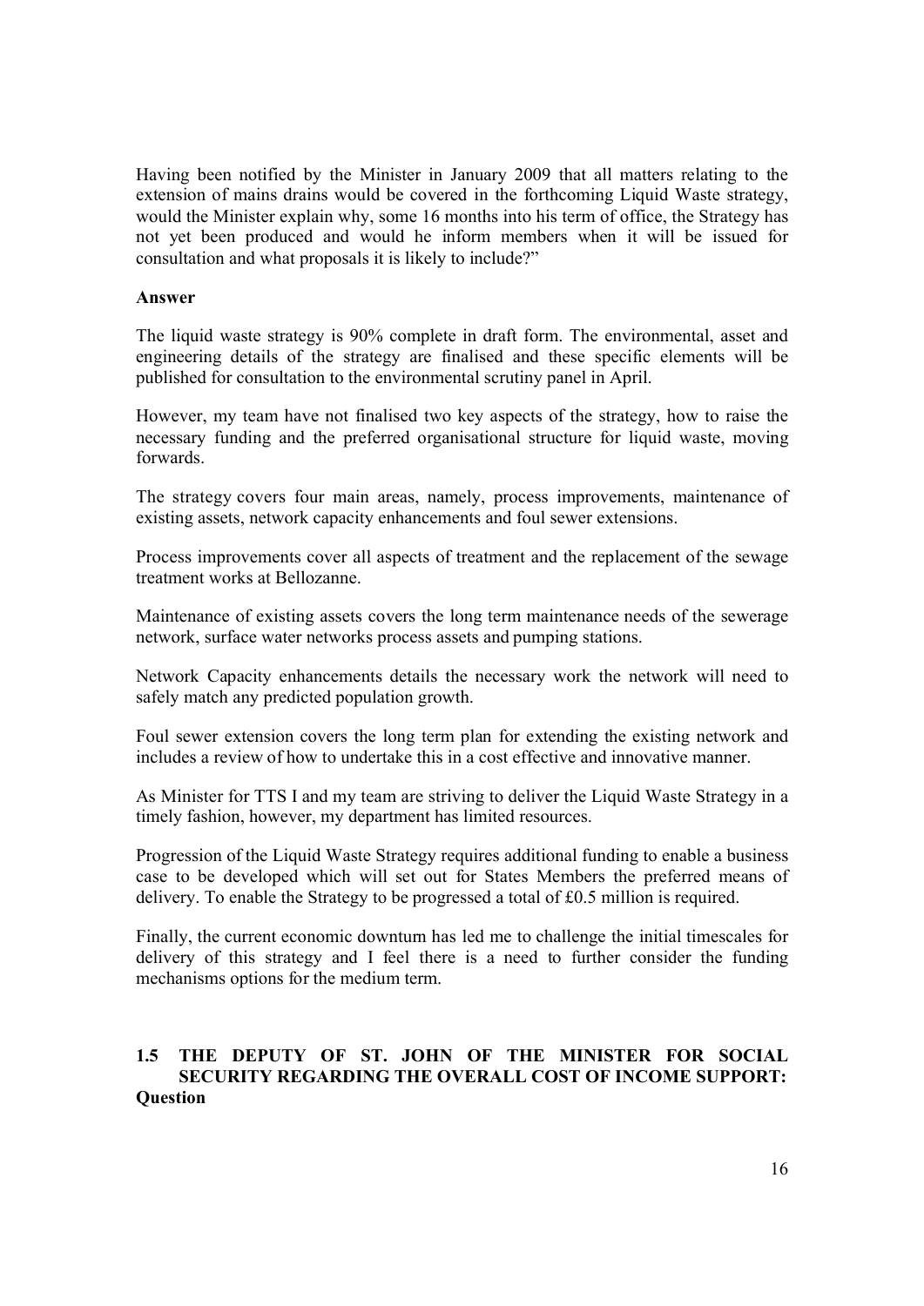Having been notified by the Minister in January 2009 that all matters relating to the extension of mains drains would be covered in the forthcoming Liquid Waste strategy, would the Minister explain why, some 16 months into his term of office, the Strategy has not yet been produced and would he inform members when it will be issued for consultation and what proposals it is likely to include?"

**Answer**

The liquid waste strategy is 90% complete in draft form. The environmental, asset and engineering details of the strategy are finalised and these specific elements will be published for consultation to the environmental scrutiny panel in April.

However, my team have not finalised two key aspects of the strategy, how to raise the necessary funding and the preferred organisational structure for liquid waste, moving forwards.

The strategy covers four main areas, namely, process improvements, maintenance of existing assets, network capacity enhancements and foul sewer extensions.

Process improvements cover all aspects of treatment and the replacement of the sewage treatment works at Bellozanne.

Maintenance of existing assets covers the long term maintenance needs of the sewerage network, surface water networks process assets and pumping stations.

Network Capacity enhancements details the necessary work the network will need to safely match any predicted population growth.

Foul sewer extension covers the long term plan for extending the existing network and includes a review of how to undertake this in a cost effective and innovative manner.

As Minister for TTS I and my team are striving to deliver the Liquid Waste Strategy in a timely fashion, however, my department has limited resources.

Progression of the Liquid Waste Strategy requires additional funding to enable a business case to be developed which will set out for States Members the preferred means of delivery. To enable the Strategy to be progressed a total of £0.5 million is required.

Finally, the current economic downturn has led me to challenge the initial timescales for delivery of this strategy and I feel there is a need to further consider the funding mechanisms options for the medium term.

## 1.5 THE DEPUTY OF ST. JOHN OF THE MINISTER FOR SOCIAL SECURITY REGARDING THE OVERALL COST OF INCOME SUPPORT:

**Question**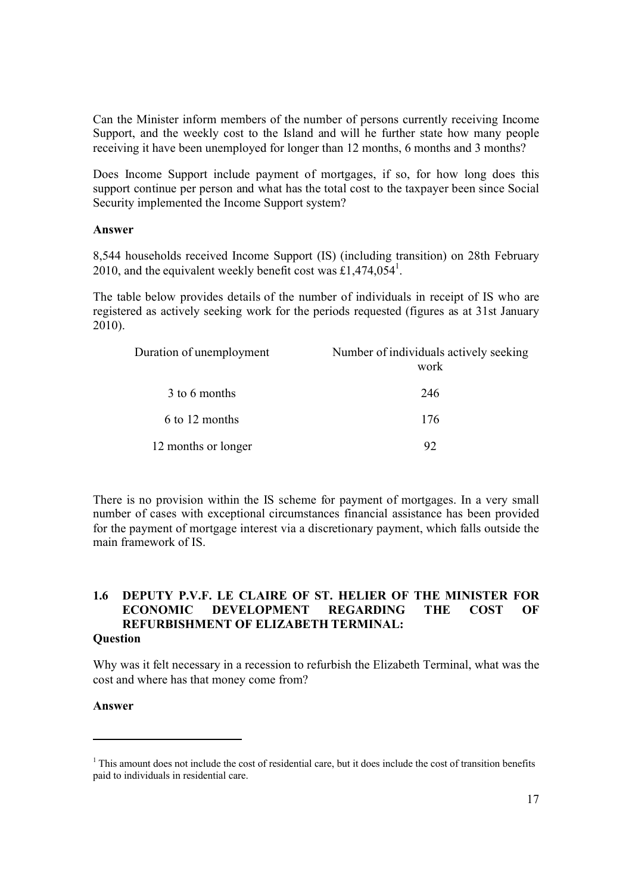Can the Minister inform members of the number of persons currently receiving Income Support, and the weekly cost to the Island and will he further state how many people receiving it have been unemployed for longer than 12 months, 6 months and 3 months?

Does Income Support include payment of mortgages, if so, for how long does this support continue per person and what has the total cost to the taxpayer been since Social Security implemented the Income Support system?

**Answer**

8,544 households received Income Support (IS) (including transition) on 28th February 2010, and the equivalent weekly benefit cost was £1,474,054[1].

The table below provides details of the number of individuals in receipt of IS who are registered as actively seeking work for the periods requested (figures as at 31st January 2010).

| Duration of unemployment | Number of individuals actively seeking work |
|---|---|
| 3 to 6 months | 246 |
| 6 to 12 months | 176 |
| 12 months or longer | 92 |

There is no provision within the IS scheme for payment of mortgages. In a very small number of cases with exceptional circumstances financial assistance has been provided for the payment of mortgage interest via a discretionary payment, which falls outside the main framework of IS.

## 1.6 DEPUTY P.V.F. LE CLAIRE OF ST. HELIER OF THE MINISTER FOR ECONOMIC DEVELOPMENT REGARDING THE COST OF REFURBISHMENT OF ELIZABETH TERMINAL:

**Question**

Why was it felt necessary in a recession to refurbish the Elizabeth Terminal, what was the cost and where has that money come from?

**Answer**

[1] This amount does not include the cost of residential care, but it does include the cost of transition benefits paid to individuals in residential care.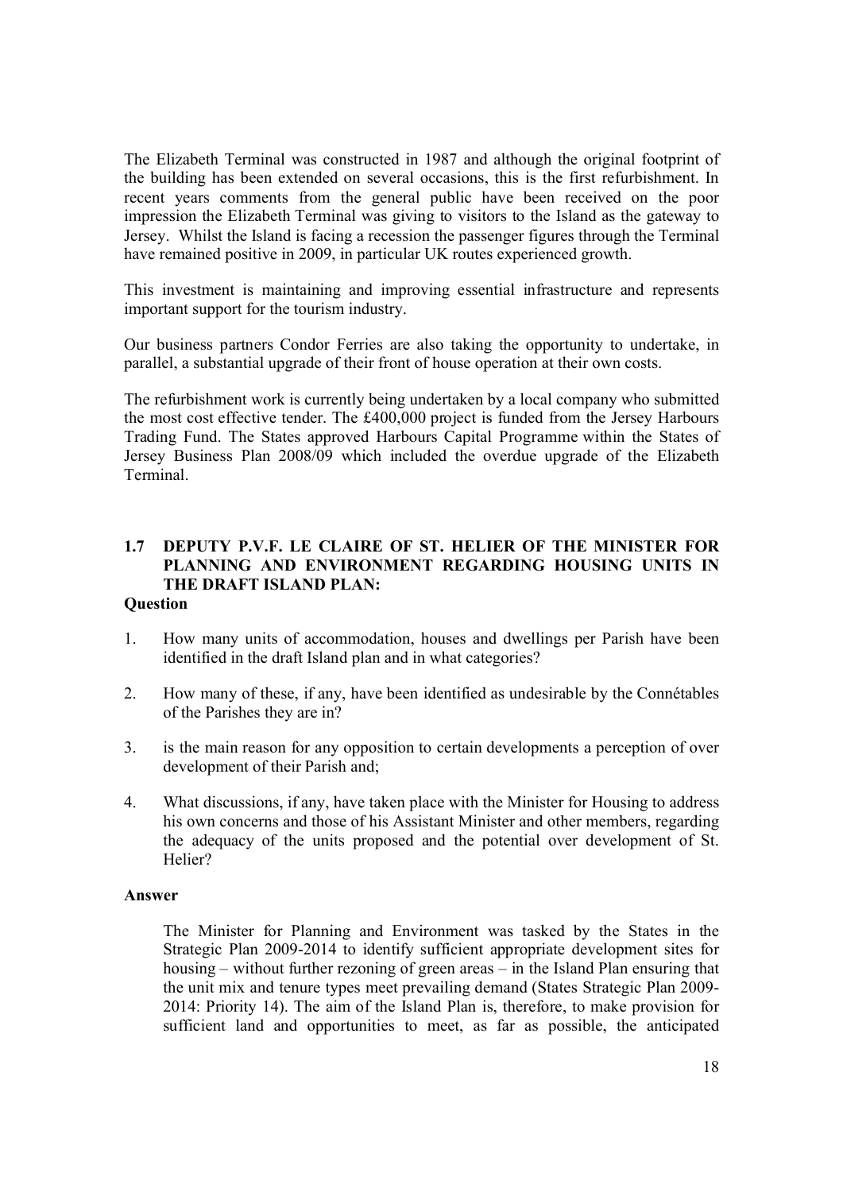The Elizabeth Terminal was constructed in 1987 and although the original footprint of the building has been extended on several occasions, this is the first refurbishment. In recent years comments from the general public have been received on the poor impression the Elizabeth Terminal was giving to visitors to the Island as the gateway to Jersey. Whilst the Island is facing a recession the passenger figures through the Terminal have remained positive in 2009, in particular UK routes experienced growth.

This investment is maintaining and improving essential infrastructure and represents important support for the tourism industry.

Our business partners Condor Ferries are also taking the opportunity to undertake, in parallel, a substantial upgrade of their front of house operation at their own costs.

The refurbishment work is currently being undertaken by a local company who submitted the most cost effective tender. The £400,000 project is funded from the Jersey Harbours Trading Fund. The States approved Harbours Capital Programme within the States of Jersey Business Plan 2008/09 which included the overdue upgrade of the Elizabeth Terminal.

## 1.7 DEPUTY P.V.F. LE CLAIRE OF ST. HELIER OF THE MINISTER FOR PLANNING AND ENVIRONMENT REGARDING HOUSING UNITS IN THE DRAFT ISLAND PLAN:

**Question**

1. How many units of accommodation, houses and dwellings per Parish have been identified in the draft Island plan and in what categories?
2. How many of these, if any, have been identified as undesirable by the Connétables of the Parishes they are in?
3. is the main reason for any opposition to certain developments a perception of over development of their Parish and;
4. What discussions, if any, have taken place with the Minister for Housing to address his own concerns and those of his Assistant Minister and other members, regarding the adequacy of the units proposed and the potential over development of St. Helier?

**Answer**

The Minister for Planning and Environment was tasked by the States in the Strategic Plan 2009-2014 to identify sufficient appropriate development sites for housing – without further rezoning of green areas – in the Island Plan ensuring that the unit mix and tenure types meet prevailing demand (States Strategic Plan 2009-2014: Priority 14). The aim of the Island Plan is, therefore, to make provision for sufficient land and opportunities to meet, as far as possible, the anticipated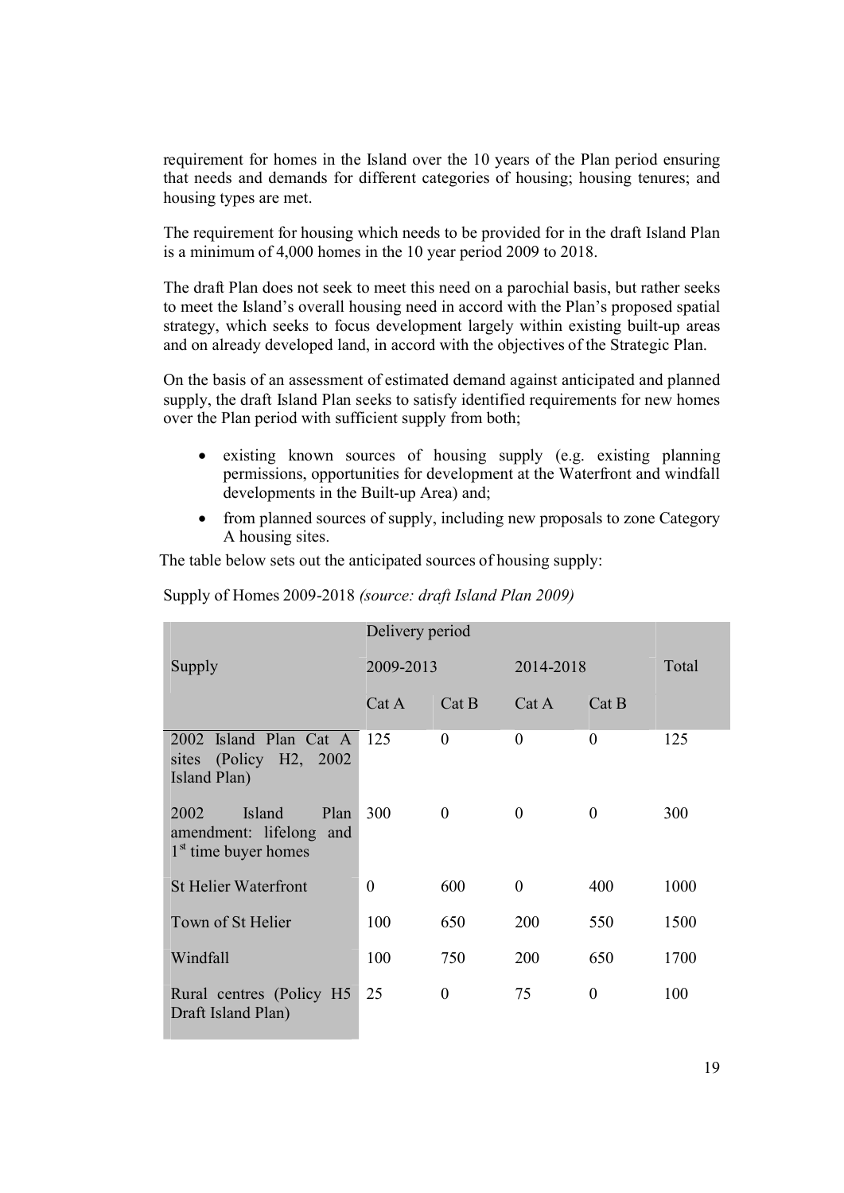requirement for homes in the Island over the 10 years of the Plan period ensuring that needs and demands for different categories of housing; housing tenures; and housing types are met.

The requirement for housing which needs to be provided for in the draft Island Plan is a minimum of 4,000 homes in the 10 year period 2009 to 2018.

The draft Plan does not seek to meet this need on a parochial basis, but rather seeks to meet the Island's overall housing need in accord with the Plan's proposed spatial strategy, which seeks to focus development largely within existing built-up areas and on already developed land, in accord with the objectives of the Strategic Plan.

On the basis of an assessment of estimated demand against anticipated and planned supply, the draft Island Plan seeks to satisfy identified requirements for new homes over the Plan period with sufficient supply from both;

- existing known sources of housing supply (e.g. existing planning permissions, opportunities for development at the Waterfront and windfall developments in the Built-up Area) and;
- from planned sources of supply, including new proposals to zone Category A housing sites.

The table below sets out the anticipated sources of housing supply:

Supply of Homes 2009-2018 *(source: draft Island Plan 2009)*

| Supply | Delivery period | | | | Total |
|---|---|---|---|---|---|
| | 2009-2013 | | 2014-2018 | | |
| | Cat A | Cat B | Cat A | Cat B | |
| 2002 Island Plan Cat A sites (Policy H2, 2002 Island Plan) | 125 | 0 | 0 | 0 | 125 |
| 2002 Island Plan amendment: lifelong and 1st time buyer homes | 300 | 0 | 0 | 0 | 300 |
| St Helier Waterfront | 0 | 600 | 0 | 400 | 1000 |
| Town of St Helier | 100 | 650 | 200 | 550 | 1500 |
| Windfall | 100 | 750 | 200 | 650 | 1700 |
| Rural centres (Policy H5 Draft Island Plan) | 25 | 0 | 75 | 0 | 100 |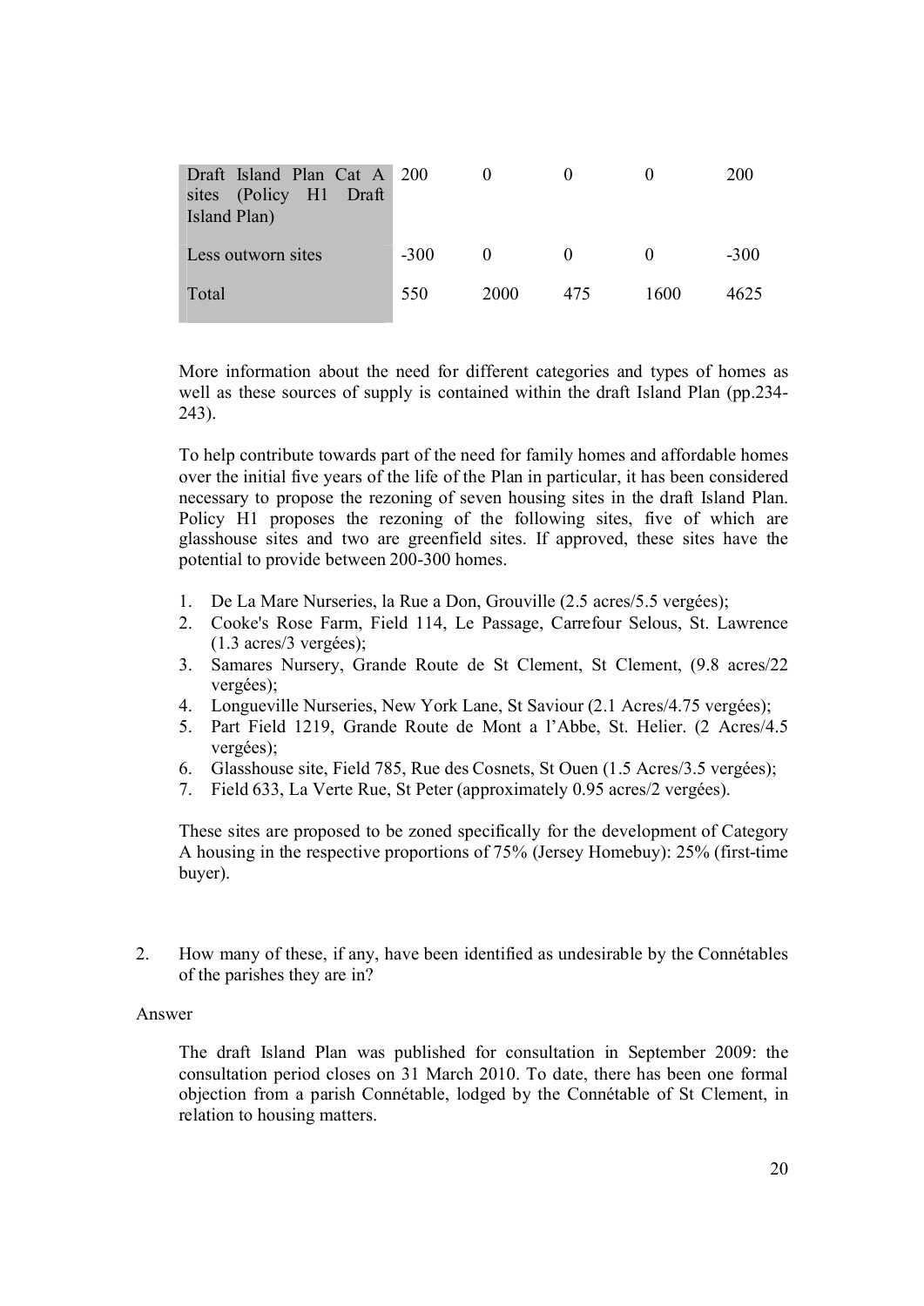| Draft Island Plan Cat A sites (Policy H1 Draft Island Plan) | 200 | 0 | 0 | 0 | 200 |
|---|---|---|---|---|---|
| Less outworn sites | -300 | 0 | 0 | 0 | -300 |
| Total | 550 | 2000 | 475 | 1600 | 4625 |

More information about the need for different categories and types of homes as well as these sources of supply is contained within the draft Island Plan (pp.234-243).

To help contribute towards part of the need for family homes and affordable homes over the initial five years of the life of the Plan in particular, it has been considered necessary to propose the rezoning of seven housing sites in the draft Island Plan. Policy H1 proposes the rezoning of the following sites, five of which are glasshouse sites and two are greenfield sites. If approved, these sites have the potential to provide between 200-300 homes.

1. De La Mare Nurseries, la Rue a Don, Grouville (2.5 acres/5.5 vergées);
2. Cooke's Rose Farm, Field 114, Le Passage, Carrefour Selous, St. Lawrence (1.3 acres/3 vergées);
3. Samares Nursery, Grande Route de St Clement, St Clement, (9.8 acres/22 vergées);
4. Longueville Nurseries, New York Lane, St Saviour (2.1 Acres/4.75 vergées);
5. Part Field 1219, Grande Route de Mont a l'Abbe, St. Helier. (2 Acres/4.5 vergées);
6. Glasshouse site, Field 785, Rue des Cosnets, St Ouen (1.5 Acres/3.5 vergées);
7. Field 633, La Verte Rue, St Peter (approximately 0.95 acres/2 vergées).

These sites are proposed to be zoned specifically for the development of Category A housing in the respective proportions of 75% (Jersey Homebuy): 25% (first-time buyer).

2. How many of these, if any, have been identified as undesirable by the Connétables of the parishes they are in?

Answer

The draft Island Plan was published for consultation in September 2009: the consultation period closes on 31 March 2010. To date, there has been one formal objection from a parish Connétable, lodged by the Connétable of St Clement, in relation to housing matters.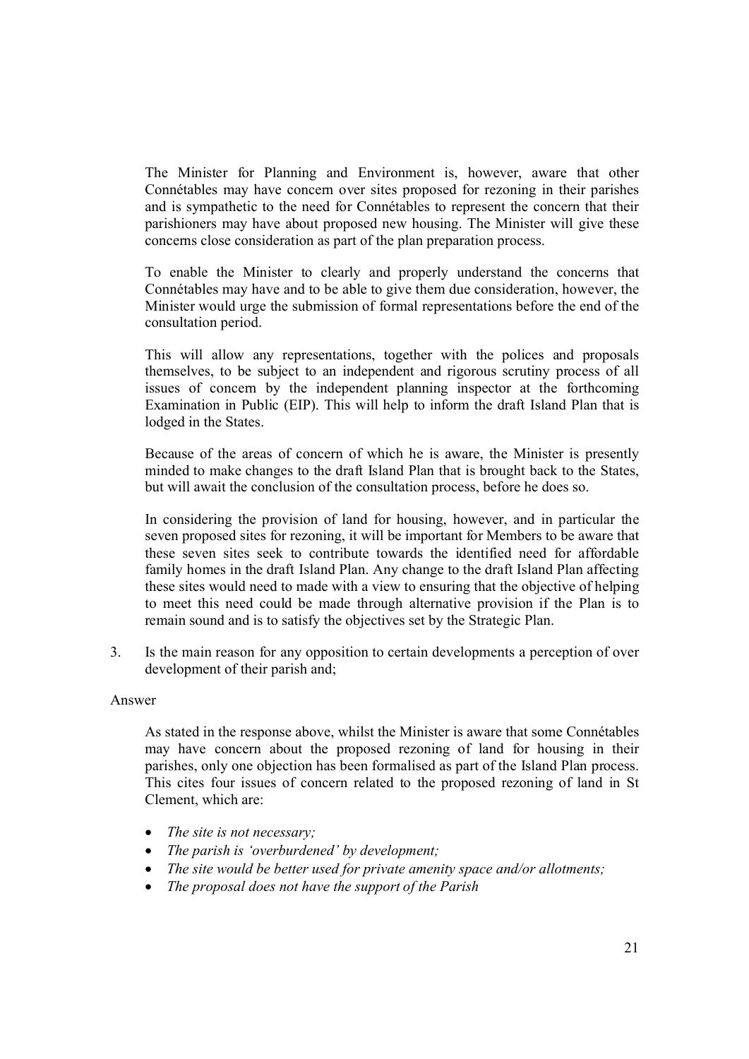The Minister for Planning and Environment is, however, aware that other Connétables may have concern over sites proposed for rezoning in their parishes and is sympathetic to the need for Connétables to represent the concern that their parishioners may have about proposed new housing. The Minister will give these concerns close consideration as part of the plan preparation process.

To enable the Minister to clearly and properly understand the concerns that Connétables may have and to be able to give them due consideration, however, the Minister would urge the submission of formal representations before the end of the consultation period.

This will allow any representations, together with the polices and proposals themselves, to be subject to an independent and rigorous scrutiny process of all issues of concern by the independent planning inspector at the forthcoming Examination in Public (EIP). This will help to inform the draft Island Plan that is lodged in the States.

Because of the areas of concern of which he is aware, the Minister is presently minded to make changes to the draft Island Plan that is brought back to the States, but will await the conclusion of the consultation process, before he does so.

In considering the provision of land for housing, however, and in particular the seven proposed sites for rezoning, it will be important for Members to be aware that these seven sites seek to contribute towards the identified need for affordable family homes in the draft Island Plan. Any change to the draft Island Plan affecting these sites would need to made with a view to ensuring that the objective of helping to meet this need could be made through alternative provision if the Plan is to remain sound and is to satisfy the objectives set by the Strategic Plan.

3. Is the main reason for any opposition to certain developments a perception of over development of their parish and;

Answer

As stated in the response above, whilst the Minister is aware that some Connétables may have concern about the proposed rezoning of land for housing in their parishes, only one objection has been formalised as part of the Island Plan process. This cites four issues of concern related to the proposed rezoning of land in St Clement, which are:

- *The site is not necessary;*
- *The parish is 'overburdened' by development;*
- *The site would be better used for private amenity space and/or allotments;*
- *The proposal does not have the support of the Parish*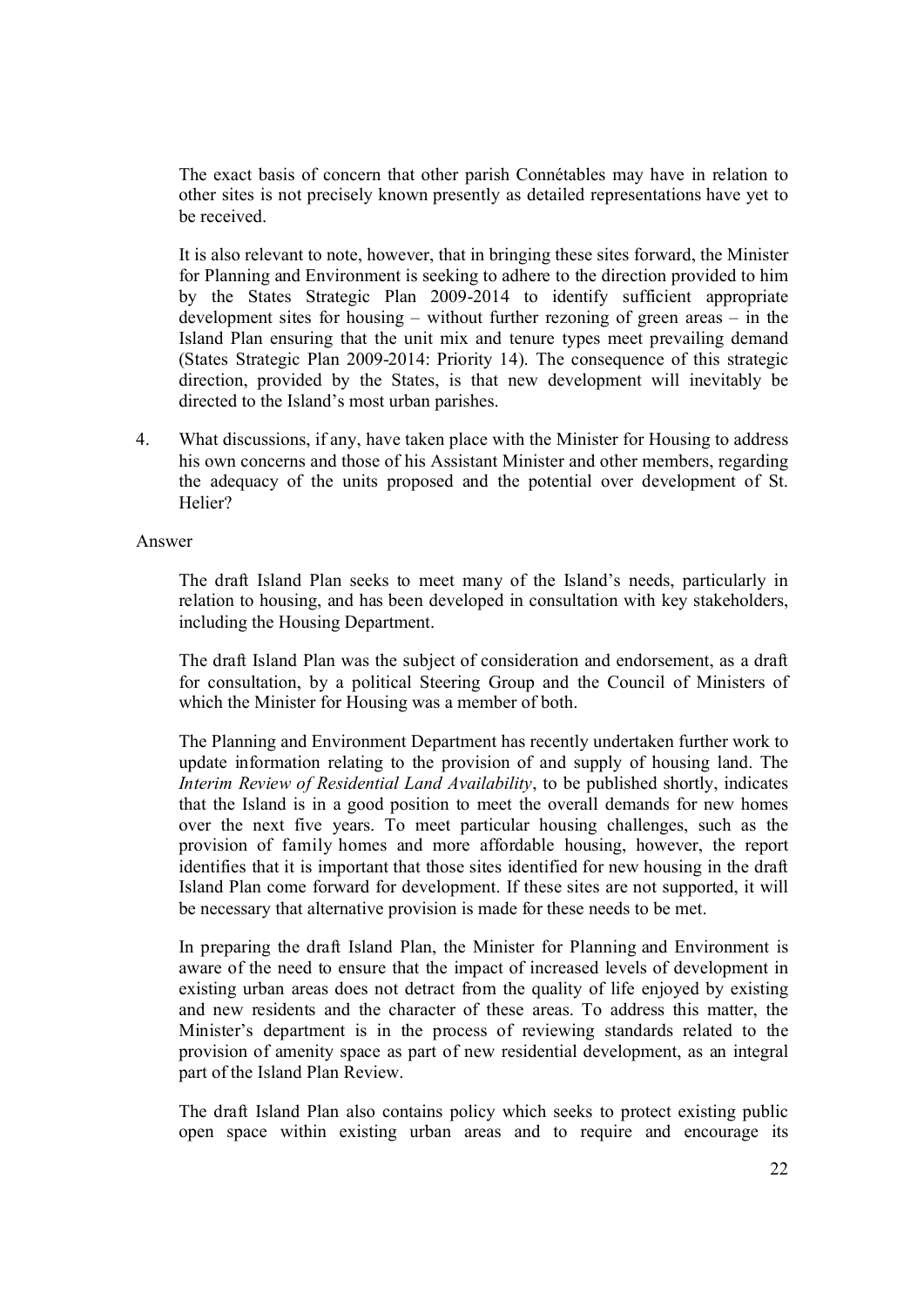The exact basis of concern that other parish Connétables may have in relation to other sites is not precisely known presently as detailed representations have yet to be received.

It is also relevant to note, however, that in bringing these sites forward, the Minister for Planning and Environment is seeking to adhere to the direction provided to him by the States Strategic Plan 2009-2014 to identify sufficient appropriate development sites for housing – without further rezoning of green areas – in the Island Plan ensuring that the unit mix and tenure types meet prevailing demand (States Strategic Plan 2009-2014: Priority 14). The consequence of this strategic direction, provided by the States, is that new development will inevitably be directed to the Island's most urban parishes.

4. What discussions, if any, have taken place with the Minister for Housing to address his own concerns and those of his Assistant Minister and other members, regarding the adequacy of the units proposed and the potential over development of St. Helier?

Answer

The draft Island Plan seeks to meet many of the Island's needs, particularly in relation to housing, and has been developed in consultation with key stakeholders, including the Housing Department.

The draft Island Plan was the subject of consideration and endorsement, as a draft for consultation, by a political Steering Group and the Council of Ministers of which the Minister for Housing was a member of both.

The Planning and Environment Department has recently undertaken further work to update information relating to the provision of and supply of housing land. The *Interim Review of Residential Land Availability*, to be published shortly, indicates that the Island is in a good position to meet the overall demands for new homes over the next five years. To meet particular housing challenges, such as the provision of family homes and more affordable housing, however, the report identifies that it is important that those sites identified for new housing in the draft Island Plan come forward for development. If these sites are not supported, it will be necessary that alternative provision is made for these needs to be met.

In preparing the draft Island Plan, the Minister for Planning and Environment is aware of the need to ensure that the impact of increased levels of development in existing urban areas does not detract from the quality of life enjoyed by existing and new residents and the character of these areas. To address this matter, the Minister's department is in the process of reviewing standards related to the provision of amenity space as part of new residential development, as an integral part of the Island Plan Review.

The draft Island Plan also contains policy which seeks to protect existing public open space within existing urban areas and to require and encourage its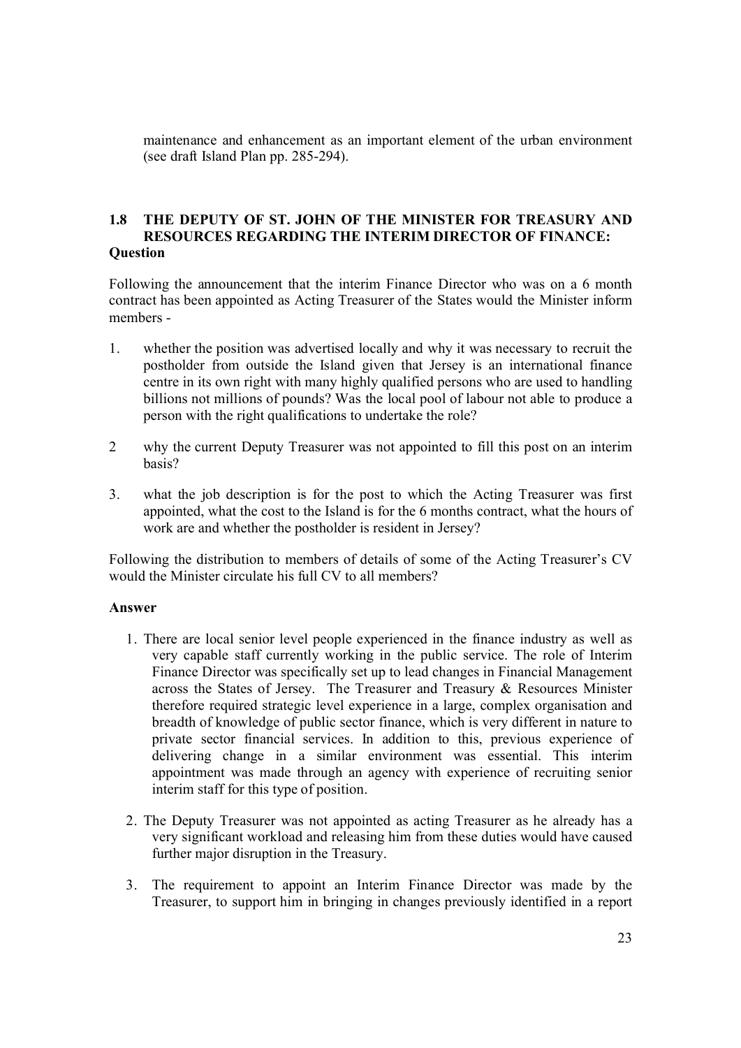maintenance and enhancement as an important element of the urban environment (see draft Island Plan pp. 285-294).

### 1.8 THE DEPUTY OF ST. JOHN OF THE MINISTER FOR TREASURY AND RESOURCES REGARDING THE INTERIM DIRECTOR OF FINANCE:

**Question**

Following the announcement that the interim Finance Director who was on a 6 month contract has been appointed as Acting Treasurer of the States would the Minister inform members -

1. whether the position was advertised locally and why it was necessary to recruit the postholder from outside the Island given that Jersey is an international finance centre in its own right with many highly qualified persons who are used to handling billions not millions of pounds? Was the local pool of labour not able to produce a person with the right qualifications to undertake the role?

2. why the current Deputy Treasurer was not appointed to fill this post on an interim basis?

3. what the job description is for the post to which the Acting Treasurer was first appointed, what the cost to the Island is for the 6 months contract, what the hours of work are and whether the postholder is resident in Jersey?

Following the distribution to members of details of some of the Acting Treasurer's CV would the Minister circulate his full CV to all members?

**Answer**

1. There are local senior level people experienced in the finance industry as well as very capable staff currently working in the public service. The role of Interim Finance Director was specifically set up to lead changes in Financial Management across the States of Jersey. The Treasurer and Treasury & Resources Minister therefore required strategic level experience in a large, complex organisation and breadth of knowledge of public sector finance, which is very different in nature to private sector financial services. In addition to this, previous experience of delivering change in a similar environment was essential. This interim appointment was made through an agency with experience of recruiting senior interim staff for this type of position.

2. The Deputy Treasurer was not appointed as acting Treasurer as he already has a very significant workload and releasing him from these duties would have caused further major disruption in the Treasury.

3. The requirement to appoint an Interim Finance Director was made by the Treasurer, to support him in bringing in changes previously identified in a report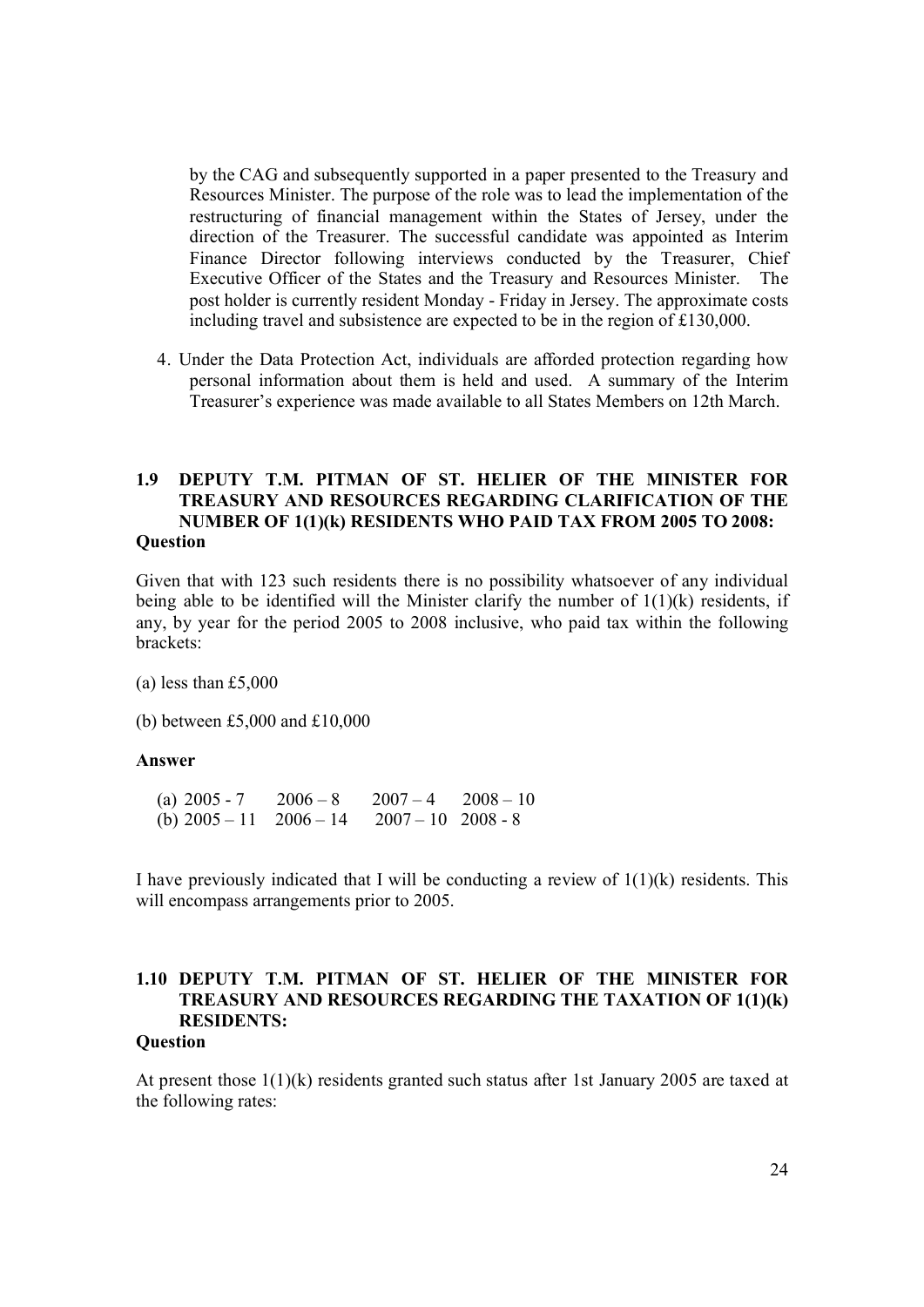by the CAG and subsequently supported in a paper presented to the Treasury and Resources Minister. The purpose of the role was to lead the implementation of the restructuring of financial management within the States of Jersey, under the direction of the Treasurer. The successful candidate was appointed as Interim Finance Director following interviews conducted by the Treasurer, Chief Executive Officer of the States and the Treasury and Resources Minister. The post holder is currently resident Monday - Friday in Jersey. The approximate costs including travel and subsistence are expected to be in the region of £130,000.

4. Under the Data Protection Act, individuals are afforded protection regarding how personal information about them is held and used. A summary of the Interim Treasurer's experience was made available to all States Members on 12th March.

### 1.9 DEPUTY T.M. PITMAN OF ST. HELIER OF THE MINISTER FOR TREASURY AND RESOURCES REGARDING CLARIFICATION OF THE NUMBER OF 1(1)(k) RESIDENTS WHO PAID TAX FROM 2005 TO 2008:

**Question**

Given that with 123 such residents there is no possibility whatsoever of any individual being able to be identified will the Minister clarify the number of 1(1)(k) residents, if any, by year for the period 2005 to 2008 inclusive, who paid tax within the following brackets:

(a) less than £5,000

(b) between £5,000 and £10,000

**Answer**

(a) 2005 - 7 2006 – 8 2007 – 4 2008 – 10
(b) 2005 – 11 2006 – 14 2007 – 10 2008 - 8

I have previously indicated that I will be conducting a review of 1(1)(k) residents. This will encompass arrangements prior to 2005.

### 1.10 DEPUTY T.M. PITMAN OF ST. HELIER OF THE MINISTER FOR TREASURY AND RESOURCES REGARDING THE TAXATION OF 1(1)(k) RESIDENTS:

**Question**

At present those 1(1)(k) residents granted such status after 1st January 2005 are taxed at the following rates: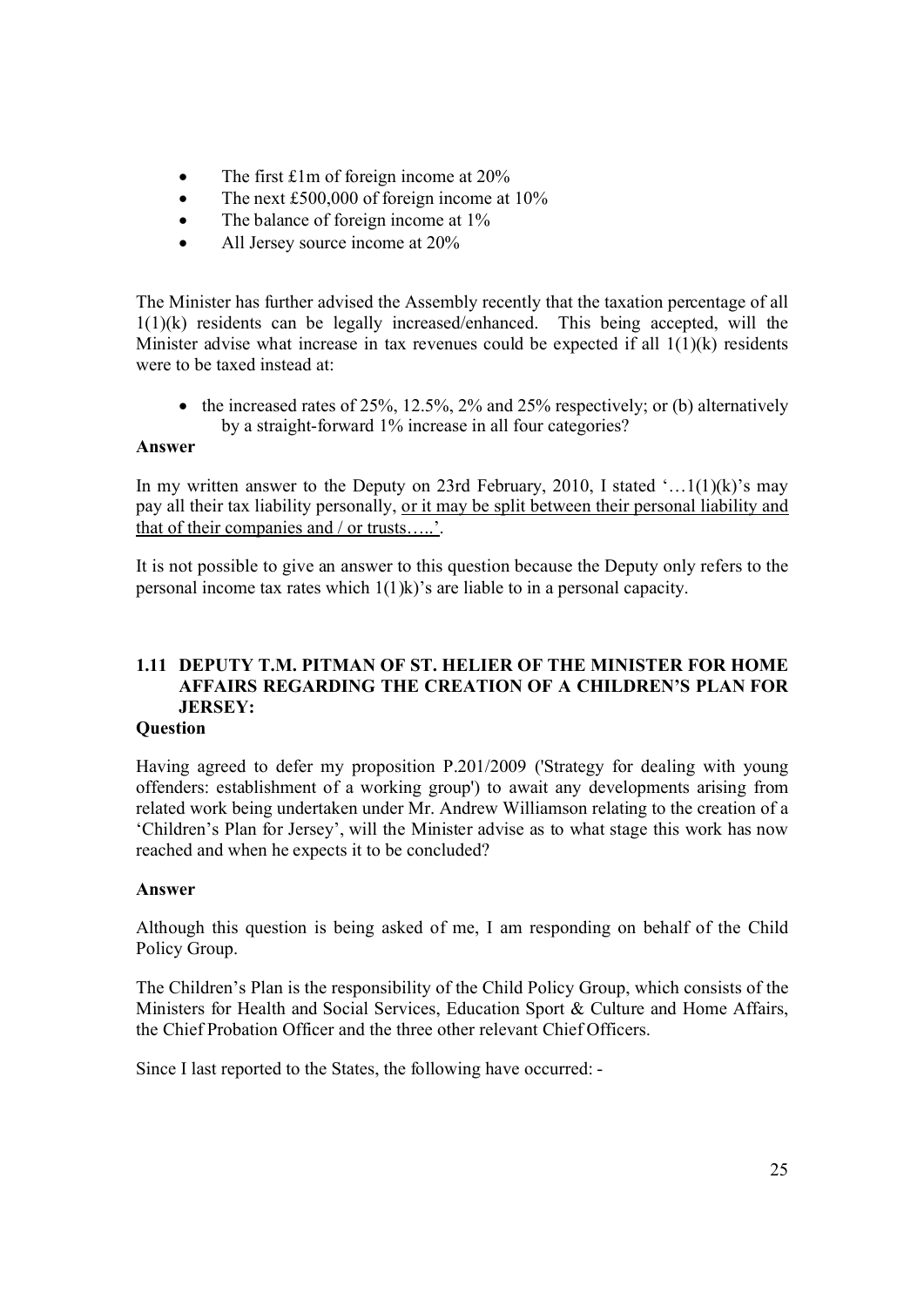- The first £1m of foreign income at 20%
- The next £500,000 of foreign income at 10%
- The balance of foreign income at 1%
- All Jersey source income at 20%

The Minister has further advised the Assembly recently that the taxation percentage of all 1(1)(k) residents can be legally increased/enhanced. This being accepted, will the Minister advise what increase in tax revenues could be expected if all 1(1)(k) residents were to be taxed instead at:

- the increased rates of 25%, 12.5%, 2% and 25% respectively; or (b) alternatively by a straight-forward 1% increase in all four categories?

**Answer**

In my written answer to the Deputy on 23rd February, 2010, I stated '…1(1)(k)'s may pay all their tax liability personally, <u>or it may be split between their personal liability and that of their companies and / or trusts…..'</u>.

It is not possible to give an answer to this question because the Deputy only refers to the personal income tax rates which 1(1)k)'s are liable to in a personal capacity.

### 1.11 DEPUTY T.M. PITMAN OF ST. HELIER OF THE MINISTER FOR HOME AFFAIRS REGARDING THE CREATION OF A CHILDREN'S PLAN FOR JERSEY:

**Question**

Having agreed to defer my proposition P.201/2009 ('Strategy for dealing with young offenders: establishment of a working group') to await any developments arising from related work being undertaken under Mr. Andrew Williamson relating to the creation of a 'Children's Plan for Jersey', will the Minister advise as to what stage this work has now reached and when he expects it to be concluded?

**Answer**

Although this question is being asked of me, I am responding on behalf of the Child Policy Group.

The Children's Plan is the responsibility of the Child Policy Group, which consists of the Ministers for Health and Social Services, Education Sport & Culture and Home Affairs, the Chief Probation Officer and the three other relevant Chief Officers.

Since I last reported to the States, the following have occurred: -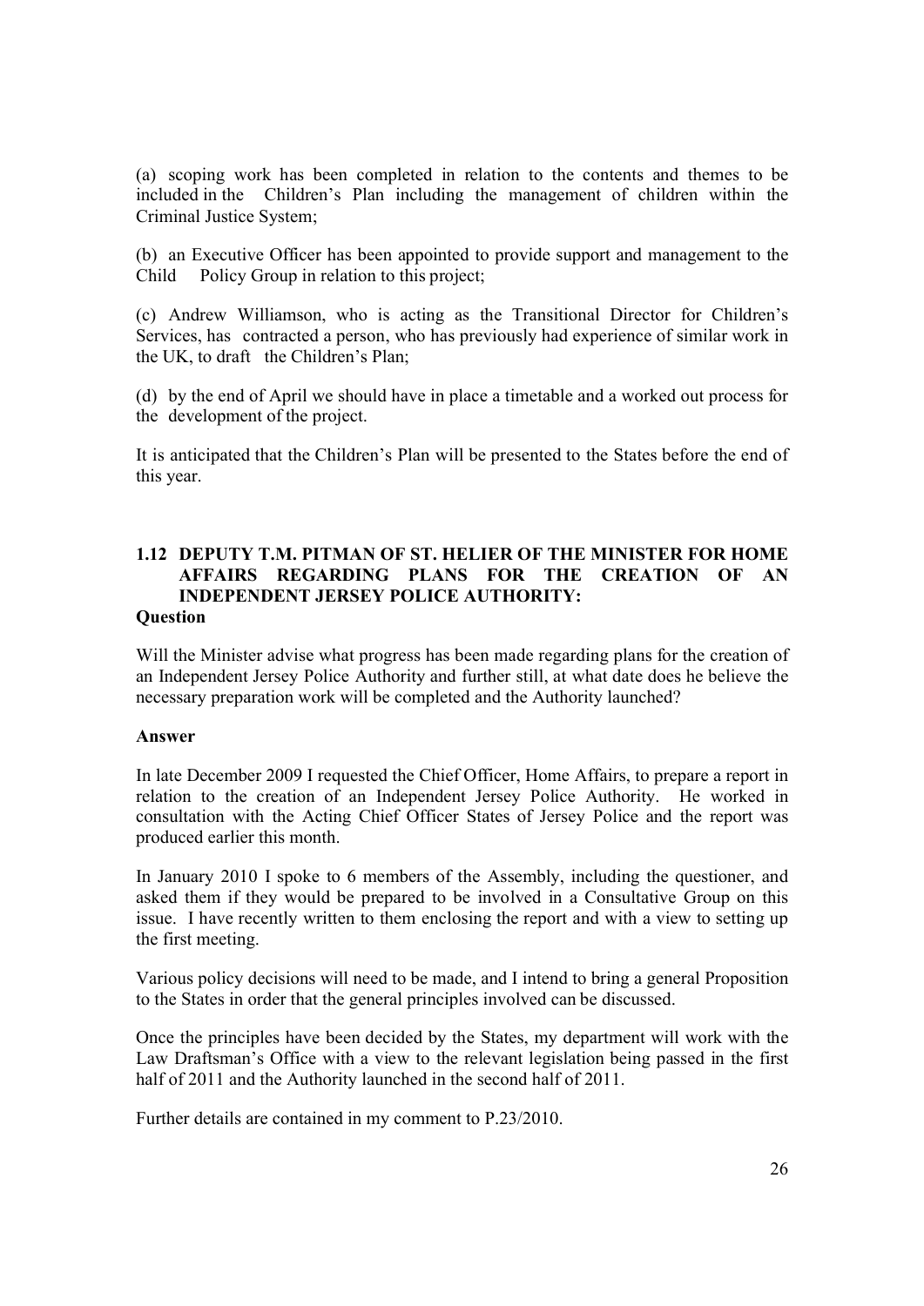(a) scoping work has been completed in relation to the contents and themes to be included in the Children's Plan including the management of children within the Criminal Justice System;

(b) an Executive Officer has been appointed to provide support and management to the Child Policy Group in relation to this project;

(c) Andrew Williamson, who is acting as the Transitional Director for Children's Services, has contracted a person, who has previously had experience of similar work in the UK, to draft the Children's Plan;

(d) by the end of April we should have in place a timetable and a worked out process for the development of the project.

It is anticipated that the Children's Plan will be presented to the States before the end of this year.

### 1.12 DEPUTY T.M. PITMAN OF ST. HELIER OF THE MINISTER FOR HOME AFFAIRS REGARDING PLANS FOR THE CREATION OF AN INDEPENDENT JERSEY POLICE AUTHORITY:

**Question**

Will the Minister advise what progress has been made regarding plans for the creation of an Independent Jersey Police Authority and further still, at what date does he believe the necessary preparation work will be completed and the Authority launched?

**Answer**

In late December 2009 I requested the Chief Officer, Home Affairs, to prepare a report in relation to the creation of an Independent Jersey Police Authority. He worked in consultation with the Acting Chief Officer States of Jersey Police and the report was produced earlier this month.

In January 2010 I spoke to 6 members of the Assembly, including the questioner, and asked them if they would be prepared to be involved in a Consultative Group on this issue. I have recently written to them enclosing the report and with a view to setting up the first meeting.

Various policy decisions will need to be made, and I intend to bring a general Proposition to the States in order that the general principles involved can be discussed.

Once the principles have been decided by the States, my department will work with the Law Draftsman's Office with a view to the relevant legislation being passed in the first half of 2011 and the Authority launched in the second half of 2011.

Further details are contained in my comment to P.23/2010.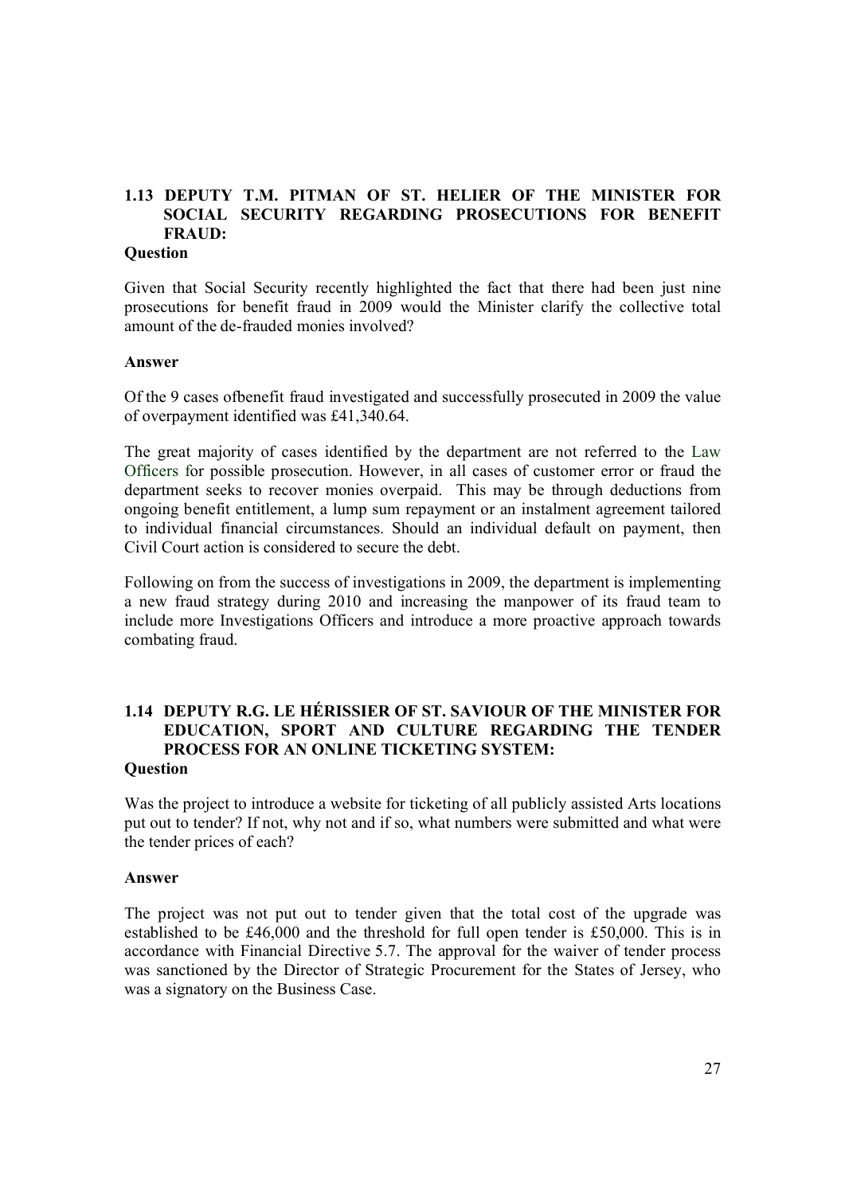### 1.13 DEPUTY T.M. PITMAN OF ST. HELIER OF THE MINISTER FOR SOCIAL SECURITY REGARDING PROSECUTIONS FOR BENEFIT FRAUD:

**Question**

Given that Social Security recently highlighted the fact that there had been just nine prosecutions for benefit fraud in 2009 would the Minister clarify the collective total amount of the de-frauded monies involved?

**Answer**

Of the 9 cases ofbenefit fraud investigated and successfully prosecuted in 2009 the value of overpayment identified was £41,340.64.

The great majority of cases identified by the department are not referred to the Law Officers for possible prosecution. However, in all cases of customer error or fraud the department seeks to recover monies overpaid. This may be through deductions from ongoing benefit entitlement, a lump sum repayment or an instalment agreement tailored to individual financial circumstances. Should an individual default on payment, then Civil Court action is considered to secure the debt.

Following on from the success of investigations in 2009, the department is implementing a new fraud strategy during 2010 and increasing the manpower of its fraud team to include more Investigations Officers and introduce a more proactive approach towards combating fraud.

### 1.14 DEPUTY R.G. LE HÉRISSIER OF ST. SAVIOUR OF THE MINISTER FOR EDUCATION, SPORT AND CULTURE REGARDING THE TENDER PROCESS FOR AN ONLINE TICKETING SYSTEM:

**Question**

Was the project to introduce a website for ticketing of all publicly assisted Arts locations put out to tender? If not, why not and if so, what numbers were submitted and what were the tender prices of each?

**Answer**

The project was not put out to tender given that the total cost of the upgrade was established to be £46,000 and the threshold for full open tender is £50,000. This is in accordance with Financial Directive 5.7. The approval for the waiver of tender process was sanctioned by the Director of Strategic Procurement for the States of Jersey, who was a signatory on the Business Case.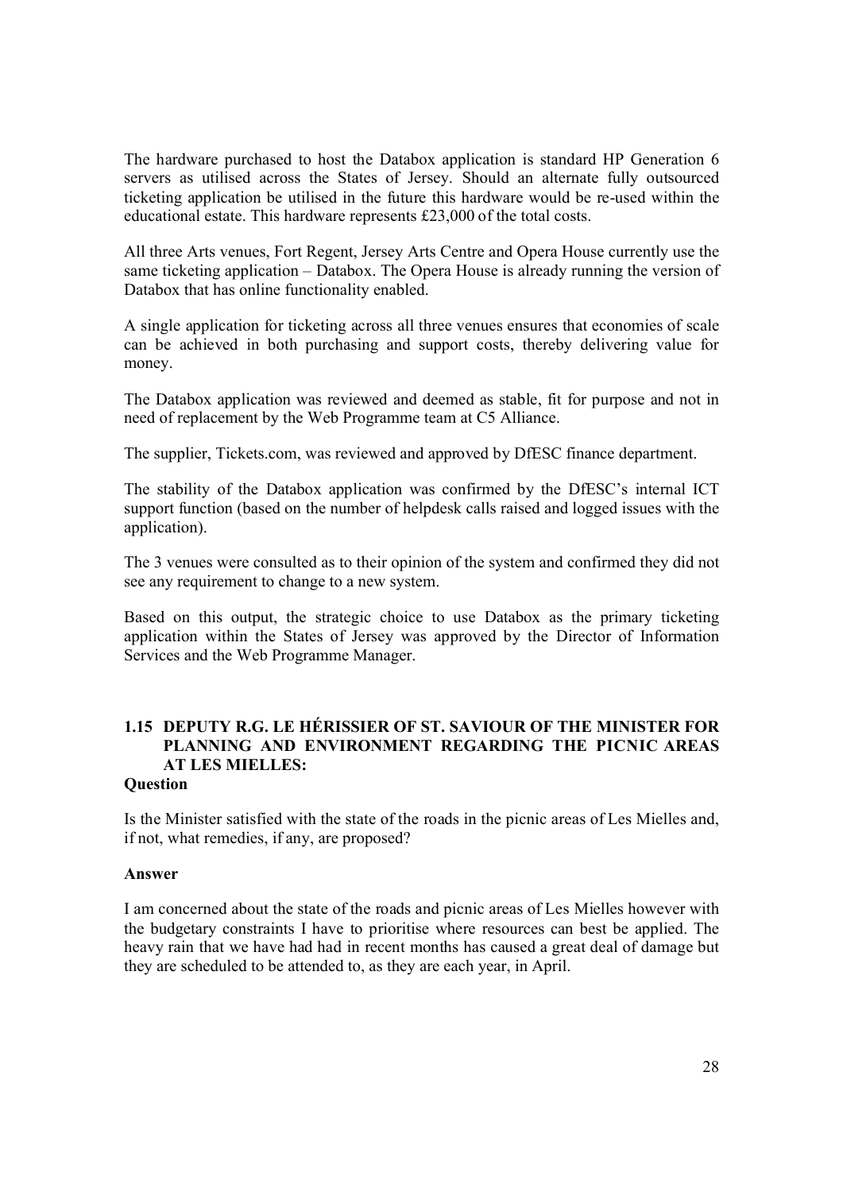The hardware purchased to host the Databox application is standard HP Generation 6 servers as utilised across the States of Jersey. Should an alternate fully outsourced ticketing application be utilised in the future this hardware would be re-used within the educational estate. This hardware represents £23,000 of the total costs.

All three Arts venues, Fort Regent, Jersey Arts Centre and Opera House currently use the same ticketing application – Databox. The Opera House is already running the version of Databox that has online functionality enabled.

A single application for ticketing across all three venues ensures that economies of scale can be achieved in both purchasing and support costs, thereby delivering value for money.

The Databox application was reviewed and deemed as stable, fit for purpose and not in need of replacement by the Web Programme team at C5 Alliance.

The supplier, Tickets.com, was reviewed and approved by DfESC finance department.

The stability of the Databox application was confirmed by the DfESC's internal ICT support function (based on the number of helpdesk calls raised and logged issues with the application).

The 3 venues were consulted as to their opinion of the system and confirmed they did not see any requirement to change to a new system.

Based on this output, the strategic choice to use Databox as the primary ticketing application within the States of Jersey was approved by the Director of Information Services and the Web Programme Manager.

## 1.15 DEPUTY R.G. LE HÉRISSIER OF ST. SAVIOUR OF THE MINISTER FOR PLANNING AND ENVIRONMENT REGARDING THE PICNIC AREAS AT LES MIELLES:

**Question**

Is the Minister satisfied with the state of the roads in the picnic areas of Les Mielles and, if not, what remedies, if any, are proposed?

**Answer**

I am concerned about the state of the roads and picnic areas of Les Mielles however with the budgetary constraints I have to prioritise where resources can best be applied. The heavy rain that we have had had in recent months has caused a great deal of damage but they are scheduled to be attended to, as they are each year, in April.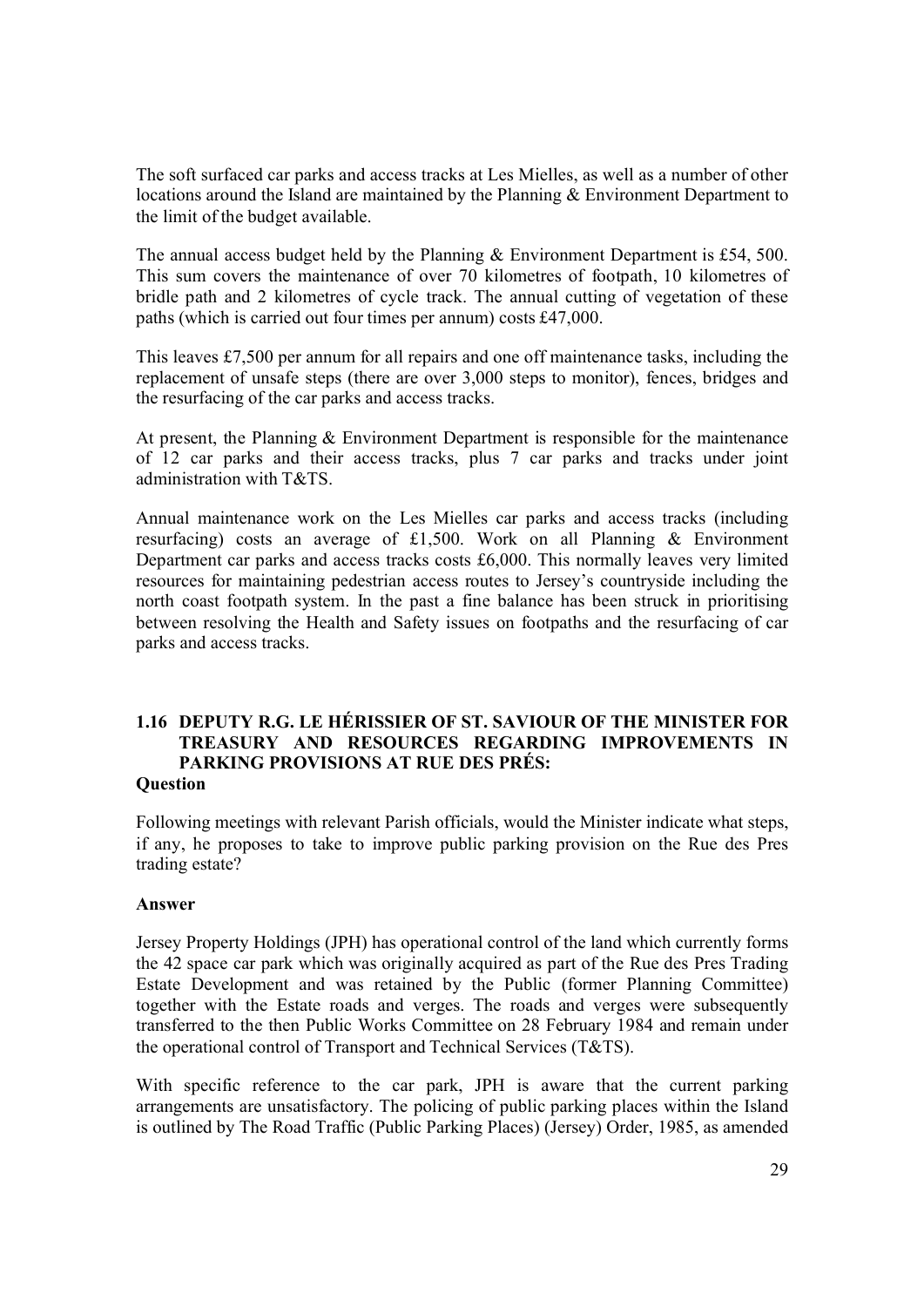The soft surfaced car parks and access tracks at Les Mielles, as well as a number of other locations around the Island are maintained by the Planning & Environment Department to the limit of the budget available.

The annual access budget held by the Planning & Environment Department is £54, 500. This sum covers the maintenance of over 70 kilometres of footpath, 10 kilometres of bridle path and 2 kilometres of cycle track. The annual cutting of vegetation of these paths (which is carried out four times per annum) costs £47,000.

This leaves £7,500 per annum for all repairs and one off maintenance tasks, including the replacement of unsafe steps (there are over 3,000 steps to monitor), fences, bridges and the resurfacing of the car parks and access tracks.

At present, the Planning & Environment Department is responsible for the maintenance of 12 car parks and their access tracks, plus 7 car parks and tracks under joint administration with T&TS.

Annual maintenance work on the Les Mielles car parks and access tracks (including resurfacing) costs an average of £1,500. Work on all Planning & Environment Department car parks and access tracks costs £6,000. This normally leaves very limited resources for maintaining pedestrian access routes to Jersey's countryside including the north coast footpath system. In the past a fine balance has been struck in prioritising between resolving the Health and Safety issues on footpaths and the resurfacing of car parks and access tracks.

## 1.16 DEPUTY R.G. LE HÉRISSIER OF ST. SAVIOUR OF THE MINISTER FOR TREASURY AND RESOURCES REGARDING IMPROVEMENTS IN PARKING PROVISIONS AT RUE DES PRÉS:

**Question**

Following meetings with relevant Parish officials, would the Minister indicate what steps, if any, he proposes to take to improve public parking provision on the Rue des Pres trading estate?

**Answer**

Jersey Property Holdings (JPH) has operational control of the land which currently forms the 42 space car park which was originally acquired as part of the Rue des Pres Trading Estate Development and was retained by the Public (former Planning Committee) together with the Estate roads and verges. The roads and verges were subsequently transferred to the then Public Works Committee on 28 February 1984 and remain under the operational control of Transport and Technical Services (T&TS).

With specific reference to the car park, JPH is aware that the current parking arrangements are unsatisfactory. The policing of public parking places within the Island is outlined by The Road Traffic (Public Parking Places) (Jersey) Order, 1985, as amended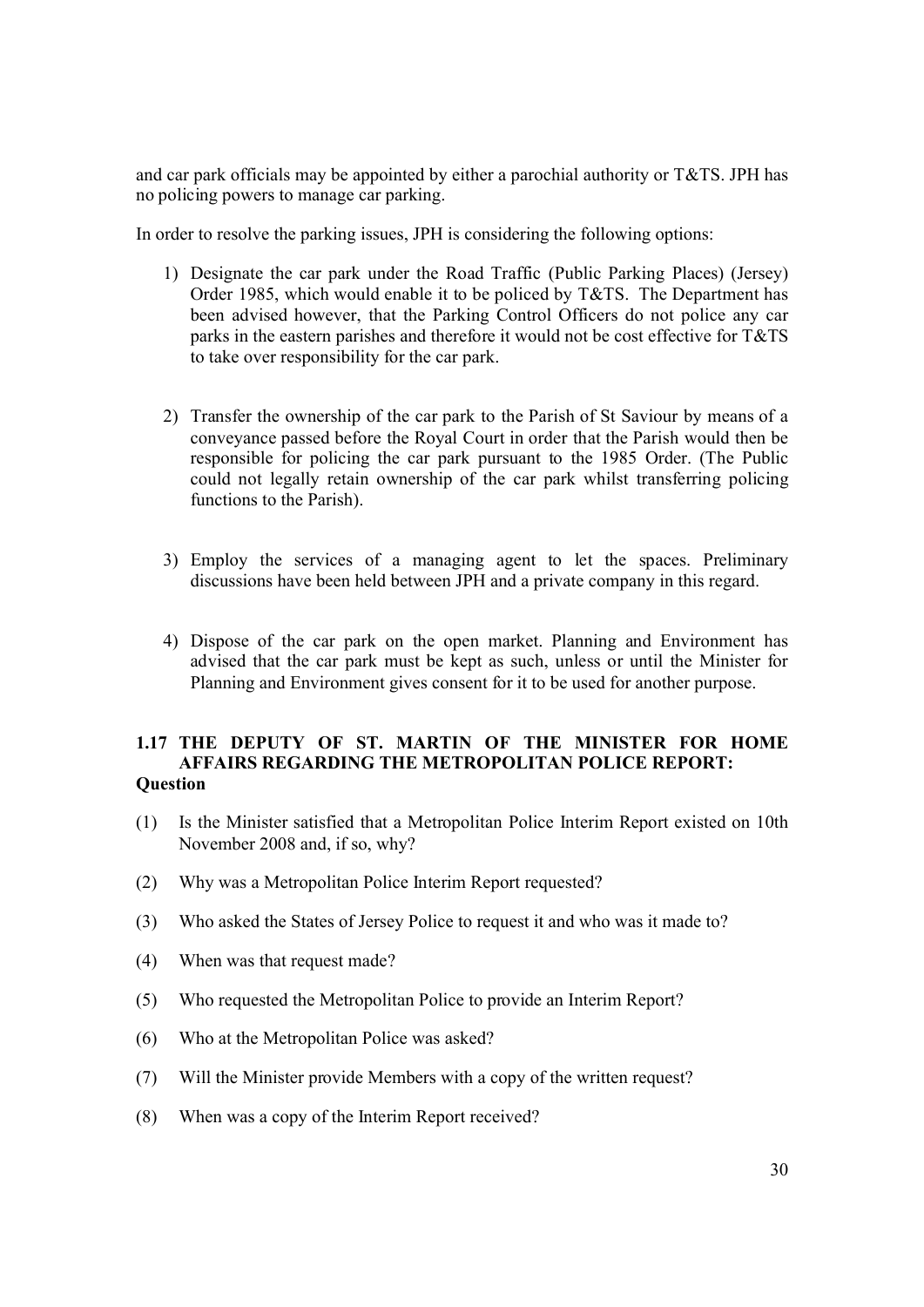and car park officials may be appointed by either a parochial authority or T&TS. JPH has no policing powers to manage car parking.

In order to resolve the parking issues, JPH is considering the following options:

1) Designate the car park under the Road Traffic (Public Parking Places) (Jersey) Order 1985, which would enable it to be policed by T&TS. The Department has been advised however, that the Parking Control Officers do not police any car parks in the eastern parishes and therefore it would not be cost effective for T&TS to take over responsibility for the car park.

2) Transfer the ownership of the car park to the Parish of St Saviour by means of a conveyance passed before the Royal Court in order that the Parish would then be responsible for policing the car park pursuant to the 1985 Order. (The Public could not legally retain ownership of the car park whilst transferring policing functions to the Parish).

3) Employ the services of a managing agent to let the spaces. Preliminary discussions have been held between JPH and a private company in this regard.

4) Dispose of the car park on the open market. Planning and Environment has advised that the car park must be kept as such, unless or until the Minister for Planning and Environment gives consent for it to be used for another purpose.

## 1.17 THE DEPUTY OF ST. MARTIN OF THE MINISTER FOR HOME AFFAIRS REGARDING THE METROPOLITAN POLICE REPORT:

**Question**

(1) Is the Minister satisfied that a Metropolitan Police Interim Report existed on 10th November 2008 and, if so, why?

(2) Why was a Metropolitan Police Interim Report requested?

(3) Who asked the States of Jersey Police to request it and who was it made to?

(4) When was that request made?

(5) Who requested the Metropolitan Police to provide an Interim Report?

(6) Who at the Metropolitan Police was asked?

(7) Will the Minister provide Members with a copy of the written request?

(8) When was a copy of the Interim Report received?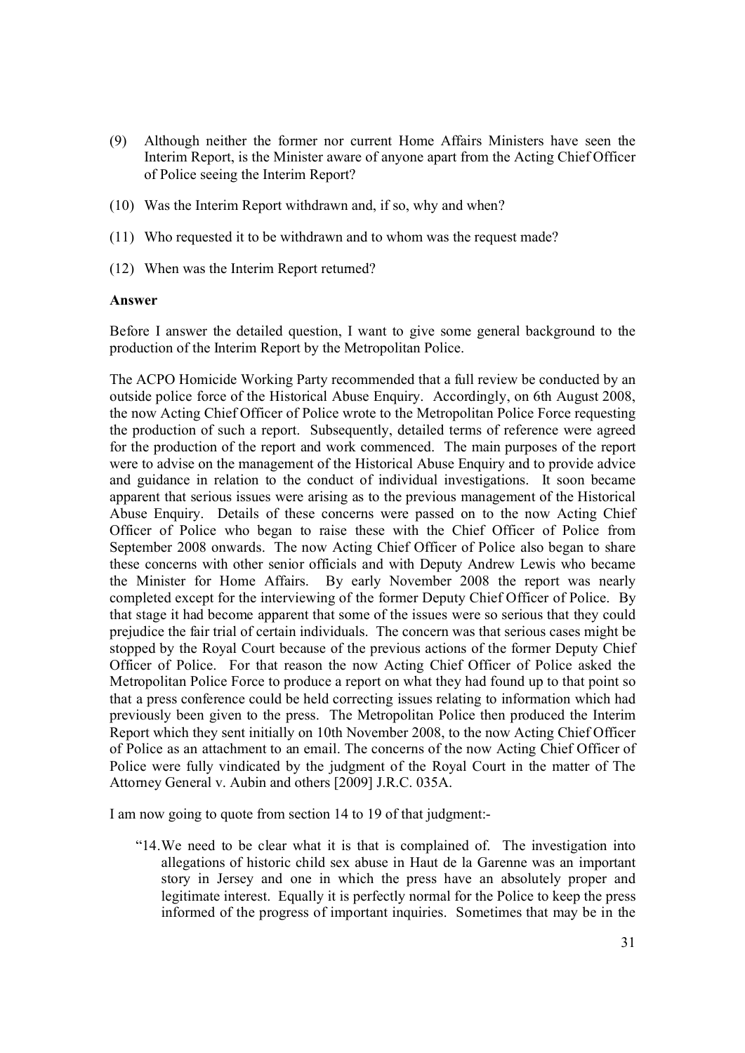(9) Although neither the former nor current Home Affairs Ministers have seen the Interim Report, is the Minister aware of anyone apart from the Acting Chief Officer of Police seeing the Interim Report?

(10) Was the Interim Report withdrawn and, if so, why and when?

(11) Who requested it to be withdrawn and to whom was the request made?

(12) When was the Interim Report returned?

**Answer**

Before I answer the detailed question, I want to give some general background to the production of the Interim Report by the Metropolitan Police.

The ACPO Homicide Working Party recommended that a full review be conducted by an outside police force of the Historical Abuse Enquiry. Accordingly, on 6th August 2008, the now Acting Chief Officer of Police wrote to the Metropolitan Police Force requesting the production of such a report. Subsequently, detailed terms of reference were agreed for the production of the report and work commenced. The main purposes of the report were to advise on the management of the Historical Abuse Enquiry and to provide advice and guidance in relation to the conduct of individual investigations. It soon became apparent that serious issues were arising as to the previous management of the Historical Abuse Enquiry. Details of these concerns were passed on to the now Acting Chief Officer of Police who began to raise these with the Chief Officer of Police from September 2008 onwards. The now Acting Chief Officer of Police also began to share these concerns with other senior officials and with Deputy Andrew Lewis who became the Minister for Home Affairs. By early November 2008 the report was nearly completed except for the interviewing of the former Deputy Chief Officer of Police. By that stage it had become apparent that some of the issues were so serious that they could prejudice the fair trial of certain individuals. The concern was that serious cases might be stopped by the Royal Court because of the previous actions of the former Deputy Chief Officer of Police. For that reason the now Acting Chief Officer of Police asked the Metropolitan Police Force to produce a report on what they had found up to that point so that a press conference could be held correcting issues relating to information which had previously been given to the press. The Metropolitan Police then produced the Interim Report which they sent initially on 10th November 2008, to the now Acting Chief Officer of Police as an attachment to an email. The concerns of the now Acting Chief Officer of Police were fully vindicated by the judgment of the Royal Court in the matter of The Attorney General v. Aubin and others [2009] J.R.C. 035A.

I am now going to quote from section 14 to 19 of that judgment:-

> "14. We need to be clear what it is that is complained of. The investigation into allegations of historic child sex abuse in Haut de la Garenne was an important story in Jersey and one in which the press have an absolutely proper and legitimate interest. Equally it is perfectly normal for the Police to keep the press informed of the progress of important inquiries. Sometimes that may be in the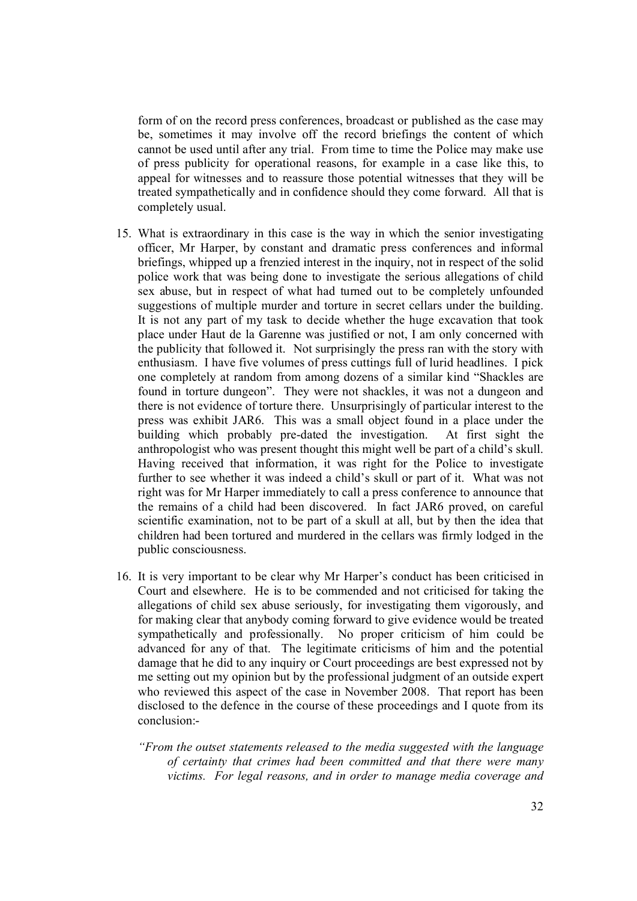form of on the record press conferences, broadcast or published as the case may be, sometimes it may involve off the record briefings the content of which cannot be used until after any trial. From time to time the Police may make use of press publicity for operational reasons, for example in a case like this, to appeal for witnesses and to reassure those potential witnesses that they will be treated sympathetically and in confidence should they come forward. All that is completely usual.

15. What is extraordinary in this case is the way in which the senior investigating officer, Mr Harper, by constant and dramatic press conferences and informal briefings, whipped up a frenzied interest in the inquiry, not in respect of the solid police work that was being done to investigate the serious allegations of child sex abuse, but in respect of what had turned out to be completely unfounded suggestions of multiple murder and torture in secret cellars under the building. It is not any part of my task to decide whether the huge excavation that took place under Haut de la Garenne was justified or not, I am only concerned with the publicity that followed it. Not surprisingly the press ran with the story with enthusiasm. I have five volumes of press cuttings full of lurid headlines. I pick one completely at random from among dozens of a similar kind "Shackles are found in torture dungeon". They were not shackles, it was not a dungeon and there is not evidence of torture there. Unsurprisingly of particular interest to the press was exhibit JAR6. This was a small object found in a place under the building which probably pre-dated the investigation. At first sight the anthropologist who was present thought this might well be part of a child's skull. Having received that information, it was right for the Police to investigate further to see whether it was indeed a child's skull or part of it. What was not right was for Mr Harper immediately to call a press conference to announce that the remains of a child had been discovered. In fact JAR6 proved, on careful scientific examination, not to be part of a skull at all, but by then the idea that children had been tortured and murdered in the cellars was firmly lodged in the public consciousness.

16. It is very important to be clear why Mr Harper's conduct has been criticised in Court and elsewhere. He is to be commended and not criticised for taking the allegations of child sex abuse seriously, for investigating them vigorously, and for making clear that anybody coming forward to give evidence would be treated sympathetically and professionally. No proper criticism of him could be advanced for any of that. The legitimate criticisms of him and the potential damage that he did to any inquiry or Court proceedings are best expressed not by me setting out my opinion but by the professional judgment of an outside expert who reviewed this aspect of the case in November 2008. That report has been disclosed to the defence in the course of these proceedings and I quote from its conclusion:-

> *"From the outset statements released to the media suggested with the language of certainty that crimes had been committed and that there were many victims. For legal reasons, and in order to manage media coverage and*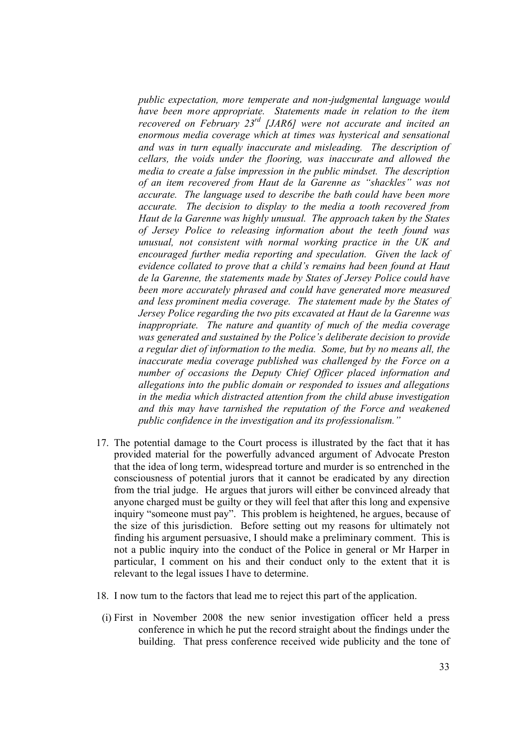*public expectation, more temperate and non-judgmental language would have been more appropriate. Statements made in relation to the item recovered on February 23rd [JAR6] were not accurate and incited an enormous media coverage which at times was hysterical and sensational and was in turn equally inaccurate and misleading. The description of cellars, the voids under the flooring, was inaccurate and allowed the media to create a false impression in the public mindset. The description of an item recovered from Haut de la Garenne as "shackles" was not accurate. The language used to describe the bath could have been more accurate. The decision to display to the media a tooth recovered from Haut de la Garenne was highly unusual. The approach taken by the States of Jersey Police to releasing information about the teeth found was unusual, not consistent with normal working practice in the UK and encouraged further media reporting and speculation. Given the lack of evidence collated to prove that a child's remains had been found at Haut de la Garenne, the statements made by States of Jersey Police could have been more accurately phrased and could have generated more measured and less prominent media coverage. The statement made by the States of Jersey Police regarding the two pits excavated at Haut de la Garenne was inappropriate. The nature and quantity of much of the media coverage was generated and sustained by the Police's deliberate decision to provide a regular diet of information to the media. Some, but by no means all, the inaccurate media coverage published was challenged by the Force on a number of occasions the Deputy Chief Officer placed information and allegations into the public domain or responded to issues and allegations in the media which distracted attention from the child abuse investigation and this may have tarnished the reputation of the Force and weakened public confidence in the investigation and its professionalism."*

17. The potential damage to the Court process is illustrated by the fact that it has provided material for the powerfully advanced argument of Advocate Preston that the idea of long term, widespread torture and murder is so entrenched in the consciousness of potential jurors that it cannot be eradicated by any direction from the trial judge. He argues that jurors will either be convinced already that anyone charged must be guilty or they will feel that after this long and expensive inquiry "someone must pay". This problem is heightened, he argues, because of the size of this jurisdiction. Before setting out my reasons for ultimately not finding his argument persuasive, I should make a preliminary comment. This is not a public inquiry into the conduct of the Police in general or Mr Harper in particular, I comment on his and their conduct only to the extent that it is relevant to the legal issues I have to determine.

18. I now turn to the factors that lead me to reject this part of the application.

   (i) First in November 2008 the new senior investigation officer held a press conference in which he put the record straight about the findings under the building. That press conference received wide publicity and the tone of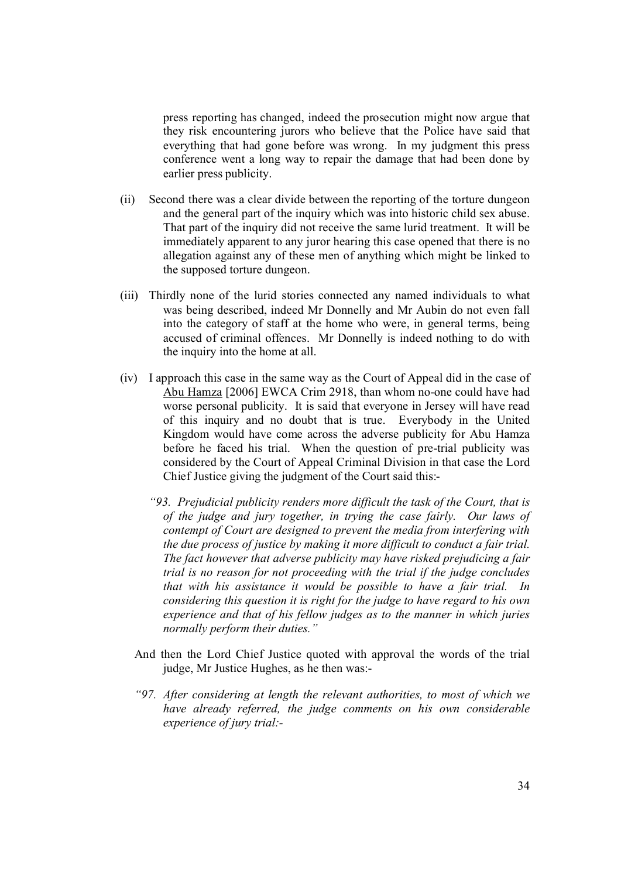press reporting has changed, indeed the prosecution might now argue that they risk encountering jurors who believe that the Police have said that everything that had gone before was wrong. In my judgment this press conference went a long way to repair the damage that had been done by earlier press publicity.

(ii) Second there was a clear divide between the reporting of the torture dungeon and the general part of the inquiry which was into historic child sex abuse. That part of the inquiry did not receive the same lurid treatment. It will be immediately apparent to any juror hearing this case opened that there is no allegation against any of these men of anything which might be linked to the supposed torture dungeon.

(iii) Thirdly none of the lurid stories connected any named individuals to what was being described, indeed Mr Donnelly and Mr Aubin do not even fall into the category of staff at the home who were, in general terms, being accused of criminal offences. Mr Donnelly is indeed nothing to do with the inquiry into the home at all.

(iv) I approach this case in the same way as the Court of Appeal did in the case of Abu Hamza [2006] EWCA Crim 2918, than whom no-one could have had worse personal publicity. It is said that everyone in Jersey will have read of this inquiry and no doubt that is true. Everybody in the United Kingdom would have come across the adverse publicity for Abu Hamza before he faced his trial. When the question of pre-trial publicity was considered by the Court of Appeal Criminal Division in that case the Lord Chief Justice giving the judgment of the Court said this:-

*"93. Prejudicial publicity renders more difficult the task of the Court, that is of the judge and jury together, in trying the case fairly. Our laws of contempt of Court are designed to prevent the media from interfering with the due process of justice by making it more difficult to conduct a fair trial. The fact however that adverse publicity may have risked prejudicing a fair trial is no reason for not proceeding with the trial if the judge concludes that with his assistance it would be possible to have a fair trial. In considering this question it is right for the judge to have regard to his own experience and that of his fellow judges as to the manner in which juries normally perform their duties."*

And then the Lord Chief Justice quoted with approval the words of the trial judge, Mr Justice Hughes, as he then was:-

*"97. After considering at length the relevant authorities, to most of which we have already referred, the judge comments on his own considerable experience of jury trial:-*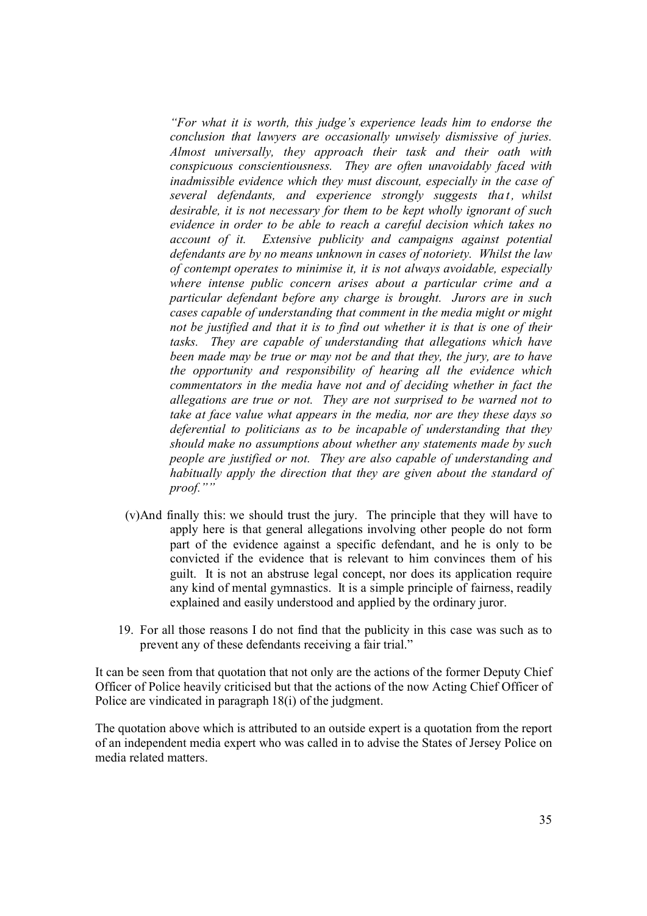> *"For what it is worth, this judge's experience leads him to endorse the conclusion that lawyers are occasionally unwisely dismissive of juries. Almost universally, they approach their task and their oath with conspicuous conscientiousness. They are often unavoidably faced with inadmissible evidence which they must discount, especially in the case of several defendants, and experience strongly suggests that, whilst desirable, it is not necessary for them to be kept wholly ignorant of such evidence in order to be able to reach a careful decision which takes no account of it. Extensive publicity and campaigns against potential defendants are by no means unknown in cases of notoriety. Whilst the law of contempt operates to minimise it, it is not always avoidable, especially where intense public concern arises about a particular crime and a particular defendant before any charge is brought. Jurors are in such cases capable of understanding that comment in the media might or might not be justified and that it is to find out whether it is that is one of their tasks. They are capable of understanding that allegations which have been made may be true or may not be and that they, the jury, are to have the opportunity and responsibility of hearing all the evidence which commentators in the media have not and of deciding whether in fact the allegations are true or not. They are not surprised to be warned not to take at face value what appears in the media, nor are they these days so deferential to politicians as to be incapable of understanding that they should make no assumptions about whether any statements made by such people are justified or not. They are also capable of understanding and habitually apply the direction that they are given about the standard of proof.""*

(v) And finally this: we should trust the jury. The principle that they will have to apply here is that general allegations involving other people do not form part of the evidence against a specific defendant, and he is only to be convicted if the evidence that is relevant to him convinces them of his guilt. It is not an abstruse legal concept, nor does its application require any kind of mental gymnastics. It is a simple principle of fairness, readily explained and easily understood and applied by the ordinary juror.

19. For all those reasons I do not find that the publicity in this case was such as to prevent any of these defendants receiving a fair trial."

It can be seen from that quotation that not only are the actions of the former Deputy Chief Officer of Police heavily criticised but that the actions of the now Acting Chief Officer of Police are vindicated in paragraph 18(i) of the judgment.

The quotation above which is attributed to an outside expert is a quotation from the report of an independent media expert who was called in to advise the States of Jersey Police on media related matters.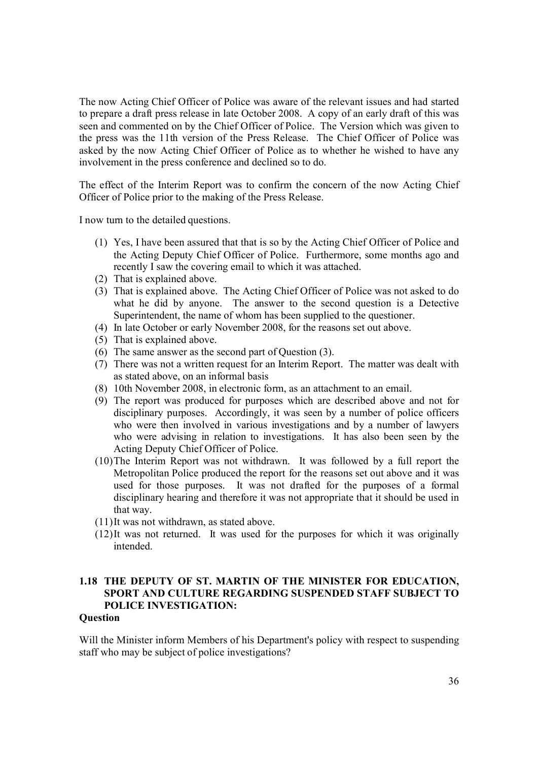The now Acting Chief Officer of Police was aware of the relevant issues and had started to prepare a draft press release in late October 2008. A copy of an early draft of this was seen and commented on by the Chief Officer of Police. The Version which was given to the press was the 11th version of the Press Release. The Chief Officer of Police was asked by the now Acting Chief Officer of Police as to whether he wished to have any involvement in the press conference and declined so to do.

The effect of the Interim Report was to confirm the concern of the now Acting Chief Officer of Police prior to the making of the Press Release.

I now turn to the detailed questions.

(1) Yes, I have been assured that that is so by the Acting Chief Officer of Police and the Acting Deputy Chief Officer of Police. Furthermore, some months ago and recently I saw the covering email to which it was attached.
(2) That is explained above.
(3) That is explained above. The Acting Chief Officer of Police was not asked to do what he did by anyone. The answer to the second question is a Detective Superintendent, the name of whom has been supplied to the questioner.
(4) In late October or early November 2008, for the reasons set out above.
(5) That is explained above.
(6) The same answer as the second part of Question (3).
(7) There was not a written request for an Interim Report. The matter was dealt with as stated above, on an informal basis
(8) 10th November 2008, in electronic form, as an attachment to an email.
(9) The report was produced for purposes which are described above and not for disciplinary purposes. Accordingly, it was seen by a number of police officers who were then involved in various investigations and by a number of lawyers who were advising in relation to investigations. It has also been seen by the Acting Deputy Chief Officer of Police.
(10) The Interim Report was not withdrawn. It was followed by a full report the Metropolitan Police produced the report for the reasons set out above and it was used for those purposes. It was not drafted for the purposes of a formal disciplinary hearing and therefore it was not appropriate that it should be used in that way.
(11) It was not withdrawn, as stated above.
(12) It was not returned. It was used for the purposes for which it was originally intended.

## 1.18 THE DEPUTY OF ST. MARTIN OF THE MINISTER FOR EDUCATION, SPORT AND CULTURE REGARDING SUSPENDED STAFF SUBJECT TO POLICE INVESTIGATION:

**Question**

Will the Minister inform Members of his Department's policy with respect to suspending staff who may be subject of police investigations?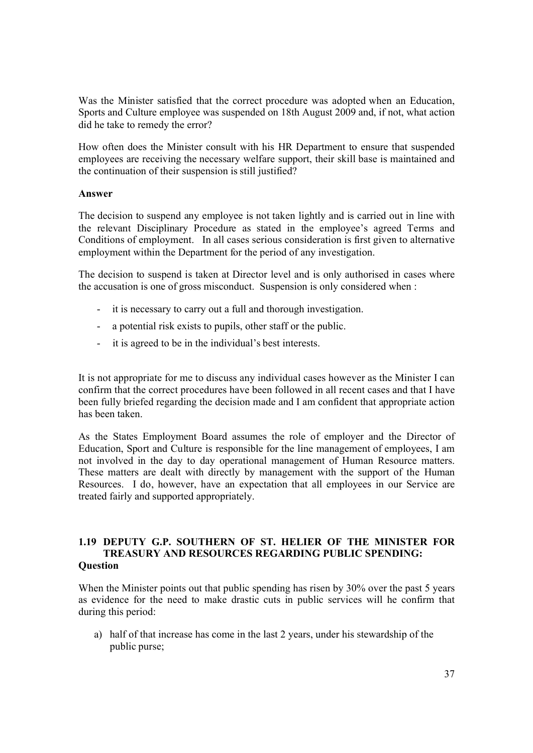Was the Minister satisfied that the correct procedure was adopted when an Education, Sports and Culture employee was suspended on 18th August 2009 and, if not, what action did he take to remedy the error?

How often does the Minister consult with his HR Department to ensure that suspended employees are receiving the necessary welfare support, their skill base is maintained and the continuation of their suspension is still justified?

**Answer**

The decision to suspend any employee is not taken lightly and is carried out in line with the relevant Disciplinary Procedure as stated in the employee's agreed Terms and Conditions of employment. In all cases serious consideration is first given to alternative employment within the Department for the period of any investigation.

The decision to suspend is taken at Director level and is only authorised in cases where the accusation is one of gross misconduct. Suspension is only considered when :

- it is necessary to carry out a full and thorough investigation.
- a potential risk exists to pupils, other staff or the public.
- it is agreed to be in the individual's best interests.

It is not appropriate for me to discuss any individual cases however as the Minister I can confirm that the correct procedures have been followed in all recent cases and that I have been fully briefed regarding the decision made and I am confident that appropriate action has been taken.

As the States Employment Board assumes the role of employer and the Director of Education, Sport and Culture is responsible for the line management of employees, I am not involved in the day to day operational management of Human Resource matters. These matters are dealt with directly by management with the support of the Human Resources. I do, however, have an expectation that all employees in our Service are treated fairly and supported appropriately.

### 1.19 DEPUTY G.P. SOUTHERN OF ST. HELIER OF THE MINISTER FOR TREASURY AND RESOURCES REGARDING PUBLIC SPENDING:

**Question**

When the Minister points out that public spending has risen by 30% over the past 5 years as evidence for the need to make drastic cuts in public services will he confirm that during this period:

a) half of that increase has come in the last 2 years, under his stewardship of the public purse;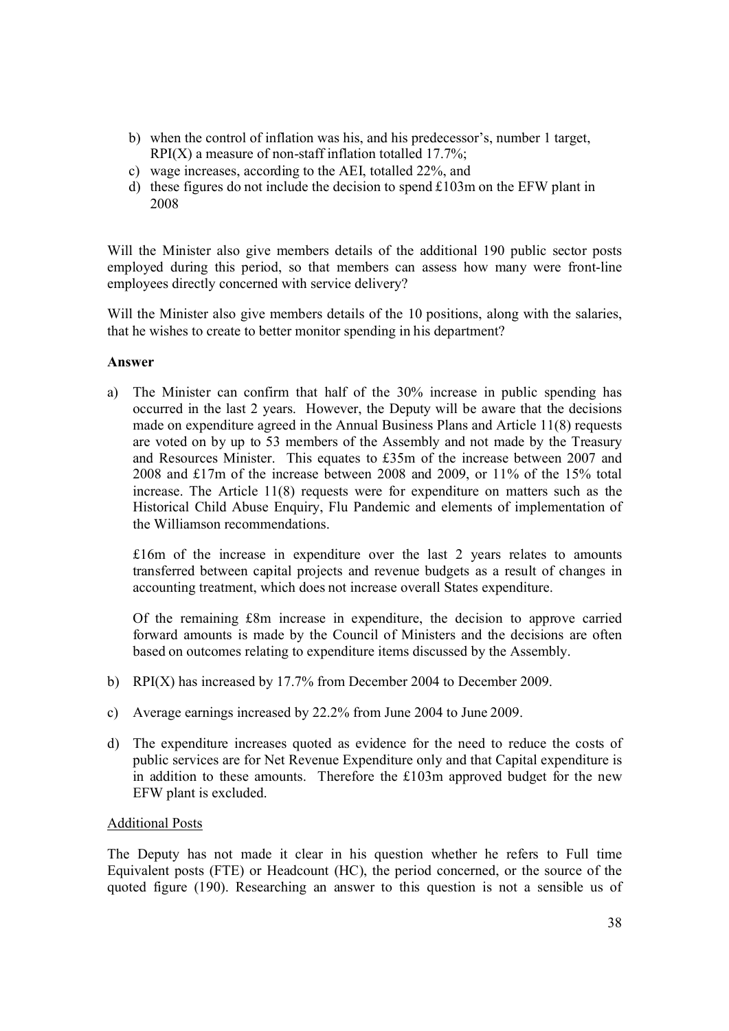b) when the control of inflation was his, and his predecessor's, number 1 target, RPI(X) a measure of non-staff inflation totalled 17.7%;
c) wage increases, according to the AEI, totalled 22%, and
d) these figures do not include the decision to spend £103m on the EFW plant in 2008

Will the Minister also give members details of the additional 190 public sector posts employed during this period, so that members can assess how many were front-line employees directly concerned with service delivery?

Will the Minister also give members details of the 10 positions, along with the salaries, that he wishes to create to better monitor spending in his department?

**Answer**

a) The Minister can confirm that half of the 30% increase in public spending has occurred in the last 2 years. However, the Deputy will be aware that the decisions made on expenditure agreed in the Annual Business Plans and Article 11(8) requests are voted on by up to 53 members of the Assembly and not made by the Treasury and Resources Minister. This equates to £35m of the increase between 2007 and 2008 and £17m of the increase between 2008 and 2009, or 11% of the 15% total increase. The Article 11(8) requests were for expenditure on matters such as the Historical Child Abuse Enquiry, Flu Pandemic and elements of implementation of the Williamson recommendations.

   £16m of the increase in expenditure over the last 2 years relates to amounts transferred between capital projects and revenue budgets as a result of changes in accounting treatment, which does not increase overall States expenditure.

   Of the remaining £8m increase in expenditure, the decision to approve carried forward amounts is made by the Council of Ministers and the decisions are often based on outcomes relating to expenditure items discussed by the Assembly.

b) RPI(X) has increased by 17.7% from December 2004 to December 2009.

c) Average earnings increased by 22.2% from June 2004 to June 2009.

d) The expenditure increases quoted as evidence for the need to reduce the costs of public services are for Net Revenue Expenditure only and that Capital expenditure is in addition to these amounts. Therefore the £103m approved budget for the new EFW plant is excluded.

<u>Additional Posts</u>

The Deputy has not made it clear in his question whether he refers to Full time Equivalent posts (FTE) or Headcount (HC), the period concerned, or the source of the quoted figure (190). Researching an answer to this question is not a sensible us of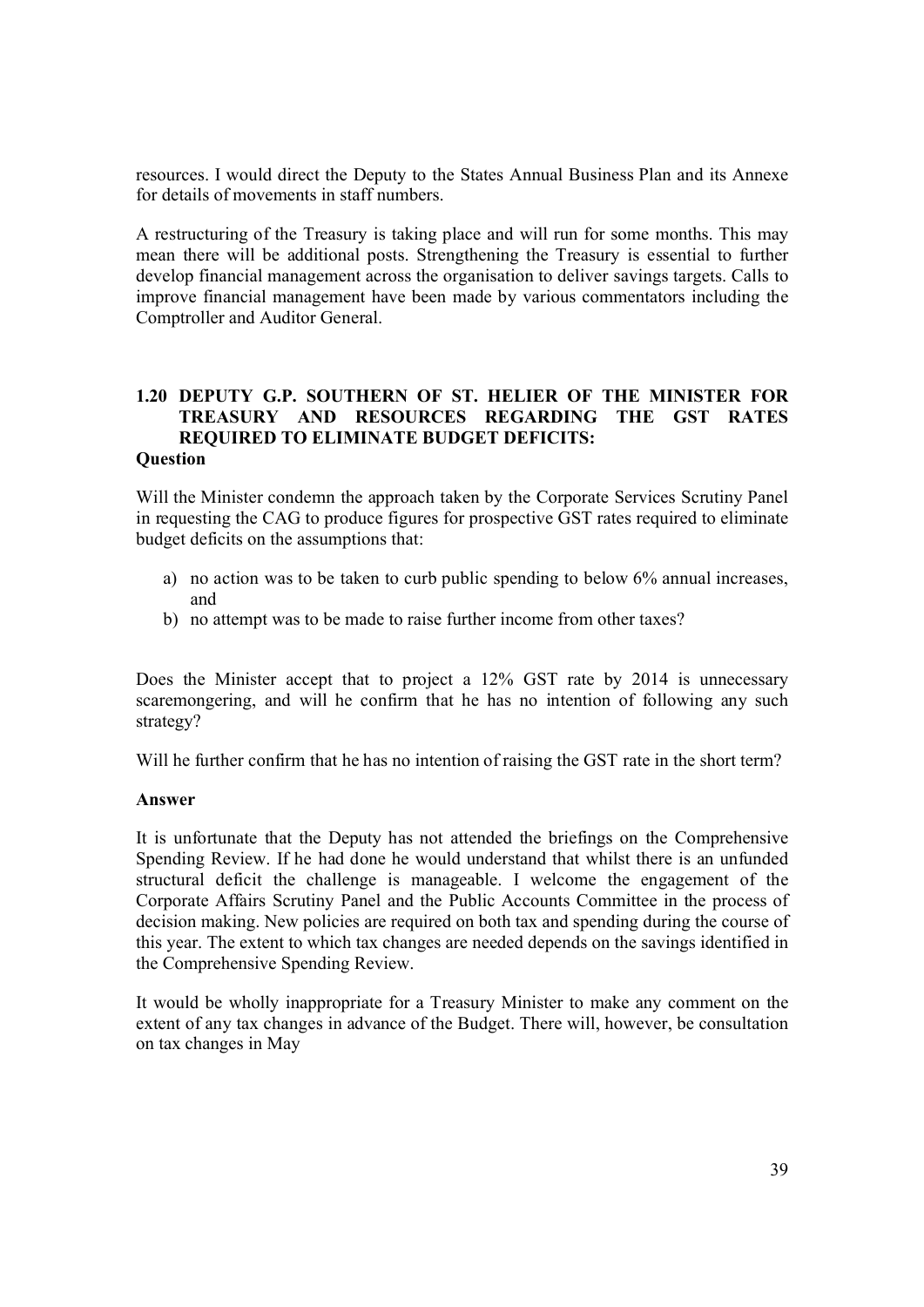resources. I would direct the Deputy to the States Annual Business Plan and its Annexe for details of movements in staff numbers.

A restructuring of the Treasury is taking place and will run for some months. This may mean there will be additional posts. Strengthening the Treasury is essential to further develop financial management across the organisation to deliver savings targets. Calls to improve financial management have been made by various commentators including the Comptroller and Auditor General.

### 1.20 DEPUTY G.P. SOUTHERN OF ST. HELIER OF THE MINISTER FOR TREASURY AND RESOURCES REGARDING THE GST RATES REQUIRED TO ELIMINATE BUDGET DEFICITS:

**Question**

Will the Minister condemn the approach taken by the Corporate Services Scrutiny Panel in requesting the CAG to produce figures for prospective GST rates required to eliminate budget deficits on the assumptions that:

a) no action was to be taken to curb public spending to below 6% annual increases, and
b) no attempt was to be made to raise further income from other taxes?

Does the Minister accept that to project a 12% GST rate by 2014 is unnecessary scaremongering, and will he confirm that he has no intention of following any such strategy?

Will he further confirm that he has no intention of raising the GST rate in the short term?

**Answer**

It is unfortunate that the Deputy has not attended the briefings on the Comprehensive Spending Review. If he had done he would understand that whilst there is an unfunded structural deficit the challenge is manageable. I welcome the engagement of the Corporate Affairs Scrutiny Panel and the Public Accounts Committee in the process of decision making. New policies are required on both tax and spending during the course of this year. The extent to which tax changes are needed depends on the savings identified in the Comprehensive Spending Review.

It would be wholly inappropriate for a Treasury Minister to make any comment on the extent of any tax changes in advance of the Budget. There will, however, be consultation on tax changes in May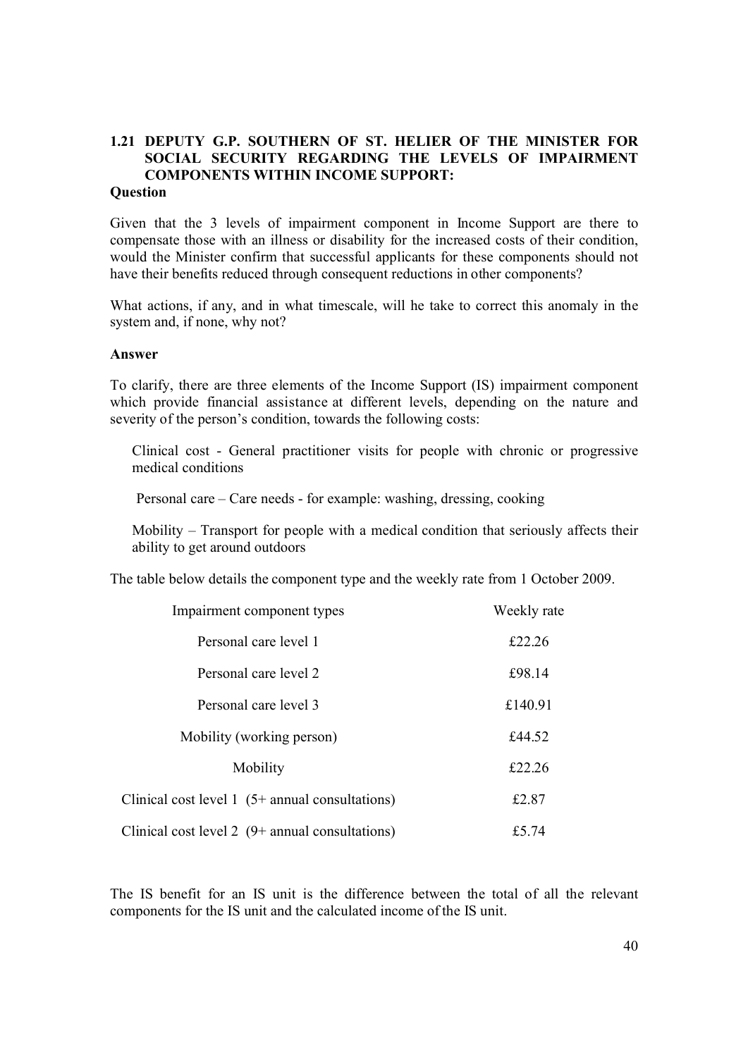### 1.21 DEPUTY G.P. SOUTHERN OF ST. HELIER OF THE MINISTER FOR SOCIAL SECURITY REGARDING THE LEVELS OF IMPAIRMENT COMPONENTS WITHIN INCOME SUPPORT:

**Question**

Given that the 3 levels of impairment component in Income Support are there to compensate those with an illness or disability for the increased costs of their condition, would the Minister confirm that successful applicants for these components should not have their benefits reduced through consequent reductions in other components?

What actions, if any, and in what timescale, will he take to correct this anomaly in the system and, if none, why not?

**Answer**

To clarify, there are three elements of the Income Support (IS) impairment component which provide financial assistance at different levels, depending on the nature and severity of the person's condition, towards the following costs:

Clinical cost - General practitioner visits for people with chronic or progressive medical conditions

Personal care – Care needs - for example: washing, dressing, cooking

Mobility – Transport for people with a medical condition that seriously affects their ability to get around outdoors

The table below details the component type and the weekly rate from 1 October 2009.

| Impairment component types | Weekly rate |
|---|---|
| Personal care level 1 | £22.26 |
| Personal care level 2 | £98.14 |
| Personal care level 3 | £140.91 |
| Mobility (working person) | £44.52 |
| Mobility | £22.26 |
| Clinical cost level 1 (5+ annual consultations) | £2.87 |
| Clinical cost level 2 (9+ annual consultations) | £5.74 |

The IS benefit for an IS unit is the difference between the total of all the relevant components for the IS unit and the calculated income of the IS unit.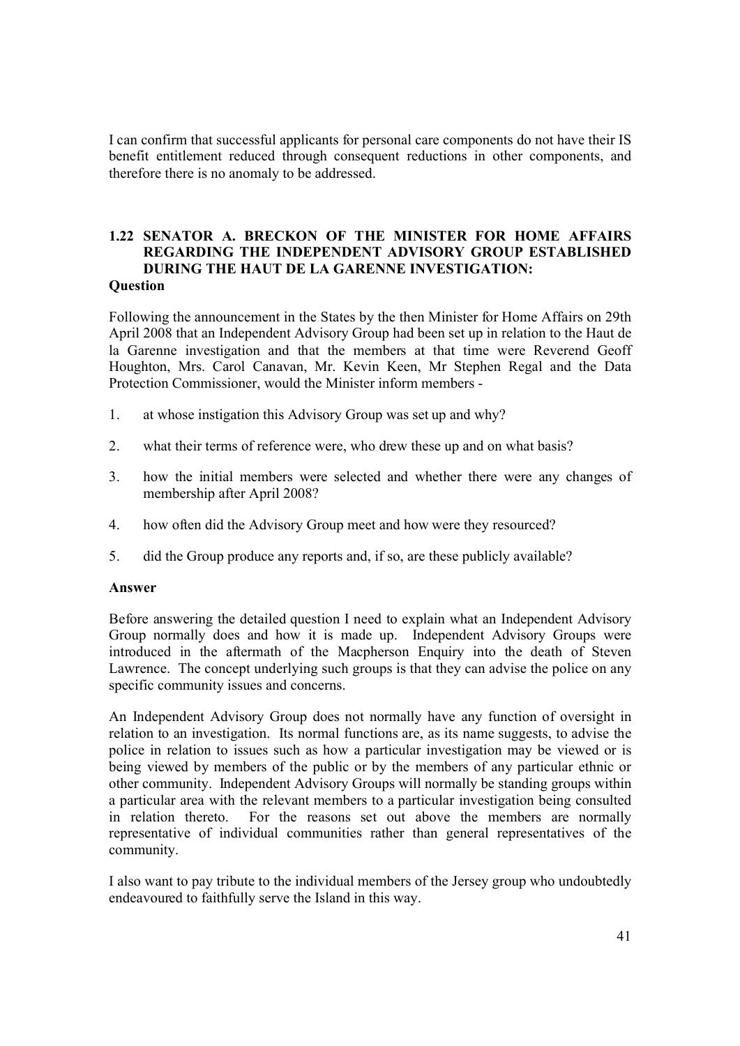I can confirm that successful applicants for personal care components do not have their IS benefit entitlement reduced through consequent reductions in other components, and therefore there is no anomaly to be addressed.

### 1.22 SENATOR A. BRECKON OF THE MINISTER FOR HOME AFFAIRS REGARDING THE INDEPENDENT ADVISORY GROUP ESTABLISHED DURING THE HAUT DE LA GARENNE INVESTIGATION:

**Question**

Following the announcement in the States by the then Minister for Home Affairs on 29th April 2008 that an Independent Advisory Group had been set up in relation to the Haut de la Garenne investigation and that the members at that time were Reverend Geoff Houghton, Mrs. Carol Canavan, Mr. Kevin Keen, Mr Stephen Regal and the Data Protection Commissioner, would the Minister inform members -

1. at whose instigation this Advisory Group was set up and why?
2. what their terms of reference were, who drew these up and on what basis?
3. how the initial members were selected and whether there were any changes of membership after April 2008?
4. how often did the Advisory Group meet and how were they resourced?
5. did the Group produce any reports and, if so, are these publicly available?

**Answer**

Before answering the detailed question I need to explain what an Independent Advisory Group normally does and how it is made up. Independent Advisory Groups were introduced in the aftermath of the Macpherson Enquiry into the death of Steven Lawrence. The concept underlying such groups is that they can advise the police on any specific community issues and concerns.

An Independent Advisory Group does not normally have any function of oversight in relation to an investigation. Its normal functions are, as its name suggests, to advise the police in relation to issues such as how a particular investigation may be viewed or is being viewed by members of the public or by the members of any particular ethnic or other community. Independent Advisory Groups will normally be standing groups within a particular area with the relevant members to a particular investigation being consulted in relation thereto. For the reasons set out above the members are normally representative of individual communities rather than general representatives of the community.

I also want to pay tribute to the individual members of the Jersey group who undoubtedly endeavoured to faithfully serve the Island in this way.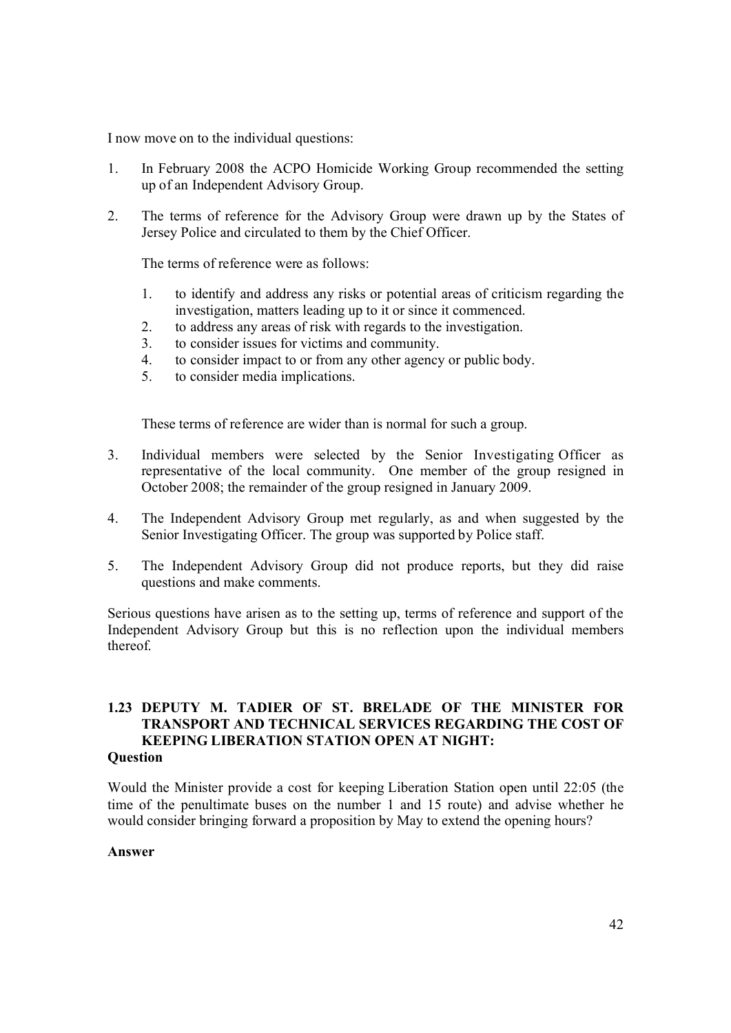I now move on to the individual questions:

1. In February 2008 the ACPO Homicide Working Group recommended the setting up of an Independent Advisory Group.

2. The terms of reference for the Advisory Group were drawn up by the States of Jersey Police and circulated to them by the Chief Officer.

   The terms of reference were as follows:

   1. to identify and address any risks or potential areas of criticism regarding the investigation, matters leading up to it or since it commenced.
   2. to address any areas of risk with regards to the investigation.
   3. to consider issues for victims and community.
   4. to consider impact to or from any other agency or public body.
   5. to consider media implications.

   These terms of reference are wider than is normal for such a group.

3. Individual members were selected by the Senior Investigating Officer as representative of the local community. One member of the group resigned in October 2008; the remainder of the group resigned in January 2009.

4. The Independent Advisory Group met regularly, as and when suggested by the Senior Investigating Officer. The group was supported by Police staff.

5. The Independent Advisory Group did not produce reports, but they did raise questions and make comments.

Serious questions have arisen as to the setting up, terms of reference and support of the Independent Advisory Group but this is no reflection upon the individual members thereof.

### 1.23 DEPUTY M. TADIER OF ST. BRELADE OF THE MINISTER FOR TRANSPORT AND TECHNICAL SERVICES REGARDING THE COST OF KEEPING LIBERATION STATION OPEN AT NIGHT:

**Question**

Would the Minister provide a cost for keeping Liberation Station open until 22:05 (the time of the penultimate buses on the number 1 and 15 route) and advise whether he would consider bringing forward a proposition by May to extend the opening hours?

**Answer**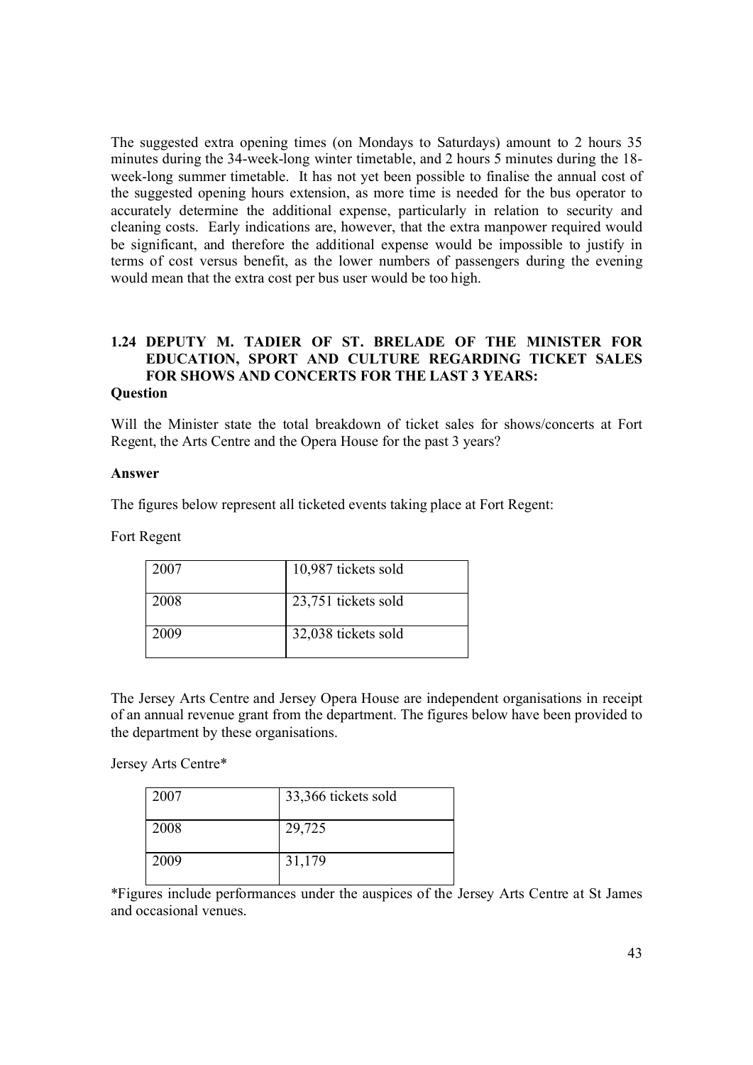The suggested extra opening times (on Mondays to Saturdays) amount to 2 hours 35 minutes during the 34-week-long winter timetable, and 2 hours 5 minutes during the 18-week-long summer timetable. It has not yet been possible to finalise the annual cost of the suggested opening hours extension, as more time is needed for the bus operator to accurately determine the additional expense, particularly in relation to security and cleaning costs. Early indications are, however, that the extra manpower required would be significant, and therefore the additional expense would be impossible to justify in terms of cost versus benefit, as the lower numbers of passengers during the evening would mean that the extra cost per bus user would be too high.

### 1.24 DEPUTY M. TADIER OF ST. BRELADE OF THE MINISTER FOR EDUCATION, SPORT AND CULTURE REGARDING TICKET SALES FOR SHOWS AND CONCERTS FOR THE LAST 3 YEARS:

**Question**

Will the Minister state the total breakdown of ticket sales for shows/concerts at Fort Regent, the Arts Centre and the Opera House for the past 3 years?

**Answer**

The figures below represent all ticketed events taking place at Fort Regent:

Fort Regent

| | |
|---|---|
| 2007 | 10,987 tickets sold |
| 2008 | 23,751 tickets sold |
| 2009 | 32,038 tickets sold |

The Jersey Arts Centre and Jersey Opera House are independent organisations in receipt of an annual revenue grant from the department. The figures below have been provided to the department by these organisations.

Jersey Arts Centre*

| | |
|---|---|
| 2007 | 33,366 tickets sold |
| 2008 | 29,725 |
| 2009 | 31,179 |

*Figures include performances under the auspices of the Jersey Arts Centre at St James and occasional venues.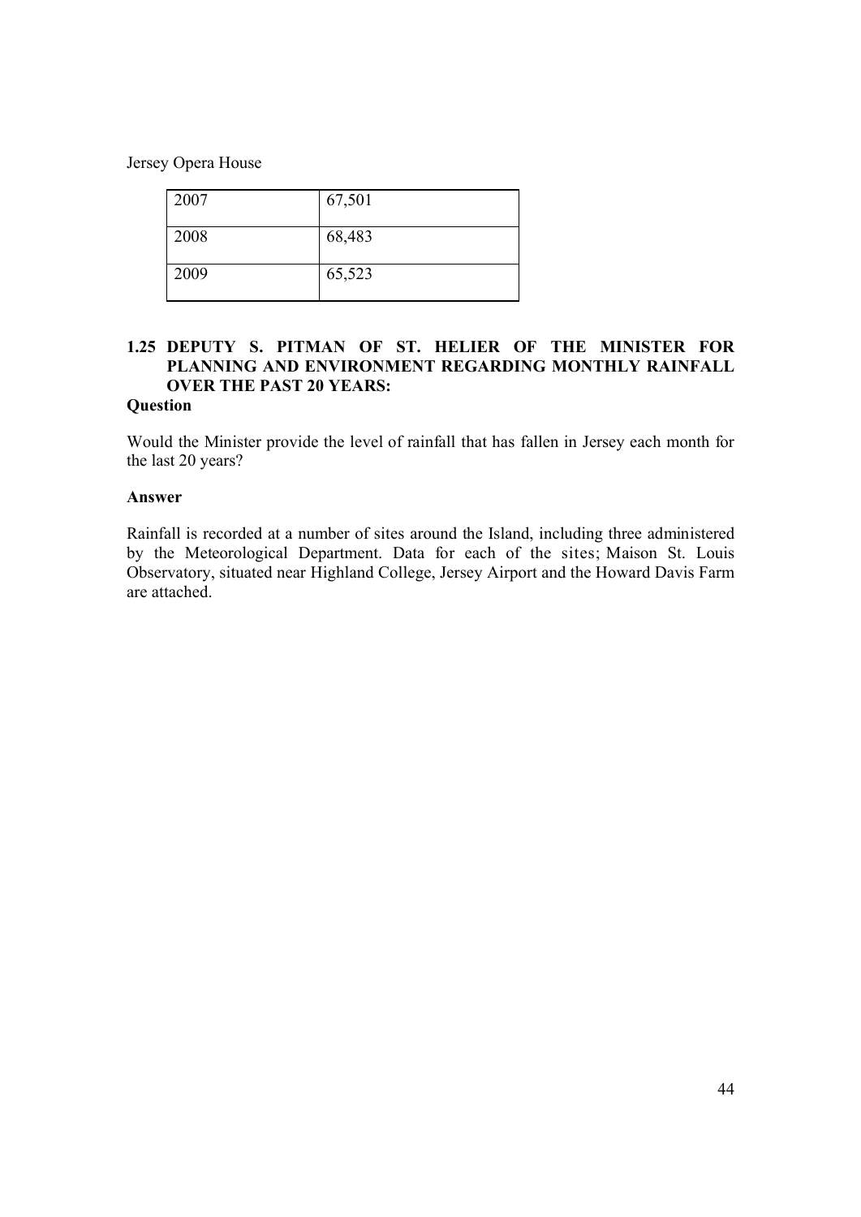Jersey Opera House

| 2007 | 67,501 |
|---|---|
| 2008 | 68,483 |
| 2009 | 65,523 |

### 1.25 DEPUTY S. PITMAN OF ST. HELIER OF THE MINISTER FOR PLANNING AND ENVIRONMENT REGARDING MONTHLY RAINFALL OVER THE PAST 20 YEARS:

**Question**

Would the Minister provide the level of rainfall that has fallen in Jersey each month for the last 20 years?

**Answer**

Rainfall is recorded at a number of sites around the Island, including three administered by the Meteorological Department. Data for each of the sites; Maison St. Louis Observatory, situated near Highland College, Jersey Airport and the Howard Davis Farm are attached.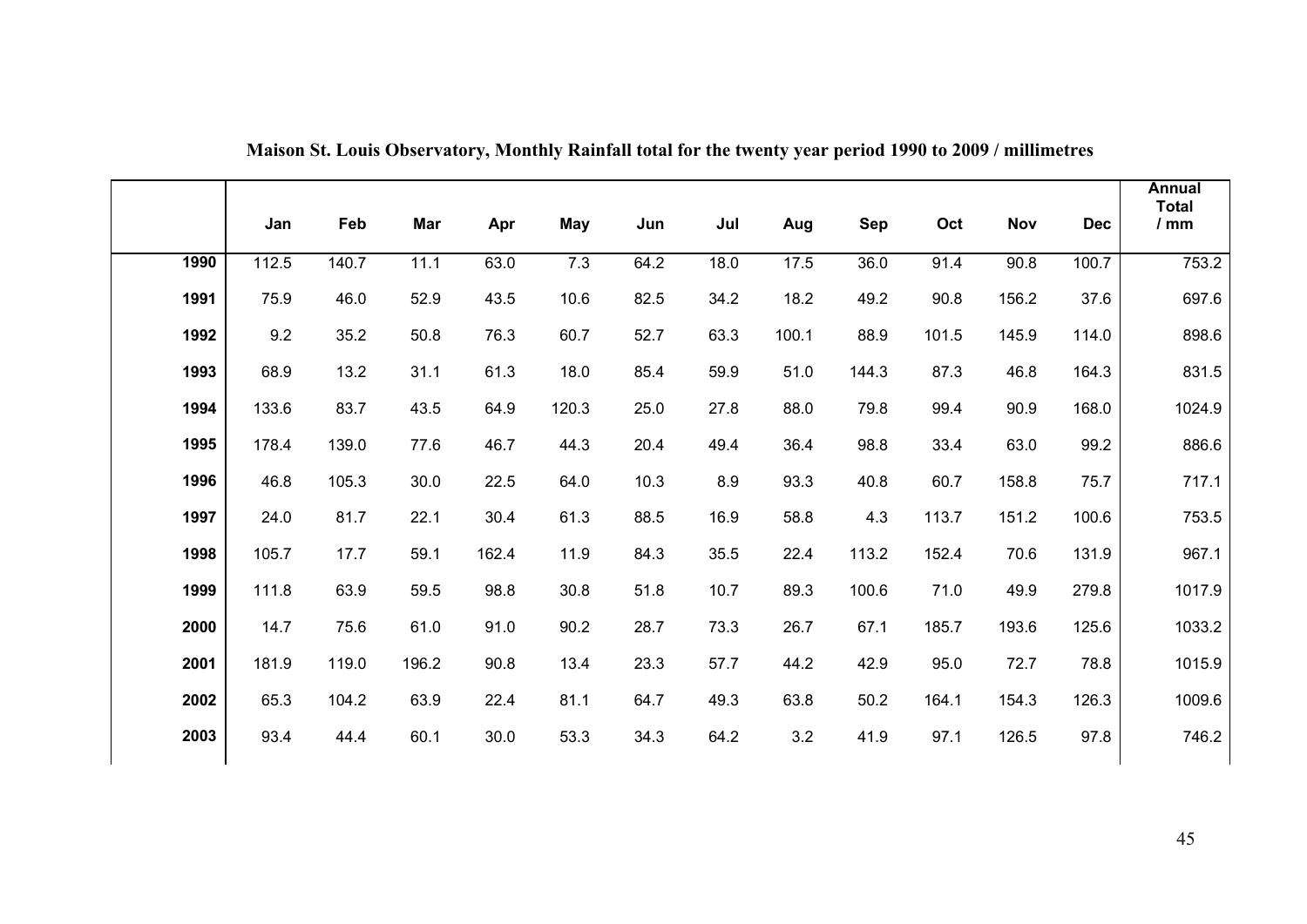**Maison St. Louis Observatory, Monthly Rainfall total for the twenty year period 1990 to 2009 / millimetres**

| | Jan | Feb | Mar | Apr | May | Jun | Jul | Aug | Sep | Oct | Nov | Dec | Annual Total / mm |
|---|---|---|---|---|---|---|---|---|---|---|---|---|---|
| 1990 | 112.5 | 140.7 | 11.1 | 63.0 | 7.3 | 64.2 | 18.0 | 17.5 | 36.0 | 91.4 | 90.8 | 100.7 | 753.2 |
| 1991 | 75.9 | 46.0 | 52.9 | 43.5 | 10.6 | 82.5 | 34.2 | 18.2 | 49.2 | 90.8 | 156.2 | 37.6 | 697.6 |
| 1992 | 9.2 | 35.2 | 50.8 | 76.3 | 60.7 | 52.7 | 63.3 | 100.1 | 88.9 | 101.5 | 145.9 | 114.0 | 898.6 |
| 1993 | 68.9 | 13.2 | 31.1 | 61.3 | 18.0 | 85.4 | 59.9 | 51.0 | 144.3 | 87.3 | 46.8 | 164.3 | 831.5 |
| 1994 | 133.6 | 83.7 | 43.5 | 64.9 | 120.3 | 25.0 | 27.8 | 88.0 | 79.8 | 99.4 | 90.9 | 168.0 | 1024.9 |
| 1995 | 178.4 | 139.0 | 77.6 | 46.7 | 44.3 | 20.4 | 49.4 | 36.4 | 98.8 | 33.4 | 63.0 | 99.2 | 886.6 |
| 1996 | 46.8 | 105.3 | 30.0 | 22.5 | 64.0 | 10.3 | 8.9 | 93.3 | 40.8 | 60.7 | 158.8 | 75.7 | 717.1 |
| 1997 | 24.0 | 81.7 | 22.1 | 30.4 | 61.3 | 88.5 | 16.9 | 58.8 | 4.3 | 113.7 | 151.2 | 100.6 | 753.5 |
| 1998 | 105.7 | 17.7 | 59.1 | 162.4 | 11.9 | 84.3 | 35.5 | 22.4 | 113.2 | 152.4 | 70.6 | 131.9 | 967.1 |
| 1999 | 111.8 | 63.9 | 59.5 | 98.8 | 30.8 | 51.8 | 10.7 | 89.3 | 100.6 | 71.0 | 49.9 | 279.8 | 1017.9 |
| 2000 | 14.7 | 75.6 | 61.0 | 91.0 | 90.2 | 28.7 | 73.3 | 26.7 | 67.1 | 185.7 | 193.6 | 125.6 | 1033.2 |
| 2001 | 181.9 | 119.0 | 196.2 | 90.8 | 13.4 | 23.3 | 57.7 | 44.2 | 42.9 | 95.0 | 72.7 | 78.8 | 1015.9 |
| 2002 | 65.3 | 104.2 | 63.9 | 22.4 | 81.1 | 64.7 | 49.3 | 63.8 | 50.2 | 164.1 | 154.3 | 126.3 | 1009.6 |
| 2003 | 93.4 | 44.4 | 60.1 | 30.0 | 53.3 | 34.3 | 64.2 | 3.2 | 41.9 | 97.1 | 126.5 | 97.8 | 746.2 |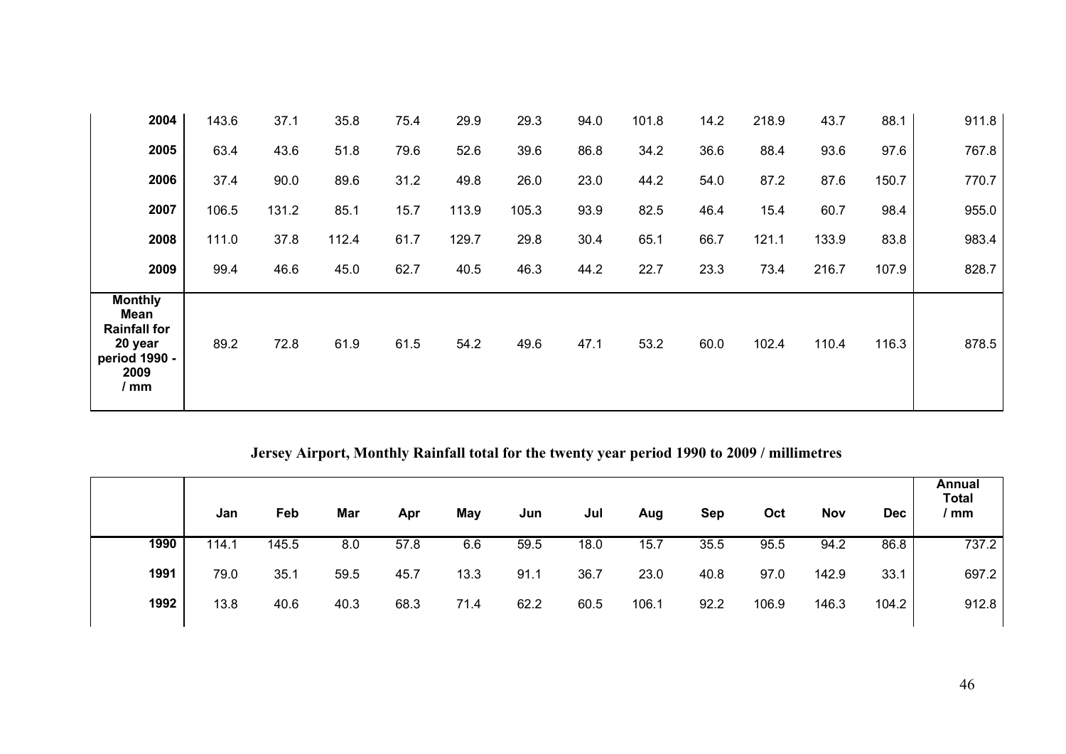| | | | | | | | | | | | | | |
|---|---|---|---|---|---|---|---|---|---|---|---|---|---|
| **2004** | 143.6 | 37.1 | 35.8 | 75.4 | 29.9 | 29.3 | 94.0 | 101.8 | 14.2 | 218.9 | 43.7 | 88.1 | 911.8 |
| **2005** | 63.4 | 43.6 | 51.8 | 79.6 | 52.6 | 39.6 | 86.8 | 34.2 | 36.6 | 88.4 | 93.6 | 97.6 | 767.8 |
| **2006** | 37.4 | 90.0 | 89.6 | 31.2 | 49.8 | 26.0 | 23.0 | 44.2 | 54.0 | 87.2 | 87.6 | 150.7 | 770.7 |
| **2007** | 106.5 | 131.2 | 85.1 | 15.7 | 113.9 | 105.3 | 93.9 | 82.5 | 46.4 | 15.4 | 60.7 | 98.4 | 955.0 |
| **2008** | 111.0 | 37.8 | 112.4 | 61.7 | 129.7 | 29.8 | 30.4 | 65.1 | 66.7 | 121.1 | 133.9 | 83.8 | 983.4 |
| **2009** | 99.4 | 46.6 | 45.0 | 62.7 | 40.5 | 46.3 | 44.2 | 22.7 | 23.3 | 73.4 | 216.7 | 107.9 | 828.7 |
| **Monthly Mean Rainfall for 20 year period 1990 - 2009 / mm** | 89.2 | 72.8 | 61.9 | 61.5 | 54.2 | 49.6 | 47.1 | 53.2 | 60.0 | 102.4 | 110.4 | 116.3 | 878.5 |

**Jersey Airport, Monthly Rainfall total for the twenty year period 1990 to 2009 / millimetres**

| | Jan | Feb | Mar | Apr | May | Jun | Jul | Aug | Sep | Oct | Nov | Dec | Annual Total / mm |
|---|---|---|---|---|---|---|---|---|---|---|---|---|---|
| **1990** | 114.1 | 145.5 | 8.0 | 57.8 | 6.6 | 59.5 | 18.0 | 15.7 | 35.5 | 95.5 | 94.2 | 86.8 | 737.2 |
| **1991** | 79.0 | 35.1 | 59.5 | 45.7 | 13.3 | 91.1 | 36.7 | 23.0 | 40.8 | 97.0 | 142.9 | 33.1 | 697.2 |
| **1992** | 13.8 | 40.6 | 40.3 | 68.3 | 71.4 | 62.2 | 60.5 | 106.1 | 92.2 | 106.9 | 146.3 | 104.2 | 912.8 |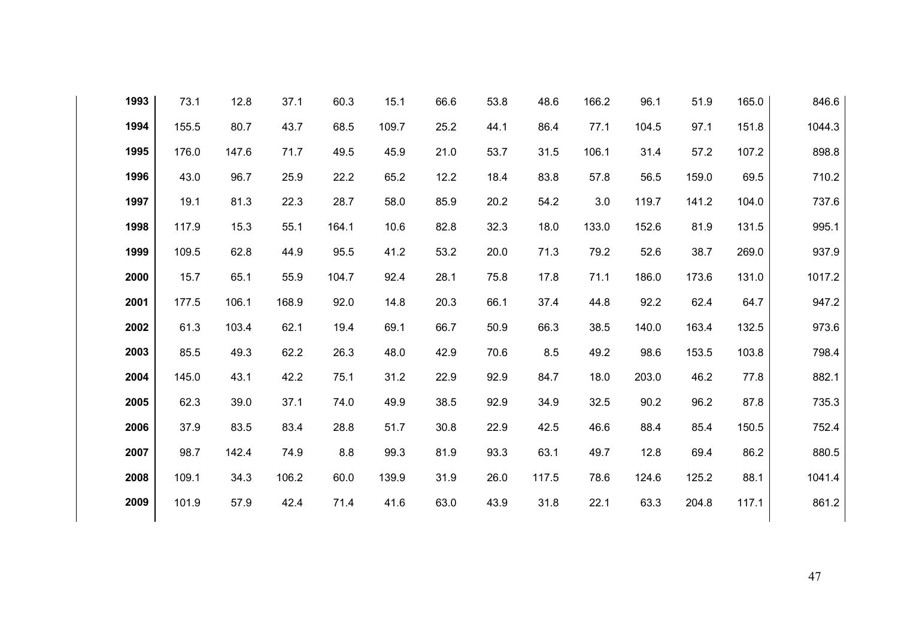| | | | | | | | | | | | | | |
|---|---|---|---|---|---|---|---|---|---|---|---|---|---|
| **1993** | 73.1 | 12.8 | 37.1 | 60.3 | 15.1 | 66.6 | 53.8 | 48.6 | 166.2 | 96.1 | 51.9 | 165.0 | 846.6 |
| **1994** | 155.5 | 80.7 | 43.7 | 68.5 | 109.7 | 25.2 | 44.1 | 86.4 | 77.1 | 104.5 | 97.1 | 151.8 | 1044.3 |
| **1995** | 176.0 | 147.6 | 71.7 | 49.5 | 45.9 | 21.0 | 53.7 | 31.5 | 106.1 | 31.4 | 57.2 | 107.2 | 898.8 |
| **1996** | 43.0 | 96.7 | 25.9 | 22.2 | 65.2 | 12.2 | 18.4 | 83.8 | 57.8 | 56.5 | 159.0 | 69.5 | 710.2 |
| **1997** | 19.1 | 81.3 | 22.3 | 28.7 | 58.0 | 85.9 | 20.2 | 54.2 | 3.0 | 119.7 | 141.2 | 104.0 | 737.6 |
| **1998** | 117.9 | 15.3 | 55.1 | 164.1 | 10.6 | 82.8 | 32.3 | 18.0 | 133.0 | 152.6 | 81.9 | 131.5 | 995.1 |
| **1999** | 109.5 | 62.8 | 44.9 | 95.5 | 41.2 | 53.2 | 20.0 | 71.3 | 79.2 | 52.6 | 38.7 | 269.0 | 937.9 |
| **2000** | 15.7 | 65.1 | 55.9 | 104.7 | 92.4 | 28.1 | 75.8 | 17.8 | 71.1 | 186.0 | 173.6 | 131.0 | 1017.2 |
| **2001** | 177.5 | 106.1 | 168.9 | 92.0 | 14.8 | 20.3 | 66.1 | 37.4 | 44.8 | 92.2 | 62.4 | 64.7 | 947.2 |
| **2002** | 61.3 | 103.4 | 62.1 | 19.4 | 69.1 | 66.7 | 50.9 | 66.3 | 38.5 | 140.0 | 163.4 | 132.5 | 973.6 |
| **2003** | 85.5 | 49.3 | 62.2 | 26.3 | 48.0 | 42.9 | 70.6 | 8.5 | 49.2 | 98.6 | 153.5 | 103.8 | 798.4 |
| **2004** | 145.0 | 43.1 | 42.2 | 75.1 | 31.2 | 22.9 | 92.9 | 84.7 | 18.0 | 203.0 | 46.2 | 77.8 | 882.1 |
| **2005** | 62.3 | 39.0 | 37.1 | 74.0 | 49.9 | 38.5 | 92.9 | 34.9 | 32.5 | 90.2 | 96.2 | 87.8 | 735.3 |
| **2006** | 37.9 | 83.5 | 83.4 | 28.8 | 51.7 | 30.8 | 22.9 | 42.5 | 46.6 | 88.4 | 85.4 | 150.5 | 752.4 |
| **2007** | 98.7 | 142.4 | 74.9 | 8.8 | 99.3 | 81.9 | 93.3 | 63.1 | 49.7 | 12.8 | 69.4 | 86.2 | 880.5 |
| **2008** | 109.1 | 34.3 | 106.2 | 60.0 | 139.9 | 31.9 | 26.0 | 117.5 | 78.6 | 124.6 | 125.2 | 88.1 | 1041.4 |
| **2009** | 101.9 | 57.9 | 42.4 | 71.4 | 41.6 | 63.0 | 43.9 | 31.8 | 22.1 | 63.3 | 204.8 | 117.1 | 861.2 |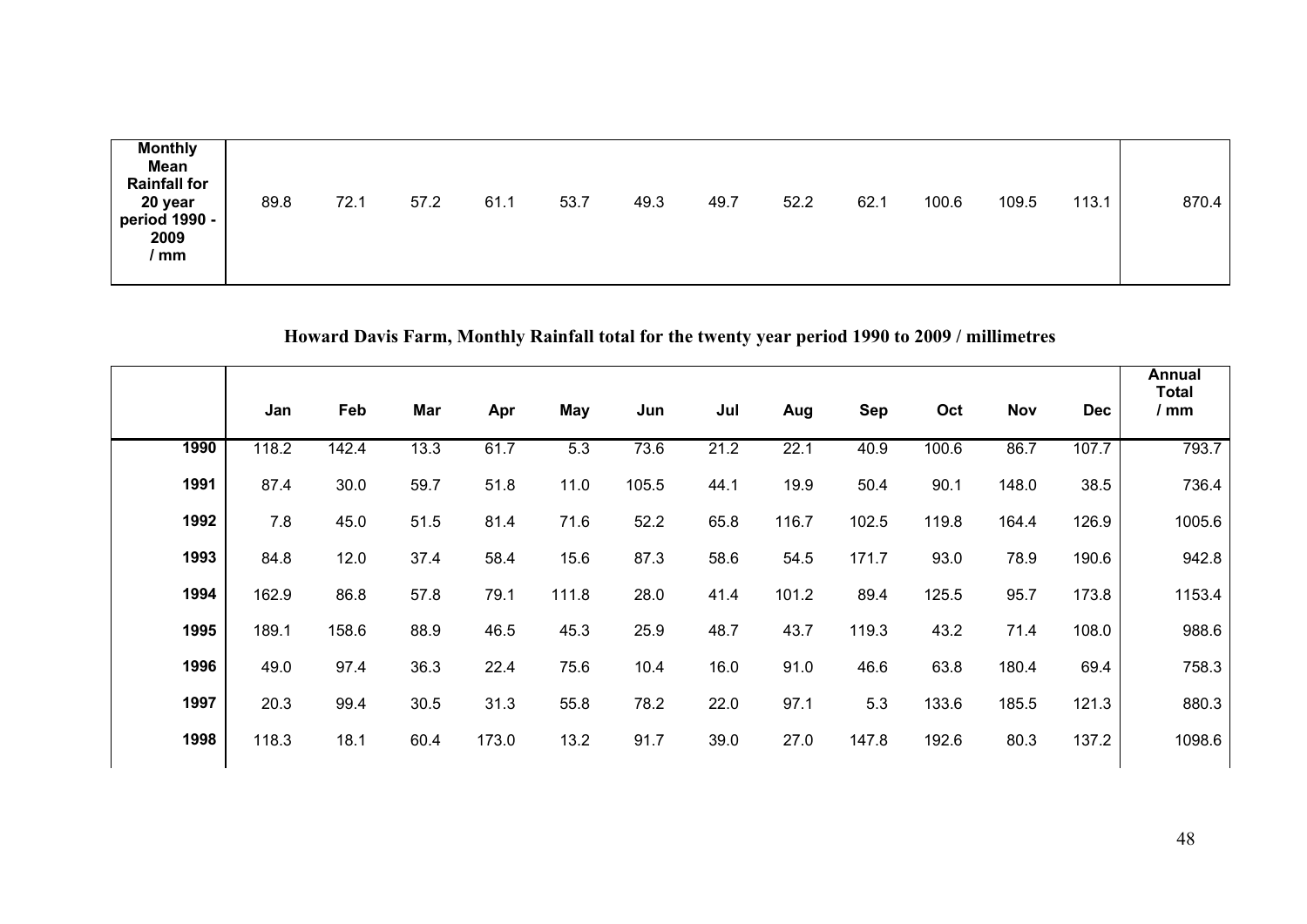| Monthly Mean Rainfall for 20 year period 1990 - 2009 / mm | 89.8 | 72.1 | 57.2 | 61.1 | 53.7 | 49.3 | 49.7 | 52.2 | 62.1 | 100.6 | 109.5 | 113.1 | 870.4 |
|---|---|---|---|---|---|---|---|---|---|---|---|---|---|

**Howard Davis Farm, Monthly Rainfall total for the twenty year period 1990 to 2009 / millimetres**

| | Jan | Feb | Mar | Apr | May | Jun | Jul | Aug | Sep | Oct | Nov | Dec | Annual Total / mm |
|---|---|---|---|---|---|---|---|---|---|---|---|---|---|
| 1990 | 118.2 | 142.4 | 13.3 | 61.7 | 5.3 | 73.6 | 21.2 | 22.1 | 40.9 | 100.6 | 86.7 | 107.7 | 793.7 |
| 1991 | 87.4 | 30.0 | 59.7 | 51.8 | 11.0 | 105.5 | 44.1 | 19.9 | 50.4 | 90.1 | 148.0 | 38.5 | 736.4 |
| 1992 | 7.8 | 45.0 | 51.5 | 81.4 | 71.6 | 52.2 | 65.8 | 116.7 | 102.5 | 119.8 | 164.4 | 126.9 | 1005.6 |
| 1993 | 84.8 | 12.0 | 37.4 | 58.4 | 15.6 | 87.3 | 58.6 | 54.5 | 171.7 | 93.0 | 78.9 | 190.6 | 942.8 |
| 1994 | 162.9 | 86.8 | 57.8 | 79.1 | 111.8 | 28.0 | 41.4 | 101.2 | 89.4 | 125.5 | 95.7 | 173.8 | 1153.4 |
| 1995 | 189.1 | 158.6 | 88.9 | 46.5 | 45.3 | 25.9 | 48.7 | 43.7 | 119.3 | 43.2 | 71.4 | 108.0 | 988.6 |
| 1996 | 49.0 | 97.4 | 36.3 | 22.4 | 75.6 | 10.4 | 16.0 | 91.0 | 46.6 | 63.8 | 180.4 | 69.4 | 758.3 |
| 1997 | 20.3 | 99.4 | 30.5 | 31.3 | 55.8 | 78.2 | 22.0 | 97.1 | 5.3 | 133.6 | 185.5 | 121.3 | 880.3 |
| 1998 | 118.3 | 18.1 | 60.4 | 173.0 | 13.2 | 91.7 | 39.0 | 27.0 | 147.8 | 192.6 | 80.3 | 137.2 | 1098.6 |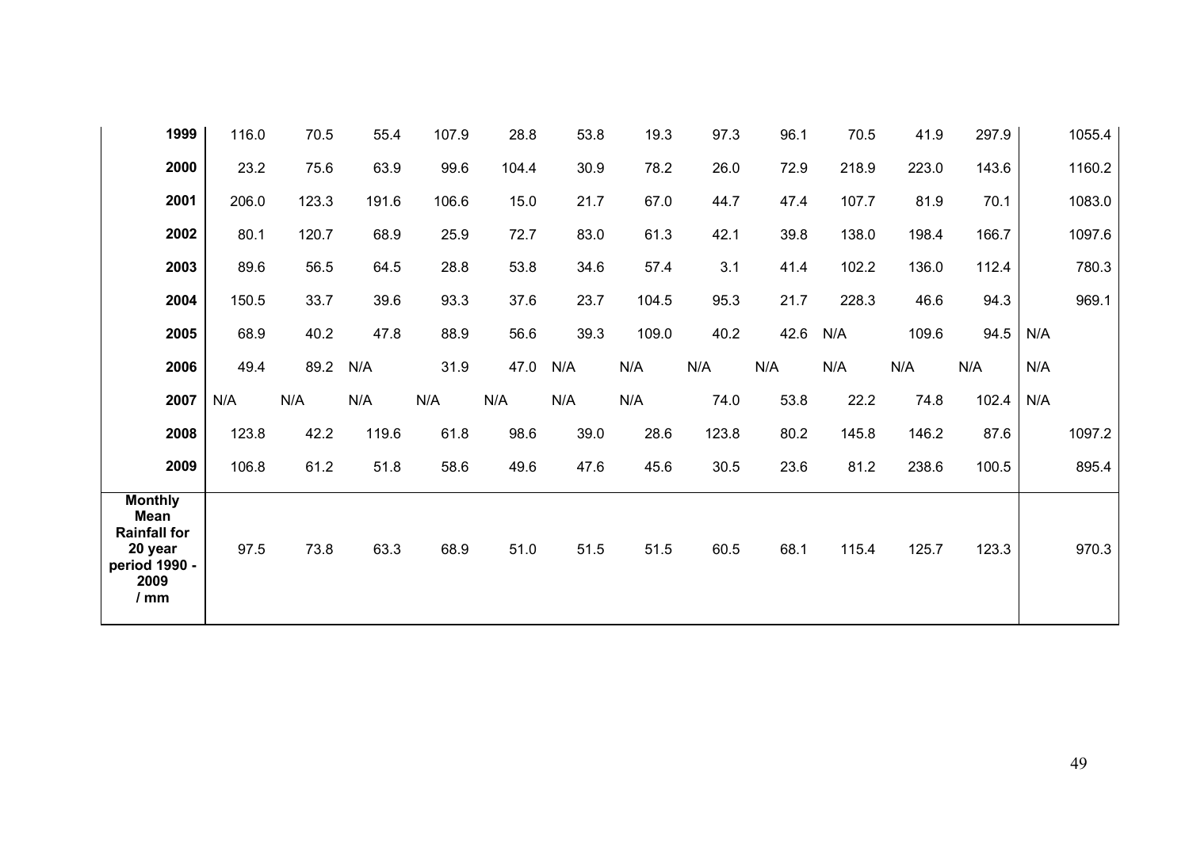| | | | | | | | | | | | | | |
|---|---|---|---|---|---|---|---|---|---|---|---|---|---|
| **1999** | 116.0 | 70.5 | 55.4 | 107.9 | 28.8 | 53.8 | 19.3 | 97.3 | 96.1 | 70.5 | 41.9 | 297.9 | 1055.4 |
| **2000** | 23.2 | 75.6 | 63.9 | 99.6 | 104.4 | 30.9 | 78.2 | 26.0 | 72.9 | 218.9 | 223.0 | 143.6 | 1160.2 |
| **2001** | 206.0 | 123.3 | 191.6 | 106.6 | 15.0 | 21.7 | 67.0 | 44.7 | 47.4 | 107.7 | 81.9 | 70.1 | 1083.0 |
| **2002** | 80.1 | 120.7 | 68.9 | 25.9 | 72.7 | 83.0 | 61.3 | 42.1 | 39.8 | 138.0 | 198.4 | 166.7 | 1097.6 |
| **2003** | 89.6 | 56.5 | 64.5 | 28.8 | 53.8 | 34.6 | 57.4 | 3.1 | 41.4 | 102.2 | 136.0 | 112.4 | 780.3 |
| **2004** | 150.5 | 33.7 | 39.6 | 93.3 | 37.6 | 23.7 | 104.5 | 95.3 | 21.7 | 228.3 | 46.6 | 94.3 | 969.1 |
| **2005** | 68.9 | 40.2 | 47.8 | 88.9 | 56.6 | 39.3 | 109.0 | 40.2 | 42.6 | N/A | 109.6 | 94.5 | N/A |
| **2006** | 49.4 | 89.2 | N/A | 31.9 | 47.0 | N/A | N/A | N/A | N/A | N/A | N/A | N/A | N/A |
| **2007** | N/A | N/A | N/A | N/A | N/A | N/A | N/A | 74.0 | 53.8 | 22.2 | 74.8 | 102.4 | N/A |
| **2008** | 123.8 | 42.2 | 119.6 | 61.8 | 98.6 | 39.0 | 28.6 | 123.8 | 80.2 | 145.8 | 146.2 | 87.6 | 1097.2 |
| **2009** | 106.8 | 61.2 | 51.8 | 58.6 | 49.6 | 47.6 | 45.6 | 30.5 | 23.6 | 81.2 | 238.6 | 100.5 | 895.4 |
| **Monthly Mean Rainfall for 20 year period 1990 - 2009 / mm** | 97.5 | 73.8 | 63.3 | 68.9 | 51.0 | 51.5 | 51.5 | 60.5 | 68.1 | 115.4 | 125.7 | 123.3 | 970.3 |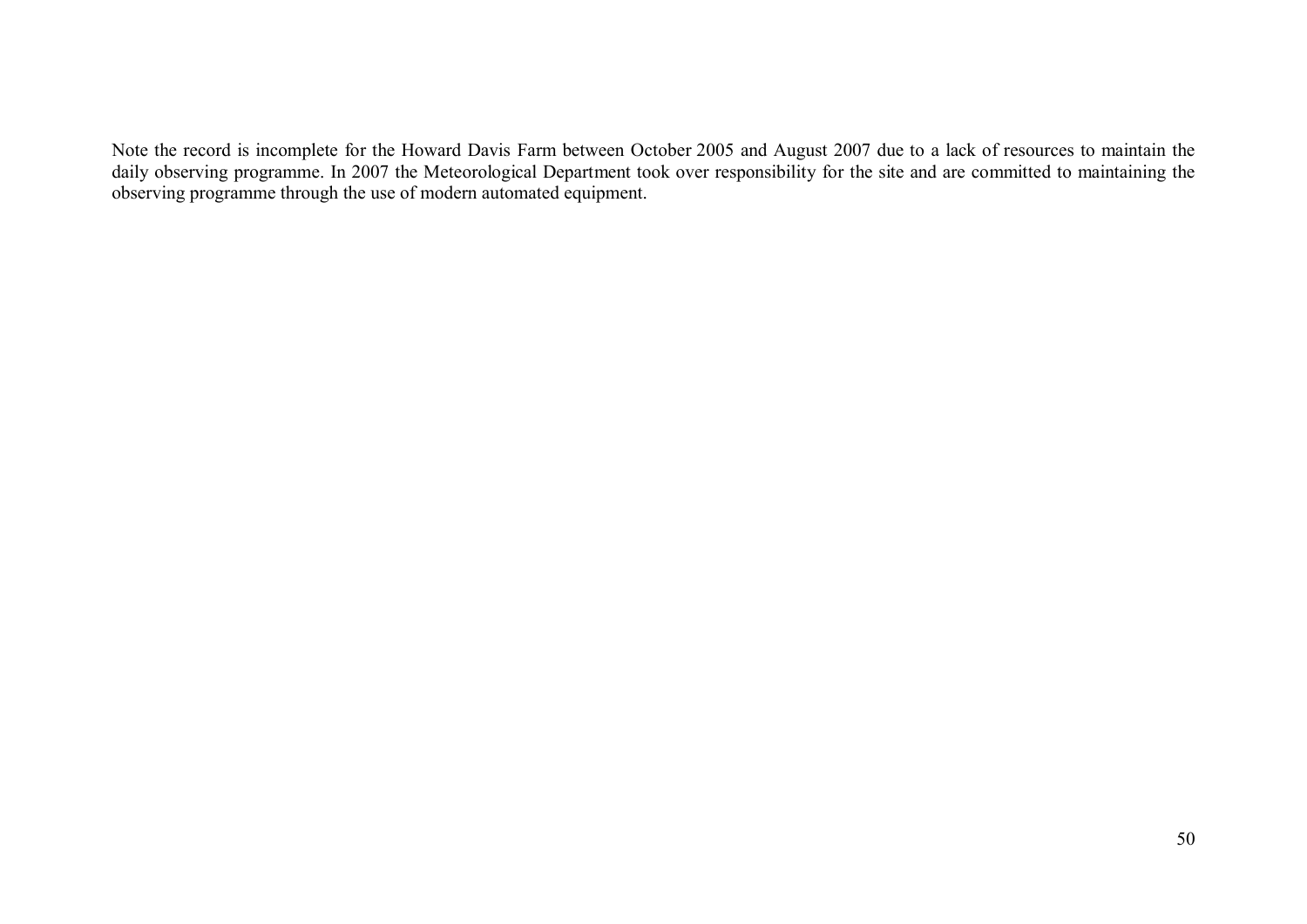Note the record is incomplete for the Howard Davis Farm between October 2005 and August 2007 due to a lack of resources to maintain the daily observing programme. In 2007 the Meteorological Department took over responsibility for the site and are committed to maintaining the observing programme through the use of modern automated equipment.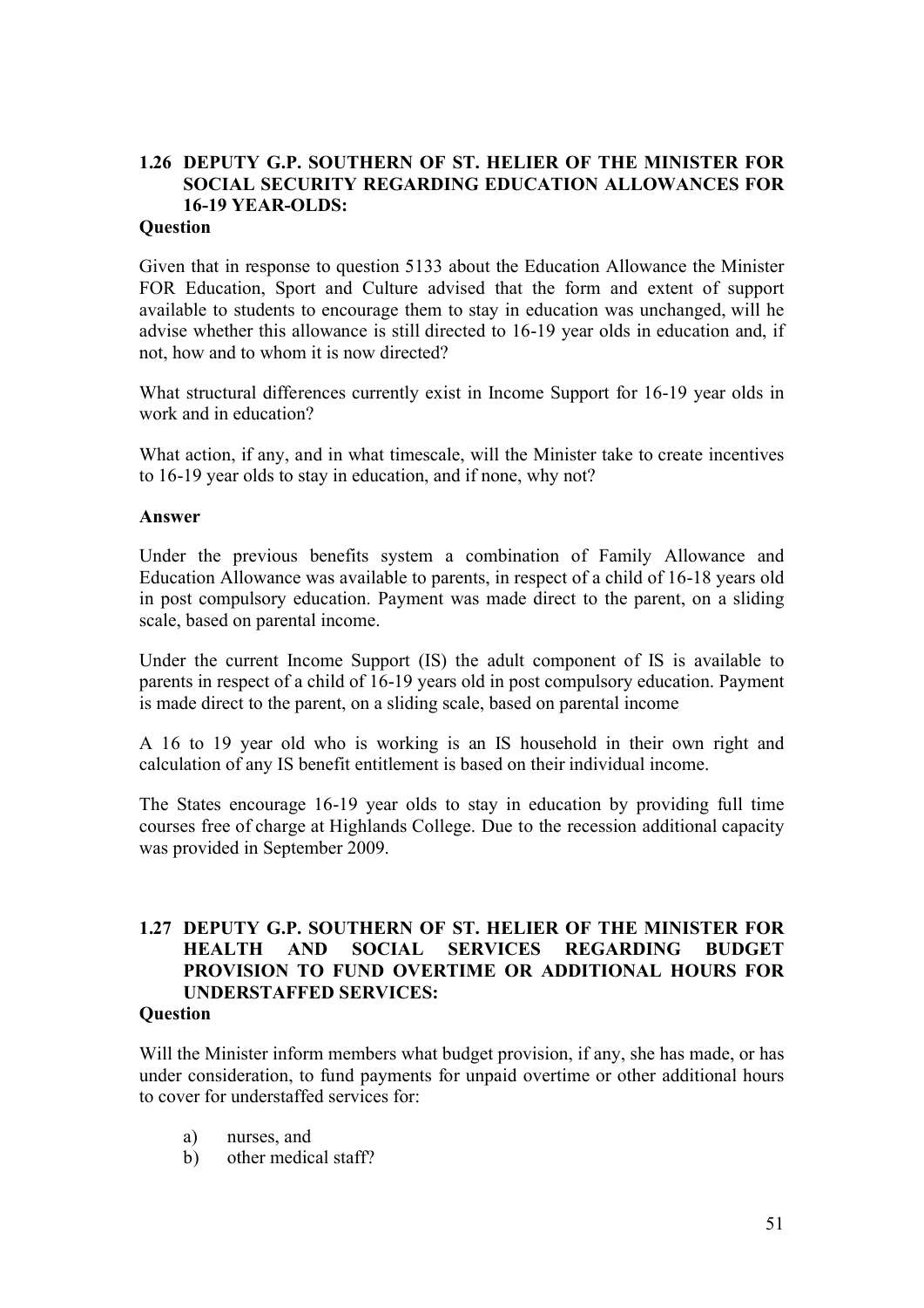### 1.26 DEPUTY G.P. SOUTHERN OF ST. HELIER OF THE MINISTER FOR SOCIAL SECURITY REGARDING EDUCATION ALLOWANCES FOR 16-19 YEAR-OLDS:

**Question**

Given that in response to question 5133 about the Education Allowance the Minister FOR Education, Sport and Culture advised that the form and extent of support available to students to encourage them to stay in education was unchanged, will he advise whether this allowance is still directed to 16-19 year olds in education and, if not, how and to whom it is now directed?

What structural differences currently exist in Income Support for 16-19 year olds in work and in education?

What action, if any, and in what timescale, will the Minister take to create incentives to 16-19 year olds to stay in education, and if none, why not?

**Answer**

Under the previous benefits system a combination of Family Allowance and Education Allowance was available to parents, in respect of a child of 16-18 years old in post compulsory education. Payment was made direct to the parent, on a sliding scale, based on parental income.

Under the current Income Support (IS) the adult component of IS is available to parents in respect of a child of 16-19 years old in post compulsory education. Payment is made direct to the parent, on a sliding scale, based on parental income

A 16 to 19 year old who is working is an IS household in their own right and calculation of any IS benefit entitlement is based on their individual income.

The States encourage 16-19 year olds to stay in education by providing full time courses free of charge at Highlands College. Due to the recession additional capacity was provided in September 2009.

### 1.27 DEPUTY G.P. SOUTHERN OF ST. HELIER OF THE MINISTER FOR HEALTH AND SOCIAL SERVICES REGARDING BUDGET PROVISION TO FUND OVERTIME OR ADDITIONAL HOURS FOR UNDERSTAFFED SERVICES:

**Question**

Will the Minister inform members what budget provision, if any, she has made, or has under consideration, to fund payments for unpaid overtime or other additional hours to cover for understaffed services for:

a) nurses, and
b) other medical staff?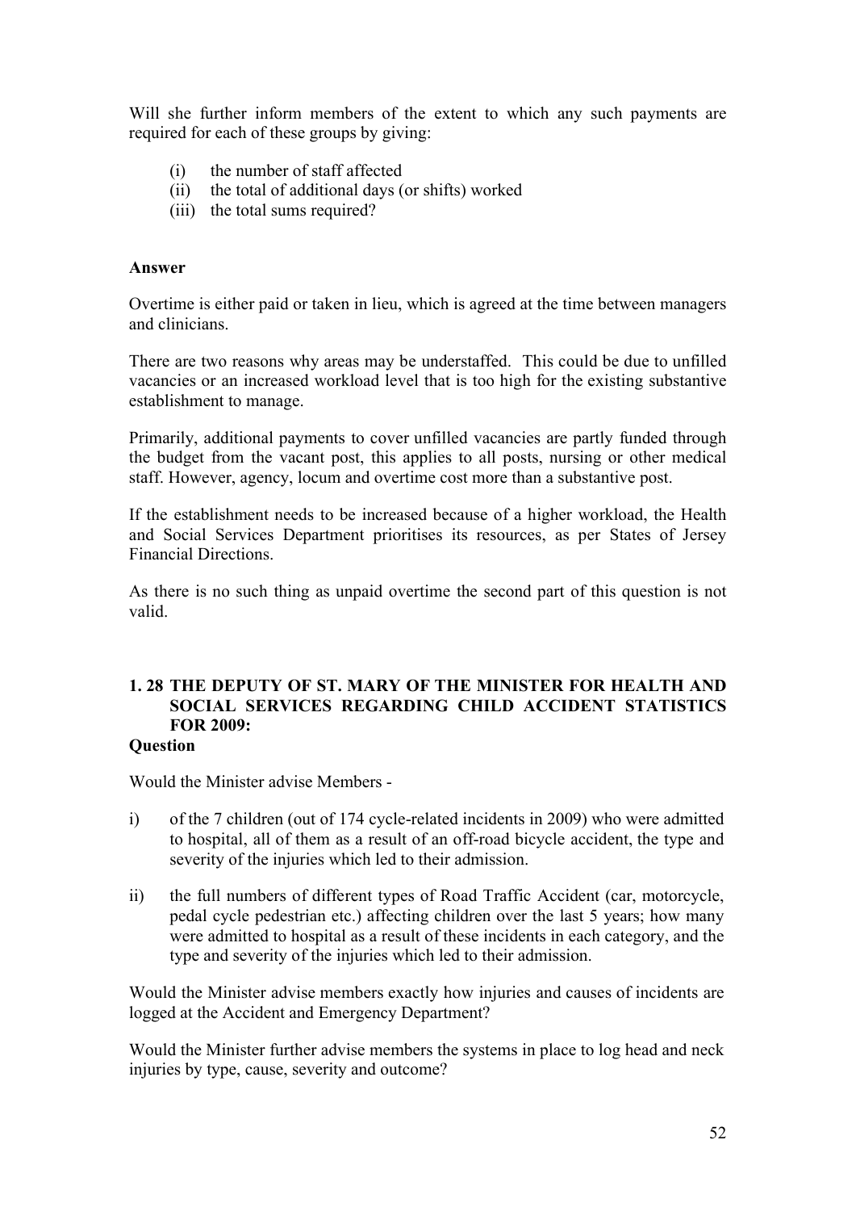Will she further inform members of the extent to which any such payments are required for each of these groups by giving:

(i) the number of staff affected
(ii) the total of additional days (or shifts) worked
(iii) the total sums required?

**Answer**

Overtime is either paid or taken in lieu, which is agreed at the time between managers and clinicians.

There are two reasons why areas may be understaffed. This could be due to unfilled vacancies or an increased workload level that is too high for the existing substantive establishment to manage.

Primarily, additional payments to cover unfilled vacancies are partly funded through the budget from the vacant post, this applies to all posts, nursing or other medical staff. However, agency, locum and overtime cost more than a substantive post.

If the establishment needs to be increased because of a higher workload, the Health and Social Services Department prioritises its resources, as per States of Jersey Financial Directions.

As there is no such thing as unpaid overtime the second part of this question is not valid.

## 1. 28 THE DEPUTY OF ST. MARY OF THE MINISTER FOR HEALTH AND SOCIAL SERVICES REGARDING CHILD ACCIDENT STATISTICS FOR 2009:

**Question**

Would the Minister advise Members -

i) of the 7 children (out of 174 cycle-related incidents in 2009) who were admitted to hospital, all of them as a result of an off-road bicycle accident, the type and severity of the injuries which led to their admission.

ii) the full numbers of different types of Road Traffic Accident (car, motorcycle, pedal cycle pedestrian etc.) affecting children over the last 5 years; how many were admitted to hospital as a result of these incidents in each category, and the type and severity of the injuries which led to their admission.

Would the Minister advise members exactly how injuries and causes of incidents are logged at the Accident and Emergency Department?

Would the Minister further advise members the systems in place to log head and neck injuries by type, cause, severity and outcome?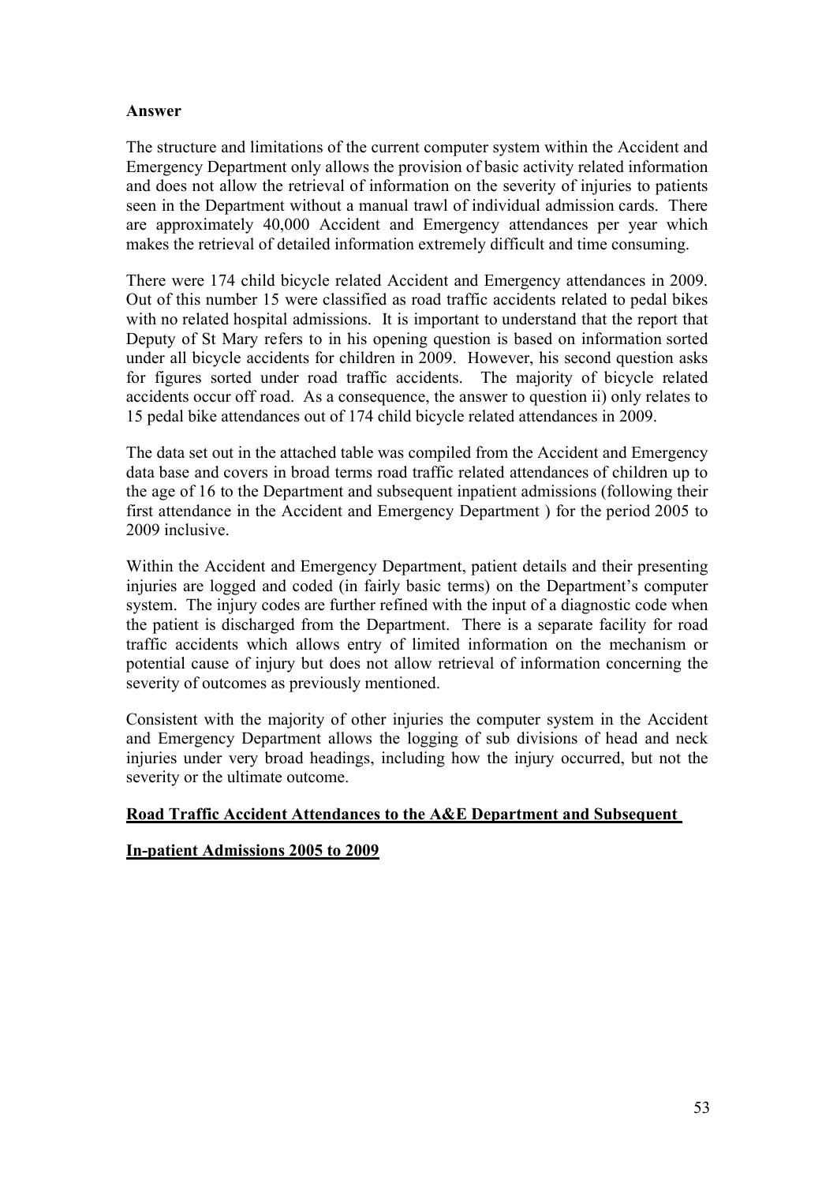**Answer**

The structure and limitations of the current computer system within the Accident and Emergency Department only allows the provision of basic activity related information and does not allow the retrieval of information on the severity of injuries to patients seen in the Department without a manual trawl of individual admission cards. There are approximately 40,000 Accident and Emergency attendances per year which makes the retrieval of detailed information extremely difficult and time consuming.

There were 174 child bicycle related Accident and Emergency attendances in 2009. Out of this number 15 were classified as road traffic accidents related to pedal bikes with no related hospital admissions. It is important to understand that the report that Deputy of St Mary refers to in his opening question is based on information sorted under all bicycle accidents for children in 2009. However, his second question asks for figures sorted under road traffic accidents. The majority of bicycle related accidents occur off road. As a consequence, the answer to question ii) only relates to 15 pedal bike attendances out of 174 child bicycle related attendances in 2009.

The data set out in the attached table was compiled from the Accident and Emergency data base and covers in broad terms road traffic related attendances of children up to the age of 16 to the Department and subsequent inpatient admissions (following their first attendance in the Accident and Emergency Department ) for the period 2005 to 2009 inclusive.

Within the Accident and Emergency Department, patient details and their presenting injuries are logged and coded (in fairly basic terms) on the Department's computer system. The injury codes are further refined with the input of a diagnostic code when the patient is discharged from the Department. There is a separate facility for road traffic accidents which allows entry of limited information on the mechanism or potential cause of injury but does not allow retrieval of information concerning the severity of outcomes as previously mentioned.

Consistent with the majority of other injuries the computer system in the Accident and Emergency Department allows the logging of sub divisions of head and neck injuries under very broad headings, including how the injury occurred, but not the severity or the ultimate outcome.

**Road Traffic Accident Attendances to the A&E Department and Subsequent**

**In-patient Admissions 2005 to 2009**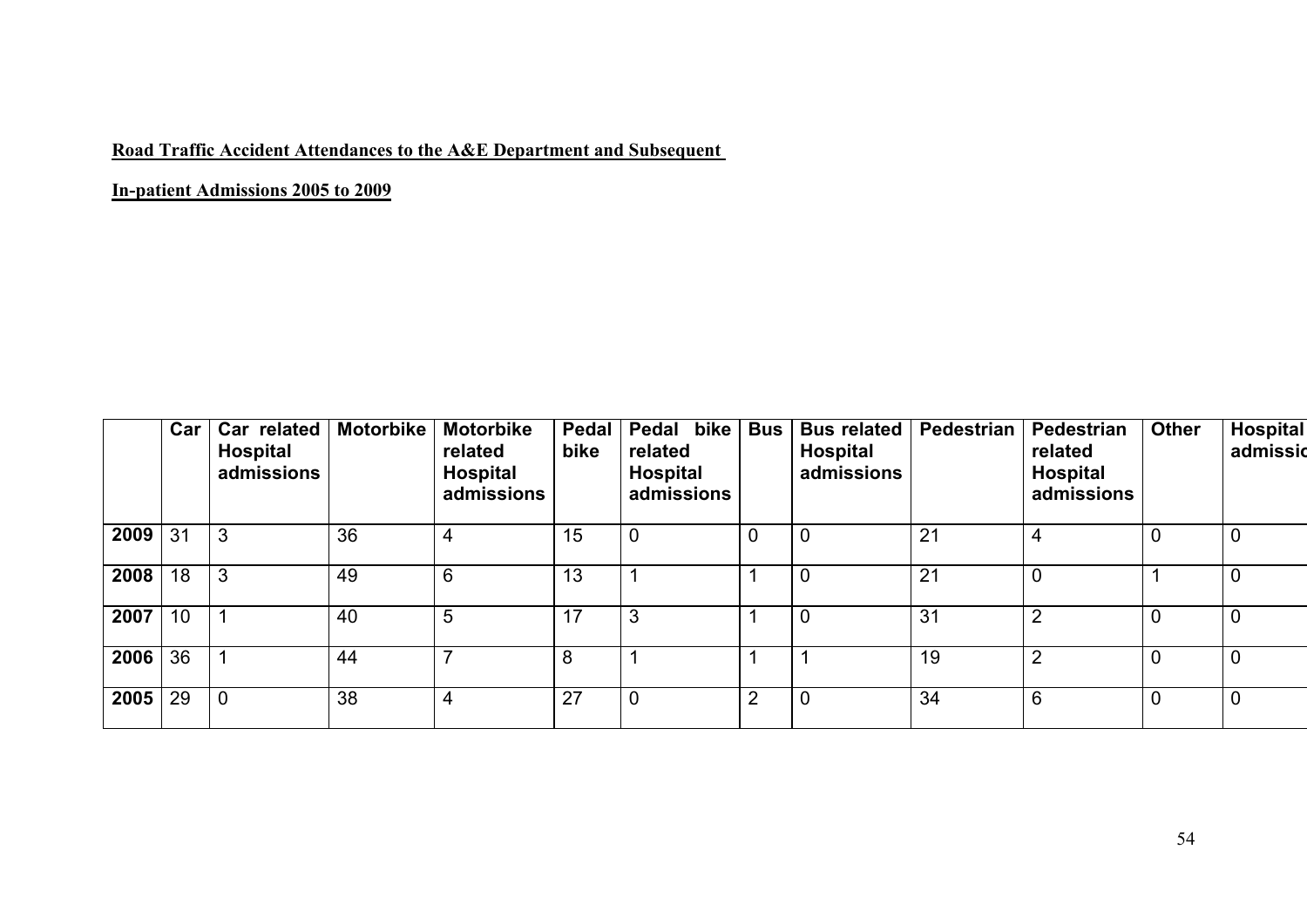**Road Traffic Accident Attendances to the A&E Department and Subsequent**

**In-patient Admissions 2005 to 2009**

| | Car | Car related Hospital admissions | Motorbike | Motorbike related Hospital admissions | Pedal bike | Pedal bike related Hospital admissions | Bus | Bus related Hospital admissions | Pedestrian | Pedestrian related Hospital admissions | Other | Hospital admissio |
|---|---|---|---|---|---|---|---|---|---|---|---|---|
| **2009** | 31 | 3 | 36 | 4 | 15 | 0 | 0 | 0 | 21 | 4 | 0 | 0 |
| **2008** | 18 | 3 | 49 | 6 | 13 | 1 | 1 | 0 | 21 | 0 | 1 | 0 |
| **2007** | 10 | 1 | 40 | 5 | 17 | 3 | 1 | 0 | 31 | 2 | 0 | 0 |
| **2006** | 36 | 1 | 44 | 7 | 8 | 1 | 1 | 1 | 19 | 2 | 0 | 0 |
| **2005** | 29 | 0 | 38 | 4 | 27 | 0 | 2 | 0 | 34 | 6 | 0 | 0 |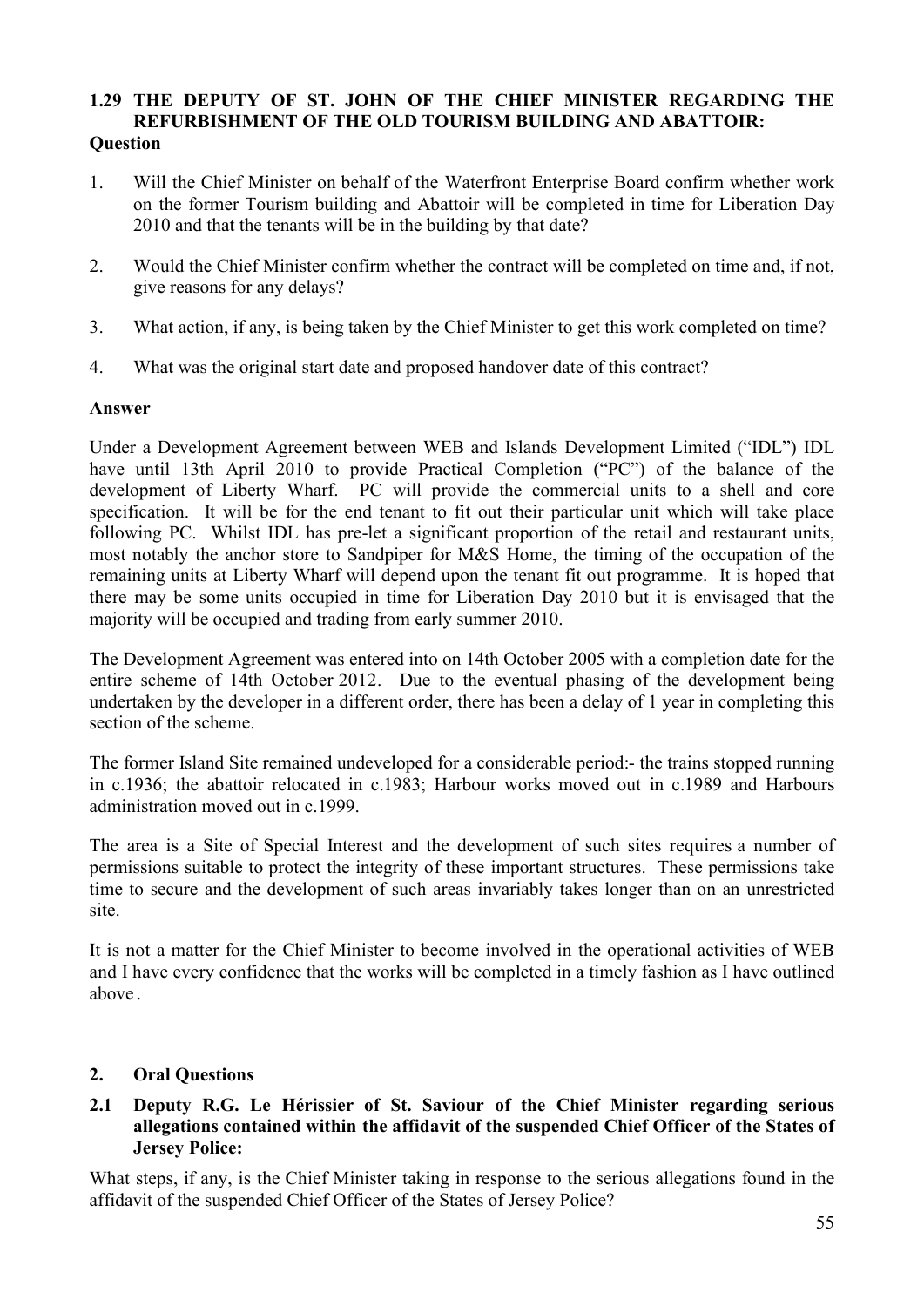### 1.29 THE DEPUTY OF ST. JOHN OF THE CHIEF MINISTER REGARDING THE REFURBISHMENT OF THE OLD TOURISM BUILDING AND ABATTOIR:

**Question**

1. Will the Chief Minister on behalf of the Waterfront Enterprise Board confirm whether work on the former Tourism building and Abattoir will be completed in time for Liberation Day 2010 and that the tenants will be in the building by that date?

2. Would the Chief Minister confirm whether the contract will be completed on time and, if not, give reasons for any delays?

3. What action, if any, is being taken by the Chief Minister to get this work completed on time?

4. What was the original start date and proposed handover date of this contract?

**Answer**

Under a Development Agreement between WEB and Islands Development Limited ("IDL") IDL have until 13th April 2010 to provide Practical Completion ("PC") of the balance of the development of Liberty Wharf. PC will provide the commercial units to a shell and core specification. It will be for the end tenant to fit out their particular unit which will take place following PC. Whilst IDL has pre-let a significant proportion of the retail and restaurant units, most notably the anchor store to Sandpiper for M&S Home, the timing of the occupation of the remaining units at Liberty Wharf will depend upon the tenant fit out programme. It is hoped that there may be some units occupied in time for Liberation Day 2010 but it is envisaged that the majority will be occupied and trading from early summer 2010.

The Development Agreement was entered into on 14th October 2005 with a completion date for the entire scheme of 14th October 2012. Due to the eventual phasing of the development being undertaken by the developer in a different order, there has been a delay of 1 year in completing this section of the scheme.

The former Island Site remained undeveloped for a considerable period:- the trains stopped running in c.1936; the abattoir relocated in c.1983; Harbour works moved out in c.1989 and Harbours administration moved out in c.1999.

The area is a Site of Special Interest and the development of such sites requires a number of permissions suitable to protect the integrity of these important structures. These permissions take time to secure and the development of such areas invariably takes longer than on an unrestricted site.

It is not a matter for the Chief Minister to become involved in the operational activities of WEB and I have every confidence that the works will be completed in a timely fashion as I have outlined above.

## 2. Oral Questions

### 2.1 Deputy R.G. Le Hérissier of St. Saviour of the Chief Minister regarding serious allegations contained within the affidavit of the suspended Chief Officer of the States of Jersey Police:

What steps, if any, is the Chief Minister taking in response to the serious allegations found in the affidavit of the suspended Chief Officer of the States of Jersey Police?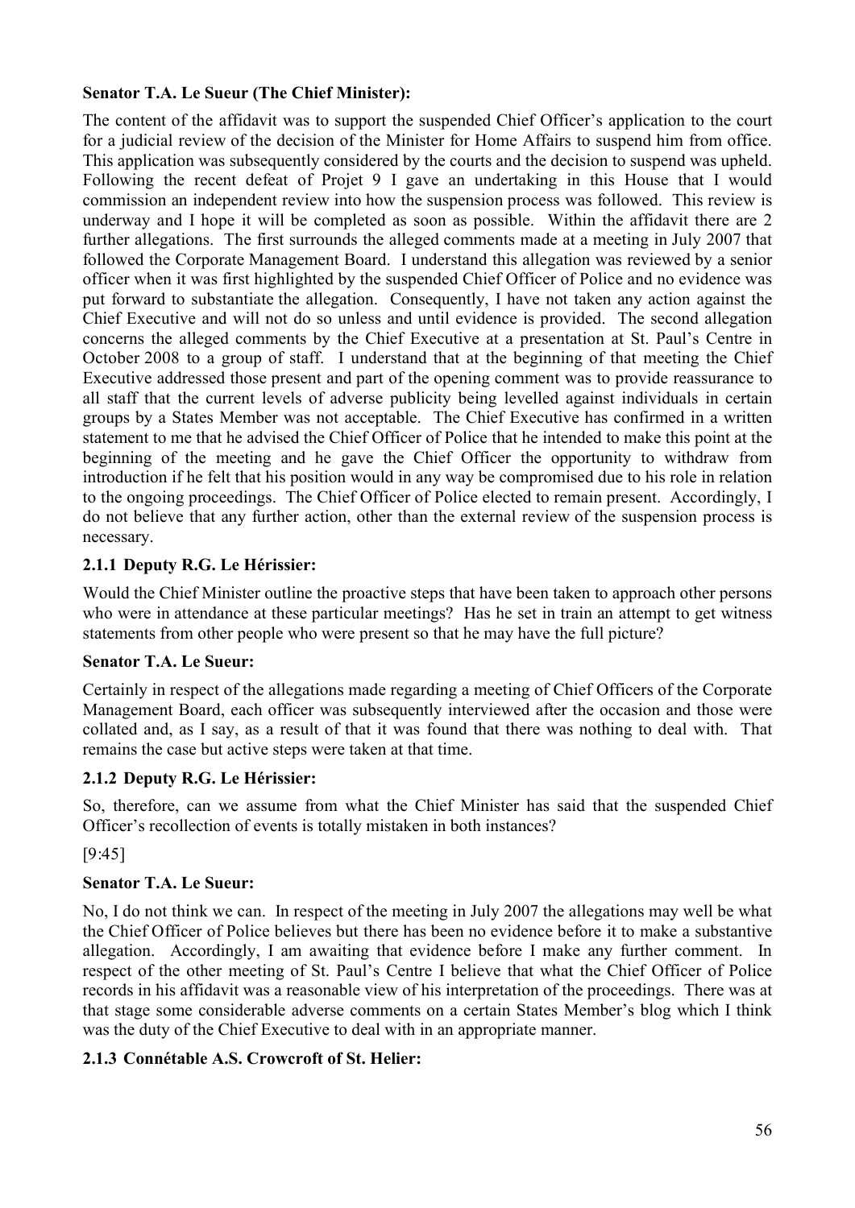**Senator T.A. Le Sueur (The Chief Minister):**

The content of the affidavit was to support the suspended Chief Officer's application to the court for a judicial review of the decision of the Minister for Home Affairs to suspend him from office. This application was subsequently considered by the courts and the decision to suspend was upheld. Following the recent defeat of Projet 9 I gave an undertaking in this House that I would commission an independent review into how the suspension process was followed. This review is underway and I hope it will be completed as soon as possible. Within the affidavit there are 2 further allegations. The first surrounds the alleged comments made at a meeting in July 2007 that followed the Corporate Management Board. I understand this allegation was reviewed by a senior officer when it was first highlighted by the suspended Chief Officer of Police and no evidence was put forward to substantiate the allegation. Consequently, I have not taken any action against the Chief Executive and will not do so unless and until evidence is provided. The second allegation concerns the alleged comments by the Chief Executive at a presentation at St. Paul's Centre in October 2008 to a group of staff. I understand that at the beginning of that meeting the Chief Executive addressed those present and part of the opening comment was to provide reassurance to all staff that the current levels of adverse publicity being levelled against individuals in certain groups by a States Member was not acceptable. The Chief Executive has confirmed in a written statement to me that he advised the Chief Officer of Police that he intended to make this point at the beginning of the meeting and he gave the Chief Officer the opportunity to withdraw from introduction if he felt that his position would in any way be compromised due to his role in relation to the ongoing proceedings. The Chief Officer of Police elected to remain present. Accordingly, I do not believe that any further action, other than the external review of the suspension process is necessary.

### 2.1.1 Deputy R.G. Le Hérissier:

Would the Chief Minister outline the proactive steps that have been taken to approach other persons who were in attendance at these particular meetings? Has he set in train an attempt to get witness statements from other people who were present so that he may have the full picture?

**Senator T.A. Le Sueur:**

Certainly in respect of the allegations made regarding a meeting of Chief Officers of the Corporate Management Board, each officer was subsequently interviewed after the occasion and those were collated and, as I say, as a result of that it was found that there was nothing to deal with. That remains the case but active steps were taken at that time.

### 2.1.2 Deputy R.G. Le Hérissier:

So, therefore, can we assume from what the Chief Minister has said that the suspended Chief Officer's recollection of events is totally mistaken in both instances?

[9:45]

**Senator T.A. Le Sueur:**

No, I do not think we can. In respect of the meeting in July 2007 the allegations may well be what the Chief Officer of Police believes but there has been no evidence before it to make a substantive allegation. Accordingly, I am awaiting that evidence before I make any further comment. In respect of the other meeting of St. Paul's Centre I believe that what the Chief Officer of Police records in his affidavit was a reasonable view of his interpretation of the proceedings. There was at that stage some considerable adverse comments on a certain States Member's blog which I think was the duty of the Chief Executive to deal with in an appropriate manner.

### 2.1.3 Connétable A.S. Crowcroft of St. Helier: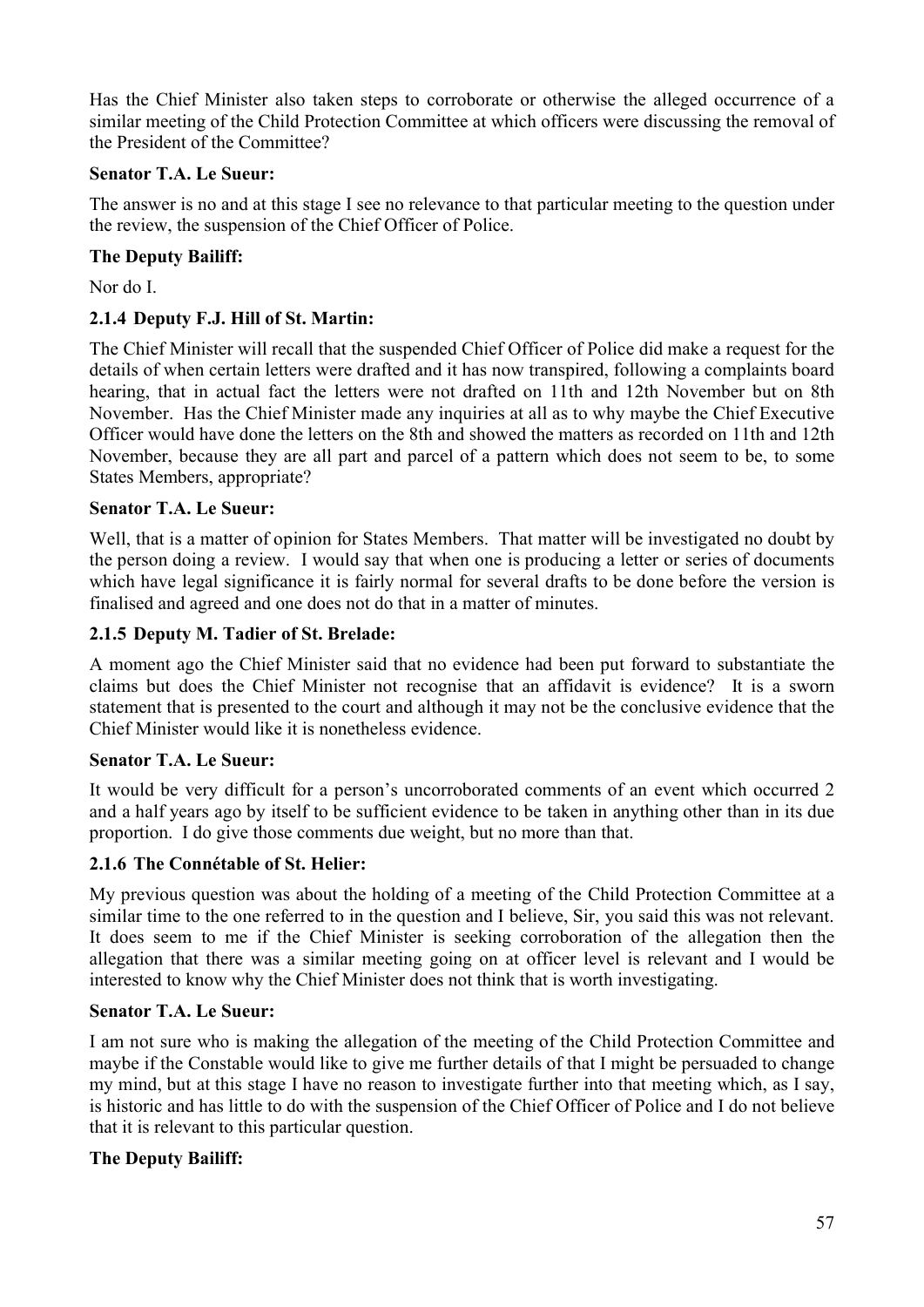Has the Chief Minister also taken steps to corroborate or otherwise the alleged occurrence of a similar meeting of the Child Protection Committee at which officers were discussing the removal of the President of the Committee?

**Senator T.A. Le Sueur:**

The answer is no and at this stage I see no relevance to that particular meeting to the question under the review, the suspension of the Chief Officer of Police.

**The Deputy Bailiff:**

Nor do I.

### 2.1.4 Deputy F.J. Hill of St. Martin:

The Chief Minister will recall that the suspended Chief Officer of Police did make a request for the details of when certain letters were drafted and it has now transpired, following a complaints board hearing, that in actual fact the letters were not drafted on 11th and 12th November but on 8th November. Has the Chief Minister made any inquiries at all as to why maybe the Chief Executive Officer would have done the letters on the 8th and showed the matters as recorded on 11th and 12th November, because they are all part and parcel of a pattern which does not seem to be, to some States Members, appropriate?

**Senator T.A. Le Sueur:**

Well, that is a matter of opinion for States Members. That matter will be investigated no doubt by the person doing a review. I would say that when one is producing a letter or series of documents which have legal significance it is fairly normal for several drafts to be done before the version is finalised and agreed and one does not do that in a matter of minutes.

### 2.1.5 Deputy M. Tadier of St. Brelade:

A moment ago the Chief Minister said that no evidence had been put forward to substantiate the claims but does the Chief Minister not recognise that an affidavit is evidence? It is a sworn statement that is presented to the court and although it may not be the conclusive evidence that the Chief Minister would like it is nonetheless evidence.

**Senator T.A. Le Sueur:**

It would be very difficult for a person's uncorroborated comments of an event which occurred 2 and a half years ago by itself to be sufficient evidence to be taken in anything other than in its due proportion. I do give those comments due weight, but no more than that.

### 2.1.6 The Connétable of St. Helier:

My previous question was about the holding of a meeting of the Child Protection Committee at a similar time to the one referred to in the question and I believe, Sir, you said this was not relevant. It does seem to me if the Chief Minister is seeking corroboration of the allegation then the allegation that there was a similar meeting going on at officer level is relevant and I would be interested to know why the Chief Minister does not think that is worth investigating.

**Senator T.A. Le Sueur:**

I am not sure who is making the allegation of the meeting of the Child Protection Committee and maybe if the Constable would like to give me further details of that I might be persuaded to change my mind, but at this stage I have no reason to investigate further into that meeting which, as I say, is historic and has little to do with the suspension of the Chief Officer of Police and I do not believe that it is relevant to this particular question.

**The Deputy Bailiff:**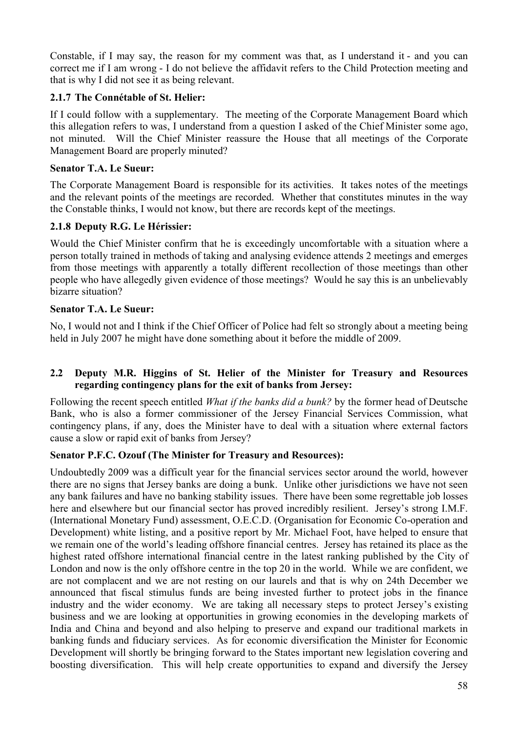Constable, if I may say, the reason for my comment was that, as I understand it - and you can correct me if I am wrong - I do not believe the affidavit refers to the Child Protection meeting and that is why I did not see it as being relevant.

### 2.1.7 The Connétable of St. Helier:

If I could follow with a supplementary. The meeting of the Corporate Management Board which this allegation refers to was, I understand from a question I asked of the Chief Minister some ago, not minuted. Will the Chief Minister reassure the House that all meetings of the Corporate Management Board are properly minuted?

**Senator T.A. Le Sueur:**

The Corporate Management Board is responsible for its activities. It takes notes of the meetings and the relevant points of the meetings are recorded. Whether that constitutes minutes in the way the Constable thinks, I would not know, but there are records kept of the meetings.

### 2.1.8 Deputy R.G. Le Hérissier:

Would the Chief Minister confirm that he is exceedingly uncomfortable with a situation where a person totally trained in methods of taking and analysing evidence attends 2 meetings and emerges from those meetings with apparently a totally different recollection of those meetings than other people who have allegedly given evidence of those meetings? Would he say this is an unbelievably bizarre situation?

**Senator T.A. Le Sueur:**

No, I would not and I think if the Chief Officer of Police had felt so strongly about a meeting being held in July 2007 he might have done something about it before the middle of 2009.

## 2.2 Deputy M.R. Higgins of St. Helier of the Minister for Treasury and Resources regarding contingency plans for the exit of banks from Jersey:

Following the recent speech entitled *What if the banks did a bunk?* by the former head of Deutsche Bank, who is also a former commissioner of the Jersey Financial Services Commission, what contingency plans, if any, does the Minister have to deal with a situation where external factors cause a slow or rapid exit of banks from Jersey?

**Senator P.F.C. Ozouf (The Minister for Treasury and Resources):**

Undoubtedly 2009 was a difficult year for the financial services sector around the world, however there are no signs that Jersey banks are doing a bunk. Unlike other jurisdictions we have not seen any bank failures and have no banking stability issues. There have been some regrettable job losses here and elsewhere but our financial sector has proved incredibly resilient. Jersey's strong I.M.F. (International Monetary Fund) assessment, O.E.C.D. (Organisation for Economic Co-operation and Development) white listing, and a positive report by Mr. Michael Foot, have helped to ensure that we remain one of the world's leading offshore financial centres. Jersey has retained its place as the highest rated offshore international financial centre in the latest ranking published by the City of London and now is the only offshore centre in the top 20 in the world. While we are confident, we are not complacent and we are not resting on our laurels and that is why on 24th December we announced that fiscal stimulus funds are being invested further to protect jobs in the finance industry and the wider economy. We are taking all necessary steps to protect Jersey's existing business and we are looking at opportunities in growing economies in the developing markets of India and China and beyond and also helping to preserve and expand our traditional markets in banking funds and fiduciary services. As for economic diversification the Minister for Economic Development will shortly be bringing forward to the States important new legislation covering and boosting diversification. This will help create opportunities to expand and diversify the Jersey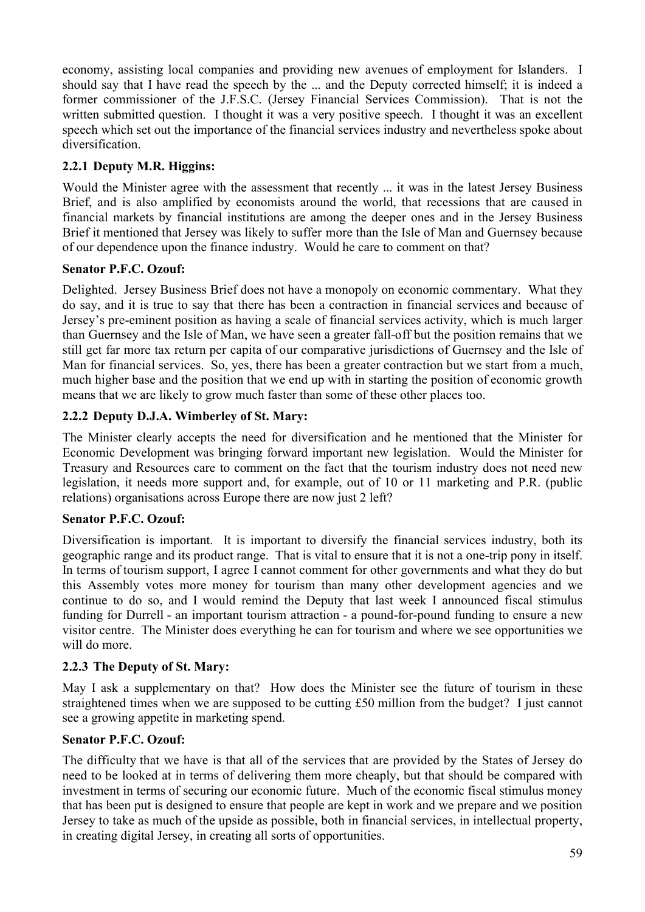economy, assisting local companies and providing new avenues of employment for Islanders. I should say that I have read the speech by the ... and the Deputy corrected himself; it is indeed a former commissioner of the J.F.S.C. (Jersey Financial Services Commission). That is not the written submitted question. I thought it was a very positive speech. I thought it was an excellent speech which set out the importance of the financial services industry and nevertheless spoke about diversification.

### 2.2.1 Deputy M.R. Higgins:

Would the Minister agree with the assessment that recently ... it was in the latest Jersey Business Brief, and is also amplified by economists around the world, that recessions that are caused in financial markets by financial institutions are among the deeper ones and in the Jersey Business Brief it mentioned that Jersey was likely to suffer more than the Isle of Man and Guernsey because of our dependence upon the finance industry. Would he care to comment on that?

**Senator P.F.C. Ozouf:**

Delighted. Jersey Business Brief does not have a monopoly on economic commentary. What they do say, and it is true to say that there has been a contraction in financial services and because of Jersey's pre-eminent position as having a scale of financial services activity, which is much larger than Guernsey and the Isle of Man, we have seen a greater fall-off but the position remains that we still get far more tax return per capita of our comparative jurisdictions of Guernsey and the Isle of Man for financial services. So, yes, there has been a greater contraction but we start from a much, much higher base and the position that we end up with in starting the position of economic growth means that we are likely to grow much faster than some of these other places too.

### 2.2.2 Deputy D.J.A. Wimberley of St. Mary:

The Minister clearly accepts the need for diversification and he mentioned that the Minister for Economic Development was bringing forward important new legislation. Would the Minister for Treasury and Resources care to comment on the fact that the tourism industry does not need new legislation, it needs more support and, for example, out of 10 or 11 marketing and P.R. (public relations) organisations across Europe there are now just 2 left?

**Senator P.F.C. Ozouf:**

Diversification is important. It is important to diversify the financial services industry, both its geographic range and its product range. That is vital to ensure that it is not a one-trip pony in itself. In terms of tourism support, I agree I cannot comment for other governments and what they do but this Assembly votes more money for tourism than many other development agencies and we continue to do so, and I would remind the Deputy that last week I announced fiscal stimulus funding for Durrell - an important tourism attraction - a pound-for-pound funding to ensure a new visitor centre. The Minister does everything he can for tourism and where we see opportunities we will do more.

### 2.2.3 The Deputy of St. Mary:

May I ask a supplementary on that? How does the Minister see the future of tourism in these straightened times when we are supposed to be cutting £50 million from the budget? I just cannot see a growing appetite in marketing spend.

**Senator P.F.C. Ozouf:**

The difficulty that we have is that all of the services that are provided by the States of Jersey do need to be looked at in terms of delivering them more cheaply, but that should be compared with investment in terms of securing our economic future. Much of the economic fiscal stimulus money that has been put is designed to ensure that people are kept in work and we prepare and we position Jersey to take as much of the upside as possible, both in financial services, in intellectual property, in creating digital Jersey, in creating all sorts of opportunities.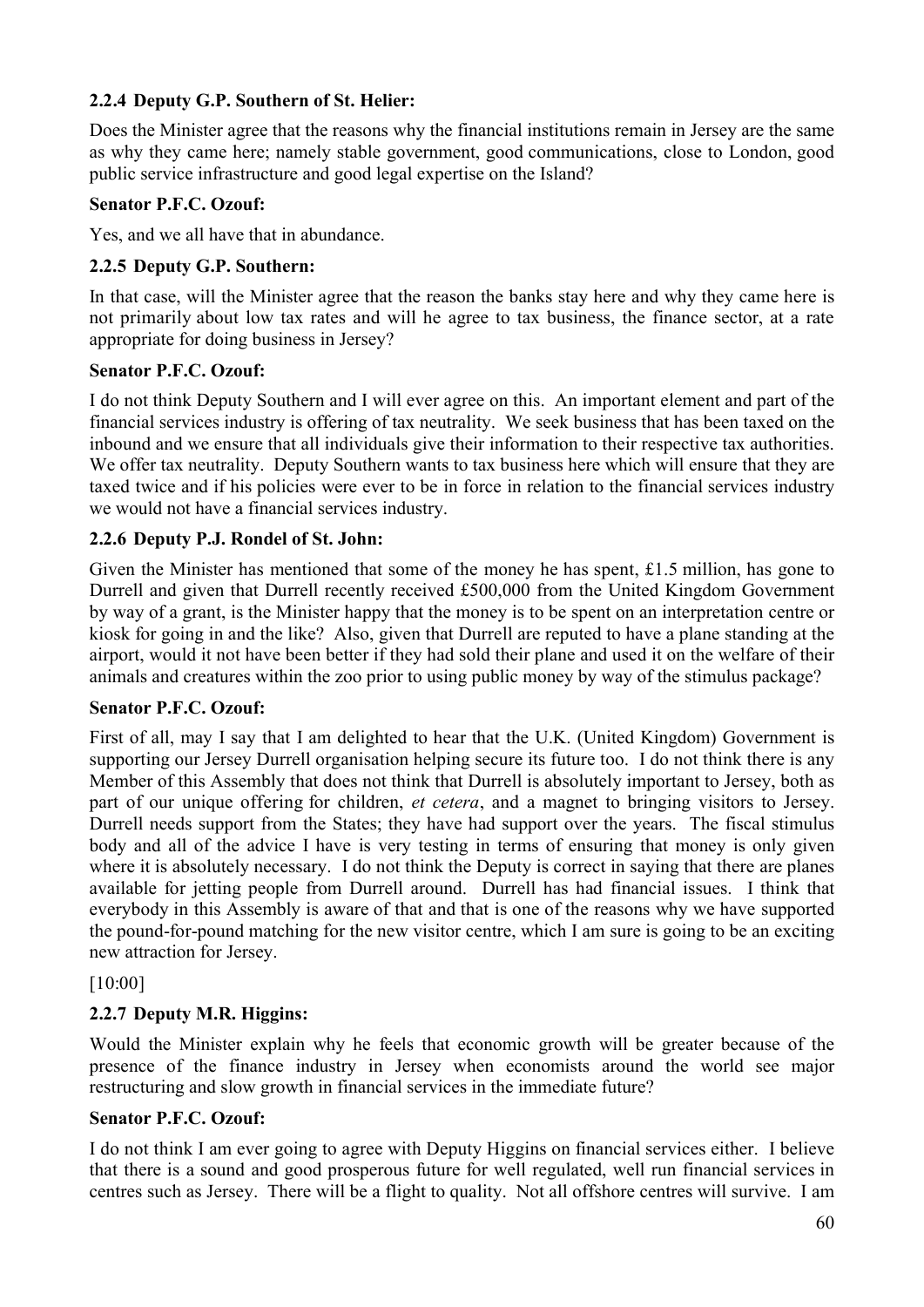### 2.2.4 Deputy G.P. Southern of St. Helier:

Does the Minister agree that the reasons why the financial institutions remain in Jersey are the same as why they came here; namely stable government, good communications, close to London, good public service infrastructure and good legal expertise on the Island?

**Senator P.F.C. Ozouf:**

Yes, and we all have that in abundance.

### 2.2.5 Deputy G.P. Southern:

In that case, will the Minister agree that the reason the banks stay here and why they came here is not primarily about low tax rates and will he agree to tax business, the finance sector, at a rate appropriate for doing business in Jersey?

**Senator P.F.C. Ozouf:**

I do not think Deputy Southern and I will ever agree on this. An important element and part of the financial services industry is offering of tax neutrality. We seek business that has been taxed on the inbound and we ensure that all individuals give their information to their respective tax authorities. We offer tax neutrality. Deputy Southern wants to tax business here which will ensure that they are taxed twice and if his policies were ever to be in force in relation to the financial services industry we would not have a financial services industry.

### 2.2.6 Deputy P.J. Rondel of St. John:

Given the Minister has mentioned that some of the money he has spent, £1.5 million, has gone to Durrell and given that Durrell recently received £500,000 from the United Kingdom Government by way of a grant, is the Minister happy that the money is to be spent on an interpretation centre or kiosk for going in and the like? Also, given that Durrell are reputed to have a plane standing at the airport, would it not have been better if they had sold their plane and used it on the welfare of their animals and creatures within the zoo prior to using public money by way of the stimulus package?

**Senator P.F.C. Ozouf:**

First of all, may I say that I am delighted to hear that the U.K. (United Kingdom) Government is supporting our Jersey Durrell organisation helping secure its future too. I do not think there is any Member of this Assembly that does not think that Durrell is absolutely important to Jersey, both as part of our unique offering for children, *et cetera*, and a magnet to bringing visitors to Jersey. Durrell needs support from the States; they have had support over the years. The fiscal stimulus body and all of the advice I have is very testing in terms of ensuring that money is only given where it is absolutely necessary. I do not think the Deputy is correct in saying that there are planes available for jetting people from Durrell around. Durrell has had financial issues. I think that everybody in this Assembly is aware of that and that is one of the reasons why we have supported the pound-for-pound matching for the new visitor centre, which I am sure is going to be an exciting new attraction for Jersey.

[10:00]

### 2.2.7 Deputy M.R. Higgins:

Would the Minister explain why he feels that economic growth will be greater because of the presence of the finance industry in Jersey when economists around the world see major restructuring and slow growth in financial services in the immediate future?

**Senator P.F.C. Ozouf:**

I do not think I am ever going to agree with Deputy Higgins on financial services either. I believe that there is a sound and good prosperous future for well regulated, well run financial services in centres such as Jersey. There will be a flight to quality. Not all offshore centres will survive. I am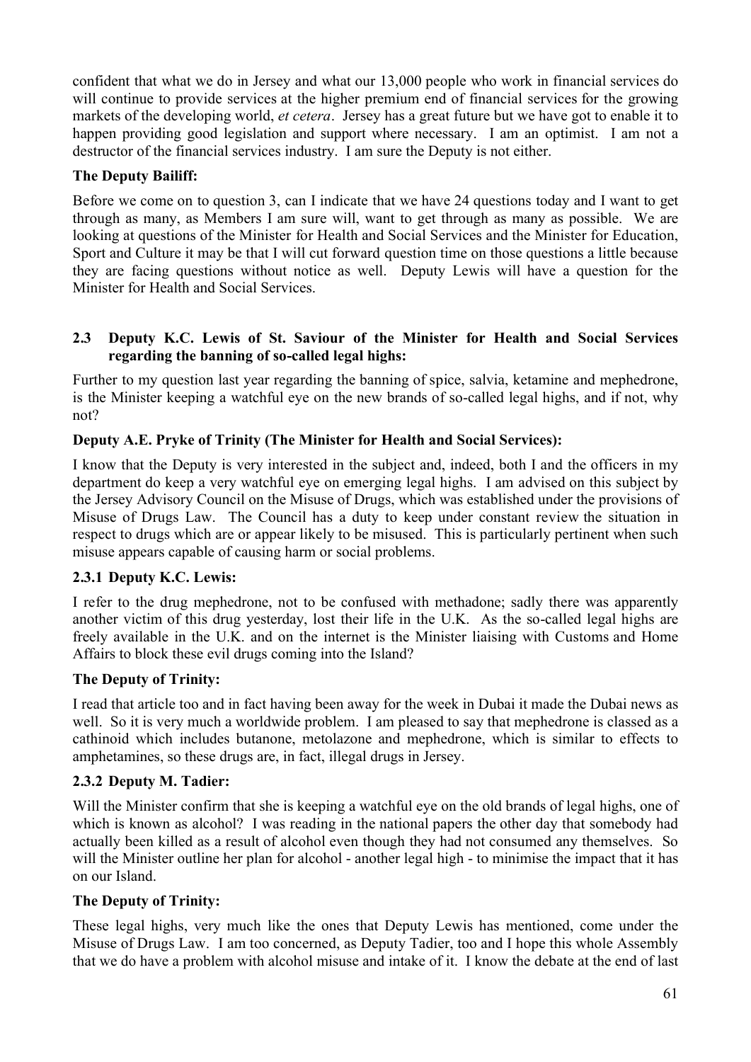confident that what we do in Jersey and what our 13,000 people who work in financial services do will continue to provide services at the higher premium end of financial services for the growing markets of the developing world, *et cetera*. Jersey has a great future but we have got to enable it to happen providing good legislation and support where necessary. I am an optimist. I am not a destructor of the financial services industry. I am sure the Deputy is not either.

**The Deputy Bailiff:**

Before we come on to question 3, can I indicate that we have 24 questions today and I want to get through as many, as Members I am sure will, want to get through as many as possible. We are looking at questions of the Minister for Health and Social Services and the Minister for Education, Sport and Culture it may be that I will cut forward question time on those questions a little because they are facing questions without notice as well. Deputy Lewis will have a question for the Minister for Health and Social Services.

### 2.3 Deputy K.C. Lewis of St. Saviour of the Minister for Health and Social Services regarding the banning of so-called legal highs:

Further to my question last year regarding the banning of spice, salvia, ketamine and mephedrone, is the Minister keeping a watchful eye on the new brands of so-called legal highs, and if not, why not?

**Deputy A.E. Pryke of Trinity (The Minister for Health and Social Services):**

I know that the Deputy is very interested in the subject and, indeed, both I and the officers in my department do keep a very watchful eye on emerging legal highs. I am advised on this subject by the Jersey Advisory Council on the Misuse of Drugs, which was established under the provisions of Misuse of Drugs Law. The Council has a duty to keep under constant review the situation in respect to drugs which are or appear likely to be misused. This is particularly pertinent when such misuse appears capable of causing harm or social problems.

#### 2.3.1 Deputy K.C. Lewis:

I refer to the drug mephedrone, not to be confused with methadone; sadly there was apparently another victim of this drug yesterday, lost their life in the U.K. As the so-called legal highs are freely available in the U.K. and on the internet is the Minister liaising with Customs and Home Affairs to block these evil drugs coming into the Island?

**The Deputy of Trinity:**

I read that article too and in fact having been away for the week in Dubai it made the Dubai news as well. So it is very much a worldwide problem. I am pleased to say that mephedrone is classed as a cathinoid which includes butanone, metolazone and mephedrone, which is similar to effects to amphetamines, so these drugs are, in fact, illegal drugs in Jersey.

#### 2.3.2 Deputy M. Tadier:

Will the Minister confirm that she is keeping a watchful eye on the old brands of legal highs, one of which is known as alcohol? I was reading in the national papers the other day that somebody had actually been killed as a result of alcohol even though they had not consumed any themselves. So will the Minister outline her plan for alcohol - another legal high - to minimise the impact that it has on our Island.

**The Deputy of Trinity:**

These legal highs, very much like the ones that Deputy Lewis has mentioned, come under the Misuse of Drugs Law. I am too concerned, as Deputy Tadier, too and I hope this whole Assembly that we do have a problem with alcohol misuse and intake of it. I know the debate at the end of last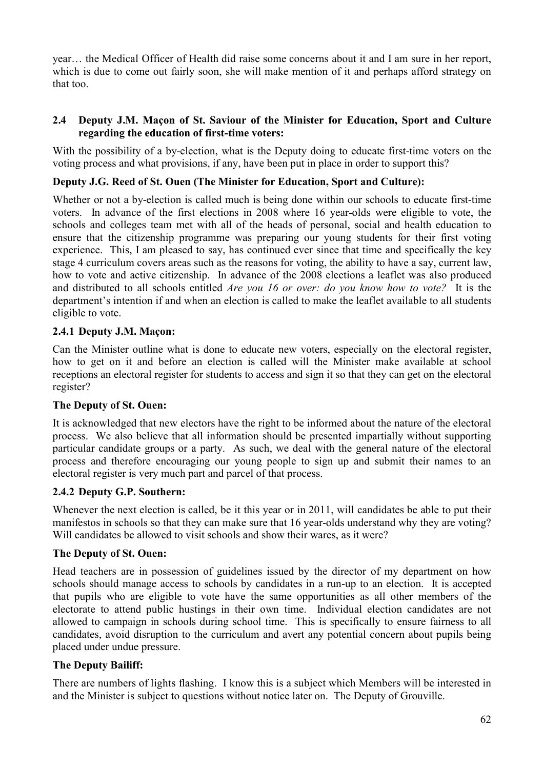year… the Medical Officer of Health did raise some concerns about it and I am sure in her report, which is due to come out fairly soon, she will make mention of it and perhaps afford strategy on that too.

### 2.4 Deputy J.M. Maçon of St. Saviour of the Minister for Education, Sport and Culture regarding the education of first-time voters:

With the possibility of a by-election, what is the Deputy doing to educate first-time voters on the voting process and what provisions, if any, have been put in place in order to support this?

**Deputy J.G. Reed of St. Ouen (The Minister for Education, Sport and Culture):**

Whether or not a by-election is called much is being done within our schools to educate first-time voters. In advance of the first elections in 2008 where 16 year-olds were eligible to vote, the schools and colleges team met with all of the heads of personal, social and health education to ensure that the citizenship programme was preparing our young students for their first voting experience. This, I am pleased to say, has continued ever since that time and specifically the key stage 4 curriculum covers areas such as the reasons for voting, the ability to have a say, current law, how to vote and active citizenship. In advance of the 2008 elections a leaflet was also produced and distributed to all schools entitled *Are you 16 or over: do you know how to vote?* It is the department's intention if and when an election is called to make the leaflet available to all students eligible to vote.

#### 2.4.1 Deputy J.M. Maçon:

Can the Minister outline what is done to educate new voters, especially on the electoral register, how to get on it and before an election is called will the Minister make available at school receptions an electoral register for students to access and sign it so that they can get on the electoral register?

**The Deputy of St. Ouen:**

It is acknowledged that new electors have the right to be informed about the nature of the electoral process. We also believe that all information should be presented impartially without supporting particular candidate groups or a party. As such, we deal with the general nature of the electoral process and therefore encouraging our young people to sign up and submit their names to an electoral register is very much part and parcel of that process.

#### 2.4.2 Deputy G.P. Southern:

Whenever the next election is called, be it this year or in 2011, will candidates be able to put their manifestos in schools so that they can make sure that 16 year-olds understand why they are voting? Will candidates be allowed to visit schools and show their wares, as it were?

**The Deputy of St. Ouen:**

Head teachers are in possession of guidelines issued by the director of my department on how schools should manage access to schools by candidates in a run-up to an election. It is accepted that pupils who are eligible to vote have the same opportunities as all other members of the electorate to attend public hustings in their own time. Individual election candidates are not allowed to campaign in schools during school time. This is specifically to ensure fairness to all candidates, avoid disruption to the curriculum and avert any potential concern about pupils being placed under undue pressure.

**The Deputy Bailiff:**

There are numbers of lights flashing. I know this is a subject which Members will be interested in and the Minister is subject to questions without notice later on. The Deputy of Grouville.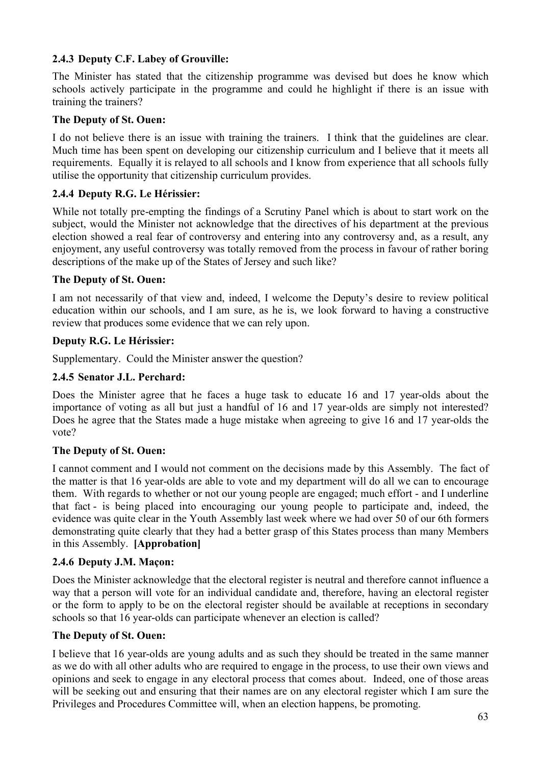### 2.4.3 Deputy C.F. Labey of Grouville:

The Minister has stated that the citizenship programme was devised but does he know which schools actively participate in the programme and could he highlight if there is an issue with training the trainers?

### The Deputy of St. Ouen:

I do not believe there is an issue with training the trainers. I think that the guidelines are clear. Much time has been spent on developing our citizenship curriculum and I believe that it meets all requirements. Equally it is relayed to all schools and I know from experience that all schools fully utilise the opportunity that citizenship curriculum provides.

### 2.4.4 Deputy R.G. Le Hérissier:

While not totally pre-empting the findings of a Scrutiny Panel which is about to start work on the subject, would the Minister not acknowledge that the directives of his department at the previous election showed a real fear of controversy and entering into any controversy and, as a result, any enjoyment, any useful controversy was totally removed from the process in favour of rather boring descriptions of the make up of the States of Jersey and such like?

### The Deputy of St. Ouen:

I am not necessarily of that view and, indeed, I welcome the Deputy's desire to review political education within our schools, and I am sure, as he is, we look forward to having a constructive review that produces some evidence that we can rely upon.

### Deputy R.G. Le Hérissier:

Supplementary. Could the Minister answer the question?

### 2.4.5 Senator J.L. Perchard:

Does the Minister agree that he faces a huge task to educate 16 and 17 year-olds about the importance of voting as all but just a handful of 16 and 17 year-olds are simply not interested? Does he agree that the States made a huge mistake when agreeing to give 16 and 17 year-olds the vote?

### The Deputy of St. Ouen:

I cannot comment and I would not comment on the decisions made by this Assembly. The fact of the matter is that 16 year-olds are able to vote and my department will do all we can to encourage them. With regards to whether or not our young people are engaged; much effort - and I underline that fact - is being placed into encouraging our young people to participate and, indeed, the evidence was quite clear in the Youth Assembly last week where we had over 50 of our 6th formers demonstrating quite clearly that they had a better grasp of this States process than many Members in this Assembly. **[Approbation]**

### 2.4.6 Deputy J.M. Maçon:

Does the Minister acknowledge that the electoral register is neutral and therefore cannot influence a way that a person will vote for an individual candidate and, therefore, having an electoral register or the form to apply to be on the electoral register should be available at receptions in secondary schools so that 16 year-olds can participate whenever an election is called?

### The Deputy of St. Ouen:

I believe that 16 year-olds are young adults and as such they should be treated in the same manner as we do with all other adults who are required to engage in the process, to use their own views and opinions and seek to engage in any electoral process that comes about. Indeed, one of those areas will be seeking out and ensuring that their names are on any electoral register which I am sure the Privileges and Procedures Committee will, when an election happens, be promoting.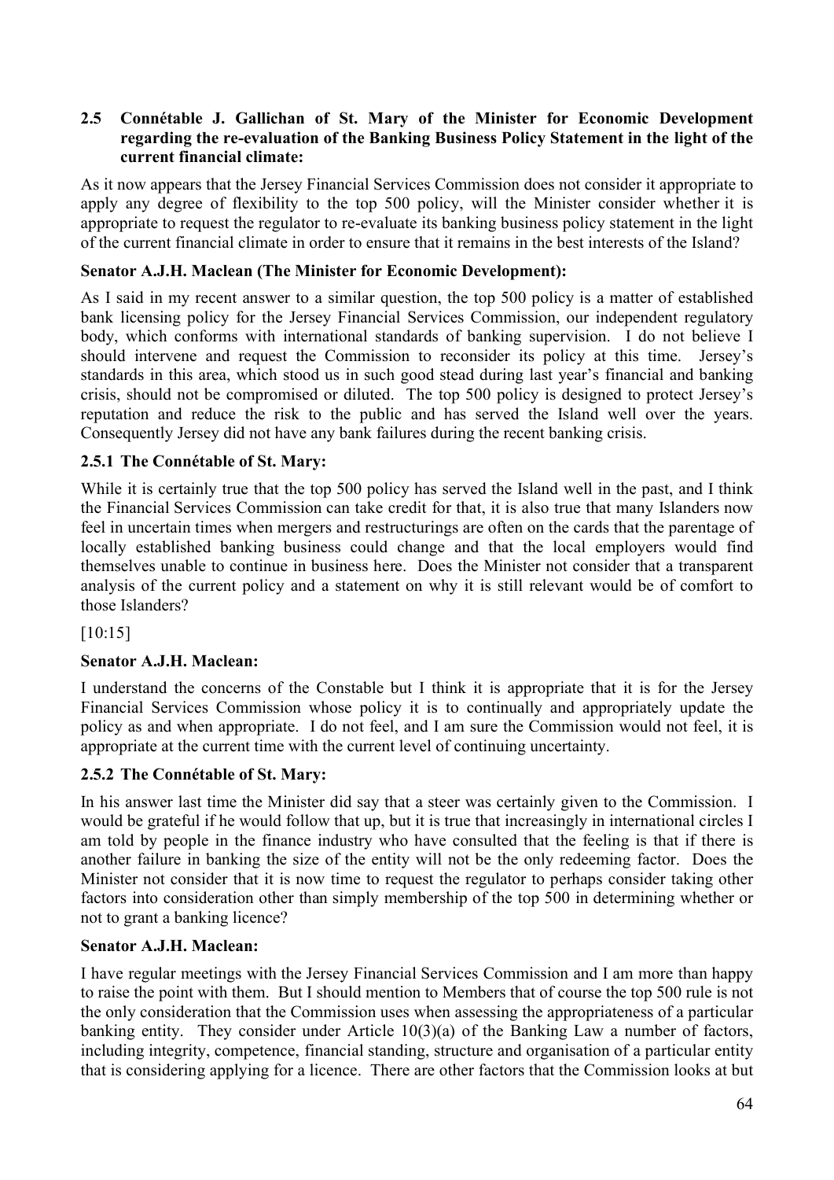### 2.5 Connétable J. Gallichan of St. Mary of the Minister for Economic Development regarding the re-evaluation of the Banking Business Policy Statement in the light of the current financial climate:

As it now appears that the Jersey Financial Services Commission does not consider it appropriate to apply any degree of flexibility to the top 500 policy, will the Minister consider whether it is appropriate to request the regulator to re-evaluate its banking business policy statement in the light of the current financial climate in order to ensure that it remains in the best interests of the Island?

**Senator A.J.H. Maclean (The Minister for Economic Development):**

As I said in my recent answer to a similar question, the top 500 policy is a matter of established bank licensing policy for the Jersey Financial Services Commission, our independent regulatory body, which conforms with international standards of banking supervision. I do not believe I should intervene and request the Commission to reconsider its policy at this time. Jersey's standards in this area, which stood us in such good stead during last year's financial and banking crisis, should not be compromised or diluted. The top 500 policy is designed to protect Jersey's reputation and reduce the risk to the public and has served the Island well over the years. Consequently Jersey did not have any bank failures during the recent banking crisis.

#### 2.5.1 The Connétable of St. Mary:

While it is certainly true that the top 500 policy has served the Island well in the past, and I think the Financial Services Commission can take credit for that, it is also true that many Islanders now feel in uncertain times when mergers and restructurings are often on the cards that the parentage of locally established banking business could change and that the local employers would find themselves unable to continue in business here. Does the Minister not consider that a transparent analysis of the current policy and a statement on why it is still relevant would be of comfort to those Islanders?

[10:15]

**Senator A.J.H. Maclean:**

I understand the concerns of the Constable but I think it is appropriate that it is for the Jersey Financial Services Commission whose policy it is to continually and appropriately update the policy as and when appropriate. I do not feel, and I am sure the Commission would not feel, it is appropriate at the current time with the current level of continuing uncertainty.

#### 2.5.2 The Connétable of St. Mary:

In his answer last time the Minister did say that a steer was certainly given to the Commission. I would be grateful if he would follow that up, but it is true that increasingly in international circles I am told by people in the finance industry who have consulted that the feeling is that if there is another failure in banking the size of the entity will not be the only redeeming factor. Does the Minister not consider that it is now time to request the regulator to perhaps consider taking other factors into consideration other than simply membership of the top 500 in determining whether or not to grant a banking licence?

**Senator A.J.H. Maclean:**

I have regular meetings with the Jersey Financial Services Commission and I am more than happy to raise the point with them. But I should mention to Members that of course the top 500 rule is not the only consideration that the Commission uses when assessing the appropriateness of a particular banking entity. They consider under Article 10(3)(a) of the Banking Law a number of factors, including integrity, competence, financial standing, structure and organisation of a particular entity that is considering applying for a licence. There are other factors that the Commission looks at but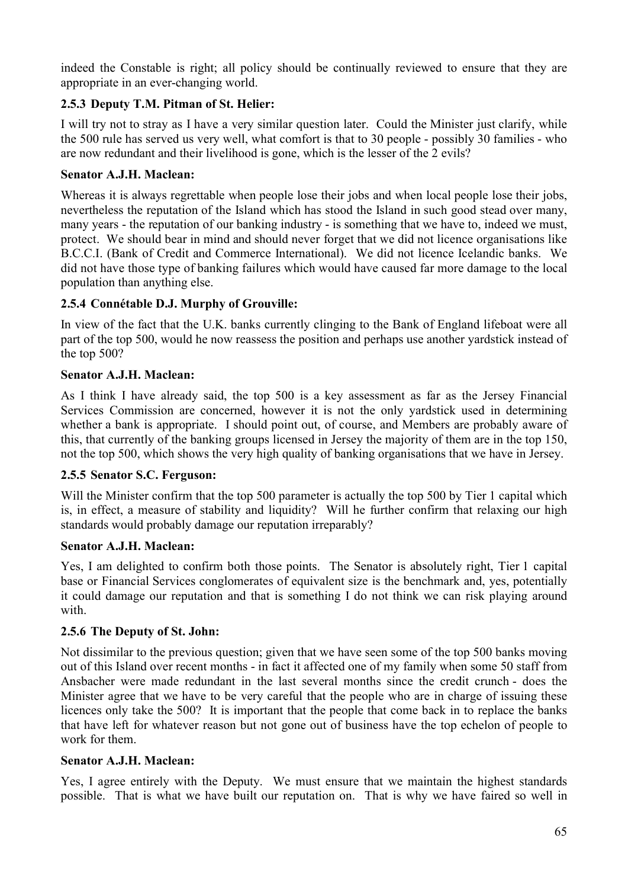indeed the Constable is right; all policy should be continually reviewed to ensure that they are appropriate in an ever-changing world.

### 2.5.3 Deputy T.M. Pitman of St. Helier:

I will try not to stray as I have a very similar question later. Could the Minister just clarify, while the 500 rule has served us very well, what comfort is that to 30 people - possibly 30 families - who are now redundant and their livelihood is gone, which is the lesser of the 2 evils?

**Senator A.J.H. Maclean:**

Whereas it is always regrettable when people lose their jobs and when local people lose their jobs, nevertheless the reputation of the Island which has stood the Island in such good stead over many, many years - the reputation of our banking industry - is something that we have to, indeed we must, protect. We should bear in mind and should never forget that we did not licence organisations like B.C.C.I. (Bank of Credit and Commerce International). We did not licence Icelandic banks. We did not have those type of banking failures which would have caused far more damage to the local population than anything else.

### 2.5.4 Connétable D.J. Murphy of Grouville:

In view of the fact that the U.K. banks currently clinging to the Bank of England lifeboat were all part of the top 500, would he now reassess the position and perhaps use another yardstick instead of the top 500?

**Senator A.J.H. Maclean:**

As I think I have already said, the top 500 is a key assessment as far as the Jersey Financial Services Commission are concerned, however it is not the only yardstick used in determining whether a bank is appropriate. I should point out, of course, and Members are probably aware of this, that currently of the banking groups licensed in Jersey the majority of them are in the top 150, not the top 500, which shows the very high quality of banking organisations that we have in Jersey.

### 2.5.5 Senator S.C. Ferguson:

Will the Minister confirm that the top 500 parameter is actually the top 500 by Tier 1 capital which is, in effect, a measure of stability and liquidity? Will he further confirm that relaxing our high standards would probably damage our reputation irreparably?

**Senator A.J.H. Maclean:**

Yes, I am delighted to confirm both those points. The Senator is absolutely right, Tier 1 capital base or Financial Services conglomerates of equivalent size is the benchmark and, yes, potentially it could damage our reputation and that is something I do not think we can risk playing around with.

### 2.5.6 The Deputy of St. John:

Not dissimilar to the previous question; given that we have seen some of the top 500 banks moving out of this Island over recent months - in fact it affected one of my family when some 50 staff from Ansbacher were made redundant in the last several months since the credit crunch - does the Minister agree that we have to be very careful that the people who are in charge of issuing these licences only take the 500? It is important that the people that come back in to replace the banks that have left for whatever reason but not gone out of business have the top echelon of people to work for them.

**Senator A.J.H. Maclean:**

Yes, I agree entirely with the Deputy. We must ensure that we maintain the highest standards possible. That is what we have built our reputation on. That is why we have faired so well in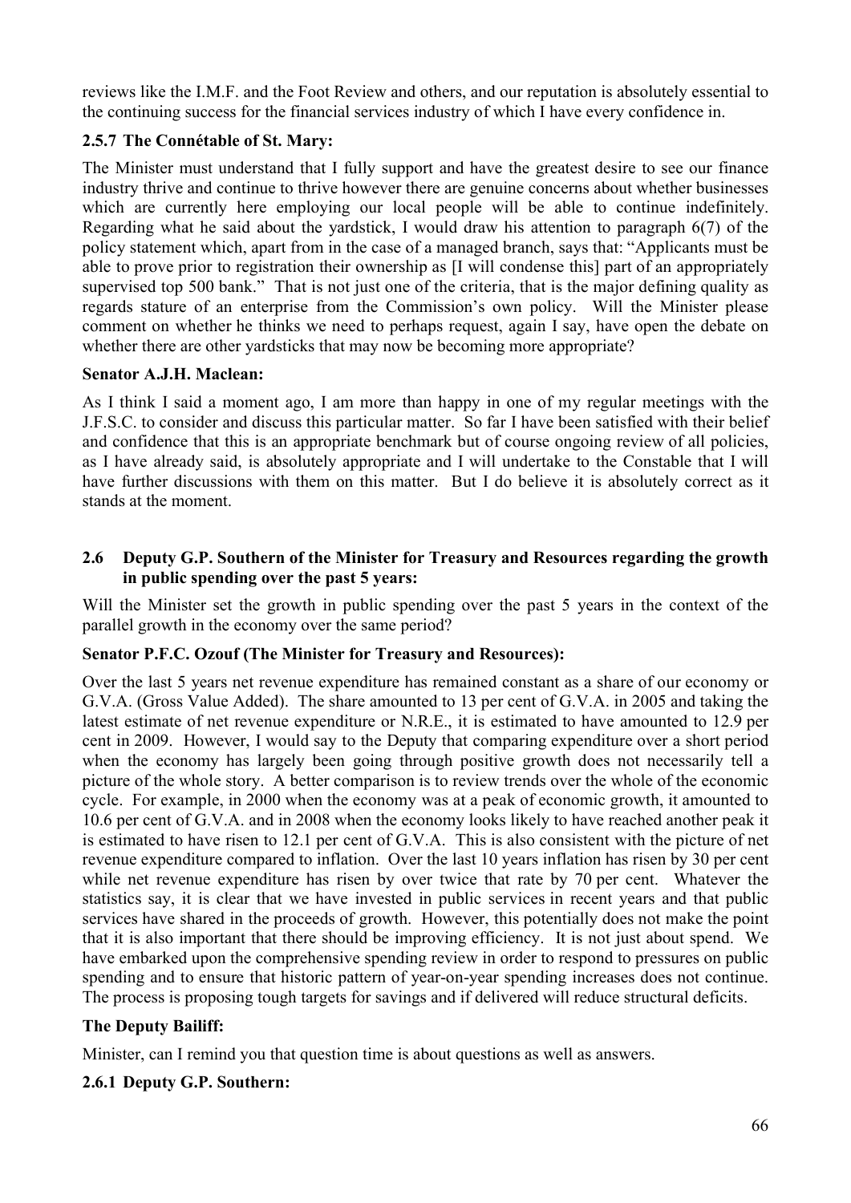reviews like the I.M.F. and the Foot Review and others, and our reputation is absolutely essential to the continuing success for the financial services industry of which I have every confidence in.

### 2.5.7 The Connétable of St. Mary:

The Minister must understand that I fully support and have the greatest desire to see our finance industry thrive and continue to thrive however there are genuine concerns about whether businesses which are currently here employing our local people will be able to continue indefinitely. Regarding what he said about the yardstick, I would draw his attention to paragraph 6(7) of the policy statement which, apart from in the case of a managed branch, says that: "Applicants must be able to prove prior to registration their ownership as [I will condense this] part of an appropriately supervised top 500 bank." That is not just one of the criteria, that is the major defining quality as regards stature of an enterprise from the Commission's own policy. Will the Minister please comment on whether he thinks we need to perhaps request, again I say, have open the debate on whether there are other yardsticks that may now be becoming more appropriate?

**Senator A.J.H. Maclean:**

As I think I said a moment ago, I am more than happy in one of my regular meetings with the J.F.S.C. to consider and discuss this particular matter. So far I have been satisfied with their belief and confidence that this is an appropriate benchmark but of course ongoing review of all policies, as I have already said, is absolutely appropriate and I will undertake to the Constable that I will have further discussions with them on this matter. But I do believe it is absolutely correct as it stands at the moment.

## 2.6 Deputy G.P. Southern of the Minister for Treasury and Resources regarding the growth in public spending over the past 5 years:

Will the Minister set the growth in public spending over the past 5 years in the context of the parallel growth in the economy over the same period?

**Senator P.F.C. Ozouf (The Minister for Treasury and Resources):**

Over the last 5 years net revenue expenditure has remained constant as a share of our economy or G.V.A. (Gross Value Added). The share amounted to 13 per cent of G.V.A. in 2005 and taking the latest estimate of net revenue expenditure or N.R.E., it is estimated to have amounted to 12.9 per cent in 2009. However, I would say to the Deputy that comparing expenditure over a short period when the economy has largely been going through positive growth does not necessarily tell a picture of the whole story. A better comparison is to review trends over the whole of the economic cycle. For example, in 2000 when the economy was at a peak of economic growth, it amounted to 10.6 per cent of G.V.A. and in 2008 when the economy looks likely to have reached another peak it is estimated to have risen to 12.1 per cent of G.V.A. This is also consistent with the picture of net revenue expenditure compared to inflation. Over the last 10 years inflation has risen by 30 per cent while net revenue expenditure has risen by over twice that rate by 70 per cent. Whatever the statistics say, it is clear that we have invested in public services in recent years and that public services have shared in the proceeds of growth. However, this potentially does not make the point that it is also important that there should be improving efficiency. It is not just about spend. We have embarked upon the comprehensive spending review in order to respond to pressures on public spending and to ensure that historic pattern of year-on-year spending increases does not continue. The process is proposing tough targets for savings and if delivered will reduce structural deficits.

**The Deputy Bailiff:**

Minister, can I remind you that question time is about questions as well as answers.

### 2.6.1 Deputy G.P. Southern: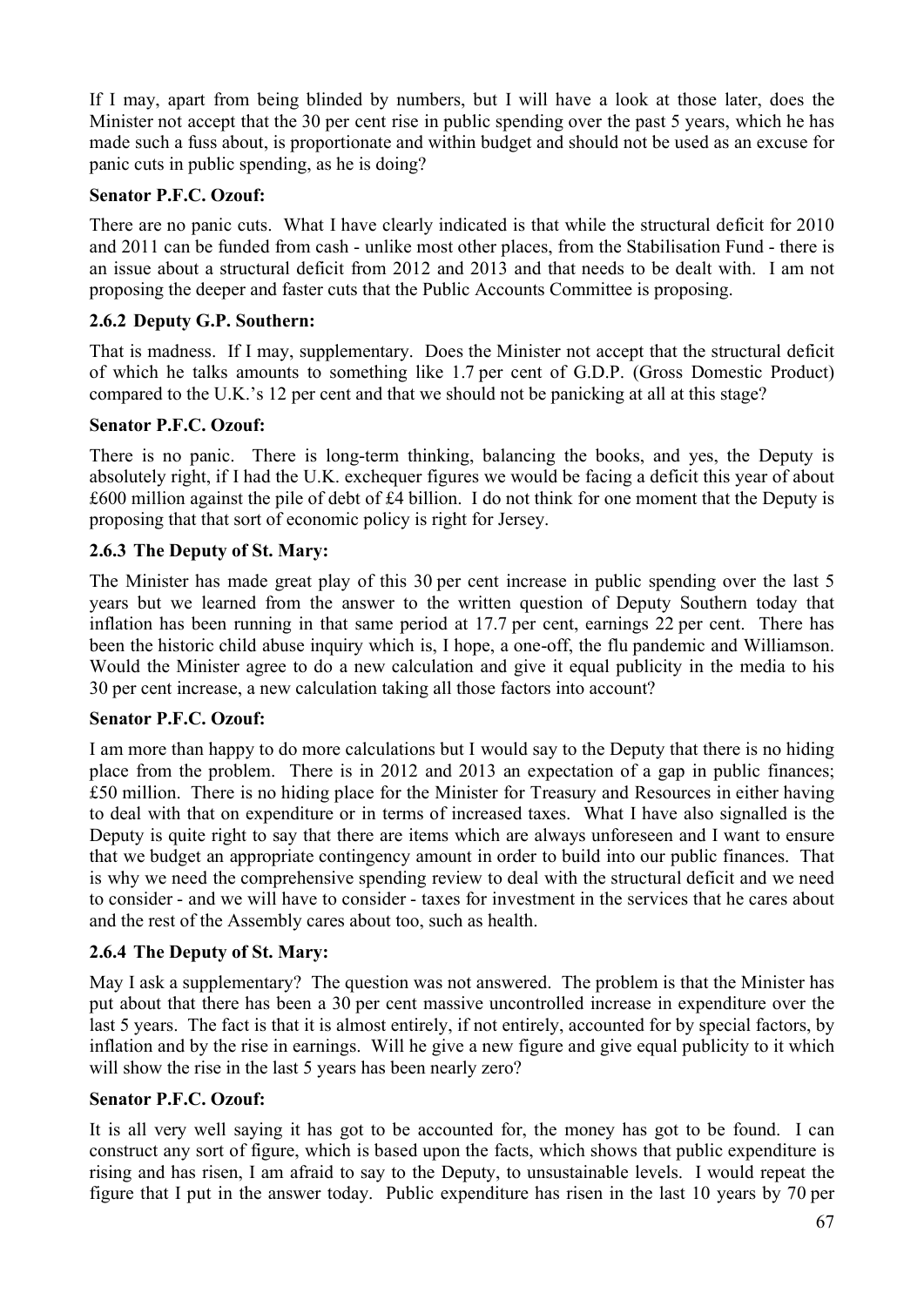If I may, apart from being blinded by numbers, but I will have a look at those later, does the Minister not accept that the 30 per cent rise in public spending over the past 5 years, which he has made such a fuss about, is proportionate and within budget and should not be used as an excuse for panic cuts in public spending, as he is doing?

**Senator P.F.C. Ozouf:**

There are no panic cuts. What I have clearly indicated is that while the structural deficit for 2010 and 2011 can be funded from cash - unlike most other places, from the Stabilisation Fund - there is an issue about a structural deficit from 2012 and 2013 and that needs to be dealt with. I am not proposing the deeper and faster cuts that the Public Accounts Committee is proposing.

### 2.6.2 Deputy G.P. Southern:

That is madness. If I may, supplementary. Does the Minister not accept that the structural deficit of which he talks amounts to something like 1.7 per cent of G.D.P. (Gross Domestic Product) compared to the U.K.'s 12 per cent and that we should not be panicking at all at this stage?

**Senator P.F.C. Ozouf:**

There is no panic. There is long-term thinking, balancing the books, and yes, the Deputy is absolutely right, if I had the U.K. exchequer figures we would be facing a deficit this year of about £600 million against the pile of debt of £4 billion. I do not think for one moment that the Deputy is proposing that that sort of economic policy is right for Jersey.

### 2.6.3 The Deputy of St. Mary:

The Minister has made great play of this 30 per cent increase in public spending over the last 5 years but we learned from the answer to the written question of Deputy Southern today that inflation has been running in that same period at 17.7 per cent, earnings 22 per cent. There has been the historic child abuse inquiry which is, I hope, a one-off, the flu pandemic and Williamson. Would the Minister agree to do a new calculation and give it equal publicity in the media to his 30 per cent increase, a new calculation taking all those factors into account?

**Senator P.F.C. Ozouf:**

I am more than happy to do more calculations but I would say to the Deputy that there is no hiding place from the problem. There is in 2012 and 2013 an expectation of a gap in public finances; £50 million. There is no hiding place for the Minister for Treasury and Resources in either having to deal with that on expenditure or in terms of increased taxes. What I have also signalled is the Deputy is quite right to say that there are items which are always unforeseen and I want to ensure that we budget an appropriate contingency amount in order to build into our public finances. That is why we need the comprehensive spending review to deal with the structural deficit and we need to consider - and we will have to consider - taxes for investment in the services that he cares about and the rest of the Assembly cares about too, such as health.

### 2.6.4 The Deputy of St. Mary:

May I ask a supplementary? The question was not answered. The problem is that the Minister has put about that there has been a 30 per cent massive uncontrolled increase in expenditure over the last 5 years. The fact is that it is almost entirely, if not entirely, accounted for by special factors, by inflation and by the rise in earnings. Will he give a new figure and give equal publicity to it which will show the rise in the last 5 years has been nearly zero?

**Senator P.F.C. Ozouf:**

It is all very well saying it has got to be accounted for, the money has got to be found. I can construct any sort of figure, which is based upon the facts, which shows that public expenditure is rising and has risen, I am afraid to say to the Deputy, to unsustainable levels. I would repeat the figure that I put in the answer today. Public expenditure has risen in the last 10 years by 70 per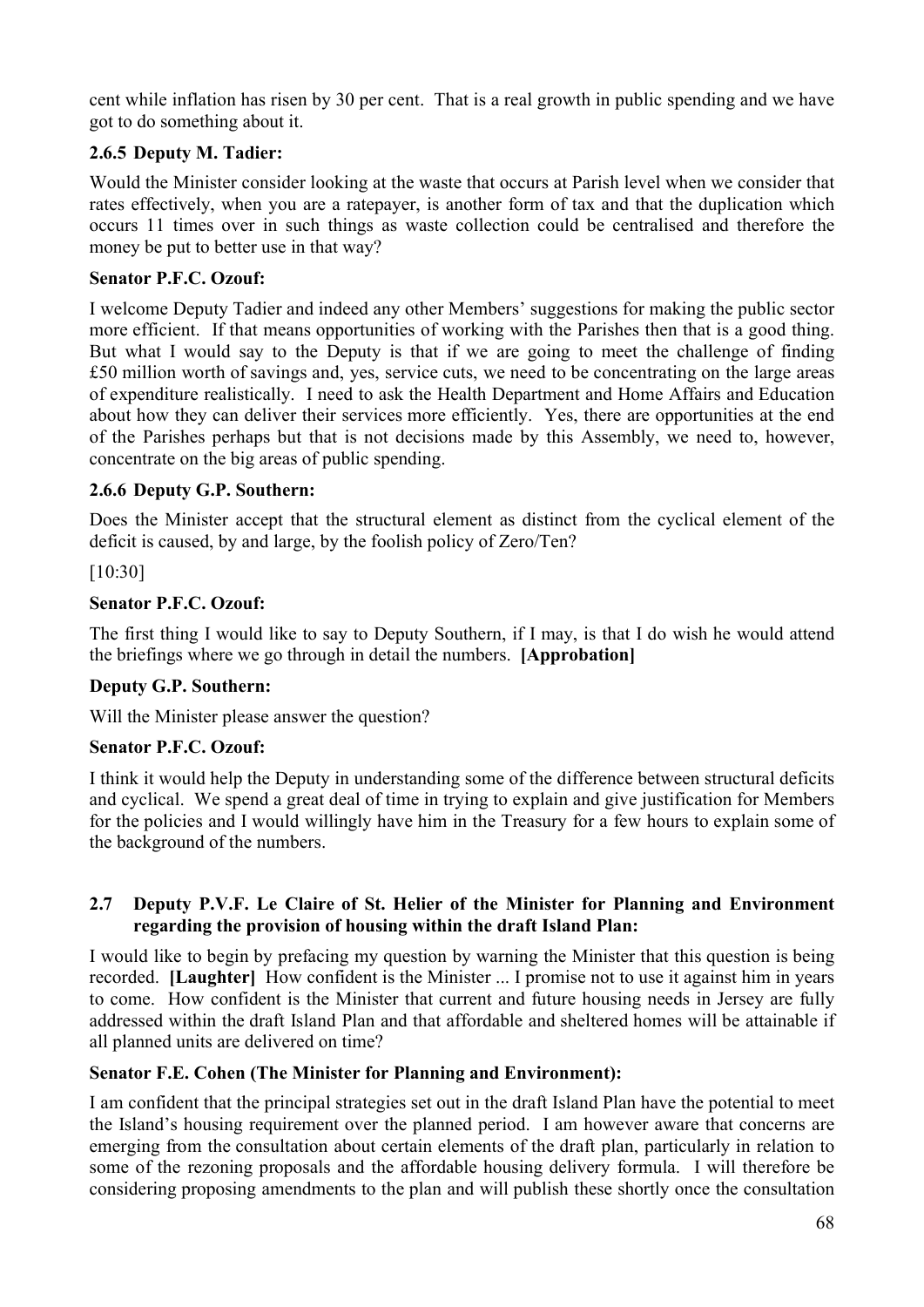cent while inflation has risen by 30 per cent. That is a real growth in public spending and we have got to do something about it.

### 2.6.5 Deputy M. Tadier:

Would the Minister consider looking at the waste that occurs at Parish level when we consider that rates effectively, when you are a ratepayer, is another form of tax and that the duplication which occurs 11 times over in such things as waste collection could be centralised and therefore the money be put to better use in that way?

**Senator P.F.C. Ozouf:**

I welcome Deputy Tadier and indeed any other Members' suggestions for making the public sector more efficient. If that means opportunities of working with the Parishes then that is a good thing. But what I would say to the Deputy is that if we are going to meet the challenge of finding £50 million worth of savings and, yes, service cuts, we need to be concentrating on the large areas of expenditure realistically. I need to ask the Health Department and Home Affairs and Education about how they can deliver their services more efficiently. Yes, there are opportunities at the end of the Parishes perhaps but that is not decisions made by this Assembly, we need to, however, concentrate on the big areas of public spending.

### 2.6.6 Deputy G.P. Southern:

Does the Minister accept that the structural element as distinct from the cyclical element of the deficit is caused, by and large, by the foolish policy of Zero/Ten?

[10:30]

**Senator P.F.C. Ozouf:**

The first thing I would like to say to Deputy Southern, if I may, is that I do wish he would attend the briefings where we go through in detail the numbers. **[Approbation]**

**Deputy G.P. Southern:**

Will the Minister please answer the question?

**Senator P.F.C. Ozouf:**

I think it would help the Deputy in understanding some of the difference between structural deficits and cyclical. We spend a great deal of time in trying to explain and give justification for Members for the policies and I would willingly have him in the Treasury for a few hours to explain some of the background of the numbers.

## 2.7 Deputy P.V.F. Le Claire of St. Helier of the Minister for Planning and Environment regarding the provision of housing within the draft Island Plan:

I would like to begin by prefacing my question by warning the Minister that this question is being recorded. **[Laughter]** How confident is the Minister ... I promise not to use it against him in years to come. How confident is the Minister that current and future housing needs in Jersey are fully addressed within the draft Island Plan and that affordable and sheltered homes will be attainable if all planned units are delivered on time?

**Senator F.E. Cohen (The Minister for Planning and Environment):**

I am confident that the principal strategies set out in the draft Island Plan have the potential to meet the Island's housing requirement over the planned period. I am however aware that concerns are emerging from the consultation about certain elements of the draft plan, particularly in relation to some of the rezoning proposals and the affordable housing delivery formula. I will therefore be considering proposing amendments to the plan and will publish these shortly once the consultation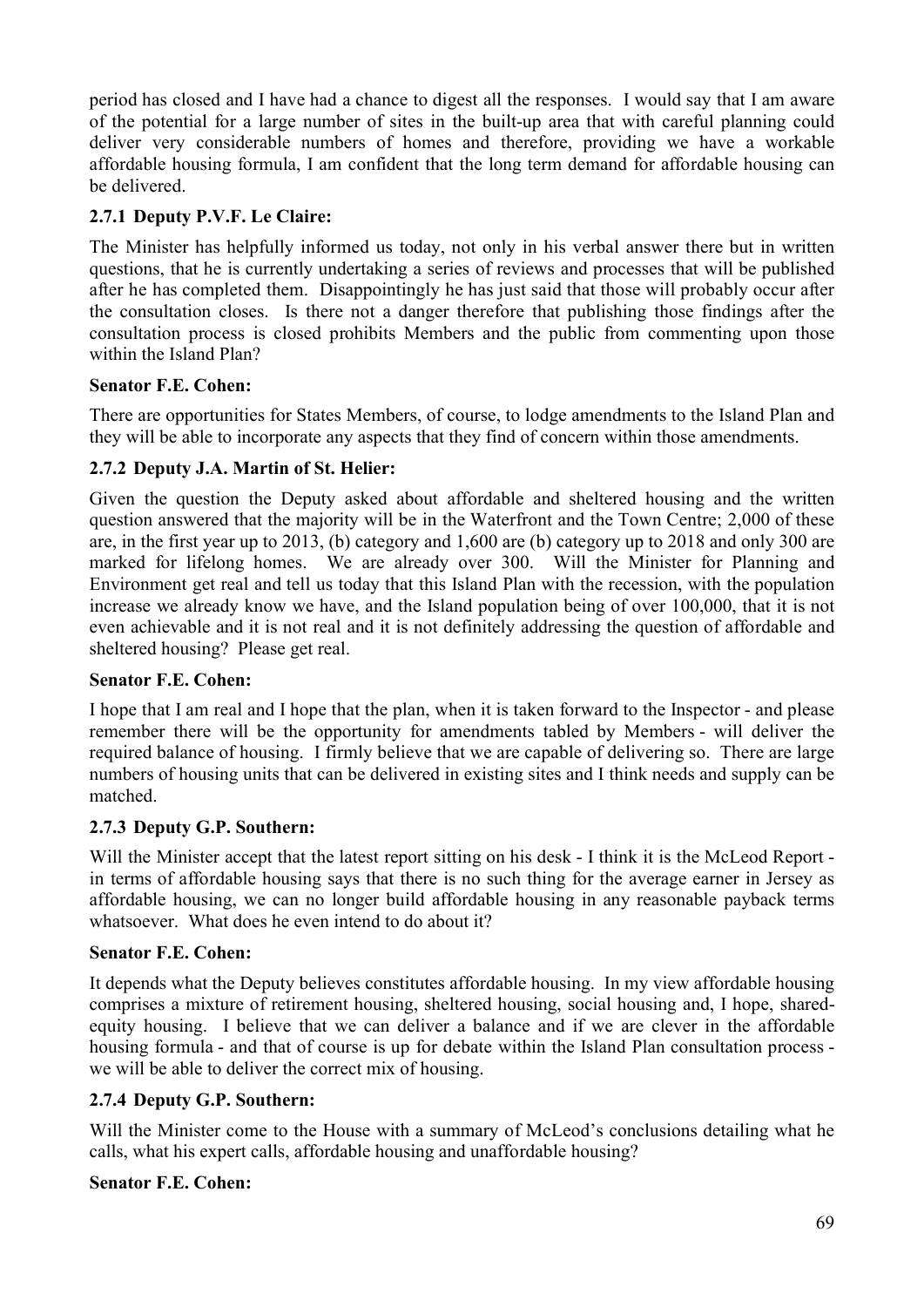period has closed and I have had a chance to digest all the responses. I would say that I am aware of the potential for a large number of sites in the built-up area that with careful planning could deliver very considerable numbers of homes and therefore, providing we have a workable affordable housing formula, I am confident that the long term demand for affordable housing can be delivered.

### 2.7.1 Deputy P.V.F. Le Claire:

The Minister has helpfully informed us today, not only in his verbal answer there but in written questions, that he is currently undertaking a series of reviews and processes that will be published after he has completed them. Disappointingly he has just said that those will probably occur after the consultation closes. Is there not a danger therefore that publishing those findings after the consultation process is closed prohibits Members and the public from commenting upon those within the Island Plan?

**Senator F.E. Cohen:**

There are opportunities for States Members, of course, to lodge amendments to the Island Plan and they will be able to incorporate any aspects that they find of concern within those amendments.

### 2.7.2 Deputy J.A. Martin of St. Helier:

Given the question the Deputy asked about affordable and sheltered housing and the written question answered that the majority will be in the Waterfront and the Town Centre; 2,000 of these are, in the first year up to 2013, (b) category and 1,600 are (b) category up to 2018 and only 300 are marked for lifelong homes. We are already over 300. Will the Minister for Planning and Environment get real and tell us today that this Island Plan with the recession, with the population increase we already know we have, and the Island population being of over 100,000, that it is not even achievable and it is not real and it is not definitely addressing the question of affordable and sheltered housing? Please get real.

**Senator F.E. Cohen:**

I hope that I am real and I hope that the plan, when it is taken forward to the Inspector - and please remember there will be the opportunity for amendments tabled by Members - will deliver the required balance of housing. I firmly believe that we are capable of delivering so. There are large numbers of housing units that can be delivered in existing sites and I think needs and supply can be matched.

### 2.7.3 Deputy G.P. Southern:

Will the Minister accept that the latest report sitting on his desk - I think it is the McLeod Report - in terms of affordable housing says that there is no such thing for the average earner in Jersey as affordable housing, we can no longer build affordable housing in any reasonable payback terms whatsoever. What does he even intend to do about it?

**Senator F.E. Cohen:**

It depends what the Deputy believes constitutes affordable housing. In my view affordable housing comprises a mixture of retirement housing, sheltered housing, social housing and, I hope, shared-equity housing. I believe that we can deliver a balance and if we are clever in the affordable housing formula - and that of course is up for debate within the Island Plan consultation process - we will be able to deliver the correct mix of housing.

### 2.7.4 Deputy G.P. Southern:

Will the Minister come to the House with a summary of McLeod's conclusions detailing what he calls, what his expert calls, affordable housing and unaffordable housing?

**Senator F.E. Cohen:**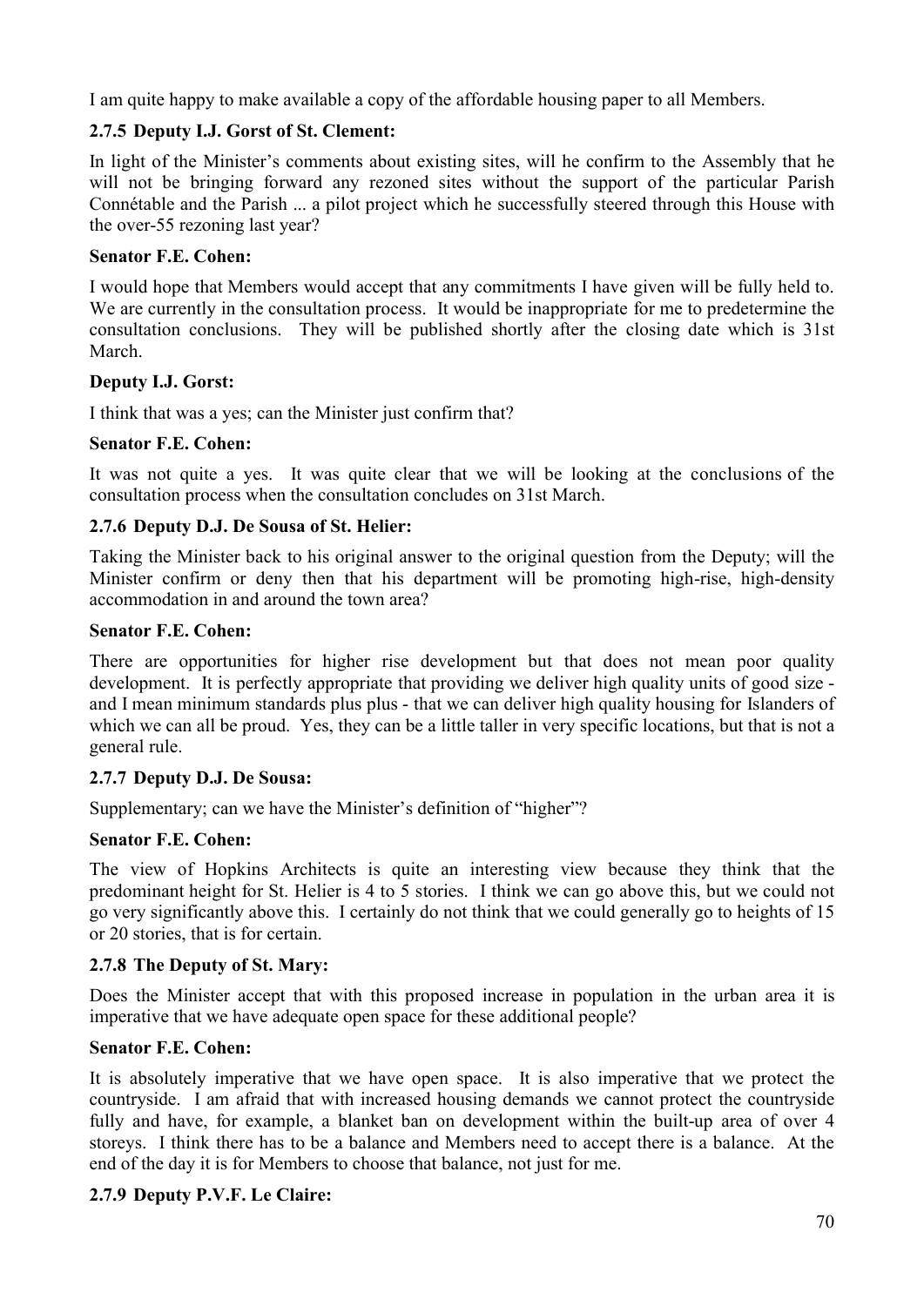I am quite happy to make available a copy of the affordable housing paper to all Members.

### 2.7.5 Deputy I.J. Gorst of St. Clement:

In light of the Minister's comments about existing sites, will he confirm to the Assembly that he will not be bringing forward any rezoned sites without the support of the particular Parish Connétable and the Parish ... a pilot project which he successfully steered through this House with the over-55 rezoning last year?

**Senator F.E. Cohen:**

I would hope that Members would accept that any commitments I have given will be fully held to. We are currently in the consultation process. It would be inappropriate for me to predetermine the consultation conclusions. They will be published shortly after the closing date which is 31st March.

**Deputy I.J. Gorst:**

I think that was a yes; can the Minister just confirm that?

**Senator F.E. Cohen:**

It was not quite a yes. It was quite clear that we will be looking at the conclusions of the consultation process when the consultation concludes on 31st March.

### 2.7.6 Deputy D.J. De Sousa of St. Helier:

Taking the Minister back to his original answer to the original question from the Deputy; will the Minister confirm or deny then that his department will be promoting high-rise, high-density accommodation in and around the town area?

**Senator F.E. Cohen:**

There are opportunities for higher rise development but that does not mean poor quality development. It is perfectly appropriate that providing we deliver high quality units of good size - and I mean minimum standards plus plus - that we can deliver high quality housing for Islanders of which we can all be proud. Yes, they can be a little taller in very specific locations, but that is not a general rule.

### 2.7.7 Deputy D.J. De Sousa:

Supplementary; can we have the Minister's definition of "higher"?

**Senator F.E. Cohen:**

The view of Hopkins Architects is quite an interesting view because they think that the predominant height for St. Helier is 4 to 5 stories. I think we can go above this, but we could not go very significantly above this. I certainly do not think that we could generally go to heights of 15 or 20 stories, that is for certain.

### 2.7.8 The Deputy of St. Mary:

Does the Minister accept that with this proposed increase in population in the urban area it is imperative that we have adequate open space for these additional people?

**Senator F.E. Cohen:**

It is absolutely imperative that we have open space. It is also imperative that we protect the countryside. I am afraid that with increased housing demands we cannot protect the countryside fully and have, for example, a blanket ban on development within the built-up area of over 4 storeys. I think there has to be a balance and Members need to accept there is a balance. At the end of the day it is for Members to choose that balance, not just for me.

### 2.7.9 Deputy P.V.F. Le Claire: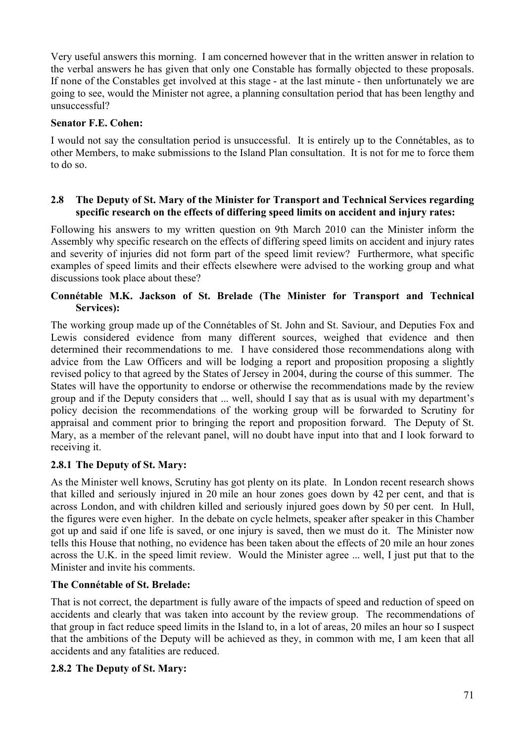Very useful answers this morning. I am concerned however that in the written answer in relation to the verbal answers he has given that only one Constable has formally objected to these proposals. If none of the Constables get involved at this stage - at the last minute - then unfortunately we are going to see, would the Minister not agree, a planning consultation period that has been lengthy and unsuccessful?

**Senator F.E. Cohen:**

I would not say the consultation period is unsuccessful. It is entirely up to the Connétables, as to other Members, to make submissions to the Island Plan consultation. It is not for me to force them to do so.

### 2.8 The Deputy of St. Mary of the Minister for Transport and Technical Services regarding specific research on the effects of differing speed limits on accident and injury rates:

Following his answers to my written question on 9th March 2010 can the Minister inform the Assembly why specific research on the effects of differing speed limits on accident and injury rates and severity of injuries did not form part of the speed limit review? Furthermore, what specific examples of speed limits and their effects elsewhere were advised to the working group and what discussions took place about these?

**Connétable M.K. Jackson of St. Brelade (The Minister for Transport and Technical Services):**

The working group made up of the Connétables of St. John and St. Saviour, and Deputies Fox and Lewis considered evidence from many different sources, weighed that evidence and then determined their recommendations to me. I have considered those recommendations along with advice from the Law Officers and will be lodging a report and proposition proposing a slightly revised policy to that agreed by the States of Jersey in 2004, during the course of this summer. The States will have the opportunity to endorse or otherwise the recommendations made by the review group and if the Deputy considers that ... well, should I say that as is usual with my department's policy decision the recommendations of the working group will be forwarded to Scrutiny for appraisal and comment prior to bringing the report and proposition forward. The Deputy of St. Mary, as a member of the relevant panel, will no doubt have input into that and I look forward to receiving it.

#### 2.8.1 The Deputy of St. Mary:

As the Minister well knows, Scrutiny has got plenty on its plate. In London recent research shows that killed and seriously injured in 20 mile an hour zones goes down by 42 per cent, and that is across London, and with children killed and seriously injured goes down by 50 per cent. In Hull, the figures were even higher. In the debate on cycle helmets, speaker after speaker in this Chamber got up and said if one life is saved, or one injury is saved, then we must do it. The Minister now tells this House that nothing, no evidence has been taken about the effects of 20 mile an hour zones across the U.K. in the speed limit review. Would the Minister agree ... well, I just put that to the Minister and invite his comments.

**The Connétable of St. Brelade:**

That is not correct, the department is fully aware of the impacts of speed and reduction of speed on accidents and clearly that was taken into account by the review group. The recommendations of that group in fact reduce speed limits in the Island to, in a lot of areas, 20 miles an hour so I suspect that the ambitions of the Deputy will be achieved as they, in common with me, I am keen that all accidents and any fatalities are reduced.

#### 2.8.2 The Deputy of St. Mary: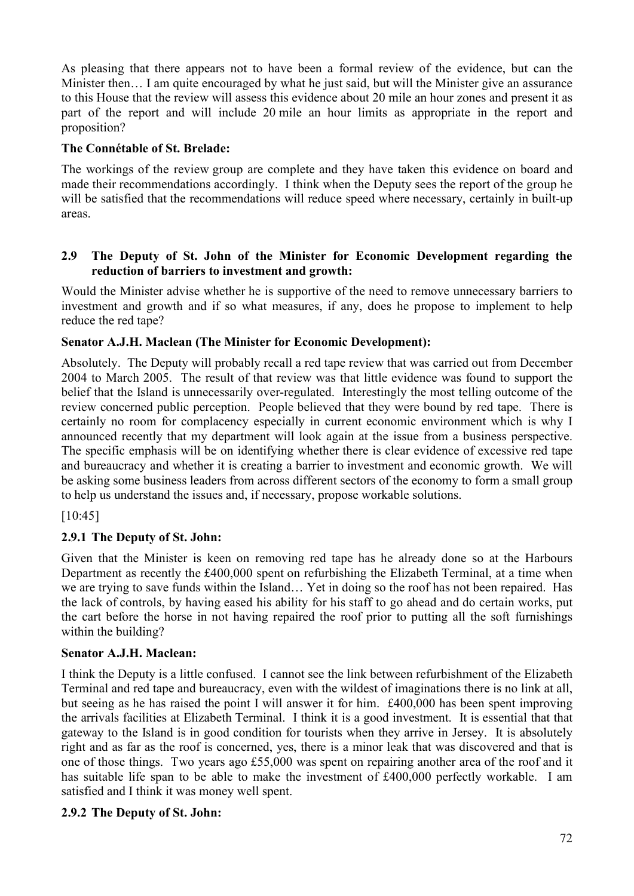As pleasing that there appears not to have been a formal review of the evidence, but can the Minister then… I am quite encouraged by what he just said, but will the Minister give an assurance to this House that the review will assess this evidence about 20 mile an hour zones and present it as part of the report and will include 20 mile an hour limits as appropriate in the report and proposition?

**The Connétable of St. Brelade:**

The workings of the review group are complete and they have taken this evidence on board and made their recommendations accordingly. I think when the Deputy sees the report of the group he will be satisfied that the recommendations will reduce speed where necessary, certainly in built-up areas.

### 2.9 The Deputy of St. John of the Minister for Economic Development regarding the reduction of barriers to investment and growth:

Would the Minister advise whether he is supportive of the need to remove unnecessary barriers to investment and growth and if so what measures, if any, does he propose to implement to help reduce the red tape?

**Senator A.J.H. Maclean (The Minister for Economic Development):**

Absolutely. The Deputy will probably recall a red tape review that was carried out from December 2004 to March 2005. The result of that review was that little evidence was found to support the belief that the Island is unnecessarily over-regulated. Interestingly the most telling outcome of the review concerned public perception. People believed that they were bound by red tape. There is certainly no room for complacency especially in current economic environment which is why I announced recently that my department will look again at the issue from a business perspective. The specific emphasis will be on identifying whether there is clear evidence of excessive red tape and bureaucracy and whether it is creating a barrier to investment and economic growth. We will be asking some business leaders from across different sectors of the economy to form a small group to help us understand the issues and, if necessary, propose workable solutions.

[10:45]

### 2.9.1 The Deputy of St. John:

Given that the Minister is keen on removing red tape has he already done so at the Harbours Department as recently the £400,000 spent on refurbishing the Elizabeth Terminal, at a time when we are trying to save funds within the Island… Yet in doing so the roof has not been repaired. Has the lack of controls, by having eased his ability for his staff to go ahead and do certain works, put the cart before the horse in not having repaired the roof prior to putting all the soft furnishings within the building?

**Senator A.J.H. Maclean:**

I think the Deputy is a little confused. I cannot see the link between refurbishment of the Elizabeth Terminal and red tape and bureaucracy, even with the wildest of imaginations there is no link at all, but seeing as he has raised the point I will answer it for him. £400,000 has been spent improving the arrivals facilities at Elizabeth Terminal. I think it is a good investment. It is essential that that gateway to the Island is in good condition for tourists when they arrive in Jersey. It is absolutely right and as far as the roof is concerned, yes, there is a minor leak that was discovered and that is one of those things. Two years ago £55,000 was spent on repairing another area of the roof and it has suitable life span to be able to make the investment of £400,000 perfectly workable. I am satisfied and I think it was money well spent.

### 2.9.2 The Deputy of St. John: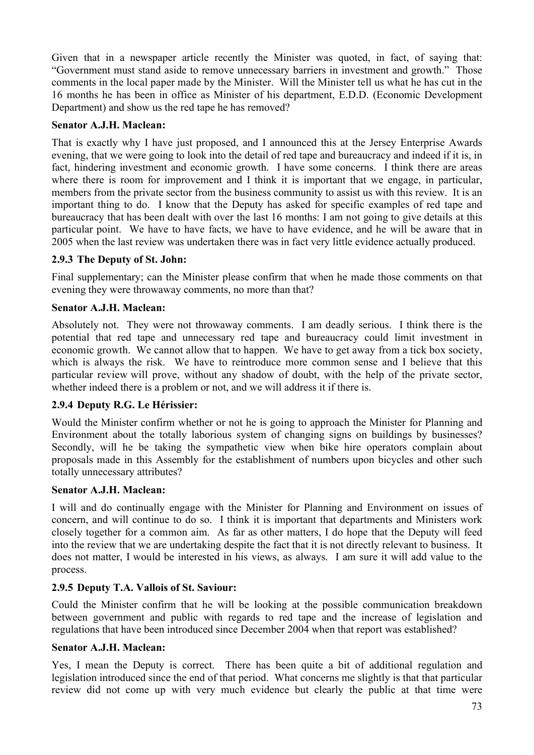Given that in a newspaper article recently the Minister was quoted, in fact, of saying that: "Government must stand aside to remove unnecessary barriers in investment and growth." Those comments in the local paper made by the Minister. Will the Minister tell us what he has cut in the 16 months he has been in office as Minister of his department, E.D.D. (Economic Development Department) and show us the red tape he has removed?

**Senator A.J.H. Maclean:**

That is exactly why I have just proposed, and I announced this at the Jersey Enterprise Awards evening, that we were going to look into the detail of red tape and bureaucracy and indeed if it is, in fact, hindering investment and economic growth. I have some concerns. I think there are areas where there is room for improvement and I think it is important that we engage, in particular, members from the private sector from the business community to assist us with this review. It is an important thing to do. I know that the Deputy has asked for specific examples of red tape and bureaucracy that has been dealt with over the last 16 months: I am not going to give details at this particular point. We have to have facts, we have to have evidence, and he will be aware that in 2005 when the last review was undertaken there was in fact very little evidence actually produced.

### 2.9.3 The Deputy of St. John:

Final supplementary; can the Minister please confirm that when he made those comments on that evening they were throwaway comments, no more than that?

**Senator A.J.H. Maclean:**

Absolutely not. They were not throwaway comments. I am deadly serious. I think there is the potential that red tape and unnecessary red tape and bureaucracy could limit investment in economic growth. We cannot allow that to happen. We have to get away from a tick box society, which is always the risk. We have to reintroduce more common sense and I believe that this particular review will prove, without any shadow of doubt, with the help of the private sector, whether indeed there is a problem or not, and we will address it if there is.

### 2.9.4 Deputy R.G. Le Hérissier:

Would the Minister confirm whether or not he is going to approach the Minister for Planning and Environment about the totally laborious system of changing signs on buildings by businesses? Secondly, will he be taking the sympathetic view when bike hire operators complain about proposals made in this Assembly for the establishment of numbers upon bicycles and other such totally unnecessary attributes?

**Senator A.J.H. Maclean:**

I will and do continually engage with the Minister for Planning and Environment on issues of concern, and will continue to do so. I think it is important that departments and Ministers work closely together for a common aim. As far as other matters, I do hope that the Deputy will feed into the review that we are undertaking despite the fact that it is not directly relevant to business. It does not matter, I would be interested in his views, as always. I am sure it will add value to the process.

### 2.9.5 Deputy T.A. Vallois of St. Saviour:

Could the Minister confirm that he will be looking at the possible communication breakdown between government and public with regards to red tape and the increase of legislation and regulations that have been introduced since December 2004 when that report was established?

**Senator A.J.H. Maclean:**

Yes, I mean the Deputy is correct. There has been quite a bit of additional regulation and legislation introduced since the end of that period. What concerns me slightly is that that particular review did not come up with very much evidence but clearly the public at that time were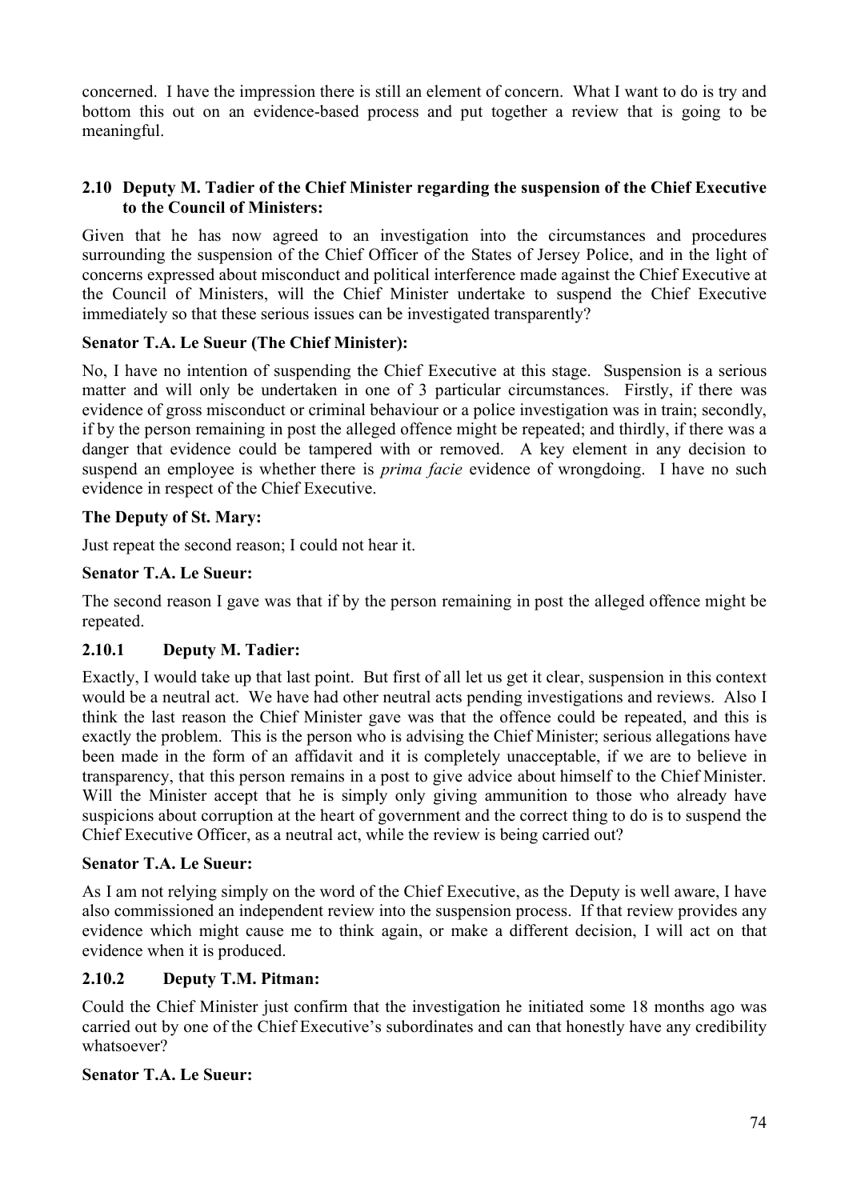concerned. I have the impression there is still an element of concern. What I want to do is try and bottom this out on an evidence-based process and put together a review that is going to be meaningful.

### 2.10 Deputy M. Tadier of the Chief Minister regarding the suspension of the Chief Executive to the Council of Ministers:

Given that he has now agreed to an investigation into the circumstances and procedures surrounding the suspension of the Chief Officer of the States of Jersey Police, and in the light of concerns expressed about misconduct and political interference made against the Chief Executive at the Council of Ministers, will the Chief Minister undertake to suspend the Chief Executive immediately so that these serious issues can be investigated transparently?

**Senator T.A. Le Sueur (The Chief Minister):**

No, I have no intention of suspending the Chief Executive at this stage. Suspension is a serious matter and will only be undertaken in one of 3 particular circumstances. Firstly, if there was evidence of gross misconduct or criminal behaviour or a police investigation was in train; secondly, if by the person remaining in post the alleged offence might be repeated; and thirdly, if there was a danger that evidence could be tampered with or removed. A key element in any decision to suspend an employee is whether there is *prima facie* evidence of wrongdoing. I have no such evidence in respect of the Chief Executive.

**The Deputy of St. Mary:**

Just repeat the second reason; I could not hear it.

**Senator T.A. Le Sueur:**

The second reason I gave was that if by the person remaining in post the alleged offence might be repeated.

#### 2.10.1 Deputy M. Tadier:

Exactly, I would take up that last point. But first of all let us get it clear, suspension in this context would be a neutral act. We have had other neutral acts pending investigations and reviews. Also I think the last reason the Chief Minister gave was that the offence could be repeated, and this is exactly the problem. This is the person who is advising the Chief Minister; serious allegations have been made in the form of an affidavit and it is completely unacceptable, if we are to believe in transparency, that this person remains in a post to give advice about himself to the Chief Minister. Will the Minister accept that he is simply only giving ammunition to those who already have suspicions about corruption at the heart of government and the correct thing to do is to suspend the Chief Executive Officer, as a neutral act, while the review is being carried out?

**Senator T.A. Le Sueur:**

As I am not relying simply on the word of the Chief Executive, as the Deputy is well aware, I have also commissioned an independent review into the suspension process. If that review provides any evidence which might cause me to think again, or make a different decision, I will act on that evidence when it is produced.

#### 2.10.2 Deputy T.M. Pitman:

Could the Chief Minister just confirm that the investigation he initiated some 18 months ago was carried out by one of the Chief Executive's subordinates and can that honestly have any credibility whatsoever?

**Senator T.A. Le Sueur:**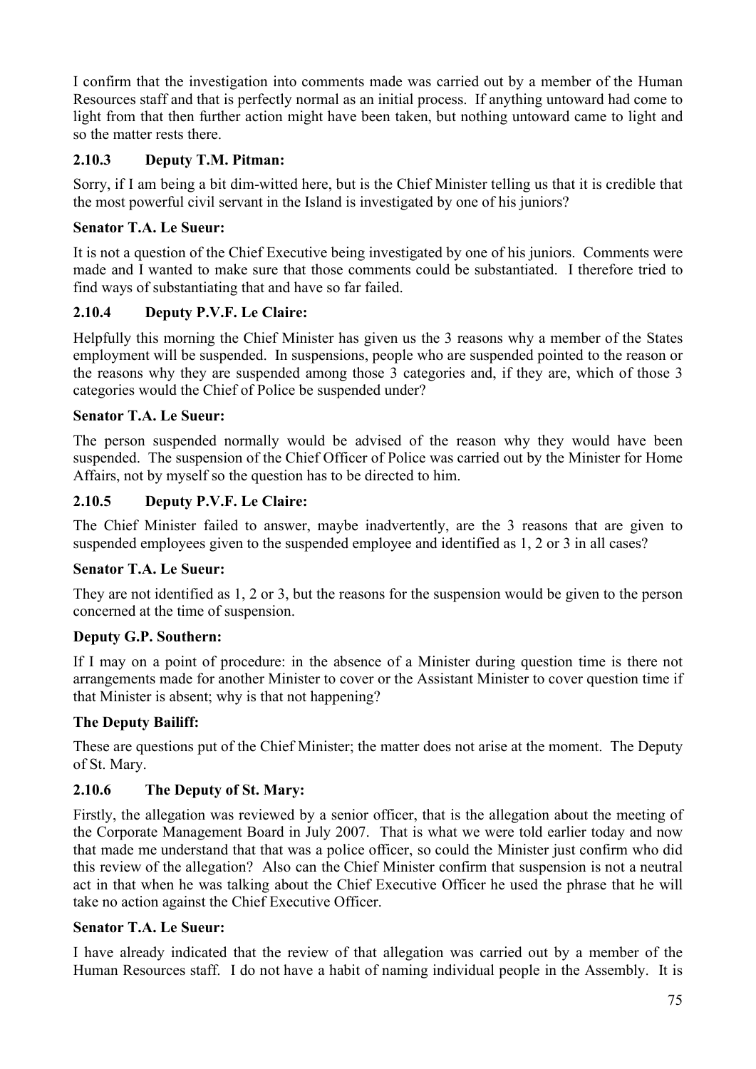I confirm that the investigation into comments made was carried out by a member of the Human Resources staff and that is perfectly normal as an initial process. If anything untoward had come to light from that then further action might have been taken, but nothing untoward came to light and so the matter rests there.

### 2.10.3 Deputy T.M. Pitman:

Sorry, if I am being a bit dim-witted here, but is the Chief Minister telling us that it is credible that the most powerful civil servant in the Island is investigated by one of his juniors?

**Senator T.A. Le Sueur:**

It is not a question of the Chief Executive being investigated by one of his juniors. Comments were made and I wanted to make sure that those comments could be substantiated. I therefore tried to find ways of substantiating that and have so far failed.

### 2.10.4 Deputy P.V.F. Le Claire:

Helpfully this morning the Chief Minister has given us the 3 reasons why a member of the States employment will be suspended. In suspensions, people who are suspended pointed to the reason or the reasons why they are suspended among those 3 categories and, if they are, which of those 3 categories would the Chief of Police be suspended under?

**Senator T.A. Le Sueur:**

The person suspended normally would be advised of the reason why they would have been suspended. The suspension of the Chief Officer of Police was carried out by the Minister for Home Affairs, not by myself so the question has to be directed to him.

### 2.10.5 Deputy P.V.F. Le Claire:

The Chief Minister failed to answer, maybe inadvertently, are the 3 reasons that are given to suspended employees given to the suspended employee and identified as 1, 2 or 3 in all cases?

**Senator T.A. Le Sueur:**

They are not identified as 1, 2 or 3, but the reasons for the suspension would be given to the person concerned at the time of suspension.

**Deputy G.P. Southern:**

If I may on a point of procedure: in the absence of a Minister during question time is there not arrangements made for another Minister to cover or the Assistant Minister to cover question time if that Minister is absent; why is that not happening?

**The Deputy Bailiff:**

These are questions put of the Chief Minister; the matter does not arise at the moment. The Deputy of St. Mary.

### 2.10.6 The Deputy of St. Mary:

Firstly, the allegation was reviewed by a senior officer, that is the allegation about the meeting of the Corporate Management Board in July 2007. That is what we were told earlier today and now that made me understand that that was a police officer, so could the Minister just confirm who did this review of the allegation? Also can the Chief Minister confirm that suspension is not a neutral act in that when he was talking about the Chief Executive Officer he used the phrase that he will take no action against the Chief Executive Officer.

**Senator T.A. Le Sueur:**

I have already indicated that the review of that allegation was carried out by a member of the Human Resources staff. I do not have a habit of naming individual people in the Assembly. It is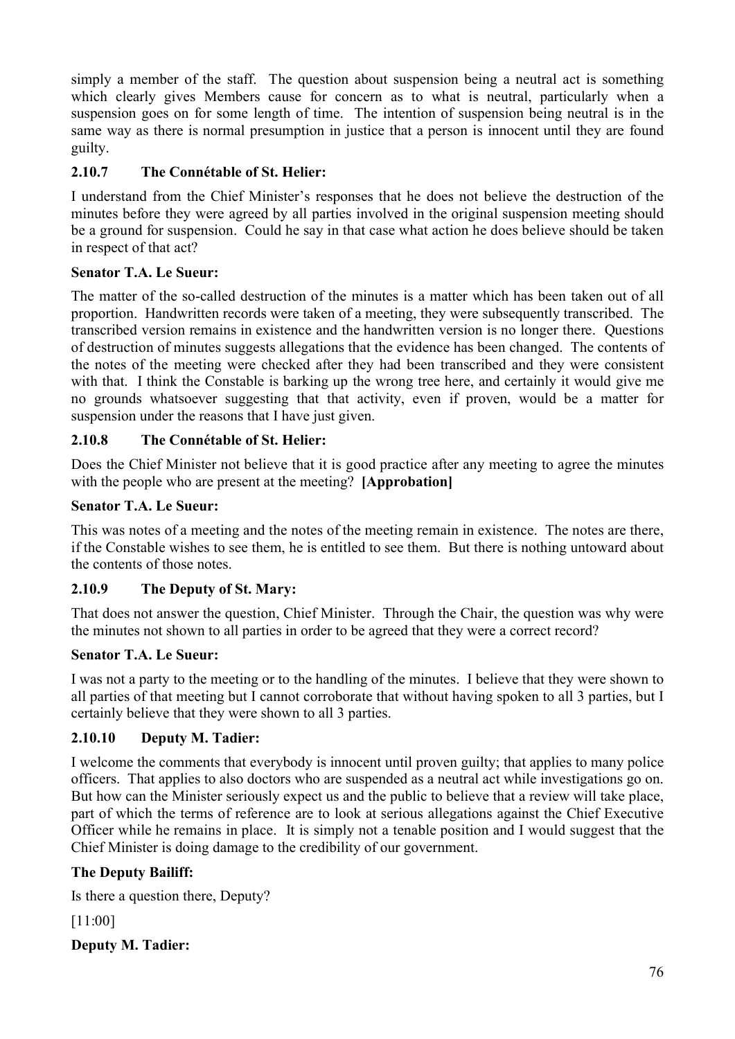simply a member of the staff. The question about suspension being a neutral act is something which clearly gives Members cause for concern as to what is neutral, particularly when a suspension goes on for some length of time. The intention of suspension being neutral is in the same way as there is normal presumption in justice that a person is innocent until they are found guilty.

### 2.10.7 The Connétable of St. Helier:

I understand from the Chief Minister's responses that he does not believe the destruction of the minutes before they were agreed by all parties involved in the original suspension meeting should be a ground for suspension. Could he say in that case what action he does believe should be taken in respect of that act?

**Senator T.A. Le Sueur:**

The matter of the so-called destruction of the minutes is a matter which has been taken out of all proportion. Handwritten records were taken of a meeting, they were subsequently transcribed. The transcribed version remains in existence and the handwritten version is no longer there. Questions of destruction of minutes suggests allegations that the evidence has been changed. The contents of the notes of the meeting were checked after they had been transcribed and they were consistent with that. I think the Constable is barking up the wrong tree here, and certainly it would give me no grounds whatsoever suggesting that that activity, even if proven, would be a matter for suspension under the reasons that I have just given.

### 2.10.8 The Connétable of St. Helier:

Does the Chief Minister not believe that it is good practice after any meeting to agree the minutes with the people who are present at the meeting? **[Approbation]**

**Senator T.A. Le Sueur:**

This was notes of a meeting and the notes of the meeting remain in existence. The notes are there, if the Constable wishes to see them, he is entitled to see them. But there is nothing untoward about the contents of those notes.

### 2.10.9 The Deputy of St. Mary:

That does not answer the question, Chief Minister. Through the Chair, the question was why were the minutes not shown to all parties in order to be agreed that they were a correct record?

**Senator T.A. Le Sueur:**

I was not a party to the meeting or to the handling of the minutes. I believe that they were shown to all parties of that meeting but I cannot corroborate that without having spoken to all 3 parties, but I certainly believe that they were shown to all 3 parties.

### 2.10.10 Deputy M. Tadier:

I welcome the comments that everybody is innocent until proven guilty; that applies to many police officers. That applies to also doctors who are suspended as a neutral act while investigations go on. But how can the Minister seriously expect us and the public to believe that a review will take place, part of which the terms of reference are to look at serious allegations against the Chief Executive Officer while he remains in place. It is simply not a tenable position and I would suggest that the Chief Minister is doing damage to the credibility of our government.

**The Deputy Bailiff:**

Is there a question there, Deputy?

[11:00]

**Deputy M. Tadier:**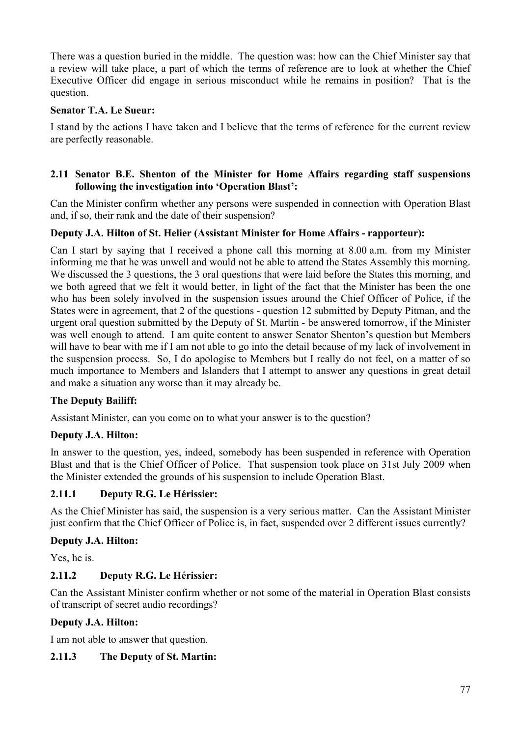There was a question buried in the middle. The question was: how can the Chief Minister say that a review will take place, a part of which the terms of reference are to look at whether the Chief Executive Officer did engage in serious misconduct while he remains in position? That is the question.

**Senator T.A. Le Sueur:**

I stand by the actions I have taken and I believe that the terms of reference for the current review are perfectly reasonable.

### 2.11 Senator B.E. Shenton of the Minister for Home Affairs regarding staff suspensions following the investigation into 'Operation Blast':

Can the Minister confirm whether any persons were suspended in connection with Operation Blast and, if so, their rank and the date of their suspension?

**Deputy J.A. Hilton of St. Helier (Assistant Minister for Home Affairs - rapporteur):**

Can I start by saying that I received a phone call this morning at 8.00 a.m. from my Minister informing me that he was unwell and would not be able to attend the States Assembly this morning. We discussed the 3 questions, the 3 oral questions that were laid before the States this morning, and we both agreed that we felt it would better, in light of the fact that the Minister has been the one who has been solely involved in the suspension issues around the Chief Officer of Police, if the States were in agreement, that 2 of the questions - question 12 submitted by Deputy Pitman, and the urgent oral question submitted by the Deputy of St. Martin - be answered tomorrow, if the Minister was well enough to attend. I am quite content to answer Senator Shenton's question but Members will have to bear with me if I am not able to go into the detail because of my lack of involvement in the suspension process. So, I do apologise to Members but I really do not feel, on a matter of so much importance to Members and Islanders that I attempt to answer any questions in great detail and make a situation any worse than it may already be.

**The Deputy Bailiff:**

Assistant Minister, can you come on to what your answer is to the question?

**Deputy J.A. Hilton:**

In answer to the question, yes, indeed, somebody has been suspended in reference with Operation Blast and that is the Chief Officer of Police. That suspension took place on 31st July 2009 when the Minister extended the grounds of his suspension to include Operation Blast.

#### 2.11.1 Deputy R.G. Le Hérissier:

As the Chief Minister has said, the suspension is a very serious matter. Can the Assistant Minister just confirm that the Chief Officer of Police is, in fact, suspended over 2 different issues currently?

**Deputy J.A. Hilton:**

Yes, he is.

#### 2.11.2 Deputy R.G. Le Hérissier:

Can the Assistant Minister confirm whether or not some of the material in Operation Blast consists of transcript of secret audio recordings?

**Deputy J.A. Hilton:**

I am not able to answer that question.

#### 2.11.3 The Deputy of St. Martin: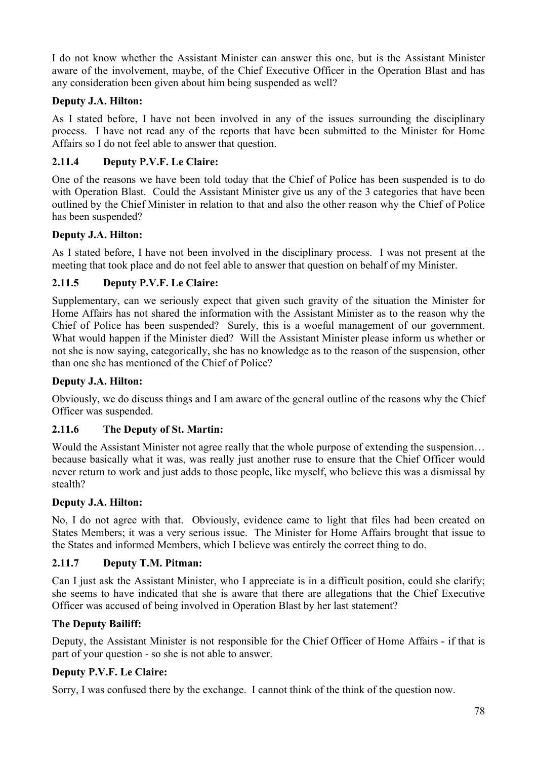I do not know whether the Assistant Minister can answer this one, but is the Assistant Minister aware of the involvement, maybe, of the Chief Executive Officer in the Operation Blast and has any consideration been given about him being suspended as well?

**Deputy J.A. Hilton:**

As I stated before, I have not been involved in any of the issues surrounding the disciplinary process. I have not read any of the reports that have been submitted to the Minister for Home Affairs so I do not feel able to answer that question.

### 2.11.4 Deputy P.V.F. Le Claire:

One of the reasons we have been told today that the Chief of Police has been suspended is to do with Operation Blast. Could the Assistant Minister give us any of the 3 categories that have been outlined by the Chief Minister in relation to that and also the other reason why the Chief of Police has been suspended?

**Deputy J.A. Hilton:**

As I stated before, I have not been involved in the disciplinary process. I was not present at the meeting that took place and do not feel able to answer that question on behalf of my Minister.

### 2.11.5 Deputy P.V.F. Le Claire:

Supplementary, can we seriously expect that given such gravity of the situation the Minister for Home Affairs has not shared the information with the Assistant Minister as to the reason why the Chief of Police has been suspended? Surely, this is a woeful management of our government. What would happen if the Minister died? Will the Assistant Minister please inform us whether or not she is now saying, categorically, she has no knowledge as to the reason of the suspension, other than one she has mentioned of the Chief of Police?

**Deputy J.A. Hilton:**

Obviously, we do discuss things and I am aware of the general outline of the reasons why the Chief Officer was suspended.

### 2.11.6 The Deputy of St. Martin:

Would the Assistant Minister not agree really that the whole purpose of extending the suspension… because basically what it was, was really just another ruse to ensure that the Chief Officer would never return to work and just adds to those people, like myself, who believe this was a dismissal by stealth?

**Deputy J.A. Hilton:**

No, I do not agree with that. Obviously, evidence came to light that files had been created on States Members; it was a very serious issue. The Minister for Home Affairs brought that issue to the States and informed Members, which I believe was entirely the correct thing to do.

### 2.11.7 Deputy T.M. Pitman:

Can I just ask the Assistant Minister, who I appreciate is in a difficult position, could she clarify; she seems to have indicated that she is aware that there are allegations that the Chief Executive Officer was accused of being involved in Operation Blast by her last statement?

**The Deputy Bailiff:**

Deputy, the Assistant Minister is not responsible for the Chief Officer of Home Affairs - if that is part of your question - so she is not able to answer.

**Deputy P.V.F. Le Claire:**

Sorry, I was confused there by the exchange. I cannot think of the think of the question now.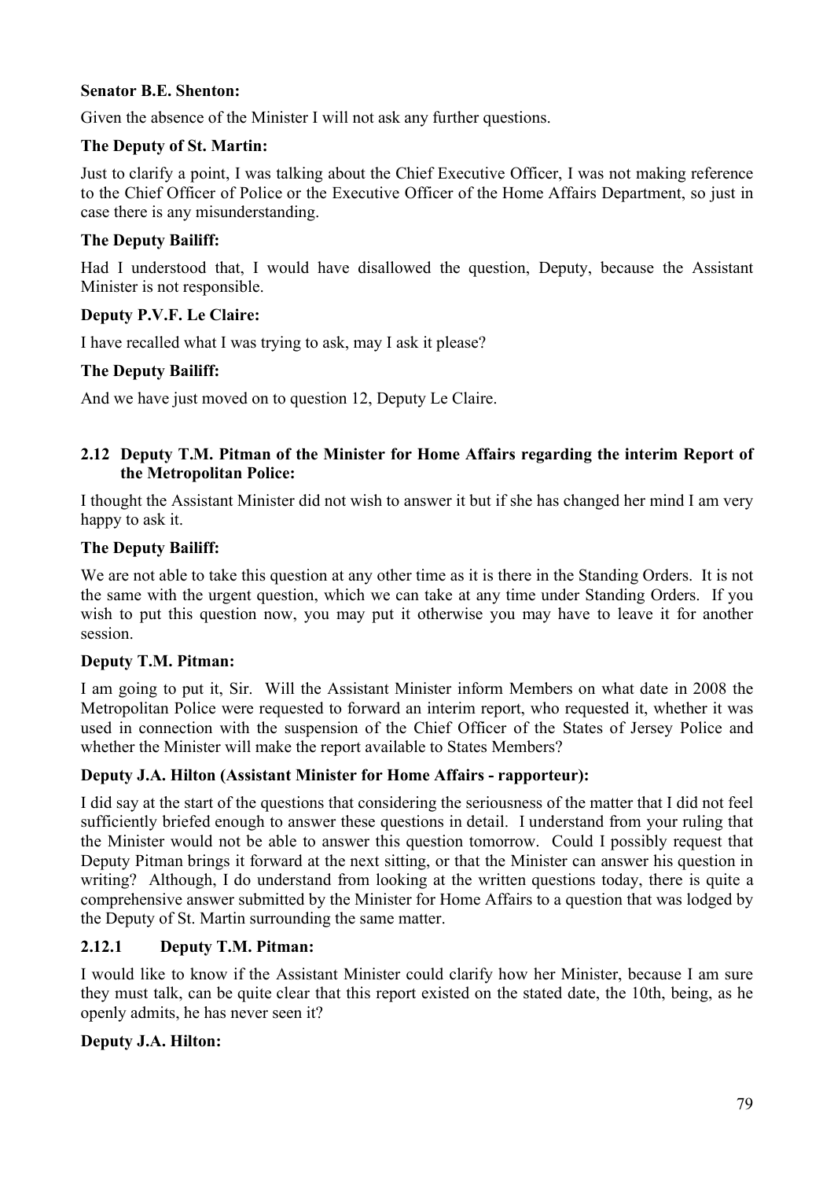**Senator B.E. Shenton:**

Given the absence of the Minister I will not ask any further questions.

**The Deputy of St. Martin:**

Just to clarify a point, I was talking about the Chief Executive Officer, I was not making reference to the Chief Officer of Police or the Executive Officer of the Home Affairs Department, so just in case there is any misunderstanding.

**The Deputy Bailiff:**

Had I understood that, I would have disallowed the question, Deputy, because the Assistant Minister is not responsible.

**Deputy P.V.F. Le Claire:**

I have recalled what I was trying to ask, may I ask it please?

**The Deputy Bailiff:**

And we have just moved on to question 12, Deputy Le Claire.

### 2.12 Deputy T.M. Pitman of the Minister for Home Affairs regarding the interim Report of the Metropolitan Police:

I thought the Assistant Minister did not wish to answer it but if she has changed her mind I am very happy to ask it.

**The Deputy Bailiff:**

We are not able to take this question at any other time as it is there in the Standing Orders. It is not the same with the urgent question, which we can take at any time under Standing Orders. If you wish to put this question now, you may put it otherwise you may have to leave it for another session.

**Deputy T.M. Pitman:**

I am going to put it, Sir. Will the Assistant Minister inform Members on what date in 2008 the Metropolitan Police were requested to forward an interim report, who requested it, whether it was used in connection with the suspension of the Chief Officer of the States of Jersey Police and whether the Minister will make the report available to States Members?

**Deputy J.A. Hilton (Assistant Minister for Home Affairs - rapporteur):**

I did say at the start of the questions that considering the seriousness of the matter that I did not feel sufficiently briefed enough to answer these questions in detail. I understand from your ruling that the Minister would not be able to answer this question tomorrow. Could I possibly request that Deputy Pitman brings it forward at the next sitting, or that the Minister can answer his question in writing? Although, I do understand from looking at the written questions today, there is quite a comprehensive answer submitted by the Minister for Home Affairs to a question that was lodged by the Deputy of St. Martin surrounding the same matter.

#### 2.12.1 Deputy T.M. Pitman:

I would like to know if the Assistant Minister could clarify how her Minister, because I am sure they must talk, can be quite clear that this report existed on the stated date, the 10th, being, as he openly admits, he has never seen it?

**Deputy J.A. Hilton:**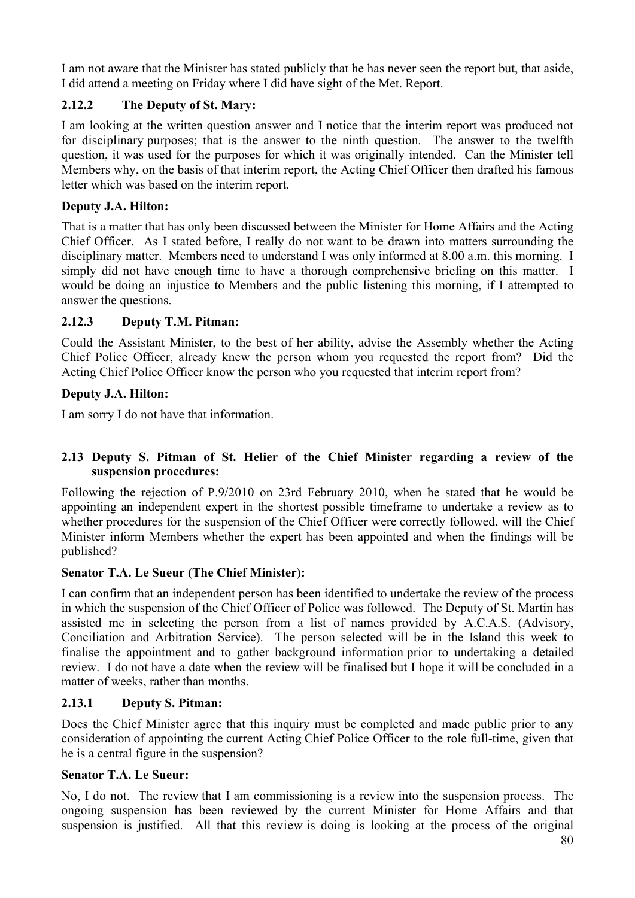I am not aware that the Minister has stated publicly that he has never seen the report but, that aside, I did attend a meeting on Friday where I did have sight of the Met. Report.

### 2.12.2 The Deputy of St. Mary:

I am looking at the written question answer and I notice that the interim report was produced not for disciplinary purposes; that is the answer to the ninth question. The answer to the twelfth question, it was used for the purposes for which it was originally intended. Can the Minister tell Members why, on the basis of that interim report, the Acting Chief Officer then drafted his famous letter which was based on the interim report.

**Deputy J.A. Hilton:**

That is a matter that has only been discussed between the Minister for Home Affairs and the Acting Chief Officer. As I stated before, I really do not want to be drawn into matters surrounding the disciplinary matter. Members need to understand I was only informed at 8.00 a.m. this morning. I simply did not have enough time to have a thorough comprehensive briefing on this matter. I would be doing an injustice to Members and the public listening this morning, if I attempted to answer the questions.

### 2.12.3 Deputy T.M. Pitman:

Could the Assistant Minister, to the best of her ability, advise the Assembly whether the Acting Chief Police Officer, already knew the person whom you requested the report from? Did the Acting Chief Police Officer know the person who you requested that interim report from?

**Deputy J.A. Hilton:**

I am sorry I do not have that information.

## 2.13 Deputy S. Pitman of St. Helier of the Chief Minister regarding a review of the suspension procedures:

Following the rejection of P.9/2010 on 23rd February 2010, when he stated that he would be appointing an independent expert in the shortest possible timeframe to undertake a review as to whether procedures for the suspension of the Chief Officer were correctly followed, will the Chief Minister inform Members whether the expert has been appointed and when the findings will be published?

**Senator T.A. Le Sueur (The Chief Minister):**

I can confirm that an independent person has been identified to undertake the review of the process in which the suspension of the Chief Officer of Police was followed. The Deputy of St. Martin has assisted me in selecting the person from a list of names provided by A.C.A.S. (Advisory, Conciliation and Arbitration Service). The person selected will be in the Island this week to finalise the appointment and to gather background information prior to undertaking a detailed review. I do not have a date when the review will be finalised but I hope it will be concluded in a matter of weeks, rather than months.

### 2.13.1 Deputy S. Pitman:

Does the Chief Minister agree that this inquiry must be completed and made public prior to any consideration of appointing the current Acting Chief Police Officer to the role full-time, given that he is a central figure in the suspension?

**Senator T.A. Le Sueur:**

No, I do not. The review that I am commissioning is a review into the suspension process. The ongoing suspension has been reviewed by the current Minister for Home Affairs and that suspension is justified. All that this review is doing is looking at the process of the original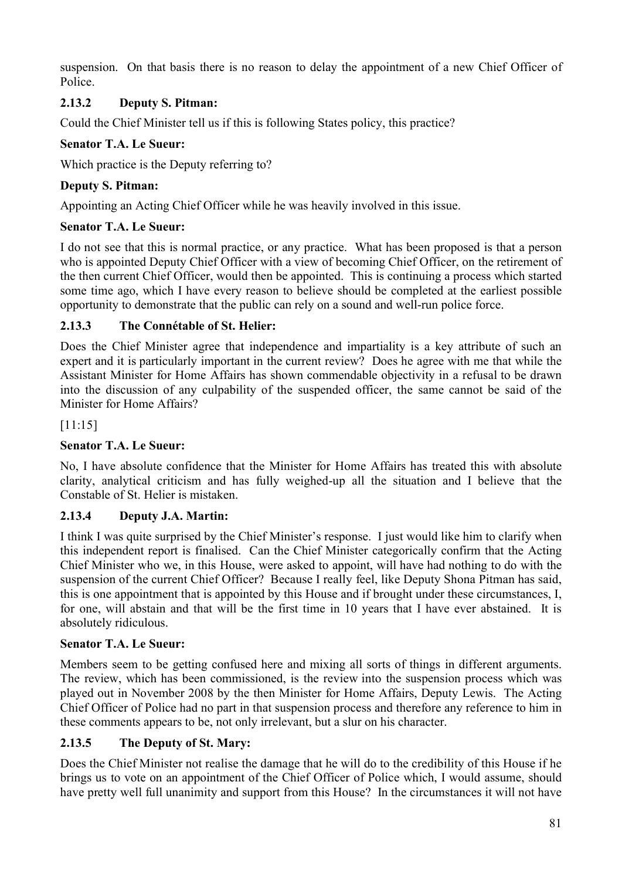suspension. On that basis there is no reason to delay the appointment of a new Chief Officer of Police.

### 2.13.2 Deputy S. Pitman:

Could the Chief Minister tell us if this is following States policy, this practice?

**Senator T.A. Le Sueur:**

Which practice is the Deputy referring to?

**Deputy S. Pitman:**

Appointing an Acting Chief Officer while he was heavily involved in this issue.

**Senator T.A. Le Sueur:**

I do not see that this is normal practice, or any practice. What has been proposed is that a person who is appointed Deputy Chief Officer with a view of becoming Chief Officer, on the retirement of the then current Chief Officer, would then be appointed. This is continuing a process which started some time ago, which I have every reason to believe should be completed at the earliest possible opportunity to demonstrate that the public can rely on a sound and well-run police force.

### 2.13.3 The Connétable of St. Helier:

Does the Chief Minister agree that independence and impartiality is a key attribute of such an expert and it is particularly important in the current review? Does he agree with me that while the Assistant Minister for Home Affairs has shown commendable objectivity in a refusal to be drawn into the discussion of any culpability of the suspended officer, the same cannot be said of the Minister for Home Affairs?

[11:15]

**Senator T.A. Le Sueur:**

No, I have absolute confidence that the Minister for Home Affairs has treated this with absolute clarity, analytical criticism and has fully weighed-up all the situation and I believe that the Constable of St. Helier is mistaken.

### 2.13.4 Deputy J.A. Martin:

I think I was quite surprised by the Chief Minister's response. I just would like him to clarify when this independent report is finalised. Can the Chief Minister categorically confirm that the Acting Chief Minister who we, in this House, were asked to appoint, will have had nothing to do with the suspension of the current Chief Officer? Because I really feel, like Deputy Shona Pitman has said, this is one appointment that is appointed by this House and if brought under these circumstances, I, for one, will abstain and that will be the first time in 10 years that I have ever abstained. It is absolutely ridiculous.

**Senator T.A. Le Sueur:**

Members seem to be getting confused here and mixing all sorts of things in different arguments. The review, which has been commissioned, is the review into the suspension process which was played out in November 2008 by the then Minister for Home Affairs, Deputy Lewis. The Acting Chief Officer of Police had no part in that suspension process and therefore any reference to him in these comments appears to be, not only irrelevant, but a slur on his character.

### 2.13.5 The Deputy of St. Mary:

Does the Chief Minister not realise the damage that he will do to the credibility of this House if he brings us to vote on an appointment of the Chief Officer of Police which, I would assume, should have pretty well full unanimity and support from this House? In the circumstances it will not have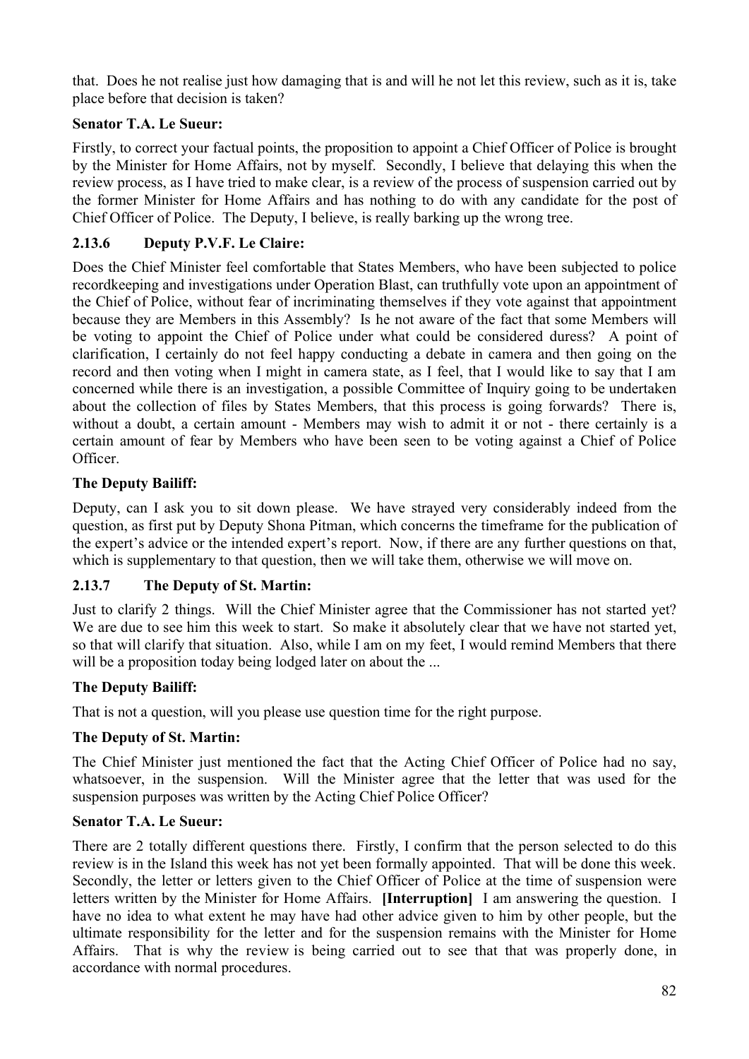that. Does he not realise just how damaging that is and will he not let this review, such as it is, take place before that decision is taken?

**Senator T.A. Le Sueur:**

Firstly, to correct your factual points, the proposition to appoint a Chief Officer of Police is brought by the Minister for Home Affairs, not by myself. Secondly, I believe that delaying this when the review process, as I have tried to make clear, is a review of the process of suspension carried out by the former Minister for Home Affairs and has nothing to do with any candidate for the post of Chief Officer of Police. The Deputy, I believe, is really barking up the wrong tree.

### 2.13.6 Deputy P.V.F. Le Claire:

Does the Chief Minister feel comfortable that States Members, who have been subjected to police recordkeeping and investigations under Operation Blast, can truthfully vote upon an appointment of the Chief of Police, without fear of incriminating themselves if they vote against that appointment because they are Members in this Assembly? Is he not aware of the fact that some Members will be voting to appoint the Chief of Police under what could be considered duress? A point of clarification, I certainly do not feel happy conducting a debate in camera and then going on the record and then voting when I might in camera state, as I feel, that I would like to say that I am concerned while there is an investigation, a possible Committee of Inquiry going to be undertaken about the collection of files by States Members, that this process is going forwards? There is, without a doubt, a certain amount - Members may wish to admit it or not - there certainly is a certain amount of fear by Members who have been seen to be voting against a Chief of Police Officer.

**The Deputy Bailiff:**

Deputy, can I ask you to sit down please. We have strayed very considerably indeed from the question, as first put by Deputy Shona Pitman, which concerns the timeframe for the publication of the expert's advice or the intended expert's report. Now, if there are any further questions on that, which is supplementary to that question, then we will take them, otherwise we will move on.

### 2.13.7 The Deputy of St. Martin:

Just to clarify 2 things. Will the Chief Minister agree that the Commissioner has not started yet? We are due to see him this week to start. So make it absolutely clear that we have not started yet, so that will clarify that situation. Also, while I am on my feet, I would remind Members that there will be a proposition today being lodged later on about the ...

**The Deputy Bailiff:**

That is not a question, will you please use question time for the right purpose.

**The Deputy of St. Martin:**

The Chief Minister just mentioned the fact that the Acting Chief Officer of Police had no say, whatsoever, in the suspension. Will the Minister agree that the letter that was used for the suspension purposes was written by the Acting Chief Police Officer?

**Senator T.A. Le Sueur:**

There are 2 totally different questions there. Firstly, I confirm that the person selected to do this review is in the Island this week has not yet been formally appointed. That will be done this week. Secondly, the letter or letters given to the Chief Officer of Police at the time of suspension were letters written by the Minister for Home Affairs. **[Interruption]** I am answering the question. I have no idea to what extent he may have had other advice given to him by other people, but the ultimate responsibility for the letter and for the suspension remains with the Minister for Home Affairs. That is why the review is being carried out to see that that was properly done, in accordance with normal procedures.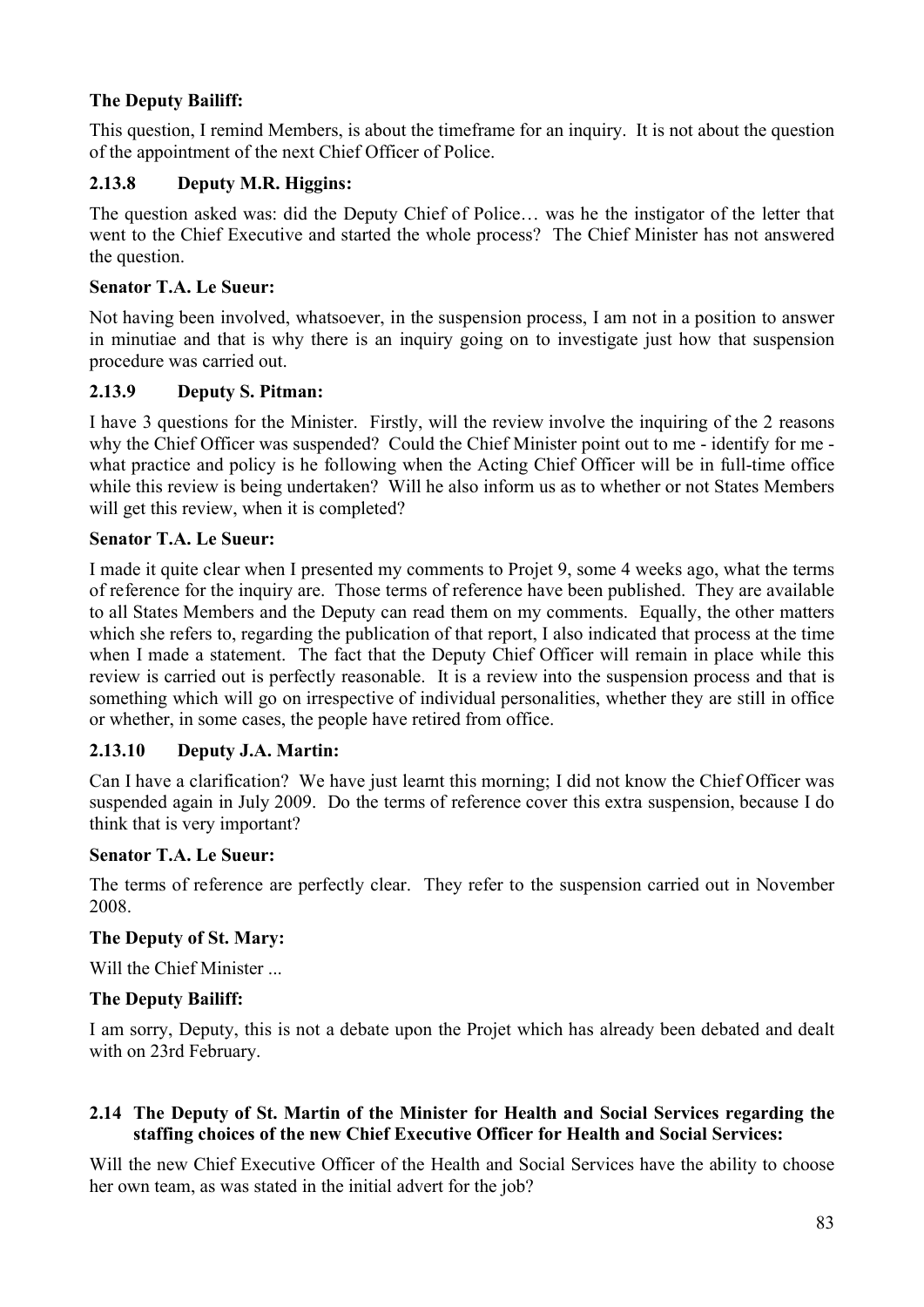**The Deputy Bailiff:**

This question, I remind Members, is about the timeframe for an inquiry. It is not about the question of the appointment of the next Chief Officer of Police.

### 2.13.8 Deputy M.R. Higgins:

The question asked was: did the Deputy Chief of Police… was he the instigator of the letter that went to the Chief Executive and started the whole process? The Chief Minister has not answered the question.

**Senator T.A. Le Sueur:**

Not having been involved, whatsoever, in the suspension process, I am not in a position to answer in minutiae and that is why there is an inquiry going on to investigate just how that suspension procedure was carried out.

### 2.13.9 Deputy S. Pitman:

I have 3 questions for the Minister. Firstly, will the review involve the inquiring of the 2 reasons why the Chief Officer was suspended? Could the Chief Minister point out to me - identify for me - what practice and policy is he following when the Acting Chief Officer will be in full-time office while this review is being undertaken? Will he also inform us as to whether or not States Members will get this review, when it is completed?

**Senator T.A. Le Sueur:**

I made it quite clear when I presented my comments to Projet 9, some 4 weeks ago, what the terms of reference for the inquiry are. Those terms of reference have been published. They are available to all States Members and the Deputy can read them on my comments. Equally, the other matters which she refers to, regarding the publication of that report, I also indicated that process at the time when I made a statement. The fact that the Deputy Chief Officer will remain in place while this review is carried out is perfectly reasonable. It is a review into the suspension process and that is something which will go on irrespective of individual personalities, whether they are still in office or whether, in some cases, the people have retired from office.

### 2.13.10 Deputy J.A. Martin:

Can I have a clarification? We have just learnt this morning; I did not know the Chief Officer was suspended again in July 2009. Do the terms of reference cover this extra suspension, because I do think that is very important?

**Senator T.A. Le Sueur:**

The terms of reference are perfectly clear. They refer to the suspension carried out in November 2008.

**The Deputy of St. Mary:**

Will the Chief Minister ...

**The Deputy Bailiff:**

I am sorry, Deputy, this is not a debate upon the Projet which has already been debated and dealt with on 23rd February.

## 2.14 The Deputy of St. Martin of the Minister for Health and Social Services regarding the staffing choices of the new Chief Executive Officer for Health and Social Services:

Will the new Chief Executive Officer of the Health and Social Services have the ability to choose her own team, as was stated in the initial advert for the job?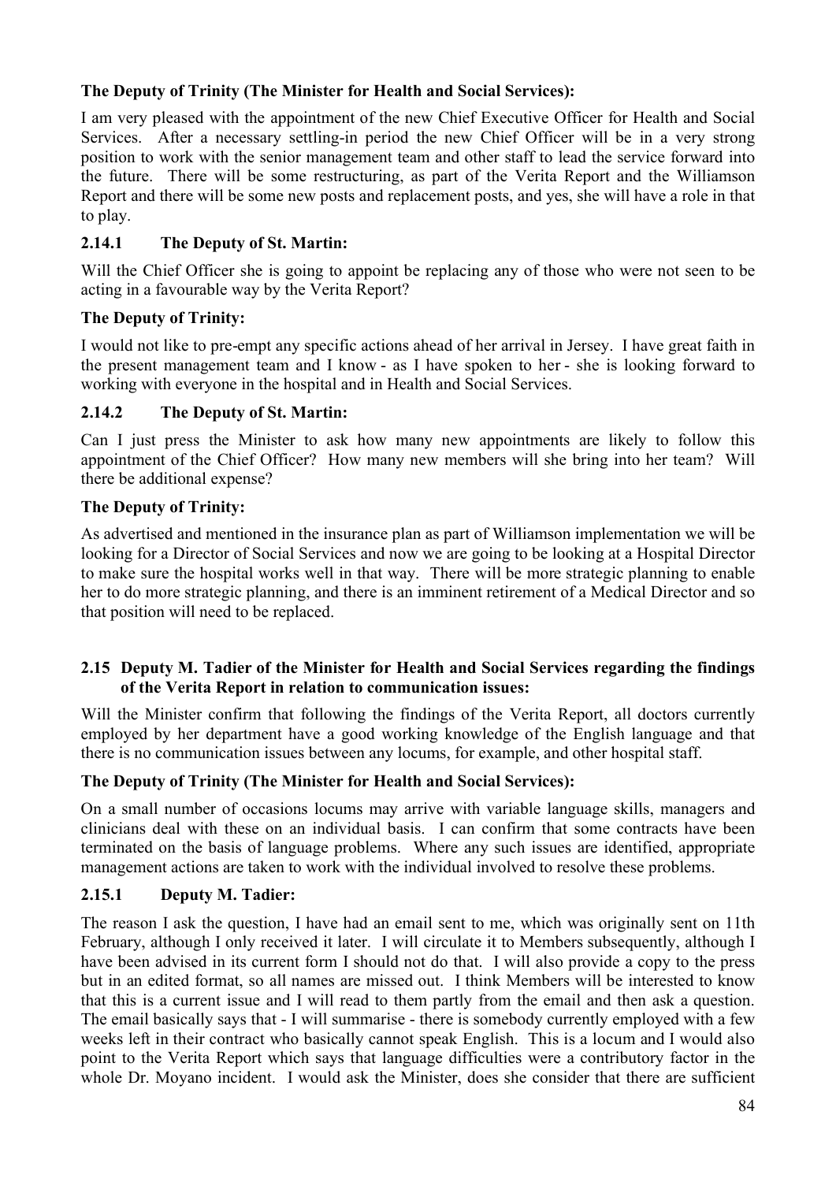**The Deputy of Trinity (The Minister for Health and Social Services):**

I am very pleased with the appointment of the new Chief Executive Officer for Health and Social Services. After a necessary settling-in period the new Chief Officer will be in a very strong position to work with the senior management team and other staff to lead the service forward into the future. There will be some restructuring, as part of the Verita Report and the Williamson Report and there will be some new posts and replacement posts, and yes, she will have a role in that to play.

### 2.14.1 The Deputy of St. Martin:

Will the Chief Officer she is going to appoint be replacing any of those who were not seen to be acting in a favourable way by the Verita Report?

**The Deputy of Trinity:**

I would not like to pre-empt any specific actions ahead of her arrival in Jersey. I have great faith in the present management team and I know - as I have spoken to her - she is looking forward to working with everyone in the hospital and in Health and Social Services.

### 2.14.2 The Deputy of St. Martin:

Can I just press the Minister to ask how many new appointments are likely to follow this appointment of the Chief Officer? How many new members will she bring into her team? Will there be additional expense?

**The Deputy of Trinity:**

As advertised and mentioned in the insurance plan as part of Williamson implementation we will be looking for a Director of Social Services and now we are going to be looking at a Hospital Director to make sure the hospital works well in that way. There will be more strategic planning to enable her to do more strategic planning, and there is an imminent retirement of a Medical Director and so that position will need to be replaced.

## 2.15 Deputy M. Tadier of the Minister for Health and Social Services regarding the findings of the Verita Report in relation to communication issues:

Will the Minister confirm that following the findings of the Verita Report, all doctors currently employed by her department have a good working knowledge of the English language and that there is no communication issues between any locums, for example, and other hospital staff.

**The Deputy of Trinity (The Minister for Health and Social Services):**

On a small number of occasions locums may arrive with variable language skills, managers and clinicians deal with these on an individual basis. I can confirm that some contracts have been terminated on the basis of language problems. Where any such issues are identified, appropriate management actions are taken to work with the individual involved to resolve these problems.

### 2.15.1 Deputy M. Tadier:

The reason I ask the question, I have had an email sent to me, which was originally sent on 11th February, although I only received it later. I will circulate it to Members subsequently, although I have been advised in its current form I should not do that. I will also provide a copy to the press but in an edited format, so all names are missed out. I think Members will be interested to know that this is a current issue and I will read to them partly from the email and then ask a question. The email basically says that - I will summarise - there is somebody currently employed with a few weeks left in their contract who basically cannot speak English. This is a locum and I would also point to the Verita Report which says that language difficulties were a contributory factor in the whole Dr. Moyano incident. I would ask the Minister, does she consider that there are sufficient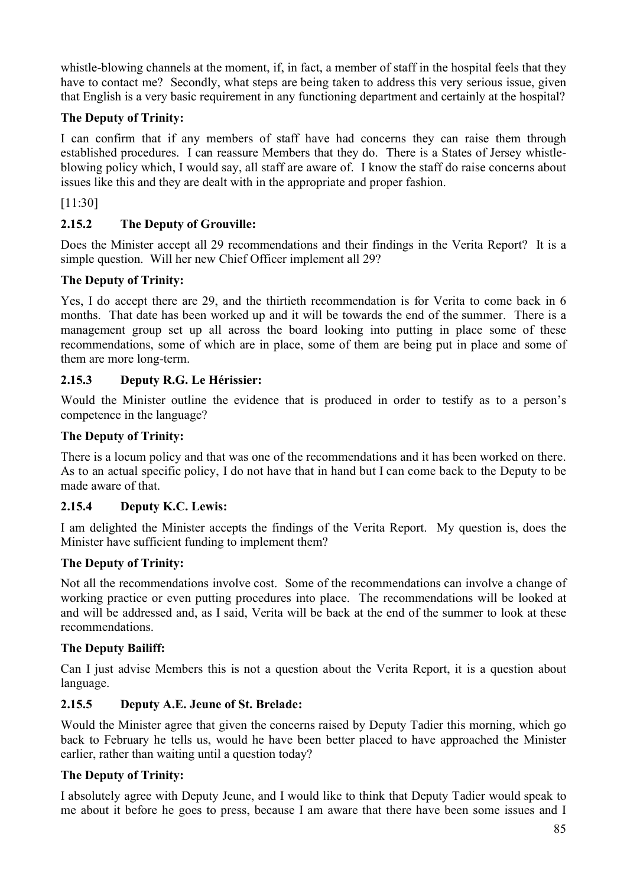whistle-blowing channels at the moment, if, in fact, a member of staff in the hospital feels that they have to contact me? Secondly, what steps are being taken to address this very serious issue, given that English is a very basic requirement in any functioning department and certainly at the hospital?

**The Deputy of Trinity:**

I can confirm that if any members of staff have had concerns they can raise them through established procedures. I can reassure Members that they do. There is a States of Jersey whistle-blowing policy which, I would say, all staff are aware of. I know the staff do raise concerns about issues like this and they are dealt with in the appropriate and proper fashion.

[11:30]

### 2.15.2 The Deputy of Grouville:

Does the Minister accept all 29 recommendations and their findings in the Verita Report? It is a simple question. Will her new Chief Officer implement all 29?

**The Deputy of Trinity:**

Yes, I do accept there are 29, and the thirtieth recommendation is for Verita to come back in 6 months. That date has been worked up and it will be towards the end of the summer. There is a management group set up all across the board looking into putting in place some of these recommendations, some of which are in place, some of them are being put in place and some of them are more long-term.

### 2.15.3 Deputy R.G. Le Hérissier:

Would the Minister outline the evidence that is produced in order to testify as to a person's competence in the language?

**The Deputy of Trinity:**

There is a locum policy and that was one of the recommendations and it has been worked on there. As to an actual specific policy, I do not have that in hand but I can come back to the Deputy to be made aware of that.

### 2.15.4 Deputy K.C. Lewis:

I am delighted the Minister accepts the findings of the Verita Report. My question is, does the Minister have sufficient funding to implement them?

**The Deputy of Trinity:**

Not all the recommendations involve cost. Some of the recommendations can involve a change of working practice or even putting procedures into place. The recommendations will be looked at and will be addressed and, as I said, Verita will be back at the end of the summer to look at these recommendations.

**The Deputy Bailiff:**

Can I just advise Members this is not a question about the Verita Report, it is a question about language.

### 2.15.5 Deputy A.E. Jeune of St. Brelade:

Would the Minister agree that given the concerns raised by Deputy Tadier this morning, which go back to February he tells us, would he have been better placed to have approached the Minister earlier, rather than waiting until a question today?

**The Deputy of Trinity:**

I absolutely agree with Deputy Jeune, and I would like to think that Deputy Tadier would speak to me about it before he goes to press, because I am aware that there have been some issues and I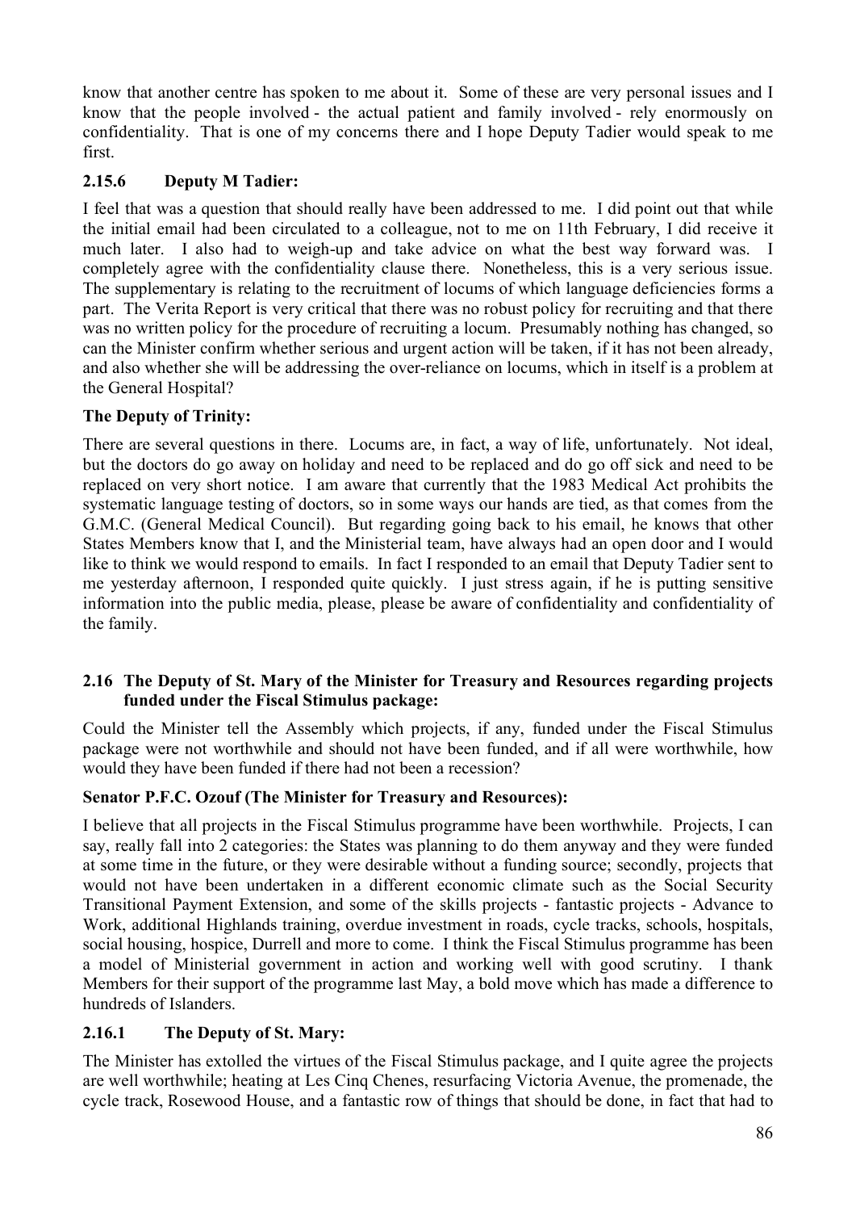know that another centre has spoken to me about it. Some of these are very personal issues and I know that the people involved - the actual patient and family involved - rely enormously on confidentiality. That is one of my concerns there and I hope Deputy Tadier would speak to me first.

### 2.15.6 Deputy M Tadier:

I feel that was a question that should really have been addressed to me. I did point out that while the initial email had been circulated to a colleague, not to me on 11th February, I did receive it much later. I also had to weigh-up and take advice on what the best way forward was. I completely agree with the confidentiality clause there. Nonetheless, this is a very serious issue. The supplementary is relating to the recruitment of locums of which language deficiencies forms a part. The Verita Report is very critical that there was no robust policy for recruiting and that there was no written policy for the procedure of recruiting a locum. Presumably nothing has changed, so can the Minister confirm whether serious and urgent action will be taken, if it has not been already, and also whether she will be addressing the over-reliance on locums, which in itself is a problem at the General Hospital?

**The Deputy of Trinity:**

There are several questions in there. Locums are, in fact, a way of life, unfortunately. Not ideal, but the doctors do go away on holiday and need to be replaced and do go off sick and need to be replaced on very short notice. I am aware that currently that the 1983 Medical Act prohibits the systematic language testing of doctors, so in some ways our hands are tied, as that comes from the G.M.C. (General Medical Council). But regarding going back to his email, he knows that other States Members know that I, and the Ministerial team, have always had an open door and I would like to think we would respond to emails. In fact I responded to an email that Deputy Tadier sent to me yesterday afternoon, I responded quite quickly. I just stress again, if he is putting sensitive information into the public media, please, please be aware of confidentiality and confidentiality of the family.

## 2.16 The Deputy of St. Mary of the Minister for Treasury and Resources regarding projects funded under the Fiscal Stimulus package:

Could the Minister tell the Assembly which projects, if any, funded under the Fiscal Stimulus package were not worthwhile and should not have been funded, and if all were worthwhile, how would they have been funded if there had not been a recession?

**Senator P.F.C. Ozouf (The Minister for Treasury and Resources):**

I believe that all projects in the Fiscal Stimulus programme have been worthwhile. Projects, I can say, really fall into 2 categories: the States was planning to do them anyway and they were funded at some time in the future, or they were desirable without a funding source; secondly, projects that would not have been undertaken in a different economic climate such as the Social Security Transitional Payment Extension, and some of the skills projects - fantastic projects - Advance to Work, additional Highlands training, overdue investment in roads, cycle tracks, schools, hospitals, social housing, hospice, Durrell and more to come. I think the Fiscal Stimulus programme has been a model of Ministerial government in action and working well with good scrutiny. I thank Members for their support of the programme last May, a bold move which has made a difference to hundreds of Islanders.

### 2.16.1 The Deputy of St. Mary:

The Minister has extolled the virtues of the Fiscal Stimulus package, and I quite agree the projects are well worthwhile; heating at Les Cinq Chenes, resurfacing Victoria Avenue, the promenade, the cycle track, Rosewood House, and a fantastic row of things that should be done, in fact that had to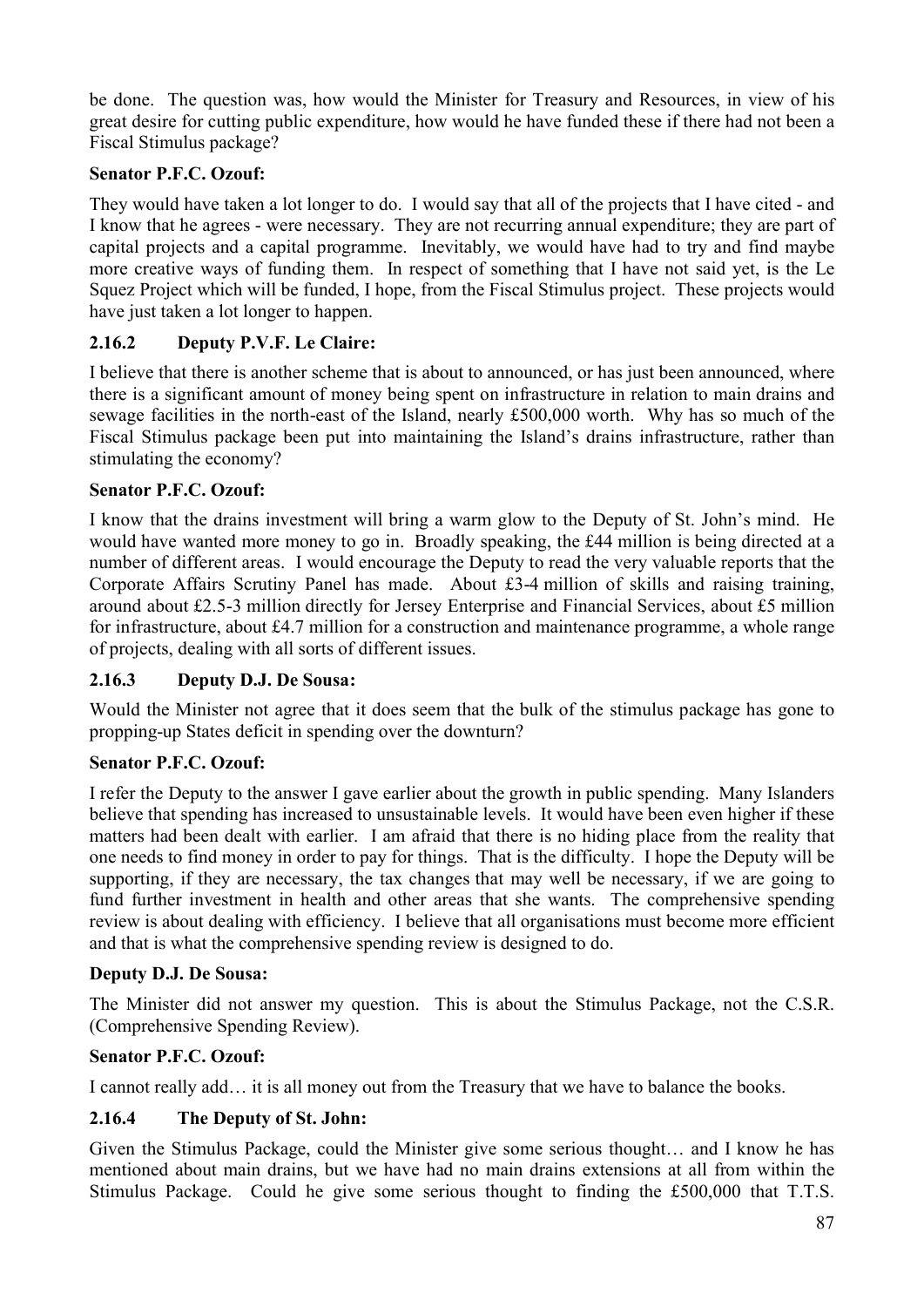be done. The question was, how would the Minister for Treasury and Resources, in view of his great desire for cutting public expenditure, how would he have funded these if there had not been a Fiscal Stimulus package?

**Senator P.F.C. Ozouf:**

They would have taken a lot longer to do. I would say that all of the projects that I have cited - and I know that he agrees - were necessary. They are not recurring annual expenditure; they are part of capital projects and a capital programme. Inevitably, we would have had to try and find maybe more creative ways of funding them. In respect of something that I have not said yet, is the Le Squez Project which will be funded, I hope, from the Fiscal Stimulus project. These projects would have just taken a lot longer to happen.

### 2.16.2 Deputy P.V.F. Le Claire:

I believe that there is another scheme that is about to announced, or has just been announced, where there is a significant amount of money being spent on infrastructure in relation to main drains and sewage facilities in the north-east of the Island, nearly £500,000 worth. Why has so much of the Fiscal Stimulus package been put into maintaining the Island's drains infrastructure, rather than stimulating the economy?

**Senator P.F.C. Ozouf:**

I know that the drains investment will bring a warm glow to the Deputy of St. John's mind. He would have wanted more money to go in. Broadly speaking, the £44 million is being directed at a number of different areas. I would encourage the Deputy to read the very valuable reports that the Corporate Affairs Scrutiny Panel has made. About £3-4 million of skills and raising training, around about £2.5-3 million directly for Jersey Enterprise and Financial Services, about £5 million for infrastructure, about £4.7 million for a construction and maintenance programme, a whole range of projects, dealing with all sorts of different issues.

### 2.16.3 Deputy D.J. De Sousa:

Would the Minister not agree that it does seem that the bulk of the stimulus package has gone to propping-up States deficit in spending over the downturn?

**Senator P.F.C. Ozouf:**

I refer the Deputy to the answer I gave earlier about the growth in public spending. Many Islanders believe that spending has increased to unsustainable levels. It would have been even higher if these matters had been dealt with earlier. I am afraid that there is no hiding place from the reality that one needs to find money in order to pay for things. That is the difficulty. I hope the Deputy will be supporting, if they are necessary, the tax changes that may well be necessary, if we are going to fund further investment in health and other areas that she wants. The comprehensive spending review is about dealing with efficiency. I believe that all organisations must become more efficient and that is what the comprehensive spending review is designed to do.

**Deputy D.J. De Sousa:**

The Minister did not answer my question. This is about the Stimulus Package, not the C.S.R. (Comprehensive Spending Review).

**Senator P.F.C. Ozouf:**

I cannot really add… it is all money out from the Treasury that we have to balance the books.

### 2.16.4 The Deputy of St. John:

Given the Stimulus Package, could the Minister give some serious thought… and I know he has mentioned about main drains, but we have had no main drains extensions at all from within the Stimulus Package. Could he give some serious thought to finding the £500,000 that T.T.S.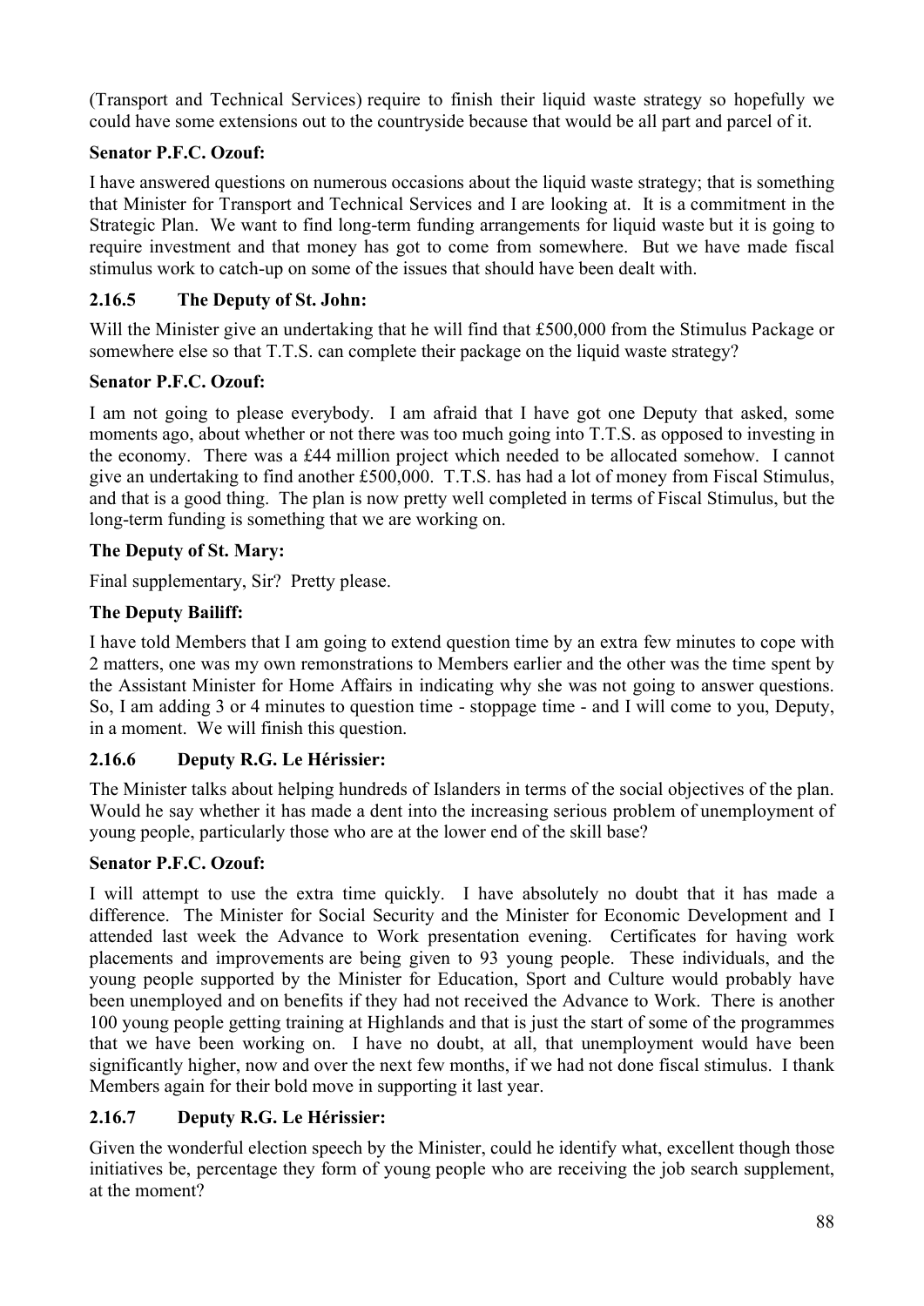(Transport and Technical Services) require to finish their liquid waste strategy so hopefully we could have some extensions out to the countryside because that would be all part and parcel of it.

**Senator P.F.C. Ozouf:**

I have answered questions on numerous occasions about the liquid waste strategy; that is something that Minister for Transport and Technical Services and I are looking at. It is a commitment in the Strategic Plan. We want to find long-term funding arrangements for liquid waste but it is going to require investment and that money has got to come from somewhere. But we have made fiscal stimulus work to catch-up on some of the issues that should have been dealt with.

### 2.16.5 The Deputy of St. John:

Will the Minister give an undertaking that he will find that £500,000 from the Stimulus Package or somewhere else so that T.T.S. can complete their package on the liquid waste strategy?

**Senator P.F.C. Ozouf:**

I am not going to please everybody. I am afraid that I have got one Deputy that asked, some moments ago, about whether or not there was too much going into T.T.S. as opposed to investing in the economy. There was a £44 million project which needed to be allocated somehow. I cannot give an undertaking to find another £500,000. T.T.S. has had a lot of money from Fiscal Stimulus, and that is a good thing. The plan is now pretty well completed in terms of Fiscal Stimulus, but the long-term funding is something that we are working on.

**The Deputy of St. Mary:**

Final supplementary, Sir? Pretty please.

**The Deputy Bailiff:**

I have told Members that I am going to extend question time by an extra few minutes to cope with 2 matters, one was my own remonstrations to Members earlier and the other was the time spent by the Assistant Minister for Home Affairs in indicating why she was not going to answer questions. So, I am adding 3 or 4 minutes to question time - stoppage time - and I will come to you, Deputy, in a moment. We will finish this question.

### 2.16.6 Deputy R.G. Le Hérissier:

The Minister talks about helping hundreds of Islanders in terms of the social objectives of the plan. Would he say whether it has made a dent into the increasing serious problem of unemployment of young people, particularly those who are at the lower end of the skill base?

**Senator P.F.C. Ozouf:**

I will attempt to use the extra time quickly. I have absolutely no doubt that it has made a difference. The Minister for Social Security and the Minister for Economic Development and I attended last week the Advance to Work presentation evening. Certificates for having work placements and improvements are being given to 93 young people. These individuals, and the young people supported by the Minister for Education, Sport and Culture would probably have been unemployed and on benefits if they had not received the Advance to Work. There is another 100 young people getting training at Highlands and that is just the start of some of the programmes that we have been working on. I have no doubt, at all, that unemployment would have been significantly higher, now and over the next few months, if we had not done fiscal stimulus. I thank Members again for their bold move in supporting it last year.

### 2.16.7 Deputy R.G. Le Hérissier:

Given the wonderful election speech by the Minister, could he identify what, excellent though those initiatives be, percentage they form of young people who are receiving the job search supplement, at the moment?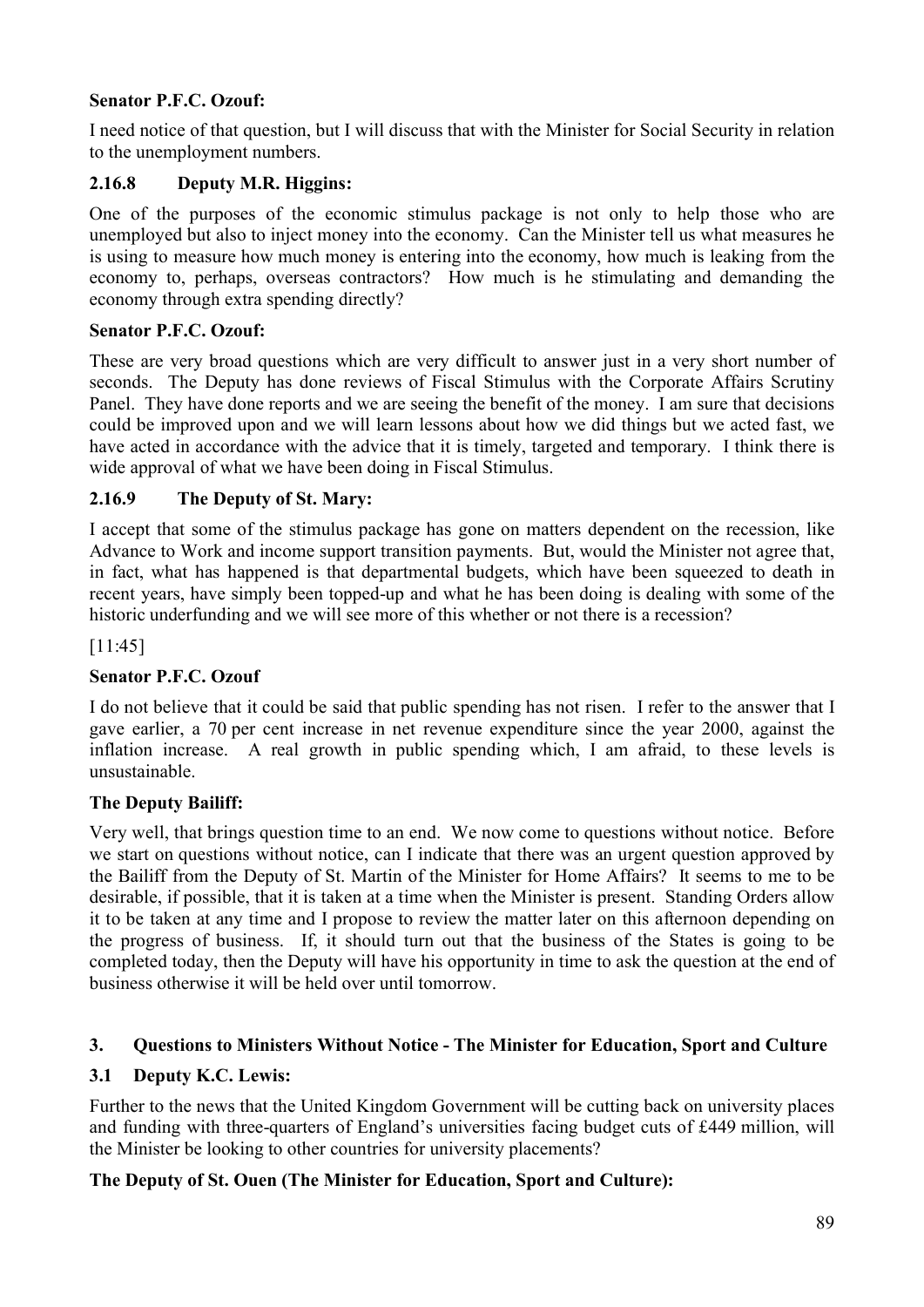**Senator P.F.C. Ozouf:**

I need notice of that question, but I will discuss that with the Minister for Social Security in relation to the unemployment numbers.

### 2.16.8 Deputy M.R. Higgins:

One of the purposes of the economic stimulus package is not only to help those who are unemployed but also to inject money into the economy. Can the Minister tell us what measures he is using to measure how much money is entering into the economy, how much is leaking from the economy to, perhaps, overseas contractors? How much is he stimulating and demanding the economy through extra spending directly?

**Senator P.F.C. Ozouf:**

These are very broad questions which are very difficult to answer just in a very short number of seconds. The Deputy has done reviews of Fiscal Stimulus with the Corporate Affairs Scrutiny Panel. They have done reports and we are seeing the benefit of the money. I am sure that decisions could be improved upon and we will learn lessons about how we did things but we acted fast, we have acted in accordance with the advice that it is timely, targeted and temporary. I think there is wide approval of what we have been doing in Fiscal Stimulus.

### 2.16.9 The Deputy of St. Mary:

I accept that some of the stimulus package has gone on matters dependent on the recession, like Advance to Work and income support transition payments. But, would the Minister not agree that, in fact, what has happened is that departmental budgets, which have been squeezed to death in recent years, have simply been topped-up and what he has been doing is dealing with some of the historic underfunding and we will see more of this whether or not there is a recession?

[11:45]

**Senator P.F.C. Ozouf**

I do not believe that it could be said that public spending has not risen. I refer to the answer that I gave earlier, a 70 per cent increase in net revenue expenditure since the year 2000, against the inflation increase. A real growth in public spending which, I am afraid, to these levels is unsustainable.

**The Deputy Bailiff:**

Very well, that brings question time to an end. We now come to questions without notice. Before we start on questions without notice, can I indicate that there was an urgent question approved by the Bailiff from the Deputy of St. Martin of the Minister for Home Affairs? It seems to me to be desirable, if possible, that it is taken at a time when the Minister is present. Standing Orders allow it to be taken at any time and I propose to review the matter later on this afternoon depending on the progress of business. If, it should turn out that the business of the States is going to be completed today, then the Deputy will have his opportunity in time to ask the question at the end of business otherwise it will be held over until tomorrow.

## 3. Questions to Ministers Without Notice - The Minister for Education, Sport and Culture

### 3.1 Deputy K.C. Lewis:

Further to the news that the United Kingdom Government will be cutting back on university places and funding with three-quarters of England's universities facing budget cuts of £449 million, will the Minister be looking to other countries for university placements?

**The Deputy of St. Ouen (The Minister for Education, Sport and Culture):**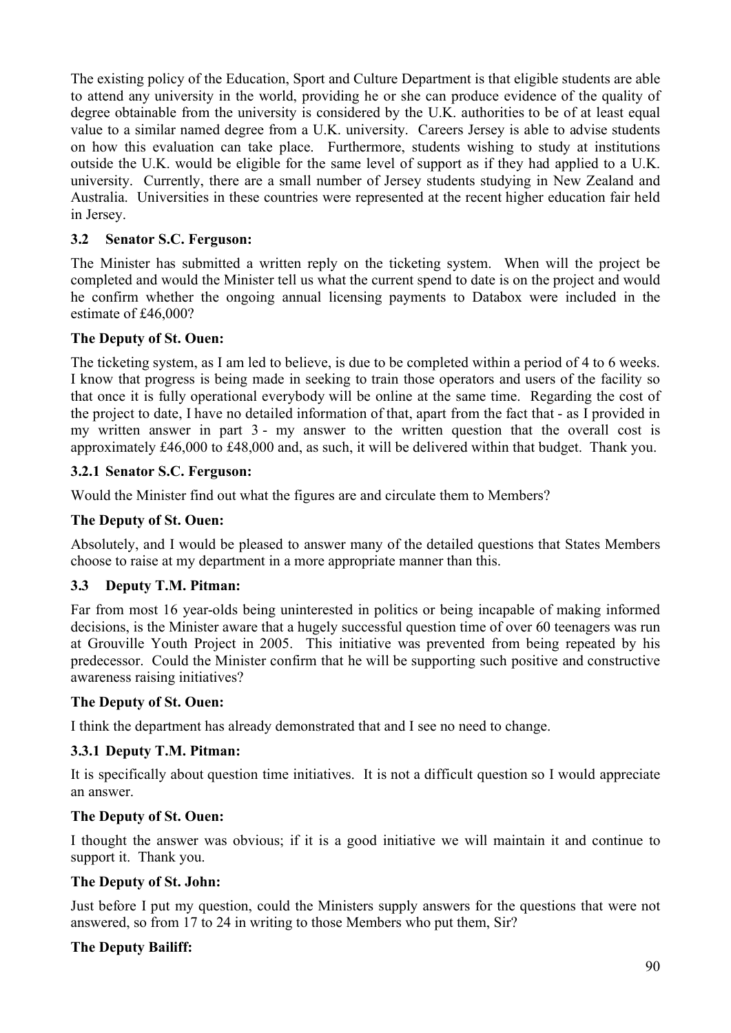The existing policy of the Education, Sport and Culture Department is that eligible students are able to attend any university in the world, providing he or she can produce evidence of the quality of degree obtainable from the university is considered by the U.K. authorities to be of at least equal value to a similar named degree from a U.K. university. Careers Jersey is able to advise students on how this evaluation can take place. Furthermore, students wishing to study at institutions outside the U.K. would be eligible for the same level of support as if they had applied to a U.K. university. Currently, there are a small number of Jersey students studying in New Zealand and Australia. Universities in these countries were represented at the recent higher education fair held in Jersey.

### 3.2 Senator S.C. Ferguson:

The Minister has submitted a written reply on the ticketing system. When will the project be completed and would the Minister tell us what the current spend to date is on the project and would he confirm whether the ongoing annual licensing payments to Databox were included in the estimate of £46,000?

**The Deputy of St. Ouen:**

The ticketing system, as I am led to believe, is due to be completed within a period of 4 to 6 weeks. I know that progress is being made in seeking to train those operators and users of the facility so that once it is fully operational everybody will be online at the same time. Regarding the cost of the project to date, I have no detailed information of that, apart from the fact that - as I provided in my written answer in part 3 - my answer to the written question that the overall cost is approximately £46,000 to £48,000 and, as such, it will be delivered within that budget. Thank you.

### 3.2.1 Senator S.C. Ferguson:

Would the Minister find out what the figures are and circulate them to Members?

**The Deputy of St. Ouen:**

Absolutely, and I would be pleased to answer many of the detailed questions that States Members choose to raise at my department in a more appropriate manner than this.

### 3.3 Deputy T.M. Pitman:

Far from most 16 year-olds being uninterested in politics or being incapable of making informed decisions, is the Minister aware that a hugely successful question time of over 60 teenagers was run at Grouville Youth Project in 2005. This initiative was prevented from being repeated by his predecessor. Could the Minister confirm that he will be supporting such positive and constructive awareness raising initiatives?

**The Deputy of St. Ouen:**

I think the department has already demonstrated that and I see no need to change.

### 3.3.1 Deputy T.M. Pitman:

It is specifically about question time initiatives. It is not a difficult question so I would appreciate an answer.

**The Deputy of St. Ouen:**

I thought the answer was obvious; if it is a good initiative we will maintain it and continue to support it. Thank you.

**The Deputy of St. John:**

Just before I put my question, could the Ministers supply answers for the questions that were not answered, so from 17 to 24 in writing to those Members who put them, Sir?

**The Deputy Bailiff:**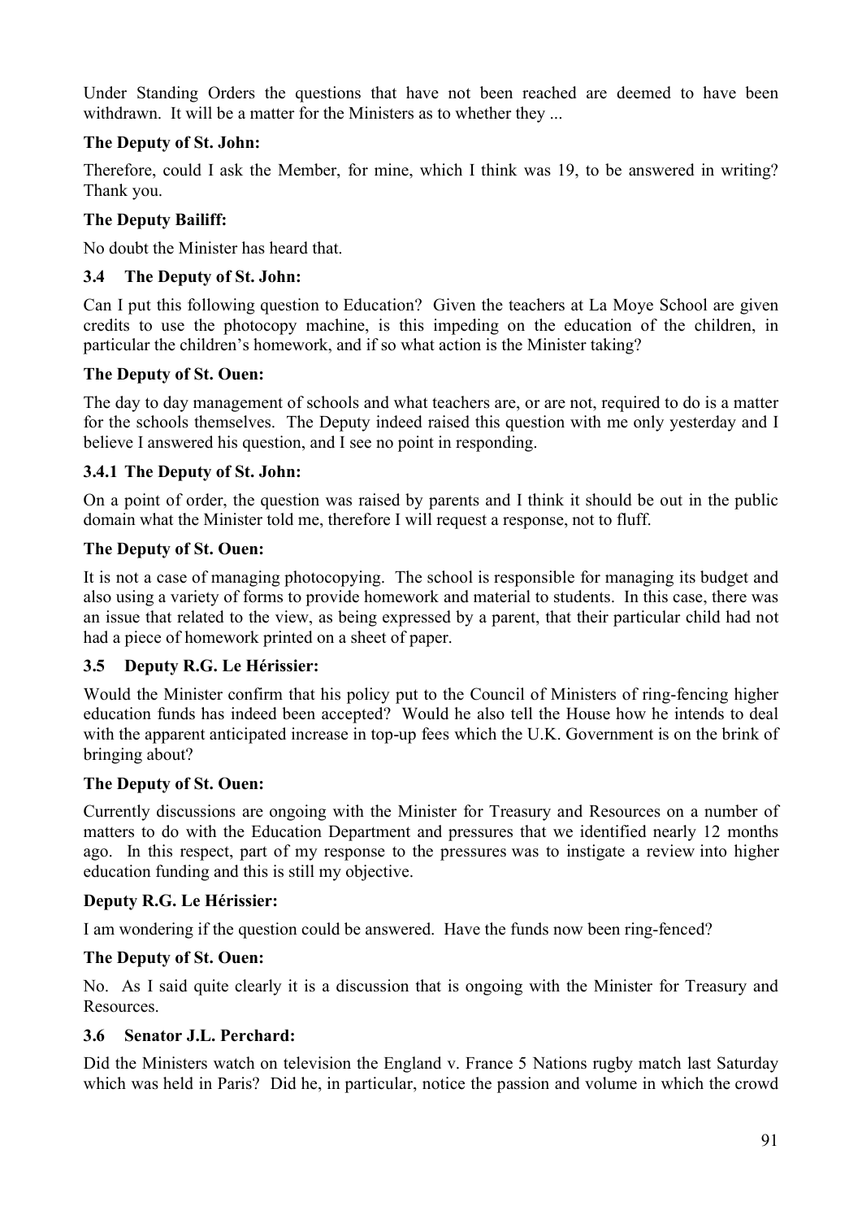Under Standing Orders the questions that have not been reached are deemed to have been withdrawn. It will be a matter for the Ministers as to whether they ...

**The Deputy of St. John:**

Therefore, could I ask the Member, for mine, which I think was 19, to be answered in writing? Thank you.

**The Deputy Bailiff:**

No doubt the Minister has heard that.

### 3.4 The Deputy of St. John:

Can I put this following question to Education? Given the teachers at La Moye School are given credits to use the photocopy machine, is this impeding on the education of the children, in particular the children's homework, and if so what action is the Minister taking?

**The Deputy of St. Ouen:**

The day to day management of schools and what teachers are, or are not, required to do is a matter for the schools themselves. The Deputy indeed raised this question with me only yesterday and I believe I answered his question, and I see no point in responding.

### 3.4.1 The Deputy of St. John:

On a point of order, the question was raised by parents and I think it should be out in the public domain what the Minister told me, therefore I will request a response, not to fluff.

**The Deputy of St. Ouen:**

It is not a case of managing photocopying. The school is responsible for managing its budget and also using a variety of forms to provide homework and material to students. In this case, there was an issue that related to the view, as being expressed by a parent, that their particular child had not had a piece of homework printed on a sheet of paper.

### 3.5 Deputy R.G. Le Hérissier:

Would the Minister confirm that his policy put to the Council of Ministers of ring-fencing higher education funds has indeed been accepted? Would he also tell the House how he intends to deal with the apparent anticipated increase in top-up fees which the U.K. Government is on the brink of bringing about?

**The Deputy of St. Ouen:**

Currently discussions are ongoing with the Minister for Treasury and Resources on a number of matters to do with the Education Department and pressures that we identified nearly 12 months ago. In this respect, part of my response to the pressures was to instigate a review into higher education funding and this is still my objective.

**Deputy R.G. Le Hérissier:**

I am wondering if the question could be answered. Have the funds now been ring-fenced?

**The Deputy of St. Ouen:**

No. As I said quite clearly it is a discussion that is ongoing with the Minister for Treasury and Resources.

### 3.6 Senator J.L. Perchard:

Did the Ministers watch on television the England v. France 5 Nations rugby match last Saturday which was held in Paris? Did he, in particular, notice the passion and volume in which the crowd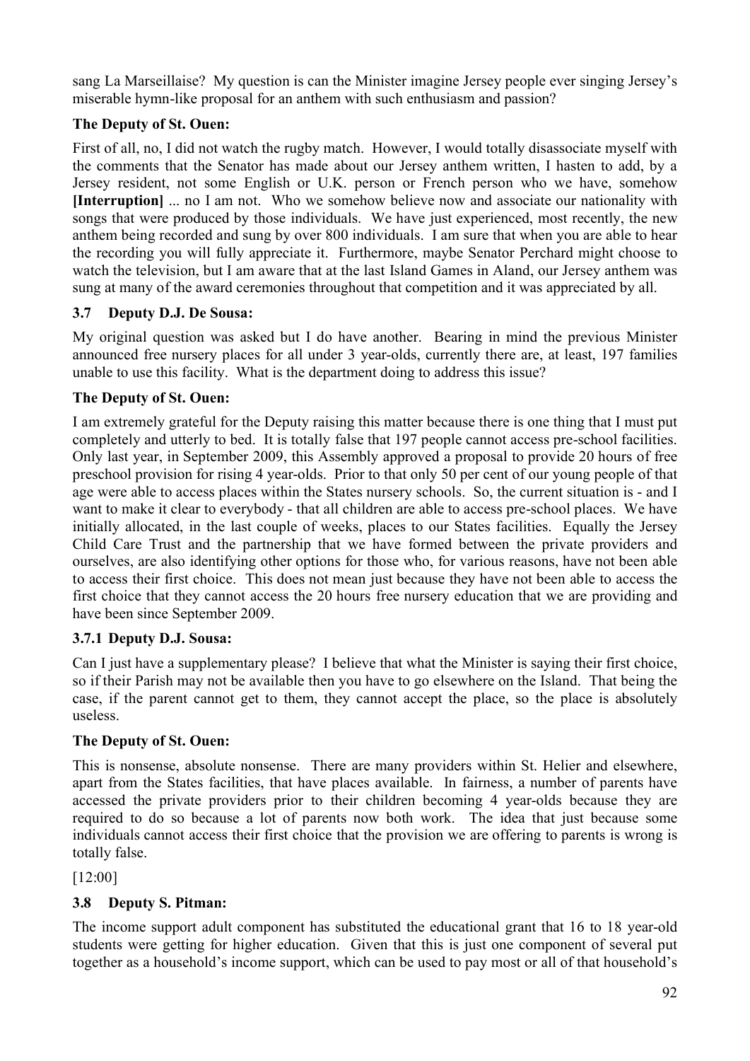sang La Marseillaise? My question is can the Minister imagine Jersey people ever singing Jersey's miserable hymn-like proposal for an anthem with such enthusiasm and passion?

**The Deputy of St. Ouen:**

First of all, no, I did not watch the rugby match. However, I would totally disassociate myself with the comments that the Senator has made about our Jersey anthem written, I hasten to add, by a Jersey resident, not some English or U.K. person or French person who we have, somehow **[Interruption]** ... no I am not. Who we somehow believe now and associate our nationality with songs that were produced by those individuals. We have just experienced, most recently, the new anthem being recorded and sung by over 800 individuals. I am sure that when you are able to hear the recording you will fully appreciate it. Furthermore, maybe Senator Perchard might choose to watch the television, but I am aware that at the last Island Games in Aland, our Jersey anthem was sung at many of the award ceremonies throughout that competition and it was appreciated by all.

### 3.7 Deputy D.J. De Sousa:

My original question was asked but I do have another. Bearing in mind the previous Minister announced free nursery places for all under 3 year-olds, currently there are, at least, 197 families unable to use this facility. What is the department doing to address this issue?

**The Deputy of St. Ouen:**

I am extremely grateful for the Deputy raising this matter because there is one thing that I must put completely and utterly to bed. It is totally false that 197 people cannot access pre-school facilities. Only last year, in September 2009, this Assembly approved a proposal to provide 20 hours of free preschool provision for rising 4 year-olds. Prior to that only 50 per cent of our young people of that age were able to access places within the States nursery schools. So, the current situation is - and I want to make it clear to everybody - that all children are able to access pre-school places. We have initially allocated, in the last couple of weeks, places to our States facilities. Equally the Jersey Child Care Trust and the partnership that we have formed between the private providers and ourselves, are also identifying other options for those who, for various reasons, have not been able to access their first choice. This does not mean just because they have not been able to access the first choice that they cannot access the 20 hours free nursery education that we are providing and have been since September 2009.

### 3.7.1 Deputy D.J. Sousa:

Can I just have a supplementary please? I believe that what the Minister is saying their first choice, so if their Parish may not be available then you have to go elsewhere on the Island. That being the case, if the parent cannot get to them, they cannot accept the place, so the place is absolutely useless.

**The Deputy of St. Ouen:**

This is nonsense, absolute nonsense. There are many providers within St. Helier and elsewhere, apart from the States facilities, that have places available. In fairness, a number of parents have accessed the private providers prior to their children becoming 4 year-olds because they are required to do so because a lot of parents now both work. The idea that just because some individuals cannot access their first choice that the provision we are offering to parents is wrong is totally false.

[12:00]

### 3.8 Deputy S. Pitman:

The income support adult component has substituted the educational grant that 16 to 18 year-old students were getting for higher education. Given that this is just one component of several put together as a household's income support, which can be used to pay most or all of that household's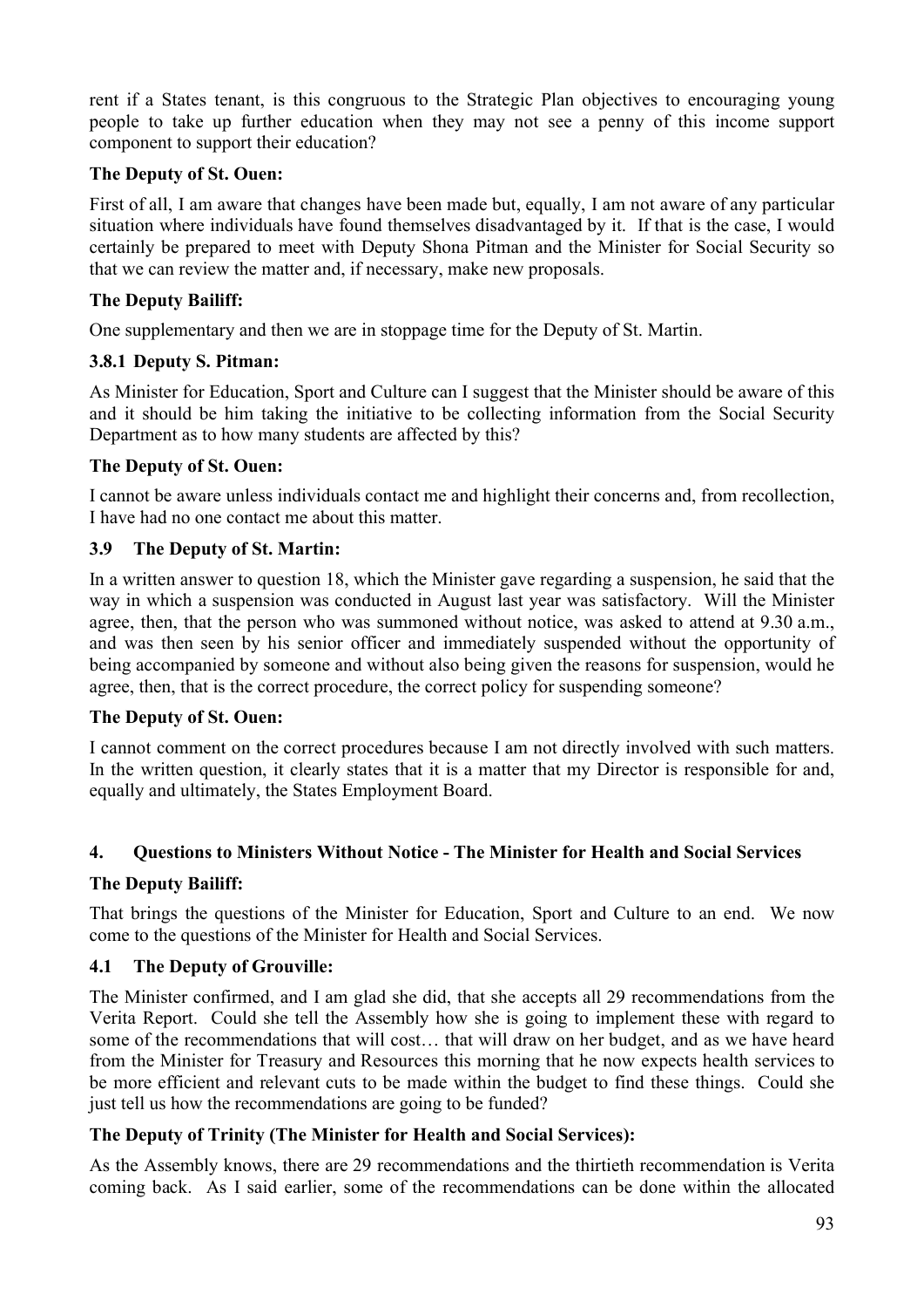rent if a States tenant, is this congruous to the Strategic Plan objectives to encouraging young people to take up further education when they may not see a penny of this income support component to support their education?

**The Deputy of St. Ouen:**

First of all, I am aware that changes have been made but, equally, I am not aware of any particular situation where individuals have found themselves disadvantaged by it. If that is the case, I would certainly be prepared to meet with Deputy Shona Pitman and the Minister for Social Security so that we can review the matter and, if necessary, make new proposals.

**The Deputy Bailiff:**

One supplementary and then we are in stoppage time for the Deputy of St. Martin.

### 3.8.1 Deputy S. Pitman:

As Minister for Education, Sport and Culture can I suggest that the Minister should be aware of this and it should be him taking the initiative to be collecting information from the Social Security Department as to how many students are affected by this?

**The Deputy of St. Ouen:**

I cannot be aware unless individuals contact me and highlight their concerns and, from recollection, I have had no one contact me about this matter.

### 3.9 The Deputy of St. Martin:

In a written answer to question 18, which the Minister gave regarding a suspension, he said that the way in which a suspension was conducted in August last year was satisfactory. Will the Minister agree, then, that the person who was summoned without notice, was asked to attend at 9.30 a.m., and was then seen by his senior officer and immediately suspended without the opportunity of being accompanied by someone and without also being given the reasons for suspension, would he agree, then, that is the correct procedure, the correct policy for suspending someone?

**The Deputy of St. Ouen:**

I cannot comment on the correct procedures because I am not directly involved with such matters. In the written question, it clearly states that it is a matter that my Director is responsible for and, equally and ultimately, the States Employment Board.

## 4. Questions to Ministers Without Notice - The Minister for Health and Social Services

**The Deputy Bailiff:**

That brings the questions of the Minister for Education, Sport and Culture to an end. We now come to the questions of the Minister for Health and Social Services.

### 4.1 The Deputy of Grouville:

The Minister confirmed, and I am glad she did, that she accepts all 29 recommendations from the Verita Report. Could she tell the Assembly how she is going to implement these with regard to some of the recommendations that will cost… that will draw on her budget, and as we have heard from the Minister for Treasury and Resources this morning that he now expects health services to be more efficient and relevant cuts to be made within the budget to find these things. Could she just tell us how the recommendations are going to be funded?

**The Deputy of Trinity (The Minister for Health and Social Services):**

As the Assembly knows, there are 29 recommendations and the thirtieth recommendation is Verita coming back. As I said earlier, some of the recommendations can be done within the allocated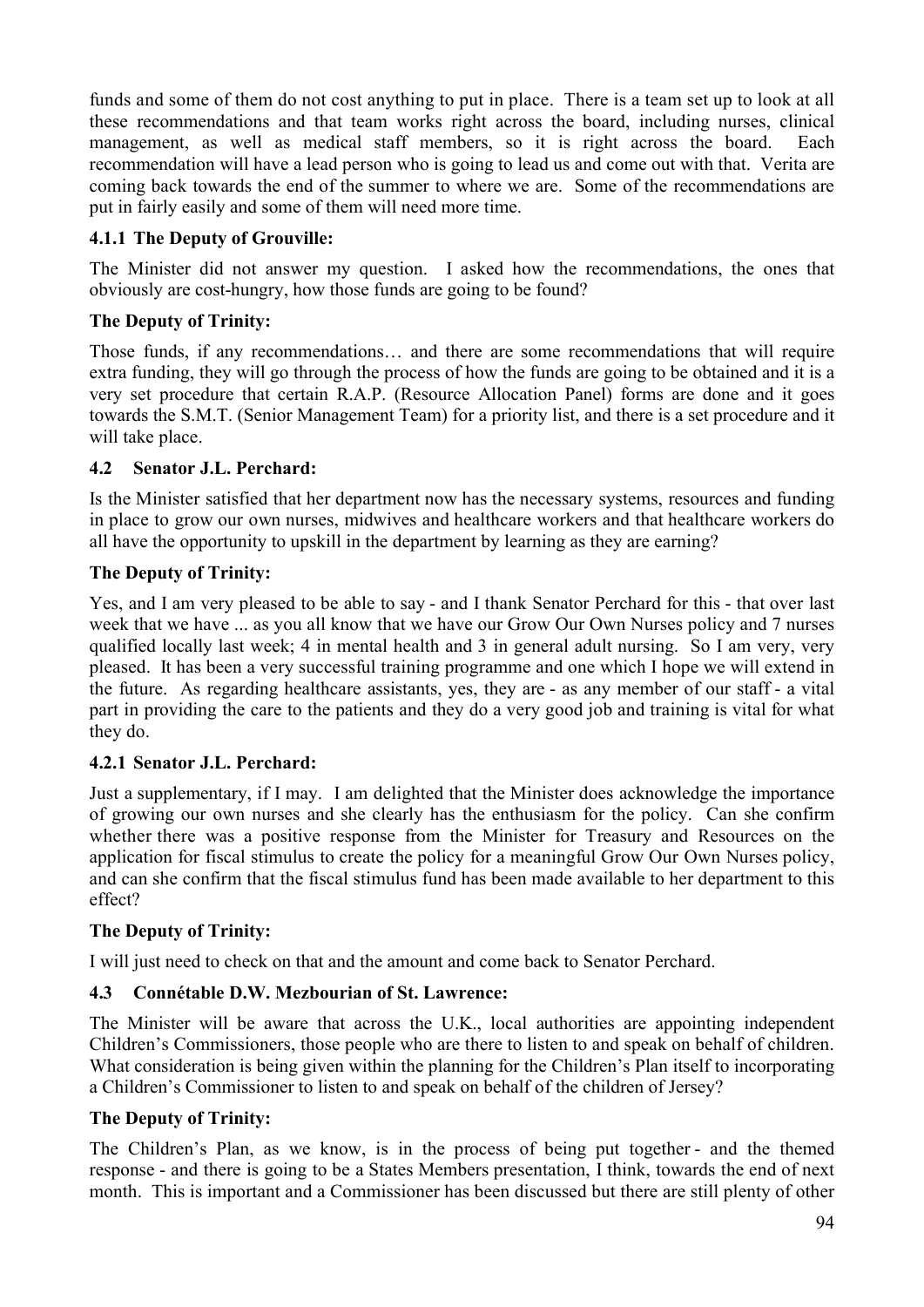funds and some of them do not cost anything to put in place. There is a team set up to look at all these recommendations and that team works right across the board, including nurses, clinical management, as well as medical staff members, so it is right across the board. Each recommendation will have a lead person who is going to lead us and come out with that. Verita are coming back towards the end of the summer to where we are. Some of the recommendations are put in fairly easily and some of them will need more time.

### 4.1.1 The Deputy of Grouville:

The Minister did not answer my question. I asked how the recommendations, the ones that obviously are cost-hungry, how those funds are going to be found?

### The Deputy of Trinity:

Those funds, if any recommendations… and there are some recommendations that will require extra funding, they will go through the process of how the funds are going to be obtained and it is a very set procedure that certain R.A.P. (Resource Allocation Panel) forms are done and it goes towards the S.M.T. (Senior Management Team) for a priority list, and there is a set procedure and it will take place.

### 4.2 Senator J.L. Perchard:

Is the Minister satisfied that her department now has the necessary systems, resources and funding in place to grow our own nurses, midwives and healthcare workers and that healthcare workers do all have the opportunity to upskill in the department by learning as they are earning?

### The Deputy of Trinity:

Yes, and I am very pleased to be able to say - and I thank Senator Perchard for this - that over last week that we have ... as you all know that we have our Grow Our Own Nurses policy and 7 nurses qualified locally last week; 4 in mental health and 3 in general adult nursing. So I am very, very pleased. It has been a very successful training programme and one which I hope we will extend in the future. As regarding healthcare assistants, yes, they are - as any member of our staff - a vital part in providing the care to the patients and they do a very good job and training is vital for what they do.

### 4.2.1 Senator J.L. Perchard:

Just a supplementary, if I may. I am delighted that the Minister does acknowledge the importance of growing our own nurses and she clearly has the enthusiasm for the policy. Can she confirm whether there was a positive response from the Minister for Treasury and Resources on the application for fiscal stimulus to create the policy for a meaningful Grow Our Own Nurses policy, and can she confirm that the fiscal stimulus fund has been made available to her department to this effect?

### The Deputy of Trinity:

I will just need to check on that and the amount and come back to Senator Perchard.

### 4.3 Connétable D.W. Mezbourian of St. Lawrence:

The Minister will be aware that across the U.K., local authorities are appointing independent Children's Commissioners, those people who are there to listen to and speak on behalf of children. What consideration is being given within the planning for the Children's Plan itself to incorporating a Children's Commissioner to listen to and speak on behalf of the children of Jersey?

### The Deputy of Trinity:

The Children's Plan, as we know, is in the process of being put together - and the themed response - and there is going to be a States Members presentation, I think, towards the end of next month. This is important and a Commissioner has been discussed but there are still plenty of other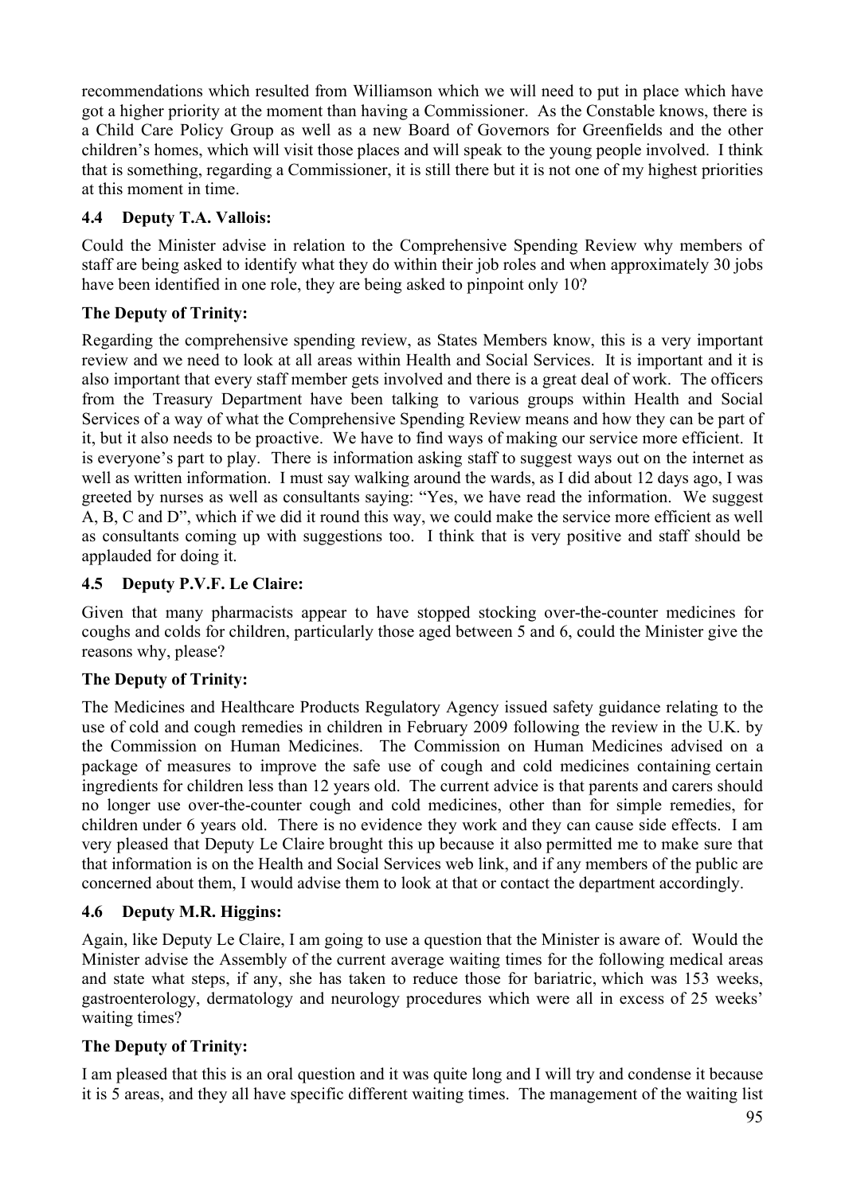recommendations which resulted from Williamson which we will need to put in place which have got a higher priority at the moment than having a Commissioner. As the Constable knows, there is a Child Care Policy Group as well as a new Board of Governors for Greenfields and the other children's homes, which will visit those places and will speak to the young people involved. I think that is something, regarding a Commissioner, it is still there but it is not one of my highest priorities at this moment in time.

### 4.4 Deputy T.A. Vallois:

Could the Minister advise in relation to the Comprehensive Spending Review why members of staff are being asked to identify what they do within their job roles and when approximately 30 jobs have been identified in one role, they are being asked to pinpoint only 10?

### The Deputy of Trinity:

Regarding the comprehensive spending review, as States Members know, this is a very important review and we need to look at all areas within Health and Social Services. It is important and it is also important that every staff member gets involved and there is a great deal of work. The officers from the Treasury Department have been talking to various groups within Health and Social Services of a way of what the Comprehensive Spending Review means and how they can be part of it, but it also needs to be proactive. We have to find ways of making our service more efficient. It is everyone's part to play. There is information asking staff to suggest ways out on the internet as well as written information. I must say walking around the wards, as I did about 12 days ago, I was greeted by nurses as well as consultants saying: "Yes, we have read the information. We suggest A, B, C and D", which if we did it round this way, we could make the service more efficient as well as consultants coming up with suggestions too. I think that is very positive and staff should be applauded for doing it.

### 4.5 Deputy P.V.F. Le Claire:

Given that many pharmacists appear to have stopped stocking over-the-counter medicines for coughs and colds for children, particularly those aged between 5 and 6, could the Minister give the reasons why, please?

### The Deputy of Trinity:

The Medicines and Healthcare Products Regulatory Agency issued safety guidance relating to the use of cold and cough remedies in children in February 2009 following the review in the U.K. by the Commission on Human Medicines. The Commission on Human Medicines advised on a package of measures to improve the safe use of cough and cold medicines containing certain ingredients for children less than 12 years old. The current advice is that parents and carers should no longer use over-the-counter cough and cold medicines, other than for simple remedies, for children under 6 years old. There is no evidence they work and they can cause side effects. I am very pleased that Deputy Le Claire brought this up because it also permitted me to make sure that that information is on the Health and Social Services web link, and if any members of the public are concerned about them, I would advise them to look at that or contact the department accordingly.

### 4.6 Deputy M.R. Higgins:

Again, like Deputy Le Claire, I am going to use a question that the Minister is aware of. Would the Minister advise the Assembly of the current average waiting times for the following medical areas and state what steps, if any, she has taken to reduce those for bariatric, which was 153 weeks, gastroenterology, dermatology and neurology procedures which were all in excess of 25 weeks' waiting times?

### The Deputy of Trinity:

I am pleased that this is an oral question and it was quite long and I will try and condense it because it is 5 areas, and they all have specific different waiting times. The management of the waiting list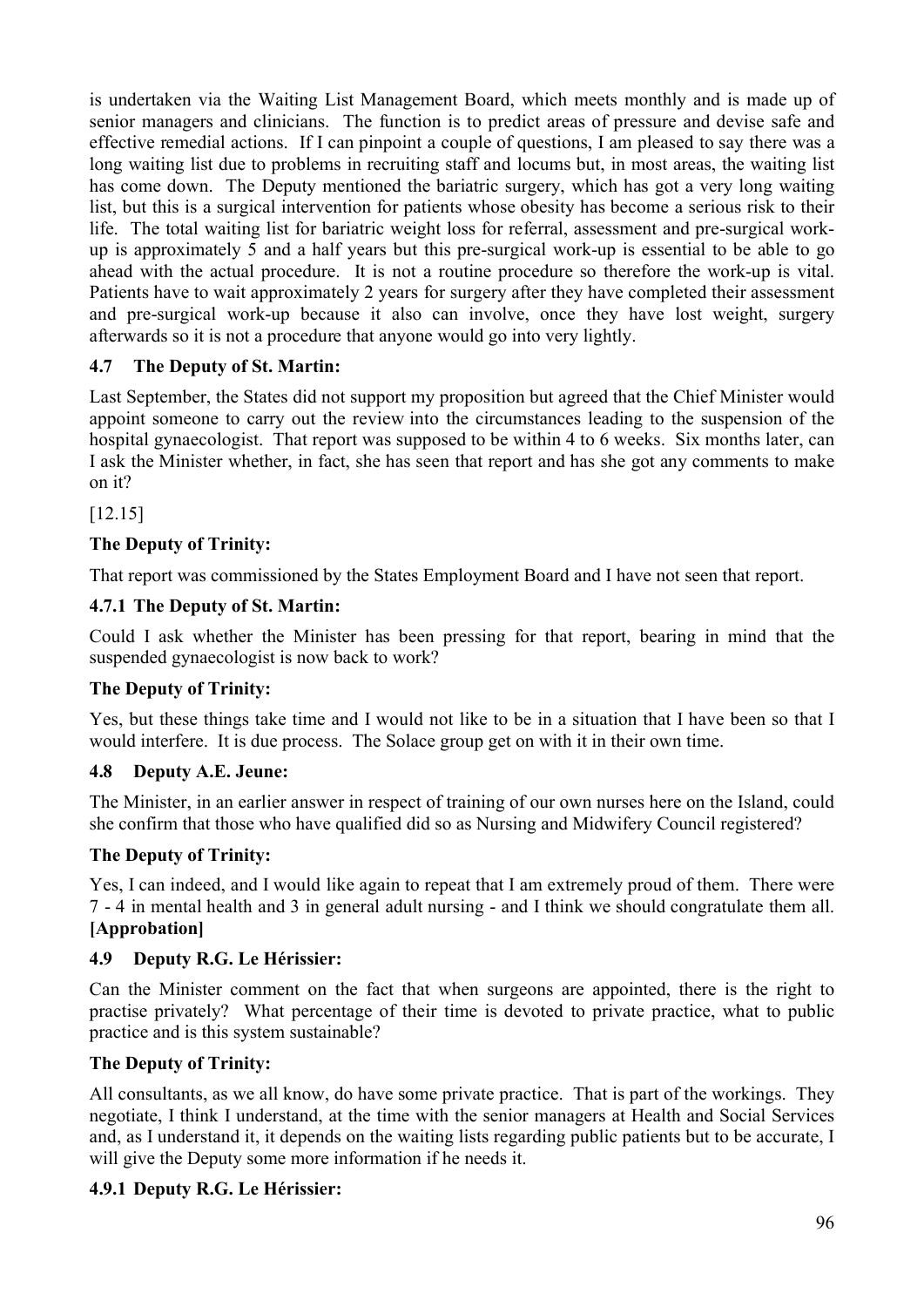is undertaken via the Waiting List Management Board, which meets monthly and is made up of senior managers and clinicians. The function is to predict areas of pressure and devise safe and effective remedial actions. If I can pinpoint a couple of questions, I am pleased to say there was a long waiting list due to problems in recruiting staff and locums but, in most areas, the waiting list has come down. The Deputy mentioned the bariatric surgery, which has got a very long waiting list, but this is a surgical intervention for patients whose obesity has become a serious risk to their life. The total waiting list for bariatric weight loss for referral, assessment and pre-surgical work-up is approximately 5 and a half years but this pre-surgical work-up is essential to be able to go ahead with the actual procedure. It is not a routine procedure so therefore the work-up is vital. Patients have to wait approximately 2 years for surgery after they have completed their assessment and pre-surgical work-up because it also can involve, once they have lost weight, surgery afterwards so it is not a procedure that anyone would go into very lightly.

### 4.7 The Deputy of St. Martin:

Last September, the States did not support my proposition but agreed that the Chief Minister would appoint someone to carry out the review into the circumstances leading to the suspension of the hospital gynaecologist. That report was supposed to be within 4 to 6 weeks. Six months later, can I ask the Minister whether, in fact, she has seen that report and has she got any comments to make on it?

[12.15]

**The Deputy of Trinity:**

That report was commissioned by the States Employment Board and I have not seen that report.

### 4.7.1 The Deputy of St. Martin:

Could I ask whether the Minister has been pressing for that report, bearing in mind that the suspended gynaecologist is now back to work?

**The Deputy of Trinity:**

Yes, but these things take time and I would not like to be in a situation that I have been so that I would interfere. It is due process. The Solace group get on with it in their own time.

### 4.8 Deputy A.E. Jeune:

The Minister, in an earlier answer in respect of training of our own nurses here on the Island, could she confirm that those who have qualified did so as Nursing and Midwifery Council registered?

**The Deputy of Trinity:**

Yes, I can indeed, and I would like again to repeat that I am extremely proud of them. There were 7 - 4 in mental health and 3 in general adult nursing - and I think we should congratulate them all. **[Approbation]**

### 4.9 Deputy R.G. Le Hérissier:

Can the Minister comment on the fact that when surgeons are appointed, there is the right to practise privately? What percentage of their time is devoted to private practice, what to public practice and is this system sustainable?

**The Deputy of Trinity:**

All consultants, as we all know, do have some private practice. That is part of the workings. They negotiate, I think I understand, at the time with the senior managers at Health and Social Services and, as I understand it, it depends on the waiting lists regarding public patients but to be accurate, I will give the Deputy some more information if he needs it.

### 4.9.1 Deputy R.G. Le Hérissier: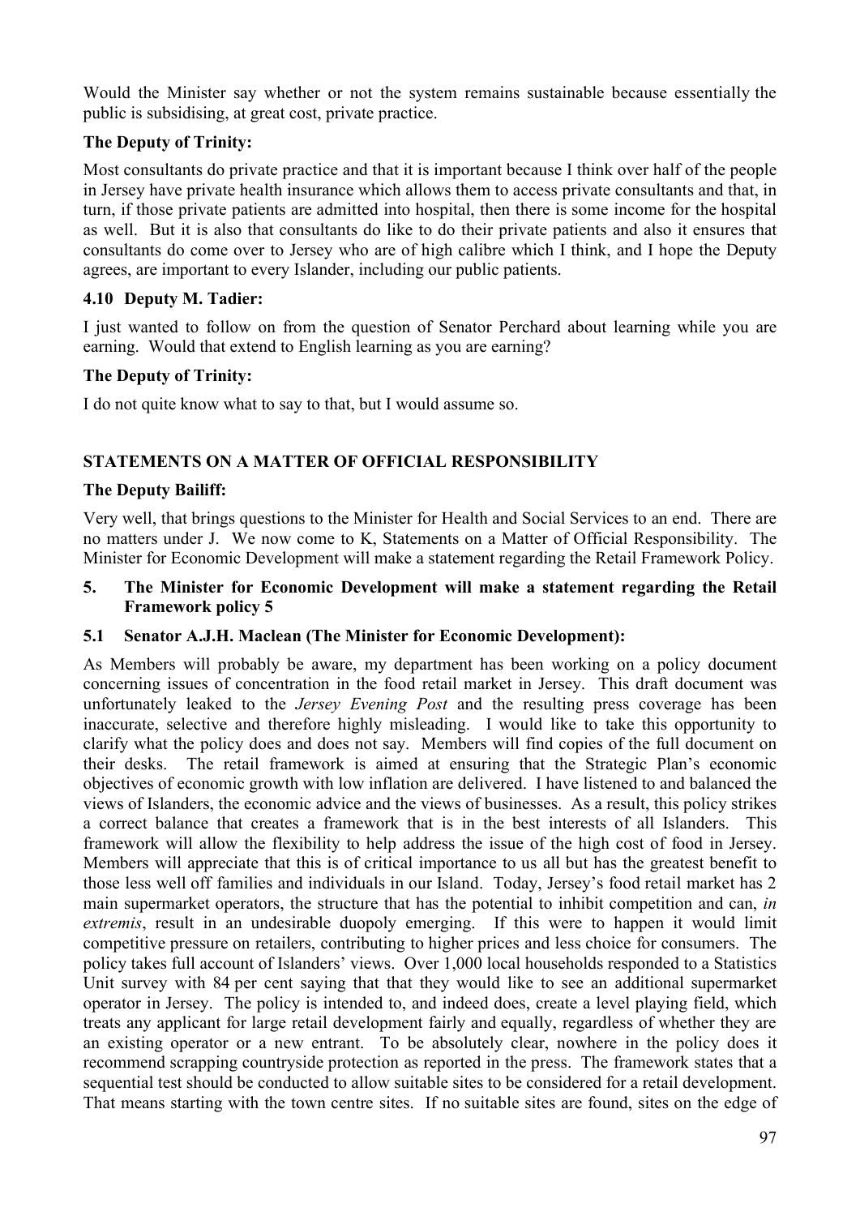Would the Minister say whether or not the system remains sustainable because essentially the public is subsidising, at great cost, private practice.

**The Deputy of Trinity:**

Most consultants do private practice and that it is important because I think over half of the people in Jersey have private health insurance which allows them to access private consultants and that, in turn, if those private patients are admitted into hospital, then there is some income for the hospital as well. But it is also that consultants do like to do their private patients and also it ensures that consultants do come over to Jersey who are of high calibre which I think, and I hope the Deputy agrees, are important to every Islander, including our public patients.

### 4.10 Deputy M. Tadier:

I just wanted to follow on from the question of Senator Perchard about learning while you are earning. Would that extend to English learning as you are earning?

**The Deputy of Trinity:**

I do not quite know what to say to that, but I would assume so.

## STATEMENTS ON A MATTER OF OFFICIAL RESPONSIBILITY

**The Deputy Bailiff:**

Very well, that brings questions to the Minister for Health and Social Services to an end. There are no matters under J. We now come to K, Statements on a Matter of Official Responsibility. The Minister for Economic Development will make a statement regarding the Retail Framework Policy.

## 5. The Minister for Economic Development will make a statement regarding the Retail Framework policy 5

### 5.1 Senator A.J.H. Maclean (The Minister for Economic Development):

As Members will probably be aware, my department has been working on a policy document concerning issues of concentration in the food retail market in Jersey. This draft document was unfortunately leaked to the *Jersey Evening Post* and the resulting press coverage has been inaccurate, selective and therefore highly misleading. I would like to take this opportunity to clarify what the policy does and does not say. Members will find copies of the full document on their desks. The retail framework is aimed at ensuring that the Strategic Plan's economic objectives of economic growth with low inflation are delivered. I have listened to and balanced the views of Islanders, the economic advice and the views of businesses. As a result, this policy strikes a correct balance that creates a framework that is in the best interests of all Islanders. This framework will allow the flexibility to help address the issue of the high cost of food in Jersey. Members will appreciate that this is of critical importance to us all but has the greatest benefit to those less well off families and individuals in our Island. Today, Jersey's food retail market has 2 main supermarket operators, the structure that has the potential to inhibit competition and can, *in extremis*, result in an undesirable duopoly emerging. If this were to happen it would limit competitive pressure on retailers, contributing to higher prices and less choice for consumers. The policy takes full account of Islanders' views. Over 1,000 local households responded to a Statistics Unit survey with 84 per cent saying that that they would like to see an additional supermarket operator in Jersey. The policy is intended to, and indeed does, create a level playing field, which treats any applicant for large retail development fairly and equally, regardless of whether they are an existing operator or a new entrant. To be absolutely clear, nowhere in the policy does it recommend scrapping countryside protection as reported in the press. The framework states that a sequential test should be conducted to allow suitable sites to be considered for a retail development. That means starting with the town centre sites. If no suitable sites are found, sites on the edge of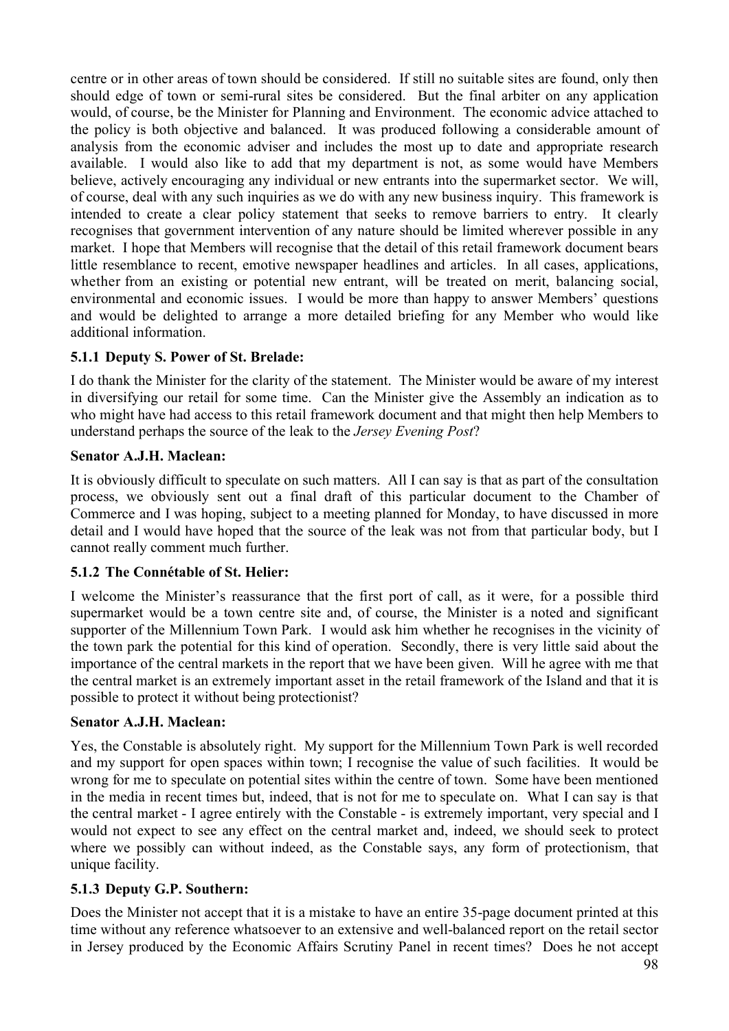centre or in other areas of town should be considered. If still no suitable sites are found, only then should edge of town or semi-rural sites be considered. But the final arbiter on any application would, of course, be the Minister for Planning and Environment. The economic advice attached to the policy is both objective and balanced. It was produced following a considerable amount of analysis from the economic adviser and includes the most up to date and appropriate research available. I would also like to add that my department is not, as some would have Members believe, actively encouraging any individual or new entrants into the supermarket sector. We will, of course, deal with any such inquiries as we do with any new business inquiry. This framework is intended to create a clear policy statement that seeks to remove barriers to entry. It clearly recognises that government intervention of any nature should be limited wherever possible in any market. I hope that Members will recognise that the detail of this retail framework document bears little resemblance to recent, emotive newspaper headlines and articles. In all cases, applications, whether from an existing or potential new entrant, will be treated on merit, balancing social, environmental and economic issues. I would be more than happy to answer Members' questions and would be delighted to arrange a more detailed briefing for any Member who would like additional information.

### 5.1.1 Deputy S. Power of St. Brelade:

I do thank the Minister for the clarity of the statement. The Minister would be aware of my interest in diversifying our retail for some time. Can the Minister give the Assembly an indication as to who might have had access to this retail framework document and that might then help Members to understand perhaps the source of the leak to the *Jersey Evening Post*?

**Senator A.J.H. Maclean:**

It is obviously difficult to speculate on such matters. All I can say is that as part of the consultation process, we obviously sent out a final draft of this particular document to the Chamber of Commerce and I was hoping, subject to a meeting planned for Monday, to have discussed in more detail and I would have hoped that the source of the leak was not from that particular body, but I cannot really comment much further.

### 5.1.2 The Connétable of St. Helier:

I welcome the Minister's reassurance that the first port of call, as it were, for a possible third supermarket would be a town centre site and, of course, the Minister is a noted and significant supporter of the Millennium Town Park. I would ask him whether he recognises in the vicinity of the town park the potential for this kind of operation. Secondly, there is very little said about the importance of the central markets in the report that we have been given. Will he agree with me that the central market is an extremely important asset in the retail framework of the Island and that it is possible to protect it without being protectionist?

**Senator A.J.H. Maclean:**

Yes, the Constable is absolutely right. My support for the Millennium Town Park is well recorded and my support for open spaces within town; I recognise the value of such facilities. It would be wrong for me to speculate on potential sites within the centre of town. Some have been mentioned in the media in recent times but, indeed, that is not for me to speculate on. What I can say is that the central market - I agree entirely with the Constable - is extremely important, very special and I would not expect to see any effect on the central market and, indeed, we should seek to protect where we possibly can without indeed, as the Constable says, any form of protectionism, that unique facility.

### 5.1.3 Deputy G.P. Southern:

Does the Minister not accept that it is a mistake to have an entire 35-page document printed at this time without any reference whatsoever to an extensive and well-balanced report on the retail sector in Jersey produced by the Economic Affairs Scrutiny Panel in recent times? Does he not accept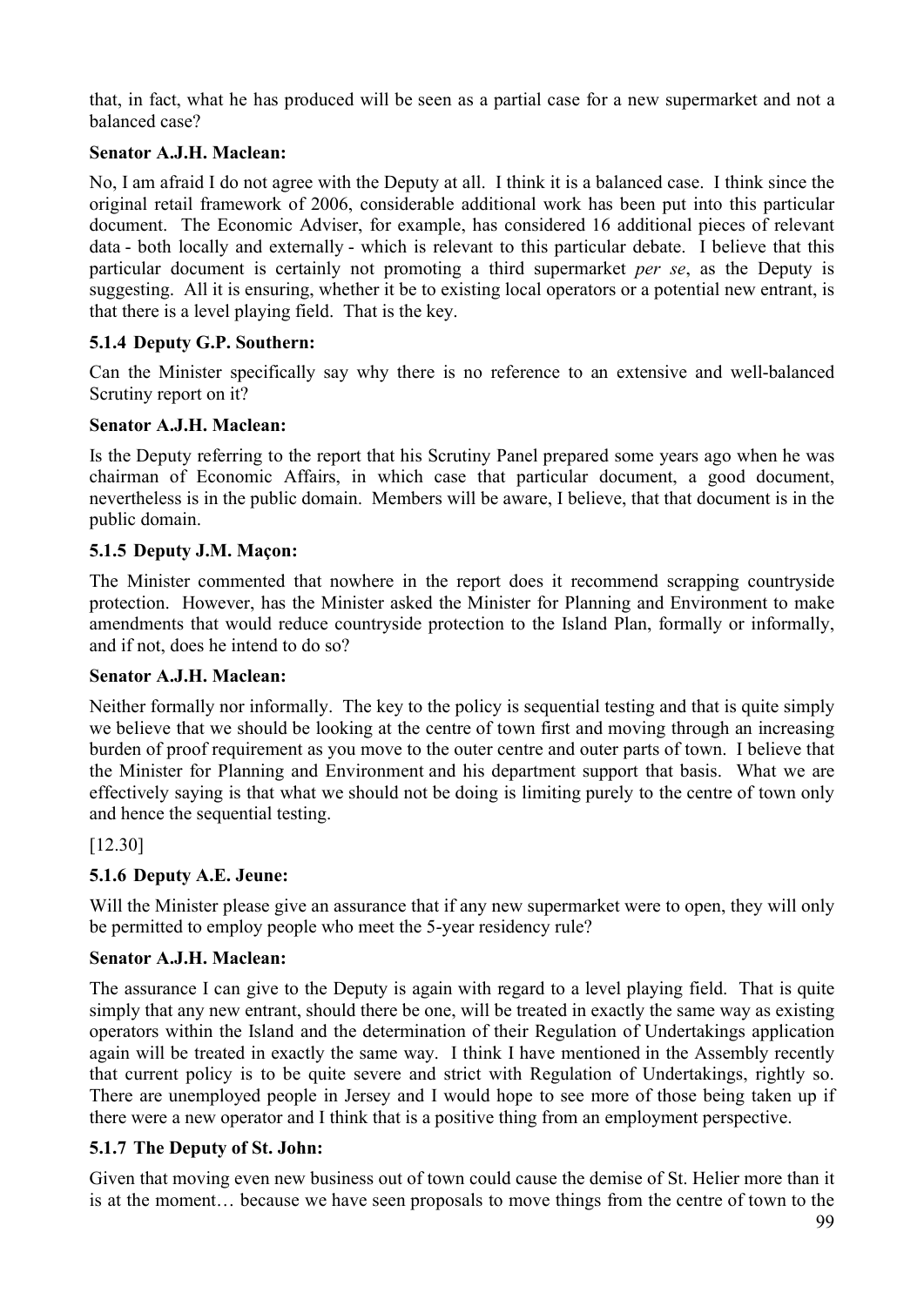that, in fact, what he has produced will be seen as a partial case for a new supermarket and not a balanced case?

**Senator A.J.H. Maclean:**

No, I am afraid I do not agree with the Deputy at all. I think it is a balanced case. I think since the original retail framework of 2006, considerable additional work has been put into this particular document. The Economic Adviser, for example, has considered 16 additional pieces of relevant data - both locally and externally - which is relevant to this particular debate. I believe that this particular document is certainly not promoting a third supermarket *per se*, as the Deputy is suggesting. All it is ensuring, whether it be to existing local operators or a potential new entrant, is that there is a level playing field. That is the key.

### 5.1.4 Deputy G.P. Southern:

Can the Minister specifically say why there is no reference to an extensive and well-balanced Scrutiny report on it?

**Senator A.J.H. Maclean:**

Is the Deputy referring to the report that his Scrutiny Panel prepared some years ago when he was chairman of Economic Affairs, in which case that particular document, a good document, nevertheless is in the public domain. Members will be aware, I believe, that that document is in the public domain.

### 5.1.5 Deputy J.M. Maçon:

The Minister commented that nowhere in the report does it recommend scrapping countryside protection. However, has the Minister asked the Minister for Planning and Environment to make amendments that would reduce countryside protection to the Island Plan, formally or informally, and if not, does he intend to do so?

**Senator A.J.H. Maclean:**

Neither formally nor informally. The key to the policy is sequential testing and that is quite simply we believe that we should be looking at the centre of town first and moving through an increasing burden of proof requirement as you move to the outer centre and outer parts of town. I believe that the Minister for Planning and Environment and his department support that basis. What we are effectively saying is that what we should not be doing is limiting purely to the centre of town only and hence the sequential testing.

[12.30]

### 5.1.6 Deputy A.E. Jeune:

Will the Minister please give an assurance that if any new supermarket were to open, they will only be permitted to employ people who meet the 5-year residency rule?

**Senator A.J.H. Maclean:**

The assurance I can give to the Deputy is again with regard to a level playing field. That is quite simply that any new entrant, should there be one, will be treated in exactly the same way as existing operators within the Island and the determination of their Regulation of Undertakings application again will be treated in exactly the same way. I think I have mentioned in the Assembly recently that current policy is to be quite severe and strict with Regulation of Undertakings, rightly so. There are unemployed people in Jersey and I would hope to see more of those being taken up if there were a new operator and I think that is a positive thing from an employment perspective.

### 5.1.7 The Deputy of St. John:

Given that moving even new business out of town could cause the demise of St. Helier more than it is at the moment… because we have seen proposals to move things from the centre of town to the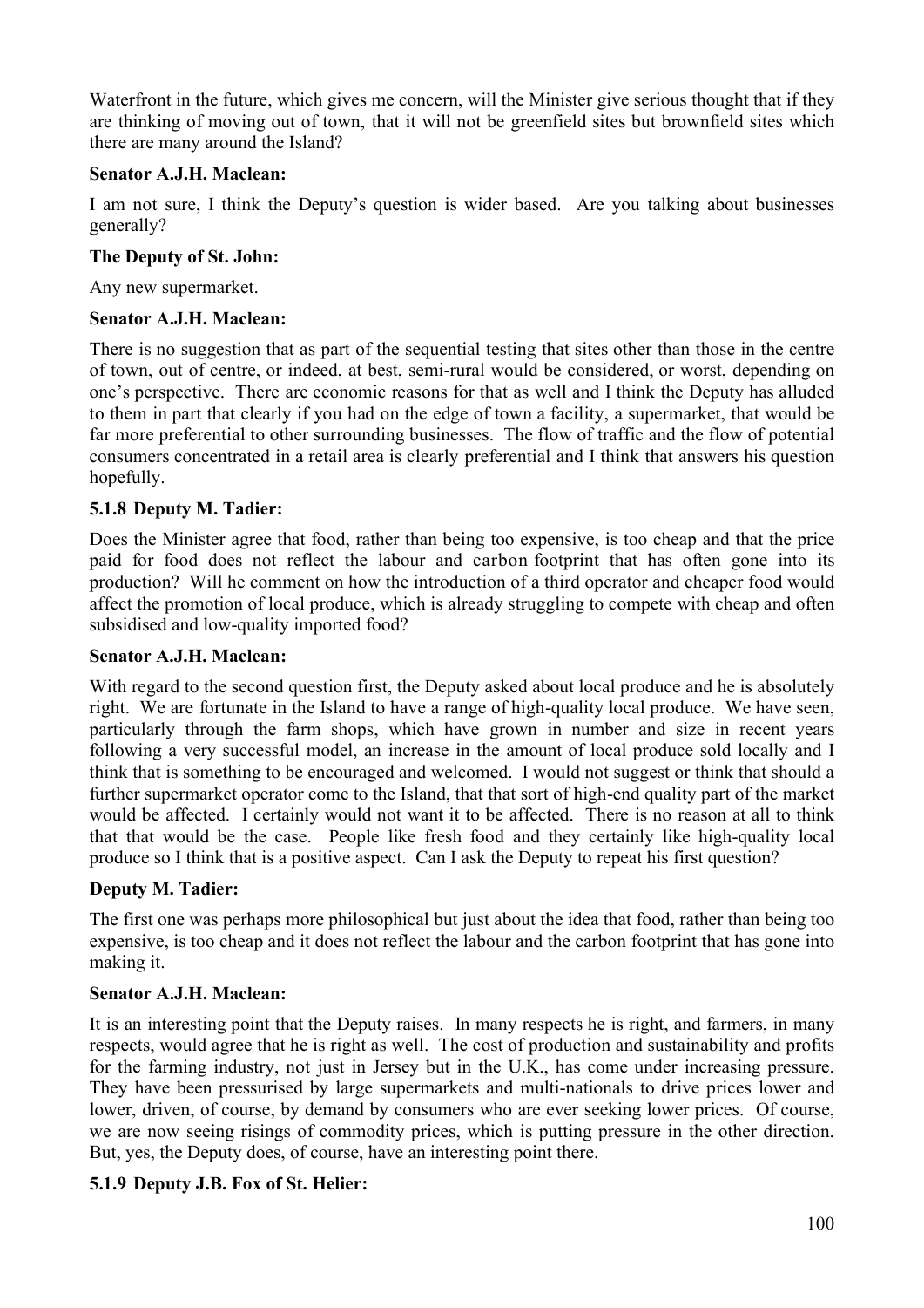Waterfront in the future, which gives me concern, will the Minister give serious thought that if they are thinking of moving out of town, that it will not be greenfield sites but brownfield sites which there are many around the Island?

**Senator A.J.H. Maclean:**

I am not sure, I think the Deputy's question is wider based. Are you talking about businesses generally?

**The Deputy of St. John:**

Any new supermarket.

**Senator A.J.H. Maclean:**

There is no suggestion that as part of the sequential testing that sites other than those in the centre of town, out of centre, or indeed, at best, semi-rural would be considered, or worst, depending on one's perspective. There are economic reasons for that as well and I think the Deputy has alluded to them in part that clearly if you had on the edge of town a facility, a supermarket, that would be far more preferential to other surrounding businesses. The flow of traffic and the flow of potential consumers concentrated in a retail area is clearly preferential and I think that answers his question hopefully.

### 5.1.8 Deputy M. Tadier:

Does the Minister agree that food, rather than being too expensive, is too cheap and that the price paid for food does not reflect the labour and carbon footprint that has often gone into its production? Will he comment on how the introduction of a third operator and cheaper food would affect the promotion of local produce, which is already struggling to compete with cheap and often subsidised and low-quality imported food?

**Senator A.J.H. Maclean:**

With regard to the second question first, the Deputy asked about local produce and he is absolutely right. We are fortunate in the Island to have a range of high-quality local produce. We have seen, particularly through the farm shops, which have grown in number and size in recent years following a very successful model, an increase in the amount of local produce sold locally and I think that is something to be encouraged and welcomed. I would not suggest or think that should a further supermarket operator come to the Island, that that sort of high-end quality part of the market would be affected. I certainly would not want it to be affected. There is no reason at all to think that that would be the case. People like fresh food and they certainly like high-quality local produce so I think that is a positive aspect. Can I ask the Deputy to repeat his first question?

**Deputy M. Tadier:**

The first one was perhaps more philosophical but just about the idea that food, rather than being too expensive, is too cheap and it does not reflect the labour and the carbon footprint that has gone into making it.

**Senator A.J.H. Maclean:**

It is an interesting point that the Deputy raises. In many respects he is right, and farmers, in many respects, would agree that he is right as well. The cost of production and sustainability and profits for the farming industry, not just in Jersey but in the U.K., has come under increasing pressure. They have been pressurised by large supermarkets and multi-nationals to drive prices lower and lower, driven, of course, by demand by consumers who are ever seeking lower prices. Of course, we are now seeing risings of commodity prices, which is putting pressure in the other direction. But, yes, the Deputy does, of course, have an interesting point there.

### 5.1.9 Deputy J.B. Fox of St. Helier: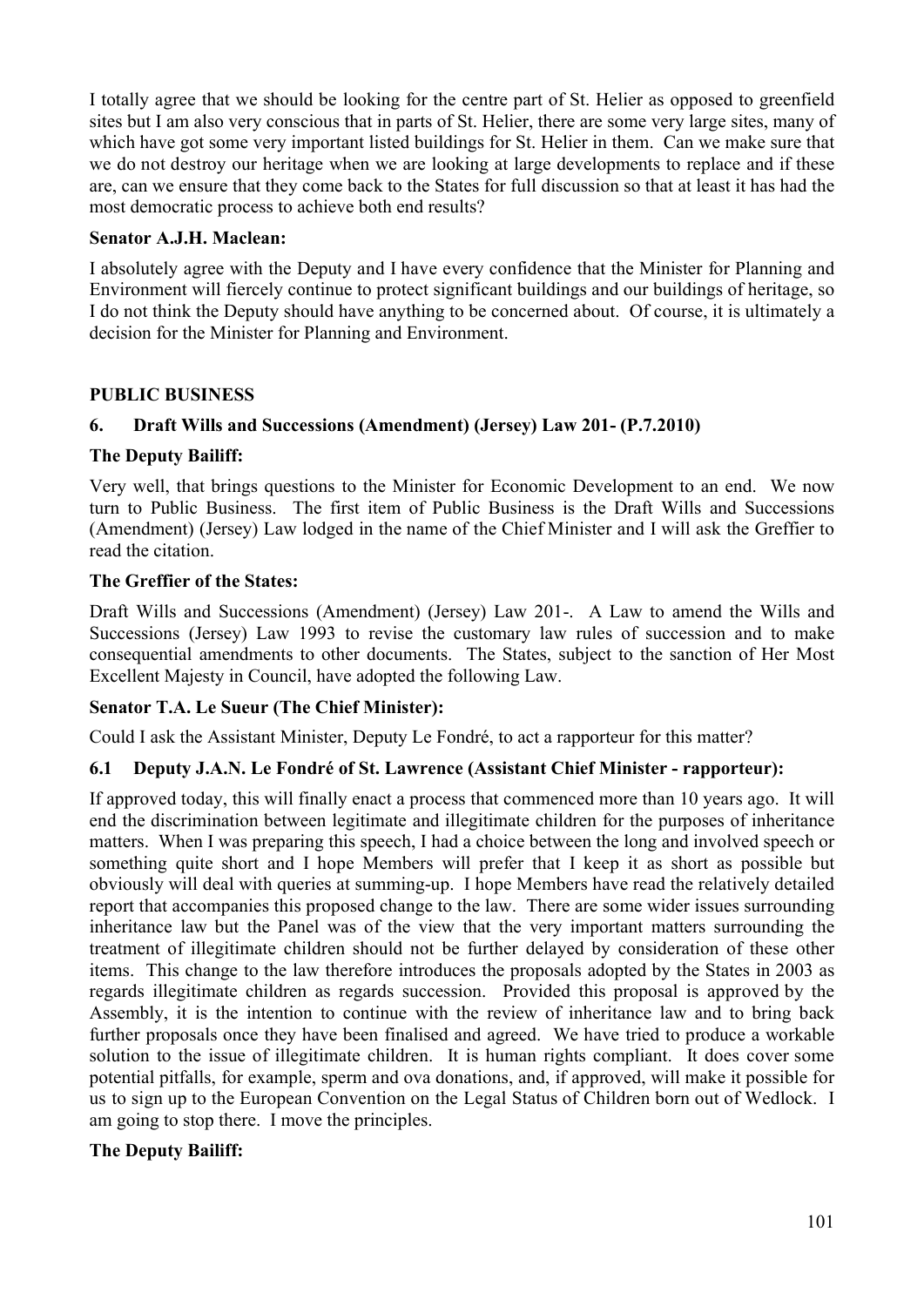I totally agree that we should be looking for the centre part of St. Helier as opposed to greenfield sites but I am also very conscious that in parts of St. Helier, there are some very large sites, many of which have got some very important listed buildings for St. Helier in them. Can we make sure that we do not destroy our heritage when we are looking at large developments to replace and if these are, can we ensure that they come back to the States for full discussion so that at least it has had the most democratic process to achieve both end results?

**Senator A.J.H. Maclean:**

I absolutely agree with the Deputy and I have every confidence that the Minister for Planning and Environment will fiercely continue to protect significant buildings and our buildings of heritage, so I do not think the Deputy should have anything to be concerned about. Of course, it is ultimately a decision for the Minister for Planning and Environment.

## PUBLIC BUSINESS

### 6. Draft Wills and Successions (Amendment) (Jersey) Law 201- (P.7.2010)

**The Deputy Bailiff:**

Very well, that brings questions to the Minister for Economic Development to an end. We now turn to Public Business. The first item of Public Business is the Draft Wills and Successions (Amendment) (Jersey) Law lodged in the name of the Chief Minister and I will ask the Greffier to read the citation.

**The Greffier of the States:**

Draft Wills and Successions (Amendment) (Jersey) Law 201-. A Law to amend the Wills and Successions (Jersey) Law 1993 to revise the customary law rules of succession and to make consequential amendments to other documents. The States, subject to the sanction of Her Most Excellent Majesty in Council, have adopted the following Law.

**Senator T.A. Le Sueur (The Chief Minister):**

Could I ask the Assistant Minister, Deputy Le Fondré, to act a rapporteur for this matter?

### 6.1 Deputy J.A.N. Le Fondré of St. Lawrence (Assistant Chief Minister - rapporteur):

If approved today, this will finally enact a process that commenced more than 10 years ago. It will end the discrimination between legitimate and illegitimate children for the purposes of inheritance matters. When I was preparing this speech, I had a choice between the long and involved speech or something quite short and I hope Members will prefer that I keep it as short as possible but obviously will deal with queries at summing-up. I hope Members have read the relatively detailed report that accompanies this proposed change to the law. There are some wider issues surrounding inheritance law but the Panel was of the view that the very important matters surrounding the treatment of illegitimate children should not be further delayed by consideration of these other items. This change to the law therefore introduces the proposals adopted by the States in 2003 as regards illegitimate children as regards succession. Provided this proposal is approved by the Assembly, it is the intention to continue with the review of inheritance law and to bring back further proposals once they have been finalised and agreed. We have tried to produce a workable solution to the issue of illegitimate children. It is human rights compliant. It does cover some potential pitfalls, for example, sperm and ova donations, and, if approved, will make it possible for us to sign up to the European Convention on the Legal Status of Children born out of Wedlock. I am going to stop there. I move the principles.

**The Deputy Bailiff:**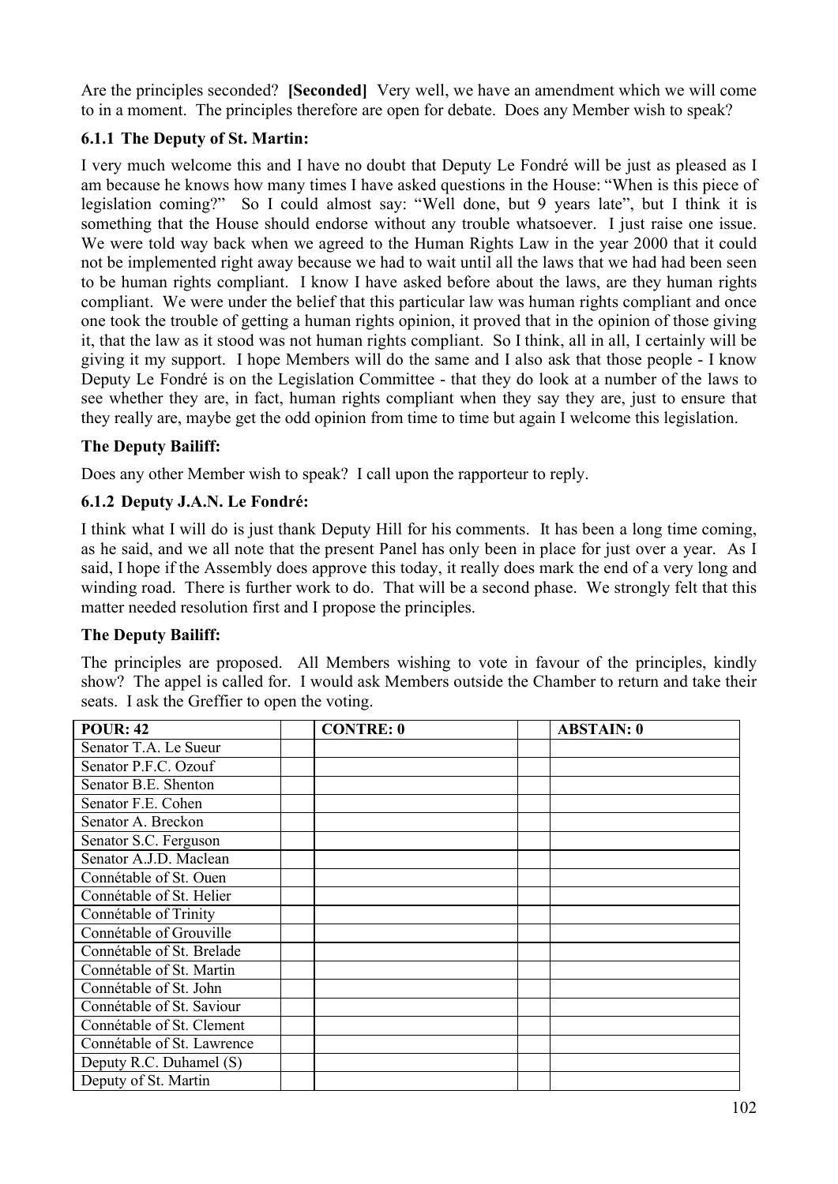Are the principles seconded? **[Seconded]** Very well, we have an amendment which we will come to in a moment. The principles therefore are open for debate. Does any Member wish to speak?

### 6.1.1 The Deputy of St. Martin:

I very much welcome this and I have no doubt that Deputy Le Fondré will be just as pleased as I am because he knows how many times I have asked questions in the House: "When is this piece of legislation coming?" So I could almost say: "Well done, but 9 years late", but I think it is something that the House should endorse without any trouble whatsoever. I just raise one issue. We were told way back when we agreed to the Human Rights Law in the year 2000 that it could not be implemented right away because we had to wait until all the laws that we had had been seen to be human rights compliant. I know I have asked before about the laws, are they human rights compliant. We were under the belief that this particular law was human rights compliant and once one took the trouble of getting a human rights opinion, it proved that in the opinion of those giving it, that the law as it stood was not human rights compliant. So I think, all in all, I certainly will be giving it my support. I hope Members will do the same and I also ask that those people - I know Deputy Le Fondré is on the Legislation Committee - that they do look at a number of the laws to see whether they are, in fact, human rights compliant when they say they are, just to ensure that they really are, maybe get the odd opinion from time to time but again I welcome this legislation.

### The Deputy Bailiff:

Does any other Member wish to speak? I call upon the rapporteur to reply.

### 6.1.2 Deputy J.A.N. Le Fondré:

I think what I will do is just thank Deputy Hill for his comments. It has been a long time coming, as he said, and we all note that the present Panel has only been in place for just over a year. As I said, I hope if the Assembly does approve this today, it really does mark the end of a very long and winding road. There is further work to do. That will be a second phase. We strongly felt that this matter needed resolution first and I propose the principles.

### The Deputy Bailiff:

The principles are proposed. All Members wishing to vote in favour of the principles, kindly show? The appel is called for. I would ask Members outside the Chamber to return and take their seats. I ask the Greffier to open the voting.

| POUR: 42 | | CONTRE: 0 | | ABSTAIN: 0 |
|---|---|---|---|---|
| Senator T.A. Le Sueur | | | | |
| Senator P.F.C. Ozouf | | | | |
| Senator B.E. Shenton | | | | |
| Senator F.E. Cohen | | | | |
| Senator A. Breckon | | | | |
| Senator S.C. Ferguson | | | | |
| Senator A.J.D. Maclean | | | | |
| Connétable of St. Ouen | | | | |
| Connétable of St. Helier | | | | |
| Connétable of Trinity | | | | |
| Connétable of Grouville | | | | |
| Connétable of St. Brelade | | | | |
| Connétable of St. Martin | | | | |
| Connétable of St. John | | | | |
| Connétable of St. Saviour | | | | |
| Connétable of St. Clement | | | | |
| Connétable of St. Lawrence | | | | |
| Deputy R.C. Duhamel (S) | | | | |
| Deputy of St. Martin | | | | |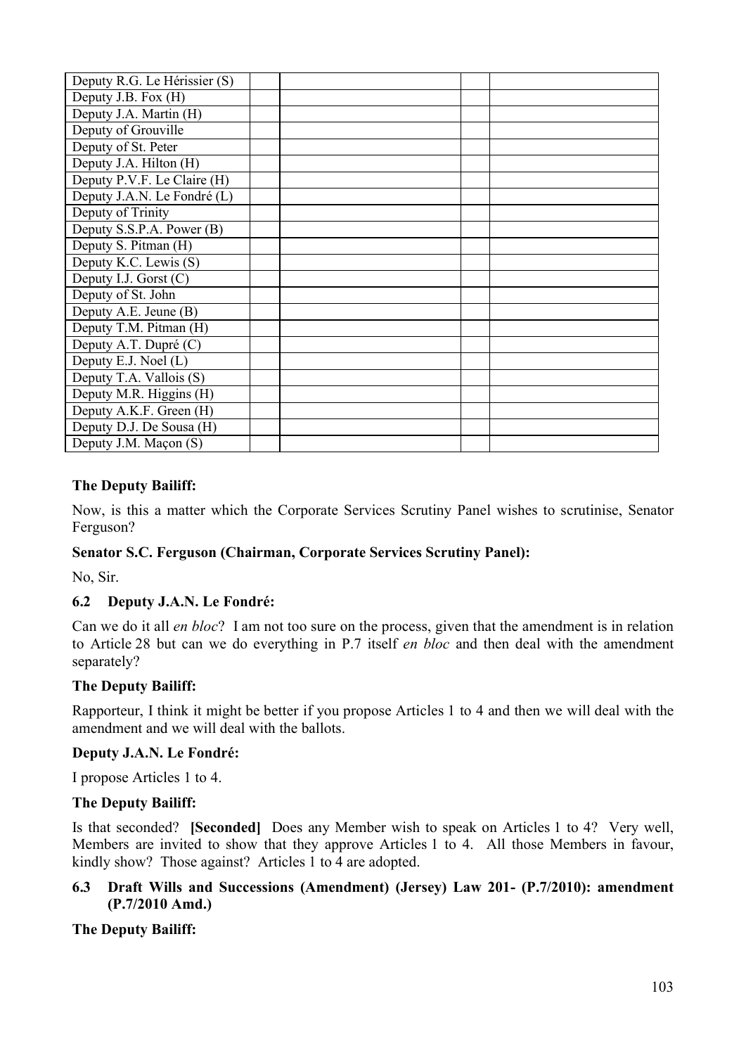| | | | | |
|---|---|---|---|---|
| Deputy R.G. Le Hérissier (S) | | | | |
| Deputy J.B. Fox (H) | | | | |
| Deputy J.A. Martin (H) | | | | |
| Deputy of Grouville | | | | |
| Deputy of St. Peter | | | | |
| Deputy J.A. Hilton (H) | | | | |
| Deputy P.V.F. Le Claire (H) | | | | |
| Deputy J.A.N. Le Fondré (L) | | | | |
| Deputy of Trinity | | | | |
| Deputy S.S.P.A. Power (B) | | | | |
| Deputy S. Pitman (H) | | | | |
| Deputy K.C. Lewis (S) | | | | |
| Deputy I.J. Gorst (C) | | | | |
| Deputy of St. John | | | | |
| Deputy A.E. Jeune (B) | | | | |
| Deputy T.M. Pitman (H) | | | | |
| Deputy A.T. Dupré (C) | | | | |
| Deputy E.J. Noel (L) | | | | |
| Deputy T.A. Vallois (S) | | | | |
| Deputy M.R. Higgins (H) | | | | |
| Deputy A.K.F. Green (H) | | | | |
| Deputy D.J. De Sousa (H) | | | | |
| Deputy J.M. Maçon (S) | | | | |

**The Deputy Bailiff:**

Now, is this a matter which the Corporate Services Scrutiny Panel wishes to scrutinise, Senator Ferguson?

**Senator S.C. Ferguson (Chairman, Corporate Services Scrutiny Panel):**

No, Sir.

### 6.2 Deputy J.A.N. Le Fondré:

Can we do it all *en bloc*? I am not too sure on the process, given that the amendment is in relation to Article 28 but can we do everything in P.7 itself *en bloc* and then deal with the amendment separately?

**The Deputy Bailiff:**

Rapporteur, I think it might be better if you propose Articles 1 to 4 and then we will deal with the amendment and we will deal with the ballots.

**Deputy J.A.N. Le Fondré:**

I propose Articles 1 to 4.

**The Deputy Bailiff:**

Is that seconded? **[Seconded]** Does any Member wish to speak on Articles 1 to 4? Very well, Members are invited to show that they approve Articles 1 to 4. All those Members in favour, kindly show? Those against? Articles 1 to 4 are adopted.

### 6.3 Draft Wills and Successions (Amendment) (Jersey) Law 201- (P.7/2010): amendment (P.7/2010 Amd.)

**The Deputy Bailiff:**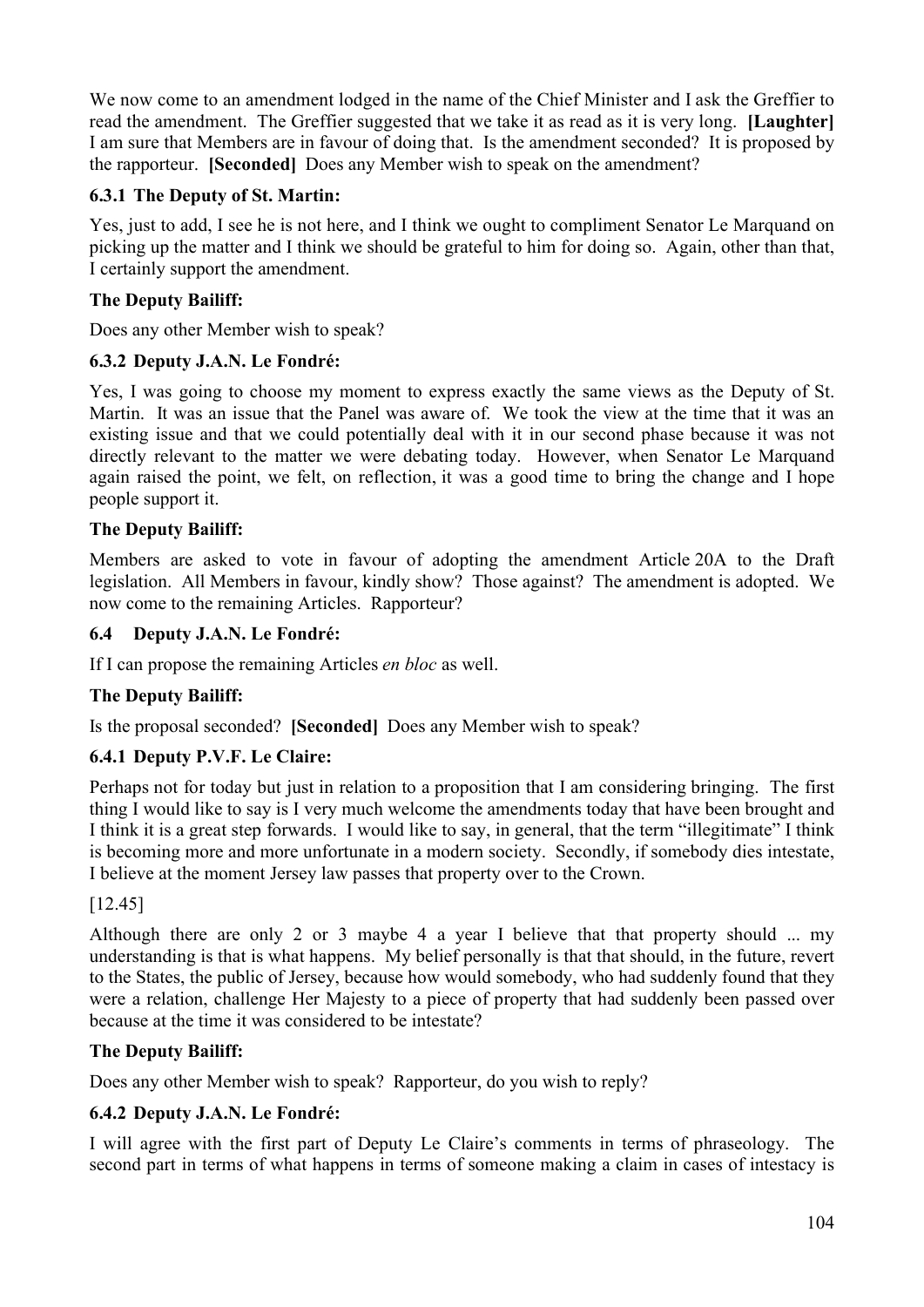We now come to an amendment lodged in the name of the Chief Minister and I ask the Greffier to read the amendment. The Greffier suggested that we take it as read as it is very long. **[Laughter]** I am sure that Members are in favour of doing that. Is the amendment seconded? It is proposed by the rapporteur. **[Seconded]** Does any Member wish to speak on the amendment?

### 6.3.1 The Deputy of St. Martin:

Yes, just to add, I see he is not here, and I think we ought to compliment Senator Le Marquand on picking up the matter and I think we should be grateful to him for doing so. Again, other than that, I certainly support the amendment.

**The Deputy Bailiff:**

Does any other Member wish to speak?

### 6.3.2 Deputy J.A.N. Le Fondré:

Yes, I was going to choose my moment to express exactly the same views as the Deputy of St. Martin. It was an issue that the Panel was aware of. We took the view at the time that it was an existing issue and that we could potentially deal with it in our second phase because it was not directly relevant to the matter we were debating today. However, when Senator Le Marquand again raised the point, we felt, on reflection, it was a good time to bring the change and I hope people support it.

**The Deputy Bailiff:**

Members are asked to vote in favour of adopting the amendment Article 20A to the Draft legislation. All Members in favour, kindly show? Those against? The amendment is adopted. We now come to the remaining Articles. Rapporteur?

### 6.4 Deputy J.A.N. Le Fondré:

If I can propose the remaining Articles *en bloc* as well.

**The Deputy Bailiff:**

Is the proposal seconded? **[Seconded]** Does any Member wish to speak?

### 6.4.1 Deputy P.V.F. Le Claire:

Perhaps not for today but just in relation to a proposition that I am considering bringing. The first thing I would like to say is I very much welcome the amendments today that have been brought and I think it is a great step forwards. I would like to say, in general, that the term "illegitimate" I think is becoming more and more unfortunate in a modern society. Secondly, if somebody dies intestate, I believe at the moment Jersey law passes that property over to the Crown.

[12.45]

Although there are only 2 or 3 maybe 4 a year I believe that that property should ... my understanding is that is what happens. My belief personally is that that should, in the future, revert to the States, the public of Jersey, because how would somebody, who had suddenly found that they were a relation, challenge Her Majesty to a piece of property that had suddenly been passed over because at the time it was considered to be intestate?

**The Deputy Bailiff:**

Does any other Member wish to speak? Rapporteur, do you wish to reply?

### 6.4.2 Deputy J.A.N. Le Fondré:

I will agree with the first part of Deputy Le Claire's comments in terms of phraseology. The second part in terms of what happens in terms of someone making a claim in cases of intestacy is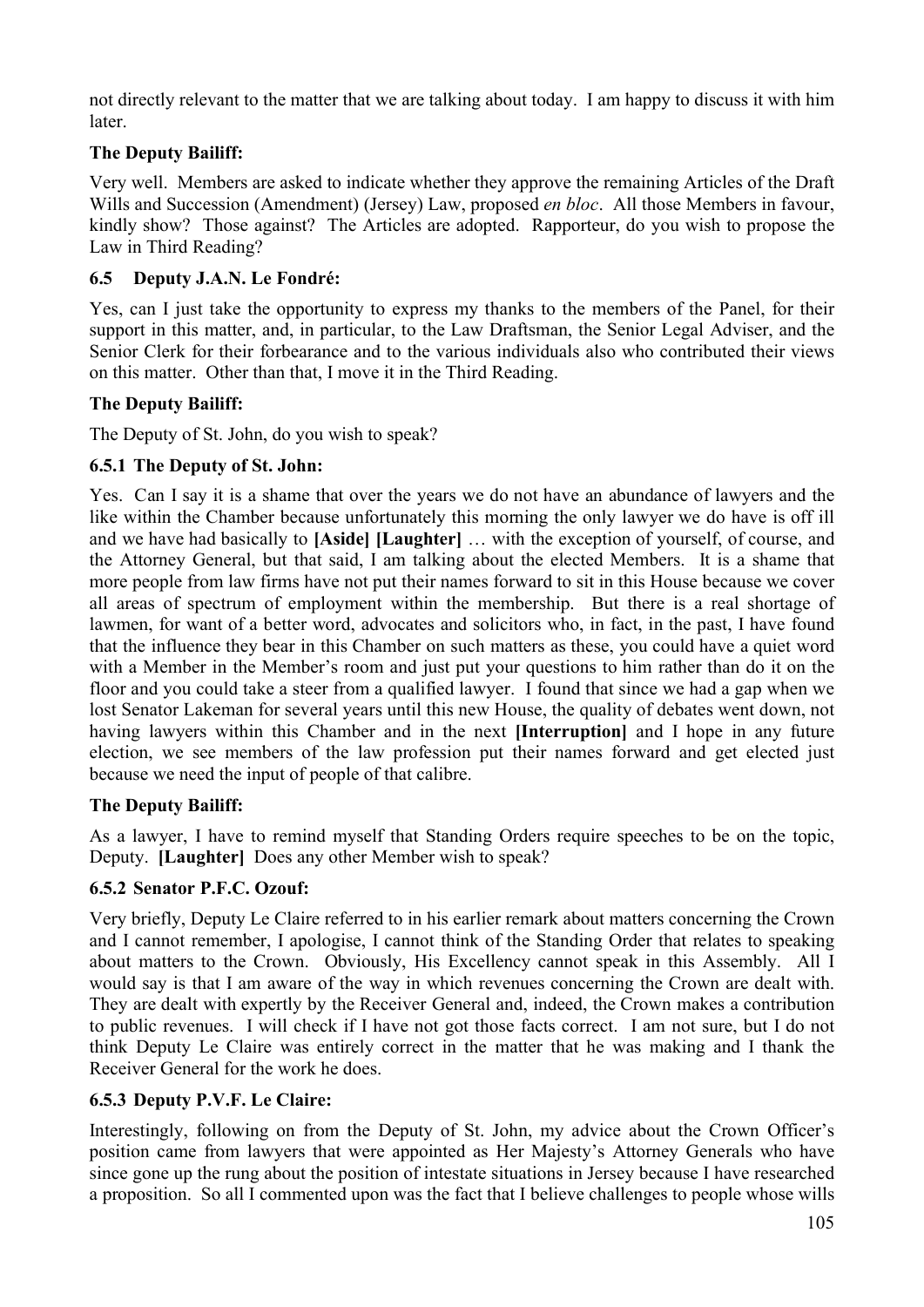not directly relevant to the matter that we are talking about today. I am happy to discuss it with him later.

**The Deputy Bailiff:**

Very well. Members are asked to indicate whether they approve the remaining Articles of the Draft Wills and Succession (Amendment) (Jersey) Law, proposed *en bloc*. All those Members in favour, kindly show? Those against? The Articles are adopted. Rapporteur, do you wish to propose the Law in Third Reading?

### 6.5 Deputy J.A.N. Le Fondré:

Yes, can I just take the opportunity to express my thanks to the members of the Panel, for their support in this matter, and, in particular, to the Law Draftsman, the Senior Legal Adviser, and the Senior Clerk for their forbearance and to the various individuals also who contributed their views on this matter. Other than that, I move it in the Third Reading.

**The Deputy Bailiff:**

The Deputy of St. John, do you wish to speak?

### 6.5.1 The Deputy of St. John:

Yes. Can I say it is a shame that over the years we do not have an abundance of lawyers and the like within the Chamber because unfortunately this morning the only lawyer we do have is off ill and we have had basically to **[Aside] [Laughter]** … with the exception of yourself, of course, and the Attorney General, but that said, I am talking about the elected Members. It is a shame that more people from law firms have not put their names forward to sit in this House because we cover all areas of spectrum of employment within the membership. But there is a real shortage of lawmen, for want of a better word, advocates and solicitors who, in fact, in the past, I have found that the influence they bear in this Chamber on such matters as these, you could have a quiet word with a Member in the Member's room and just put your questions to him rather than do it on the floor and you could take a steer from a qualified lawyer. I found that since we had a gap when we lost Senator Lakeman for several years until this new House, the quality of debates went down, not having lawyers within this Chamber and in the next **[Interruption]** and I hope in any future election, we see members of the law profession put their names forward and get elected just because we need the input of people of that calibre.

**The Deputy Bailiff:**

As a lawyer, I have to remind myself that Standing Orders require speeches to be on the topic, Deputy. **[Laughter]** Does any other Member wish to speak?

### 6.5.2 Senator P.F.C. Ozouf:

Very briefly, Deputy Le Claire referred to in his earlier remark about matters concerning the Crown and I cannot remember, I apologise, I cannot think of the Standing Order that relates to speaking about matters to the Crown. Obviously, His Excellency cannot speak in this Assembly. All I would say is that I am aware of the way in which revenues concerning the Crown are dealt with. They are dealt with expertly by the Receiver General and, indeed, the Crown makes a contribution to public revenues. I will check if I have not got those facts correct. I am not sure, but I do not think Deputy Le Claire was entirely correct in the matter that he was making and I thank the Receiver General for the work he does.

### 6.5.3 Deputy P.V.F. Le Claire:

Interestingly, following on from the Deputy of St. John, my advice about the Crown Officer's position came from lawyers that were appointed as Her Majesty's Attorney Generals who have since gone up the rung about the position of intestate situations in Jersey because I have researched a proposition. So all I commented upon was the fact that I believe challenges to people whose wills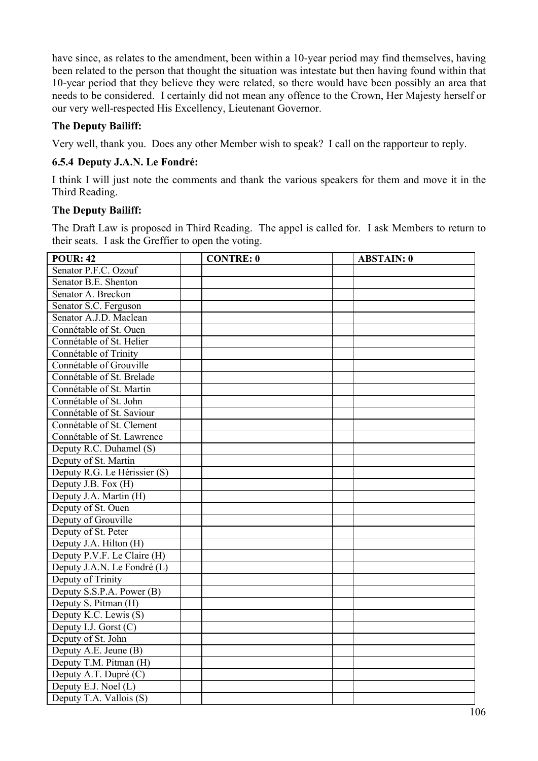have since, as relates to the amendment, been within a 10-year period may find themselves, having been related to the person that thought the situation was intestate but then having found within that 10-year period that they believe they were related, so there would have been possibly an area that needs to be considered. I certainly did not mean any offence to the Crown, Her Majesty herself or our very well-respected His Excellency, Lieutenant Governor.

**The Deputy Bailiff:**

Very well, thank you. Does any other Member wish to speak? I call on the rapporteur to reply.

### 6.5.4 Deputy J.A.N. Le Fondré:

I think I will just note the comments and thank the various speakers for them and move it in the Third Reading.

**The Deputy Bailiff:**

The Draft Law is proposed in Third Reading. The appel is called for. I ask Members to return to their seats. I ask the Greffier to open the voting.

| POUR: 42 | | CONTRE: 0 | | ABSTAIN: 0 |
|---|---|---|---|---|
| Senator P.F.C. Ozouf | | | | |
| Senator B.E. Shenton | | | | |
| Senator A. Breckon | | | | |
| Senator S.C. Ferguson | | | | |
| Senator A.J.D. Maclean | | | | |
| Connétable of St. Ouen | | | | |
| Connétable of St. Helier | | | | |
| Connétable of Trinity | | | | |
| Connétable of Grouville | | | | |
| Connétable of St. Brelade | | | | |
| Connétable of St. Martin | | | | |
| Connétable of St. John | | | | |
| Connétable of St. Saviour | | | | |
| Connétable of St. Clement | | | | |
| Connétable of St. Lawrence | | | | |
| Deputy R.C. Duhamel (S) | | | | |
| Deputy of St. Martin | | | | |
| Deputy R.G. Le Hérissier (S) | | | | |
| Deputy J.B. Fox (H) | | | | |
| Deputy J.A. Martin (H) | | | | |
| Deputy of St. Ouen | | | | |
| Deputy of Grouville | | | | |
| Deputy of St. Peter | | | | |
| Deputy J.A. Hilton (H) | | | | |
| Deputy P.V.F. Le Claire (H) | | | | |
| Deputy J.A.N. Le Fondré (L) | | | | |
| Deputy of Trinity | | | | |
| Deputy S.S.P.A. Power (B) | | | | |
| Deputy S. Pitman (H) | | | | |
| Deputy K.C. Lewis (S) | | | | |
| Deputy I.J. Gorst (C) | | | | |
| Deputy of St. John | | | | |
| Deputy A.E. Jeune (B) | | | | |
| Deputy T.M. Pitman (H) | | | | |
| Deputy A.T. Dupré (C) | | | | |
| Deputy E.J. Noel (L) | | | | |
| Deputy T.A. Vallois (S) | | | | |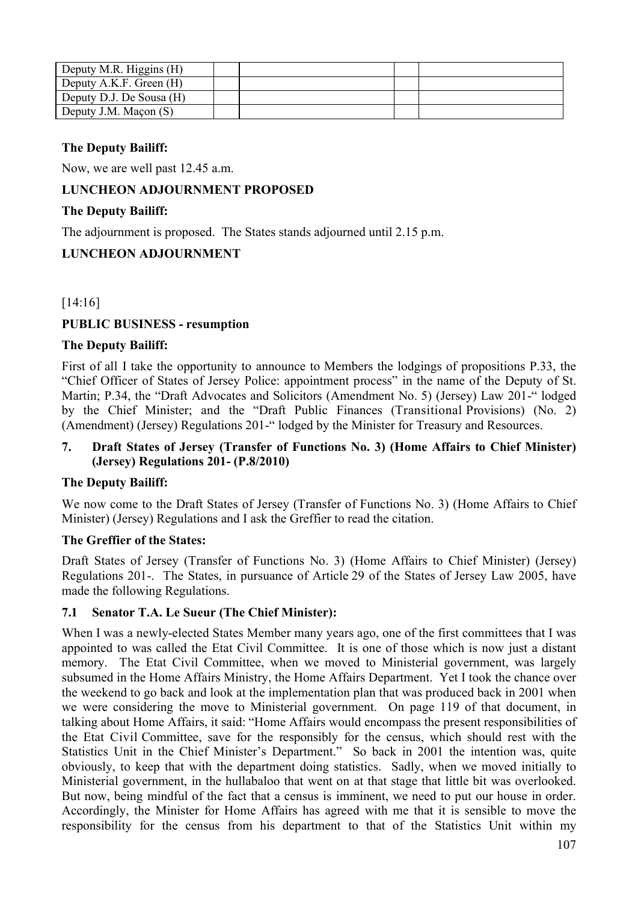| Deputy M.R. Higgins (H) | | | | |
|---|---|---|---|---|
| Deputy A.K.F. Green (H) | | | | |
| Deputy D.J. De Sousa (H) | | | | |
| Deputy J.M. Maçon (S) | | | | |

**The Deputy Bailiff:**

Now, we are well past 12.45 a.m.

**LUNCHEON ADJOURNMENT PROPOSED**

**The Deputy Bailiff:**

The adjournment is proposed. The States stands adjourned until 2.15 p.m.

**LUNCHEON ADJOURNMENT**

[14:16]

**PUBLIC BUSINESS - resumption**

**The Deputy Bailiff:**

First of all I take the opportunity to announce to Members the lodgings of propositions P.33, the "Chief Officer of States of Jersey Police: appointment process" in the name of the Deputy of St. Martin; P.34, the "Draft Advocates and Solicitors (Amendment No. 5) (Jersey) Law 201-" lodged by the Chief Minister; and the "Draft Public Finances (Transitional Provisions) (No. 2) (Amendment) (Jersey) Regulations 201-" lodged by the Minister for Treasury and Resources.

## 7. Draft States of Jersey (Transfer of Functions No. 3) (Home Affairs to Chief Minister) (Jersey) Regulations 201- (P.8/2010)

**The Deputy Bailiff:**

We now come to the Draft States of Jersey (Transfer of Functions No. 3) (Home Affairs to Chief Minister) (Jersey) Regulations and I ask the Greffier to read the citation.

**The Greffier of the States:**

Draft States of Jersey (Transfer of Functions No. 3) (Home Affairs to Chief Minister) (Jersey) Regulations 201-. The States, in pursuance of Article 29 of the States of Jersey Law 2005, have made the following Regulations.

### 7.1 Senator T.A. Le Sueur (The Chief Minister):

When I was a newly-elected States Member many years ago, one of the first committees that I was appointed to was called the Etat Civil Committee. It is one of those which is now just a distant memory. The Etat Civil Committee, when we moved to Ministerial government, was largely subsumed in the Home Affairs Ministry, the Home Affairs Department. Yet I took the chance over the weekend to go back and look at the implementation plan that was produced back in 2001 when we were considering the move to Ministerial government. On page 119 of that document, in talking about Home Affairs, it said: "Home Affairs would encompass the present responsibilities of the Etat Civil Committee, save for the responsibly for the census, which should rest with the Statistics Unit in the Chief Minister's Department." So back in 2001 the intention was, quite obviously, to keep that with the department doing statistics. Sadly, when we moved initially to Ministerial government, in the hullabaloo that went on at that stage that little bit was overlooked. But now, being mindful of the fact that a census is imminent, we need to put our house in order. Accordingly, the Minister for Home Affairs has agreed with me that it is sensible to move the responsibility for the census from his department to that of the Statistics Unit within my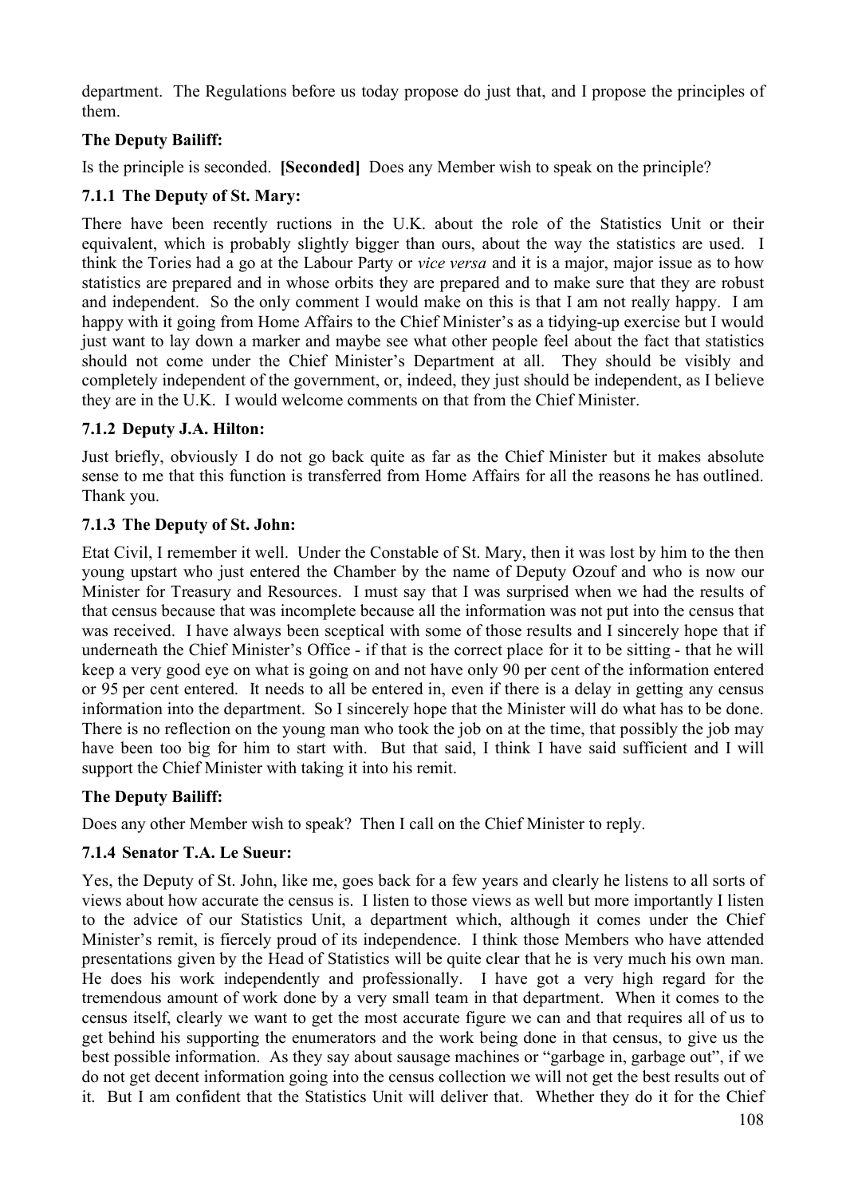department. The Regulations before us today propose do just that, and I propose the principles of them.

**The Deputy Bailiff:**

Is the principle is seconded. **[Seconded]** Does any Member wish to speak on the principle?

### 7.1.1 The Deputy of St. Mary:

There have been recently ructions in the U.K. about the role of the Statistics Unit or their equivalent, which is probably slightly bigger than ours, about the way the statistics are used. I think the Tories had a go at the Labour Party or *vice versa* and it is a major, major issue as to how statistics are prepared and in whose orbits they are prepared and to make sure that they are robust and independent. So the only comment I would make on this is that I am not really happy. I am happy with it going from Home Affairs to the Chief Minister's as a tidying-up exercise but I would just want to lay down a marker and maybe see what other people feel about the fact that statistics should not come under the Chief Minister's Department at all. They should be visibly and completely independent of the government, or, indeed, they just should be independent, as I believe they are in the U.K. I would welcome comments on that from the Chief Minister.

### 7.1.2 Deputy J.A. Hilton:

Just briefly, obviously I do not go back quite as far as the Chief Minister but it makes absolute sense to me that this function is transferred from Home Affairs for all the reasons he has outlined. Thank you.

### 7.1.3 The Deputy of St. John:

Etat Civil, I remember it well. Under the Constable of St. Mary, then it was lost by him to the then young upstart who just entered the Chamber by the name of Deputy Ozouf and who is now our Minister for Treasury and Resources. I must say that I was surprised when we had the results of that census because that was incomplete because all the information was not put into the census that was received. I have always been sceptical with some of those results and I sincerely hope that if underneath the Chief Minister's Office - if that is the correct place for it to be sitting - that he will keep a very good eye on what is going on and not have only 90 per cent of the information entered or 95 per cent entered. It needs to all be entered in, even if there is a delay in getting any census information into the department. So I sincerely hope that the Minister will do what has to be done. There is no reflection on the young man who took the job on at the time, that possibly the job may have been too big for him to start with. But that said, I think I have said sufficient and I will support the Chief Minister with taking it into his remit.

**The Deputy Bailiff:**

Does any other Member wish to speak? Then I call on the Chief Minister to reply.

### 7.1.4 Senator T.A. Le Sueur:

Yes, the Deputy of St. John, like me, goes back for a few years and clearly he listens to all sorts of views about how accurate the census is. I listen to those views as well but more importantly I listen to the advice of our Statistics Unit, a department which, although it comes under the Chief Minister's remit, is fiercely proud of its independence. I think those Members who have attended presentations given by the Head of Statistics will be quite clear that he is very much his own man. He does his work independently and professionally. I have got a very high regard for the tremendous amount of work done by a very small team in that department. When it comes to the census itself, clearly we want to get the most accurate figure we can and that requires all of us to get behind his supporting the enumerators and the work being done in that census, to give us the best possible information. As they say about sausage machines or "garbage in, garbage out", if we do not get decent information going into the census collection we will not get the best results out of it. But I am confident that the Statistics Unit will deliver that. Whether they do it for the Chief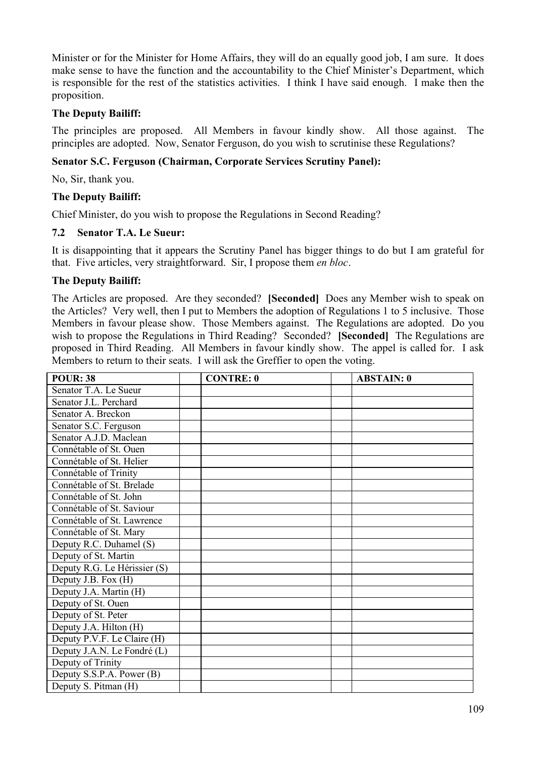Minister or for the Minister for Home Affairs, they will do an equally good job, I am sure. It does make sense to have the function and the accountability to the Chief Minister's Department, which is responsible for the rest of the statistics activities. I think I have said enough. I make then the proposition.

**The Deputy Bailiff:**

The principles are proposed. All Members in favour kindly show. All those against. The principles are adopted. Now, Senator Ferguson, do you wish to scrutinise these Regulations?

**Senator S.C. Ferguson (Chairman, Corporate Services Scrutiny Panel):**

No, Sir, thank you.

**The Deputy Bailiff:**

Chief Minister, do you wish to propose the Regulations in Second Reading?

**7.2 Senator T.A. Le Sueur:**

It is disappointing that it appears the Scrutiny Panel has bigger things to do but I am grateful for that. Five articles, very straightforward. Sir, I propose them *en bloc*.

**The Deputy Bailiff:**

The Articles are proposed. Are they seconded? **[Seconded]** Does any Member wish to speak on the Articles? Very well, then I put to Members the adoption of Regulations 1 to 5 inclusive. Those Members in favour please show. Those Members against. The Regulations are adopted. Do you wish to propose the Regulations in Third Reading? Seconded? **[Seconded]** The Regulations are proposed in Third Reading. All Members in favour kindly show. The appel is called for. I ask Members to return to their seats. I will ask the Greffier to open the voting.

| POUR: 38 | | CONTRE: 0 | | ABSTAIN: 0 |
|---|---|---|---|---|
| Senator T.A. Le Sueur | | | | |
| Senator J.L. Perchard | | | | |
| Senator A. Breckon | | | | |
| Senator S.C. Ferguson | | | | |
| Senator A.J.D. Maclean | | | | |
| Connétable of St. Ouen | | | | |
| Connétable of St. Helier | | | | |
| Connétable of Trinity | | | | |
| Connétable of St. Brelade | | | | |
| Connétable of St. John | | | | |
| Connétable of St. Saviour | | | | |
| Connétable of St. Lawrence | | | | |
| Connétable of St. Mary | | | | |
| Deputy R.C. Duhamel (S) | | | | |
| Deputy of St. Martin | | | | |
| Deputy R.G. Le Hérissier (S) | | | | |
| Deputy J.B. Fox (H) | | | | |
| Deputy J.A. Martin (H) | | | | |
| Deputy of St. Ouen | | | | |
| Deputy of St. Peter | | | | |
| Deputy J.A. Hilton (H) | | | | |
| Deputy P.V.F. Le Claire (H) | | | | |
| Deputy J.A.N. Le Fondré (L) | | | | |
| Deputy of Trinity | | | | |
| Deputy S.S.P.A. Power (B) | | | | |
| Deputy S. Pitman (H) | | | | |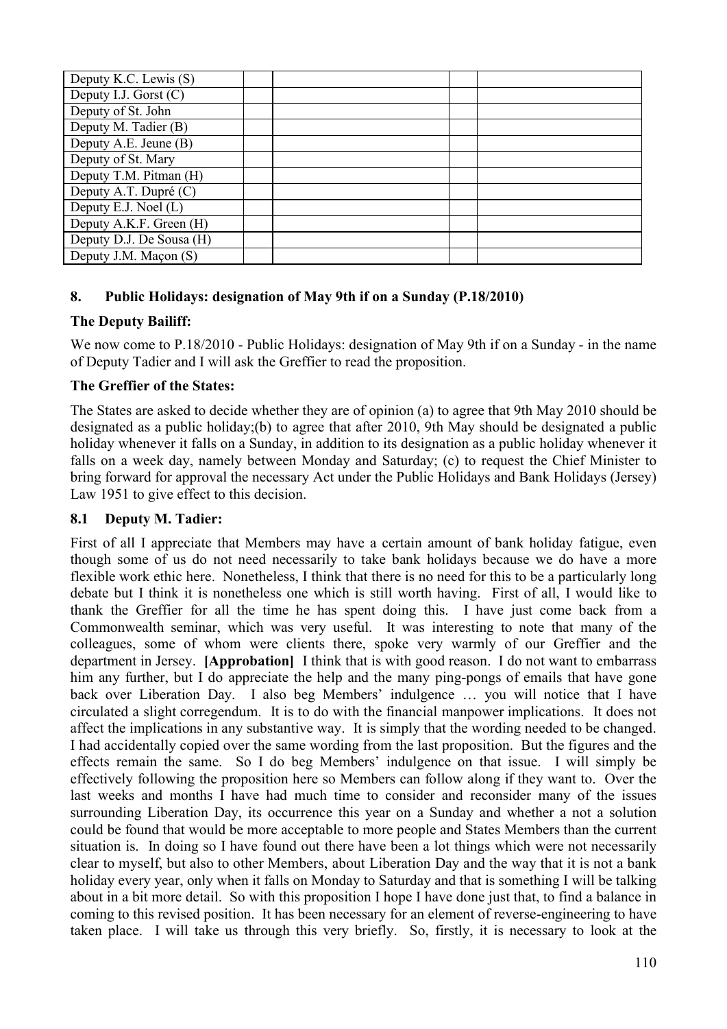| Deputy K.C. Lewis (S) | | | | |
|---|---|---|---|---|
| Deputy I.J. Gorst (C) | | | | |
| Deputy of St. John | | | | |
| Deputy M. Tadier (B) | | | | |
| Deputy A.E. Jeune (B) | | | | |
| Deputy of St. Mary | | | | |
| Deputy T.M. Pitman (H) | | | | |
| Deputy A.T. Dupré (C) | | | | |
| Deputy E.J. Noel (L) | | | | |
| Deputy A.K.F. Green (H) | | | | |
| Deputy D.J. De Sousa (H) | | | | |
| Deputy J.M. Maçon (S) | | | | |

## 8. Public Holidays: designation of May 9th if on a Sunday (P.18/2010)

**The Deputy Bailiff:**

We now come to P.18/2010 - Public Holidays: designation of May 9th if on a Sunday - in the name of Deputy Tadier and I will ask the Greffier to read the proposition.

**The Greffier of the States:**

The States are asked to decide whether they are of opinion (a) to agree that 9th May 2010 should be designated as a public holiday;(b) to agree that after 2010, 9th May should be designated a public holiday whenever it falls on a Sunday, in addition to its designation as a public holiday whenever it falls on a week day, namely between Monday and Saturday; (c) to request the Chief Minister to bring forward for approval the necessary Act under the Public Holidays and Bank Holidays (Jersey) Law 1951 to give effect to this decision.

### 8.1 Deputy M. Tadier:

First of all I appreciate that Members may have a certain amount of bank holiday fatigue, even though some of us do not need necessarily to take bank holidays because we do have a more flexible work ethic here. Nonetheless, I think that there is no need for this to be a particularly long debate but I think it is nonetheless one which is still worth having. First of all, I would like to thank the Greffier for all the time he has spent doing this. I have just come back from a Commonwealth seminar, which was very useful. It was interesting to note that many of the colleagues, some of whom were clients there, spoke very warmly of our Greffier and the department in Jersey. **[Approbation]** I think that is with good reason. I do not want to embarrass him any further, but I do appreciate the help and the many ping-pongs of emails that have gone back over Liberation Day. I also beg Members' indulgence … you will notice that I have circulated a slight corregendum. It is to do with the financial manpower implications. It does not affect the implications in any substantive way. It is simply that the wording needed to be changed. I had accidentally copied over the same wording from the last proposition. But the figures and the effects remain the same. So I do beg Members' indulgence on that issue. I will simply be effectively following the proposition here so Members can follow along if they want to. Over the last weeks and months I have had much time to consider and reconsider many of the issues surrounding Liberation Day, its occurrence this year on a Sunday and whether a not a solution could be found that would be more acceptable to more people and States Members than the current situation is. In doing so I have found out there have been a lot things which were not necessarily clear to myself, but also to other Members, about Liberation Day and the way that it is not a bank holiday every year, only when it falls on Monday to Saturday and that is something I will be talking about in a bit more detail. So with this proposition I hope I have done just that, to find a balance in coming to this revised position. It has been necessary for an element of reverse-engineering to have taken place. I will take us through this very briefly. So, firstly, it is necessary to look at the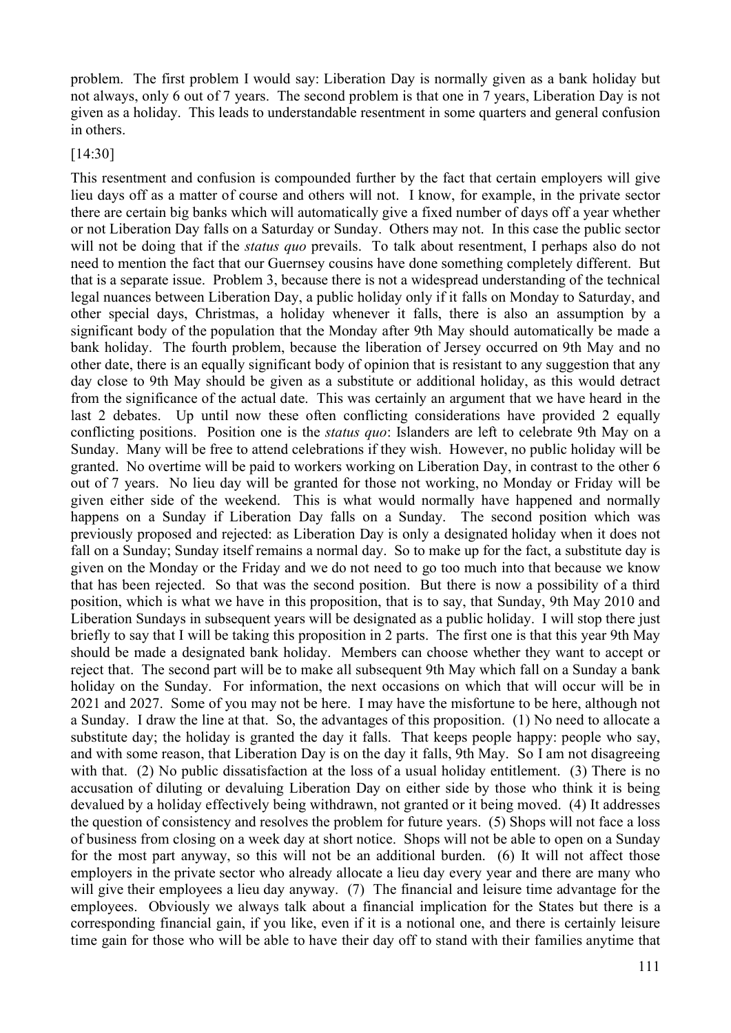problem. The first problem I would say: Liberation Day is normally given as a bank holiday but not always, only 6 out of 7 years. The second problem is that one in 7 years, Liberation Day is not given as a holiday. This leads to understandable resentment in some quarters and general confusion in others.

[14:30]

This resentment and confusion is compounded further by the fact that certain employers will give lieu days off as a matter of course and others will not. I know, for example, in the private sector there are certain big banks which will automatically give a fixed number of days off a year whether or not Liberation Day falls on a Saturday or Sunday. Others may not. In this case the public sector will not be doing that if the *status quo* prevails. To talk about resentment, I perhaps also do not need to mention the fact that our Guernsey cousins have done something completely different. But that is a separate issue. Problem 3, because there is not a widespread understanding of the technical legal nuances between Liberation Day, a public holiday only if it falls on Monday to Saturday, and other special days, Christmas, a holiday whenever it falls, there is also an assumption by a significant body of the population that the Monday after 9th May should automatically be made a bank holiday. The fourth problem, because the liberation of Jersey occurred on 9th May and no other date, there is an equally significant body of opinion that is resistant to any suggestion that any day close to 9th May should be given as a substitute or additional holiday, as this would detract from the significance of the actual date. This was certainly an argument that we have heard in the last 2 debates. Up until now these often conflicting considerations have provided 2 equally conflicting positions. Position one is the *status quo*: Islanders are left to celebrate 9th May on a Sunday. Many will be free to attend celebrations if they wish. However, no public holiday will be granted. No overtime will be paid to workers working on Liberation Day, in contrast to the other 6 out of 7 years. No lieu day will be granted for those not working, no Monday or Friday will be given either side of the weekend. This is what would normally have happened and normally happens on a Sunday if Liberation Day falls on a Sunday. The second position which was previously proposed and rejected: as Liberation Day is only a designated holiday when it does not fall on a Sunday; Sunday itself remains a normal day. So to make up for the fact, a substitute day is given on the Monday or the Friday and we do not need to go too much into that because we know that has been rejected. So that was the second position. But there is now a possibility of a third position, which is what we have in this proposition, that is to say, that Sunday, 9th May 2010 and Liberation Sundays in subsequent years will be designated as a public holiday. I will stop there just briefly to say that I will be taking this proposition in 2 parts. The first one is that this year 9th May should be made a designated bank holiday. Members can choose whether they want to accept or reject that. The second part will be to make all subsequent 9th May which fall on a Sunday a bank holiday on the Sunday. For information, the next occasions on which that will occur will be in 2021 and 2027. Some of you may not be here. I may have the misfortune to be here, although not a Sunday. I draw the line at that. So, the advantages of this proposition. (1) No need to allocate a substitute day; the holiday is granted the day it falls. That keeps people happy: people who say, and with some reason, that Liberation Day is on the day it falls, 9th May. So I am not disagreeing with that. (2) No public dissatisfaction at the loss of a usual holiday entitlement. (3) There is no accusation of diluting or devaluing Liberation Day on either side by those who think it is being devalued by a holiday effectively being withdrawn, not granted or it being moved. (4) It addresses the question of consistency and resolves the problem for future years. (5) Shops will not face a loss of business from closing on a week day at short notice. Shops will not be able to open on a Sunday for the most part anyway, so this will not be an additional burden. (6) It will not affect those employers in the private sector who already allocate a lieu day every year and there are many who will give their employees a lieu day anyway. (7) The financial and leisure time advantage for the employees. Obviously we always talk about a financial implication for the States but there is a corresponding financial gain, if you like, even if it is a notional one, and there is certainly leisure time gain for those who will be able to have their day off to stand with their families anytime that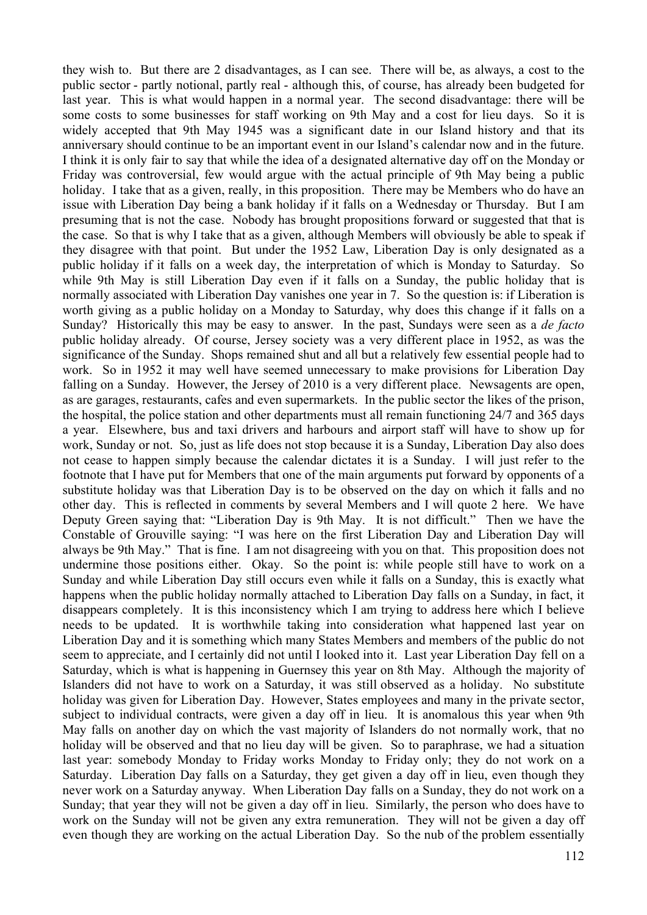they wish to. But there are 2 disadvantages, as I can see. There will be, as always, a cost to the public sector - partly notional, partly real - although this, of course, has already been budgeted for last year. This is what would happen in a normal year. The second disadvantage: there will be some costs to some businesses for staff working on 9th May and a cost for lieu days. So it is widely accepted that 9th May 1945 was a significant date in our Island history and that its anniversary should continue to be an important event in our Island's calendar now and in the future. I think it is only fair to say that while the idea of a designated alternative day off on the Monday or Friday was controversial, few would argue with the actual principle of 9th May being a public holiday. I take that as a given, really, in this proposition. There may be Members who do have an issue with Liberation Day being a bank holiday if it falls on a Wednesday or Thursday. But I am presuming that is not the case. Nobody has brought propositions forward or suggested that that is the case. So that is why I take that as a given, although Members will obviously be able to speak if they disagree with that point. But under the 1952 Law, Liberation Day is only designated as a public holiday if it falls on a week day, the interpretation of which is Monday to Saturday. So while 9th May is still Liberation Day even if it falls on a Sunday, the public holiday that is normally associated with Liberation Day vanishes one year in 7. So the question is: if Liberation is worth giving as a public holiday on a Monday to Saturday, why does this change if it falls on a Sunday? Historically this may be easy to answer. In the past, Sundays were seen as a *de facto* public holiday already. Of course, Jersey society was a very different place in 1952, as was the significance of the Sunday. Shops remained shut and all but a relatively few essential people had to work. So in 1952 it may well have seemed unnecessary to make provisions for Liberation Day falling on a Sunday. However, the Jersey of 2010 is a very different place. Newsagents are open, as are garages, restaurants, cafes and even supermarkets. In the public sector the likes of the prison, the hospital, the police station and other departments must all remain functioning 24/7 and 365 days a year. Elsewhere, bus and taxi drivers and harbours and airport staff will have to show up for work, Sunday or not. So, just as life does not stop because it is a Sunday, Liberation Day also does not cease to happen simply because the calendar dictates it is a Sunday. I will just refer to the footnote that I have put for Members that one of the main arguments put forward by opponents of a substitute holiday was that Liberation Day is to be observed on the day on which it falls and no other day. This is reflected in comments by several Members and I will quote 2 here. We have Deputy Green saying that: "Liberation Day is 9th May. It is not difficult." Then we have the Constable of Grouville saying: "I was here on the first Liberation Day and Liberation Day will always be 9th May." That is fine. I am not disagreeing with you on that. This proposition does not undermine those positions either. Okay. So the point is: while people still have to work on a Sunday and while Liberation Day still occurs even while it falls on a Sunday, this is exactly what happens when the public holiday normally attached to Liberation Day falls on a Sunday, in fact, it disappears completely. It is this inconsistency which I am trying to address here which I believe needs to be updated. It is worthwhile taking into consideration what happened last year on Liberation Day and it is something which many States Members and members of the public do not seem to appreciate, and I certainly did not until I looked into it. Last year Liberation Day fell on a Saturday, which is what is happening in Guernsey this year on 8th May. Although the majority of Islanders did not have to work on a Saturday, it was still observed as a holiday. No substitute holiday was given for Liberation Day. However, States employees and many in the private sector, subject to individual contracts, were given a day off in lieu. It is anomalous this year when 9th May falls on another day on which the vast majority of Islanders do not normally work, that no holiday will be observed and that no lieu day will be given. So to paraphrase, we had a situation last year: somebody Monday to Friday works Monday to Friday only; they do not work on a Saturday. Liberation Day falls on a Saturday, they get given a day off in lieu, even though they never work on a Saturday anyway. When Liberation Day falls on a Sunday, they do not work on a Sunday; that year they will not be given a day off in lieu. Similarly, the person who does have to work on the Sunday will not be given any extra remuneration. They will not be given a day off even though they are working on the actual Liberation Day. So the nub of the problem essentially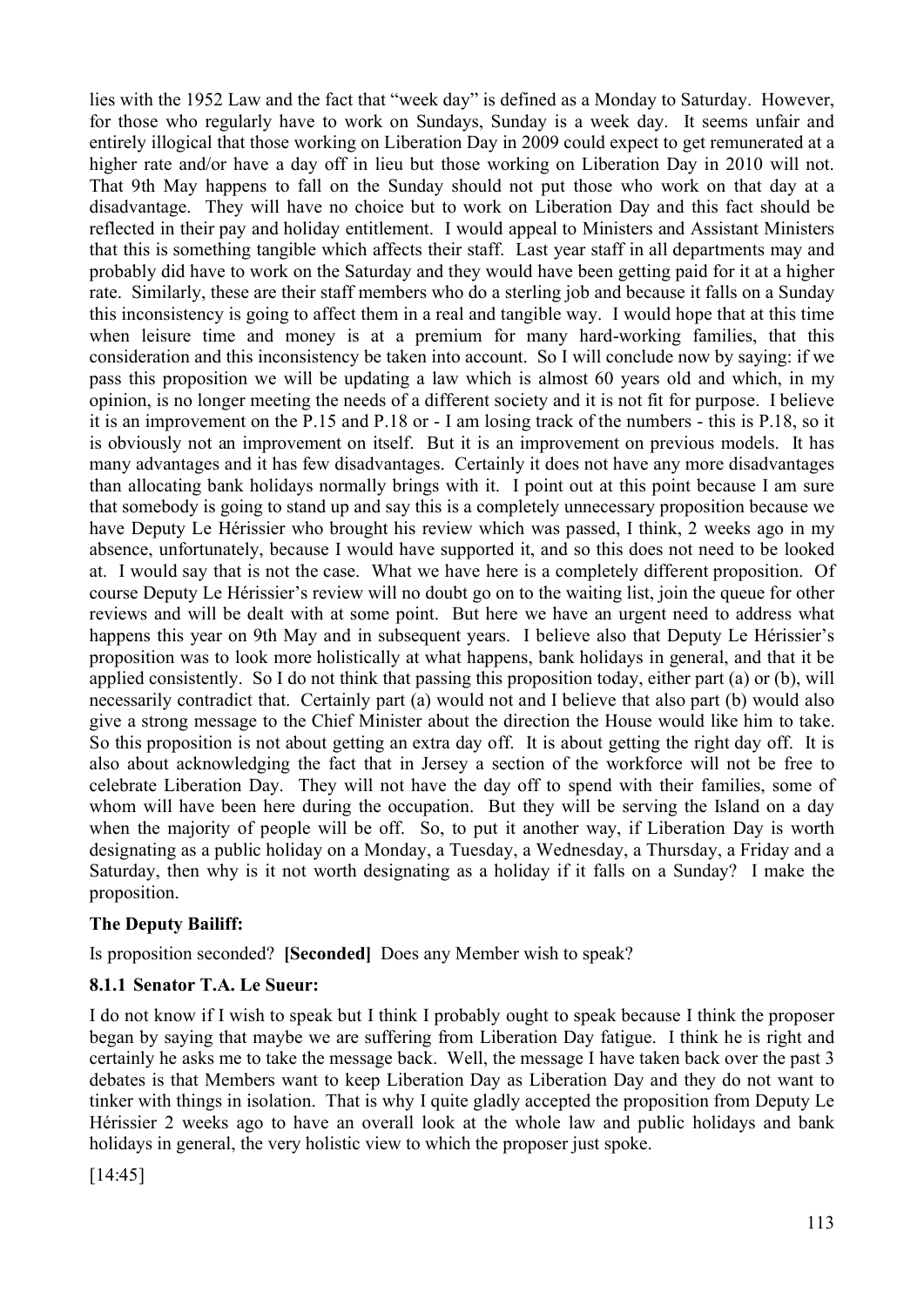lies with the 1952 Law and the fact that "week day" is defined as a Monday to Saturday. However, for those who regularly have to work on Sundays, Sunday is a week day. It seems unfair and entirely illogical that those working on Liberation Day in 2009 could expect to get remunerated at a higher rate and/or have a day off in lieu but those working on Liberation Day in 2010 will not. That 9th May happens to fall on the Sunday should not put those who work on that day at a disadvantage. They will have no choice but to work on Liberation Day and this fact should be reflected in their pay and holiday entitlement. I would appeal to Ministers and Assistant Ministers that this is something tangible which affects their staff. Last year staff in all departments may and probably did have to work on the Saturday and they would have been getting paid for it at a higher rate. Similarly, these are their staff members who do a sterling job and because it falls on a Sunday this inconsistency is going to affect them in a real and tangible way. I would hope that at this time when leisure time and money is at a premium for many hard-working families, that this consideration and this inconsistency be taken into account. So I will conclude now by saying: if we pass this proposition we will be updating a law which is almost 60 years old and which, in my opinion, is no longer meeting the needs of a different society and it is not fit for purpose. I believe it is an improvement on the P.15 and P.18 or - I am losing track of the numbers - this is P.18, so it is obviously not an improvement on itself. But it is an improvement on previous models. It has many advantages and it has few disadvantages. Certainly it does not have any more disadvantages than allocating bank holidays normally brings with it. I point out at this point because I am sure that somebody is going to stand up and say this is a completely unnecessary proposition because we have Deputy Le Hérissier who brought his review which was passed, I think, 2 weeks ago in my absence, unfortunately, because I would have supported it, and so this does not need to be looked at. I would say that is not the case. What we have here is a completely different proposition. Of course Deputy Le Hérissier's review will no doubt go on to the waiting list, join the queue for other reviews and will be dealt with at some point. But here we have an urgent need to address what happens this year on 9th May and in subsequent years. I believe also that Deputy Le Hérissier's proposition was to look more holistically at what happens, bank holidays in general, and that it be applied consistently. So I do not think that passing this proposition today, either part (a) or (b), will necessarily contradict that. Certainly part (a) would not and I believe that also part (b) would also give a strong message to the Chief Minister about the direction the House would like him to take. So this proposition is not about getting an extra day off. It is about getting the right day off. It is also about acknowledging the fact that in Jersey a section of the workforce will not be free to celebrate Liberation Day. They will not have the day off to spend with their families, some of whom will have been here during the occupation. But they will be serving the Island on a day when the majority of people will be off. So, to put it another way, if Liberation Day is worth designating as a public holiday on a Monday, a Tuesday, a Wednesday, a Thursday, a Friday and a Saturday, then why is it not worth designating as a holiday if it falls on a Sunday? I make the proposition.

**The Deputy Bailiff:**

Is proposition seconded? **[Seconded]** Does any Member wish to speak?

**8.1.1 Senator T.A. Le Sueur:**

I do not know if I wish to speak but I think I probably ought to speak because I think the proposer began by saying that maybe we are suffering from Liberation Day fatigue. I think he is right and certainly he asks me to take the message back. Well, the message I have taken back over the past 3 debates is that Members want to keep Liberation Day as Liberation Day and they do not want to tinker with things in isolation. That is why I quite gladly accepted the proposition from Deputy Le Hérissier 2 weeks ago to have an overall look at the whole law and public holidays and bank holidays in general, the very holistic view to which the proposer just spoke.

[14:45]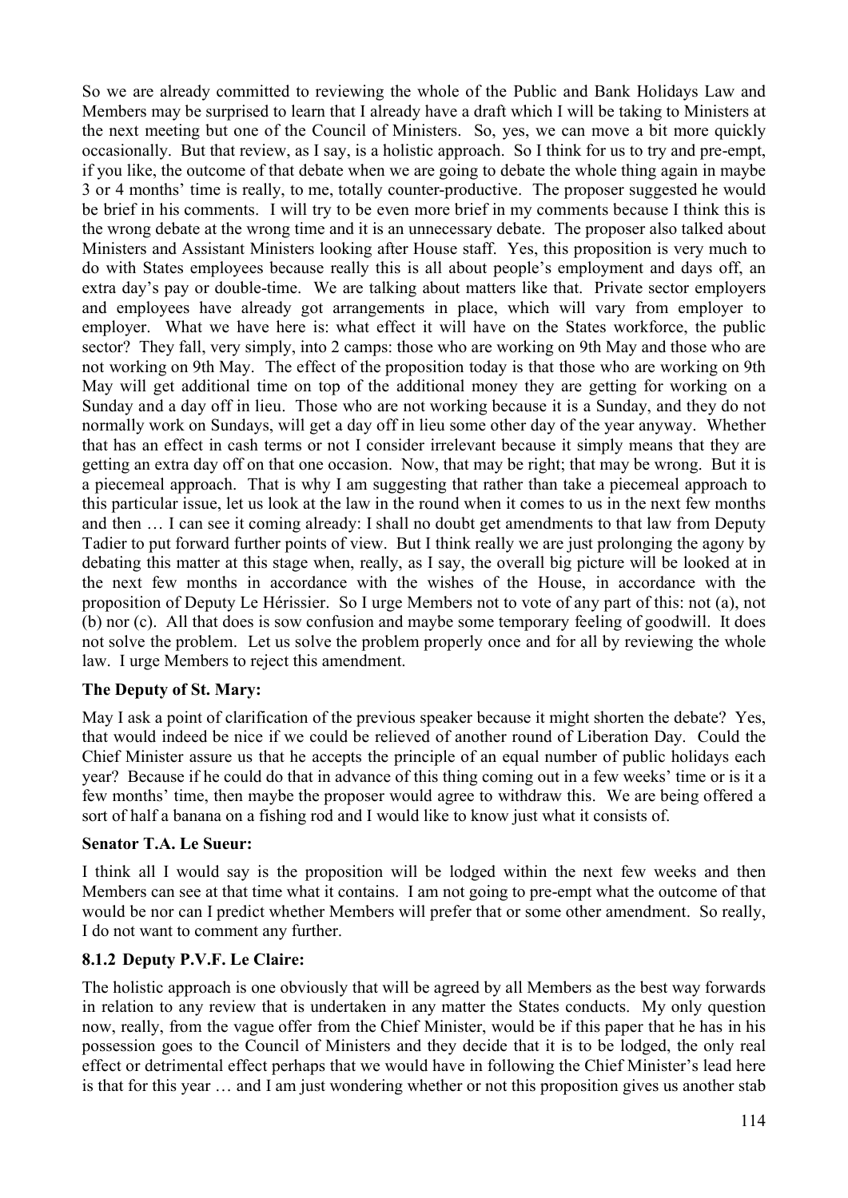So we are already committed to reviewing the whole of the Public and Bank Holidays Law and Members may be surprised to learn that I already have a draft which I will be taking to Ministers at the next meeting but one of the Council of Ministers. So, yes, we can move a bit more quickly occasionally. But that review, as I say, is a holistic approach. So I think for us to try and pre-empt, if you like, the outcome of that debate when we are going to debate the whole thing again in maybe 3 or 4 months' time is really, to me, totally counter-productive. The proposer suggested he would be brief in his comments. I will try to be even more brief in my comments because I think this is the wrong debate at the wrong time and it is an unnecessary debate. The proposer also talked about Ministers and Assistant Ministers looking after House staff. Yes, this proposition is very much to do with States employees because really this is all about people's employment and days off, an extra day's pay or double-time. We are talking about matters like that. Private sector employers and employees have already got arrangements in place, which will vary from employer to employer. What we have here is: what effect it will have on the States workforce, the public sector? They fall, very simply, into 2 camps: those who are working on 9th May and those who are not working on 9th May. The effect of the proposition today is that those who are working on 9th May will get additional time on top of the additional money they are getting for working on a Sunday and a day off in lieu. Those who are not working because it is a Sunday, and they do not normally work on Sundays, will get a day off in lieu some other day of the year anyway. Whether that has an effect in cash terms or not I consider irrelevant because it simply means that they are getting an extra day off on that one occasion. Now, that may be right; that may be wrong. But it is a piecemeal approach. That is why I am suggesting that rather than take a piecemeal approach to this particular issue, let us look at the law in the round when it comes to us in the next few months and then … I can see it coming already: I shall no doubt get amendments to that law from Deputy Tadier to put forward further points of view. But I think really we are just prolonging the agony by debating this matter at this stage when, really, as I say, the overall big picture will be looked at in the next few months in accordance with the wishes of the House, in accordance with the proposition of Deputy Le Hérissier. So I urge Members not to vote of any part of this: not (a), not (b) nor (c). All that does is sow confusion and maybe some temporary feeling of goodwill. It does not solve the problem. Let us solve the problem properly once and for all by reviewing the whole law. I urge Members to reject this amendment.

**The Deputy of St. Mary:**

May I ask a point of clarification of the previous speaker because it might shorten the debate? Yes, that would indeed be nice if we could be relieved of another round of Liberation Day. Could the Chief Minister assure us that he accepts the principle of an equal number of public holidays each year? Because if he could do that in advance of this thing coming out in a few weeks' time or is it a few months' time, then maybe the proposer would agree to withdraw this. We are being offered a sort of half a banana on a fishing rod and I would like to know just what it consists of.

**Senator T.A. Le Sueur:**

I think all I would say is the proposition will be lodged within the next few weeks and then Members can see at that time what it contains. I am not going to pre-empt what the outcome of that would be nor can I predict whether Members will prefer that or some other amendment. So really, I do not want to comment any further.

### 8.1.2 Deputy P.V.F. Le Claire:

The holistic approach is one obviously that will be agreed by all Members as the best way forwards in relation to any review that is undertaken in any matter the States conducts. My only question now, really, from the vague offer from the Chief Minister, would be if this paper that he has in his possession goes to the Council of Ministers and they decide that it is to be lodged, the only real effect or detrimental effect perhaps that we would have in following the Chief Minister's lead here is that for this year … and I am just wondering whether or not this proposition gives us another stab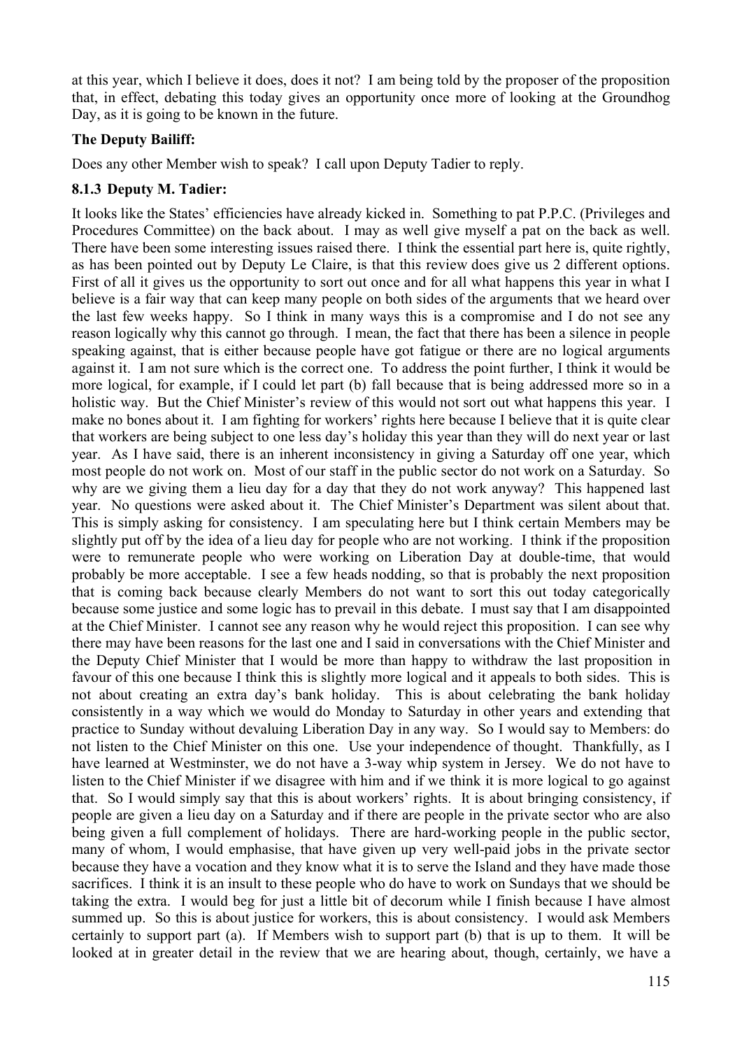at this year, which I believe it does, does it not? I am being told by the proposer of the proposition that, in effect, debating this today gives an opportunity once more of looking at the Groundhog Day, as it is going to be known in the future.

**The Deputy Bailiff:**

Does any other Member wish to speak? I call upon Deputy Tadier to reply.

### 8.1.3 Deputy M. Tadier:

It looks like the States' efficiencies have already kicked in. Something to pat P.P.C. (Privileges and Procedures Committee) on the back about. I may as well give myself a pat on the back as well. There have been some interesting issues raised there. I think the essential part here is, quite rightly, as has been pointed out by Deputy Le Claire, is that this review does give us 2 different options. First of all it gives us the opportunity to sort out once and for all what happens this year in what I believe is a fair way that can keep many people on both sides of the arguments that we heard over the last few weeks happy. So I think in many ways this is a compromise and I do not see any reason logically why this cannot go through. I mean, the fact that there has been a silence in people speaking against, that is either because people have got fatigue or there are no logical arguments against it. I am not sure which is the correct one. To address the point further, I think it would be more logical, for example, if I could let part (b) fall because that is being addressed more so in a holistic way. But the Chief Minister's review of this would not sort out what happens this year. I make no bones about it. I am fighting for workers' rights here because I believe that it is quite clear that workers are being subject to one less day's holiday this year than they will do next year or last year. As I have said, there is an inherent inconsistency in giving a Saturday off one year, which most people do not work on. Most of our staff in the public sector do not work on a Saturday. So why are we giving them a lieu day for a day that they do not work anyway? This happened last year. No questions were asked about it. The Chief Minister's Department was silent about that. This is simply asking for consistency. I am speculating here but I think certain Members may be slightly put off by the idea of a lieu day for people who are not working. I think if the proposition were to remunerate people who were working on Liberation Day at double-time, that would probably be more acceptable. I see a few heads nodding, so that is probably the next proposition that is coming back because clearly Members do not want to sort this out today categorically because some justice and some logic has to prevail in this debate. I must say that I am disappointed at the Chief Minister. I cannot see any reason why he would reject this proposition. I can see why there may have been reasons for the last one and I said in conversations with the Chief Minister and the Deputy Chief Minister that I would be more than happy to withdraw the last proposition in favour of this one because I think this is slightly more logical and it appeals to both sides. This is not about creating an extra day's bank holiday. This is about celebrating the bank holiday consistently in a way which we would do Monday to Saturday in other years and extending that practice to Sunday without devaluing Liberation Day in any way. So I would say to Members: do not listen to the Chief Minister on this one. Use your independence of thought. Thankfully, as I have learned at Westminster, we do not have a 3-way whip system in Jersey. We do not have to listen to the Chief Minister if we disagree with him and if we think it is more logical to go against that. So I would simply say that this is about workers' rights. It is about bringing consistency, if people are given a lieu day on a Saturday and if there are people in the private sector who are also being given a full complement of holidays. There are hard-working people in the public sector, many of whom, I would emphasise, that have given up very well-paid jobs in the private sector because they have a vocation and they know what it is to serve the Island and they have made those sacrifices. I think it is an insult to these people who do have to work on Sundays that we should be taking the extra. I would beg for just a little bit of decorum while I finish because I have almost summed up. So this is about justice for workers, this is about consistency. I would ask Members certainly to support part (a). If Members wish to support part (b) that is up to them. It will be looked at in greater detail in the review that we are hearing about, though, certainly, we have a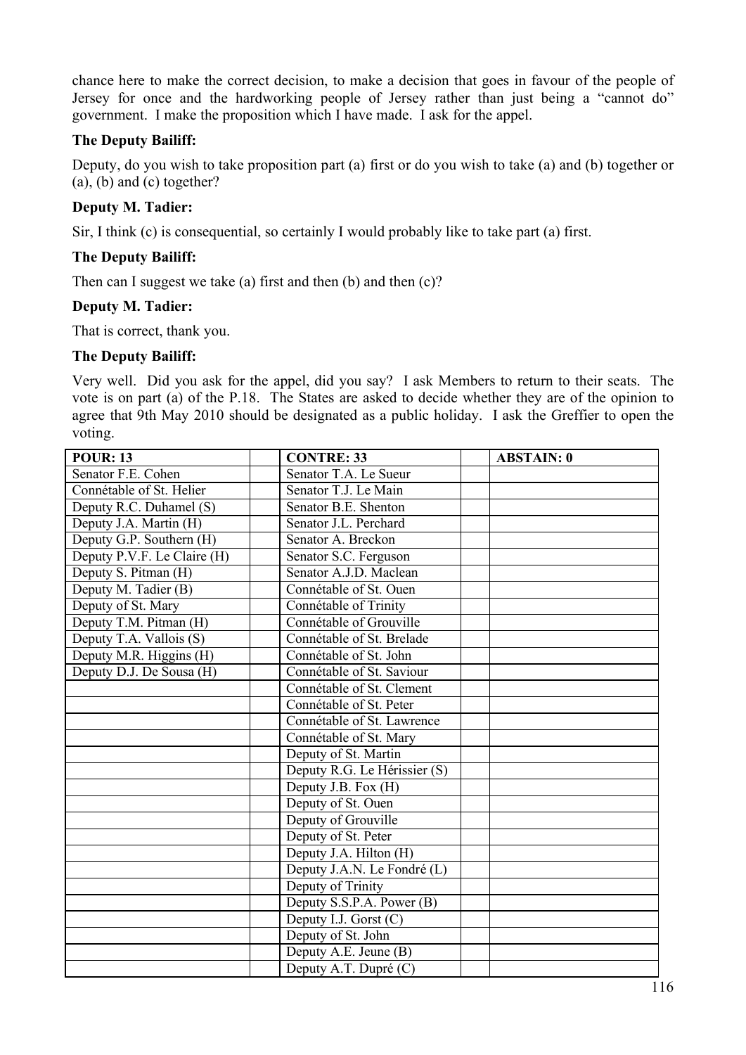chance here to make the correct decision, to make a decision that goes in favour of the people of Jersey for once and the hardworking people of Jersey rather than just being a "cannot do" government. I make the proposition which I have made. I ask for the appel.

**The Deputy Bailiff:**

Deputy, do you wish to take proposition part (a) first or do you wish to take (a) and (b) together or (a), (b) and (c) together?

**Deputy M. Tadier:**

Sir, I think (c) is consequential, so certainly I would probably like to take part (a) first.

**The Deputy Bailiff:**

Then can I suggest we take (a) first and then (b) and then (c)?

**Deputy M. Tadier:**

That is correct, thank you.

**The Deputy Bailiff:**

Very well. Did you ask for the appel, did you say? I ask Members to return to their seats. The vote is on part (a) of the P.18. The States are asked to decide whether they are of the opinion to agree that 9th May 2010 should be designated as a public holiday. I ask the Greffier to open the voting.

| POUR: 13 | | CONTRE: 33 | | ABSTAIN: 0 |
|---|---|---|---|---|
| Senator F.E. Cohen | | Senator T.A. Le Sueur | | |
| Connétable of St. Helier | | Senator T.J. Le Main | | |
| Deputy R.C. Duhamel (S) | | Senator B.E. Shenton | | |
| Deputy J.A. Martin (H) | | Senator J.L. Perchard | | |
| Deputy G.P. Southern (H) | | Senator A. Breckon | | |
| Deputy P.V.F. Le Claire (H) | | Senator S.C. Ferguson | | |
| Deputy S. Pitman (H) | | Senator A.J.D. Maclean | | |
| Deputy M. Tadier (B) | | Connétable of St. Ouen | | |
| Deputy of St. Mary | | Connétable of Trinity | | |
| Deputy T.M. Pitman (H) | | Connétable of Grouville | | |
| Deputy T.A. Vallois (S) | | Connétable of St. Brelade | | |
| Deputy M.R. Higgins (H) | | Connétable of St. John | | |
| Deputy D.J. De Sousa (H) | | Connétable of St. Saviour | | |
| | | Connétable of St. Clement | | |
| | | Connétable of St. Peter | | |
| | | Connétable of St. Lawrence | | |
| | | Connétable of St. Mary | | |
| | | Deputy of St. Martin | | |
| | | Deputy R.G. Le Hérissier (S) | | |
| | | Deputy J.B. Fox (H) | | |
| | | Deputy of St. Ouen | | |
| | | Deputy of Grouville | | |
| | | Deputy of St. Peter | | |
| | | Deputy J.A. Hilton (H) | | |
| | | Deputy J.A.N. Le Fondré (L) | | |
| | | Deputy of Trinity | | |
| | | Deputy S.S.P.A. Power (B) | | |
| | | Deputy I.J. Gorst (C) | | |
| | | Deputy of St. John | | |
| | | Deputy A.E. Jeune (B) | | |
| | | Deputy A.T. Dupré (C) | | |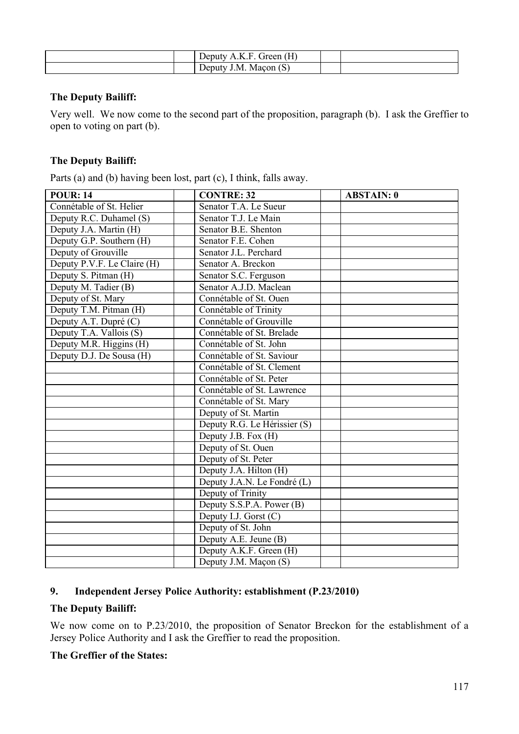| | | | | |
|---|---|---|---|---|
| | | Deputy A.K.F. Green (H) | | |
| | | Deputy J.M. Maçon (S) | | |

**The Deputy Bailiff:**

Very well. We now come to the second part of the proposition, paragraph (b). I ask the Greffier to open to voting on part (b).

**The Deputy Bailiff:**

Parts (a) and (b) having been lost, part (c), I think, falls away.

| POUR: 14 | | CONTRE: 32 | | ABSTAIN: 0 |
|---|---|---|---|---|
| Connétable of St. Helier | | Senator T.A. Le Sueur | | |
| Deputy R.C. Duhamel (S) | | Senator T.J. Le Main | | |
| Deputy J.A. Martin (H) | | Senator B.E. Shenton | | |
| Deputy G.P. Southern (H) | | Senator F.E. Cohen | | |
| Deputy of Grouville | | Senator J.L. Perchard | | |
| Deputy P.V.F. Le Claire (H) | | Senator A. Breckon | | |
| Deputy S. Pitman (H) | | Senator S.C. Ferguson | | |
| Deputy M. Tadier (B) | | Senator A.J.D. Maclean | | |
| Deputy of St. Mary | | Connétable of St. Ouen | | |
| Deputy T.M. Pitman (H) | | Connétable of Trinity | | |
| Deputy A.T. Dupré (C) | | Connétable of Grouville | | |
| Deputy T.A. Vallois (S) | | Connétable of St. Brelade | | |
| Deputy M.R. Higgins (H) | | Connétable of St. John | | |
| Deputy D.J. De Sousa (H) | | Connétable of St. Saviour | | |
| | | Connétable of St. Clement | | |
| | | Connétable of St. Peter | | |
| | | Connétable of St. Lawrence | | |
| | | Connétable of St. Mary | | |
| | | Deputy of St. Martin | | |
| | | Deputy R.G. Le Hérissier (S) | | |
| | | Deputy J.B. Fox (H) | | |
| | | Deputy of St. Ouen | | |
| | | Deputy of St. Peter | | |
| | | Deputy J.A. Hilton (H) | | |
| | | Deputy J.A.N. Le Fondré (L) | | |
| | | Deputy of Trinity | | |
| | | Deputy S.S.P.A. Power (B) | | |
| | | Deputy I.J. Gorst (C) | | |
| | | Deputy of St. John | | |
| | | Deputy A.E. Jeune (B) | | |
| | | Deputy A.K.F. Green (H) | | |
| | | Deputy J.M. Maçon (S) | | |

## 9. Independent Jersey Police Authority: establishment (P.23/2010)

**The Deputy Bailiff:**

We now come on to P.23/2010, the proposition of Senator Breckon for the establishment of a Jersey Police Authority and I ask the Greffier to read the proposition.

**The Greffier of the States:**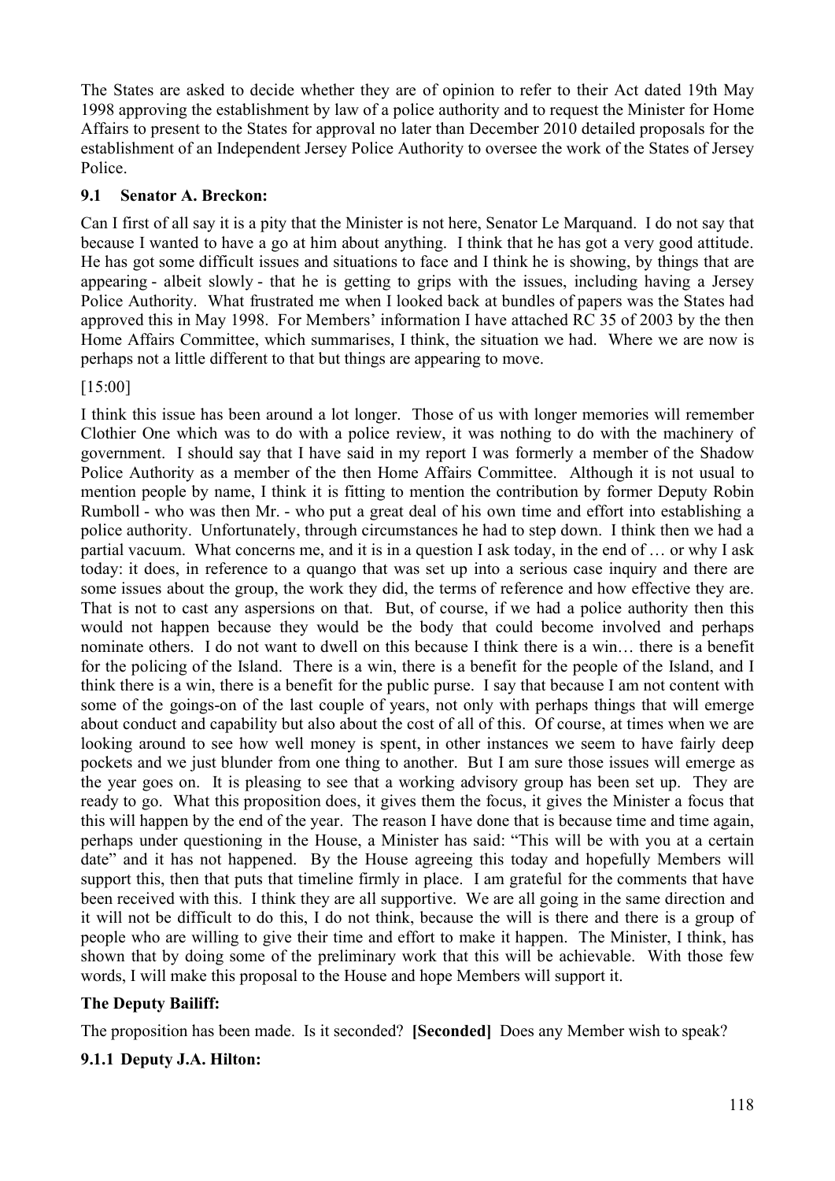The States are asked to decide whether they are of opinion to refer to their Act dated 19th May 1998 approving the establishment by law of a police authority and to request the Minister for Home Affairs to present to the States for approval no later than December 2010 detailed proposals for the establishment of an Independent Jersey Police Authority to oversee the work of the States of Jersey Police.

### 9.1 Senator A. Breckon:

Can I first of all say it is a pity that the Minister is not here, Senator Le Marquand. I do not say that because I wanted to have a go at him about anything. I think that he has got a very good attitude. He has got some difficult issues and situations to face and I think he is showing, by things that are appearing - albeit slowly - that he is getting to grips with the issues, including having a Jersey Police Authority. What frustrated me when I looked back at bundles of papers was the States had approved this in May 1998. For Members' information I have attached RC 35 of 2003 by the then Home Affairs Committee, which summarises, I think, the situation we had. Where we are now is perhaps not a little different to that but things are appearing to move.

[15:00]

I think this issue has been around a lot longer. Those of us with longer memories will remember Clothier One which was to do with a police review, it was nothing to do with the machinery of government. I should say that I have said in my report I was formerly a member of the Shadow Police Authority as a member of the then Home Affairs Committee. Although it is not usual to mention people by name, I think it is fitting to mention the contribution by former Deputy Robin Rumboll - who was then Mr. - who put a great deal of his own time and effort into establishing a police authority. Unfortunately, through circumstances he had to step down. I think then we had a partial vacuum. What concerns me, and it is in a question I ask today, in the end of … or why I ask today: it does, in reference to a quango that was set up into a serious case inquiry and there are some issues about the group, the work they did, the terms of reference and how effective they are. That is not to cast any aspersions on that. But, of course, if we had a police authority then this would not happen because they would be the body that could become involved and perhaps nominate others. I do not want to dwell on this because I think there is a win… there is a benefit for the policing of the Island. There is a win, there is a benefit for the people of the Island, and I think there is a win, there is a benefit for the public purse. I say that because I am not content with some of the goings-on of the last couple of years, not only with perhaps things that will emerge about conduct and capability but also about the cost of all of this. Of course, at times when we are looking around to see how well money is spent, in other instances we seem to have fairly deep pockets and we just blunder from one thing to another. But I am sure those issues will emerge as the year goes on. It is pleasing to see that a working advisory group has been set up. They are ready to go. What this proposition does, it gives them the focus, it gives the Minister a focus that this will happen by the end of the year. The reason I have done that is because time and time again, perhaps under questioning in the House, a Minister has said: "This will be with you at a certain date" and it has not happened. By the House agreeing this today and hopefully Members will support this, then that puts that timeline firmly in place. I am grateful for the comments that have been received with this. I think they are all supportive. We are all going in the same direction and it will not be difficult to do this, I do not think, because the will is there and there is a group of people who are willing to give their time and effort to make it happen. The Minister, I think, has shown that by doing some of the preliminary work that this will be achievable. With those few words, I will make this proposal to the House and hope Members will support it.

**The Deputy Bailiff:**

The proposition has been made. Is it seconded? **[Seconded]** Does any Member wish to speak?

#### 9.1.1 Deputy J.A. Hilton: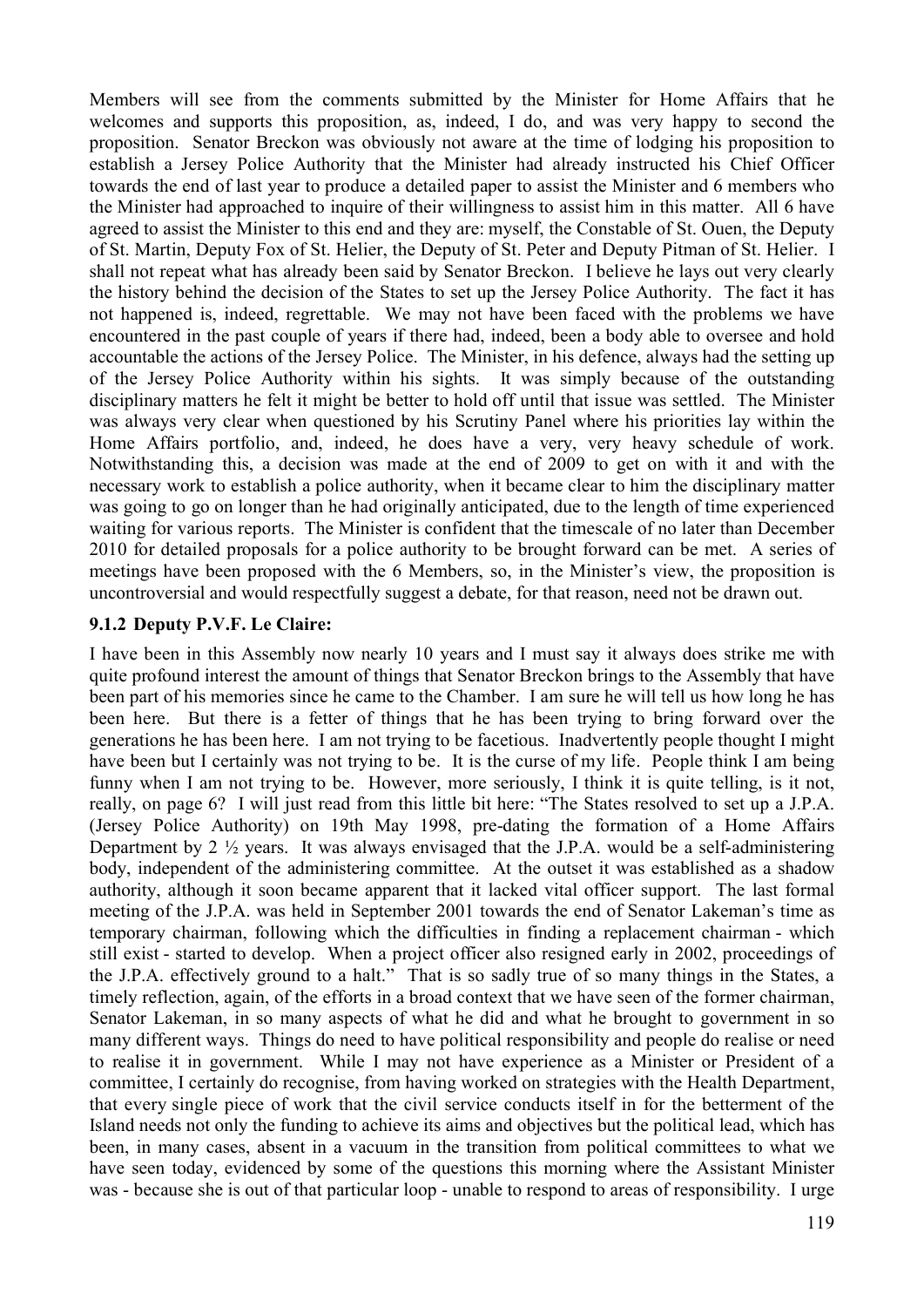Members will see from the comments submitted by the Minister for Home Affairs that he welcomes and supports this proposition, as, indeed, I do, and was very happy to second the proposition. Senator Breckon was obviously not aware at the time of lodging his proposition to establish a Jersey Police Authority that the Minister had already instructed his Chief Officer towards the end of last year to produce a detailed paper to assist the Minister and 6 members who the Minister had approached to inquire of their willingness to assist him in this matter. All 6 have agreed to assist the Minister to this end and they are: myself, the Constable of St. Ouen, the Deputy of St. Martin, Deputy Fox of St. Helier, the Deputy of St. Peter and Deputy Pitman of St. Helier. I shall not repeat what has already been said by Senator Breckon. I believe he lays out very clearly the history behind the decision of the States to set up the Jersey Police Authority. The fact it has not happened is, indeed, regrettable. We may not have been faced with the problems we have encountered in the past couple of years if there had, indeed, been a body able to oversee and hold accountable the actions of the Jersey Police. The Minister, in his defence, always had the setting up of the Jersey Police Authority within his sights. It was simply because of the outstanding disciplinary matters he felt it might be better to hold off until that issue was settled. The Minister was always very clear when questioned by his Scrutiny Panel where his priorities lay within the Home Affairs portfolio, and, indeed, he does have a very, very heavy schedule of work. Notwithstanding this, a decision was made at the end of 2009 to get on with it and with the necessary work to establish a police authority, when it became clear to him the disciplinary matter was going to go on longer than he had originally anticipated, due to the length of time experienced waiting for various reports. The Minister is confident that the timescale of no later than December 2010 for detailed proposals for a police authority to be brought forward can be met. A series of meetings have been proposed with the 6 Members, so, in the Minister's view, the proposition is uncontroversial and would respectfully suggest a debate, for that reason, need not be drawn out.

### 9.1.2 Deputy P.V.F. Le Claire:

I have been in this Assembly now nearly 10 years and I must say it always does strike me with quite profound interest the amount of things that Senator Breckon brings to the Assembly that have been part of his memories since he came to the Chamber. I am sure he will tell us how long he has been here. But there is a fetter of things that he has been trying to bring forward over the generations he has been here. I am not trying to be facetious. Inadvertently people thought I might have been but I certainly was not trying to be. It is the curse of my life. People think I am being funny when I am not trying to be. However, more seriously, I think it is quite telling, is it not, really, on page 6? I will just read from this little bit here: "The States resolved to set up a J.P.A. (Jersey Police Authority) on 19th May 1998, pre-dating the formation of a Home Affairs Department by 2 ½ years. It was always envisaged that the J.P.A. would be a self-administering body, independent of the administering committee. At the outset it was established as a shadow authority, although it soon became apparent that it lacked vital officer support. The last formal meeting of the J.P.A. was held in September 2001 towards the end of Senator Lakeman's time as temporary chairman, following which the difficulties in finding a replacement chairman - which still exist - started to develop. When a project officer also resigned early in 2002, proceedings of the J.P.A. effectively ground to a halt." That is so sadly true of so many things in the States, a timely reflection, again, of the efforts in a broad context that we have seen of the former chairman, Senator Lakeman, in so many aspects of what he did and what he brought to government in so many different ways. Things do need to have political responsibility and people do realise or need to realise it in government. While I may not have experience as a Minister or President of a committee, I certainly do recognise, from having worked on strategies with the Health Department, that every single piece of work that the civil service conducts itself in for the betterment of the Island needs not only the funding to achieve its aims and objectives but the political lead, which has been, in many cases, absent in a vacuum in the transition from political committees to what we have seen today, evidenced by some of the questions this morning where the Assistant Minister was - because she is out of that particular loop - unable to respond to areas of responsibility. I urge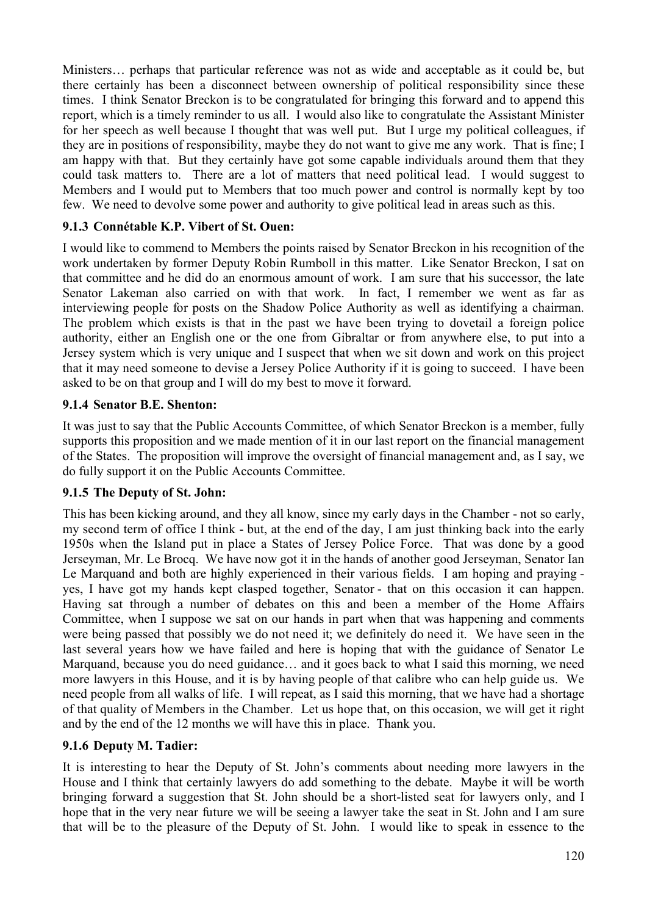Ministers… perhaps that particular reference was not as wide and acceptable as it could be, but there certainly has been a disconnect between ownership of political responsibility since these times. I think Senator Breckon is to be congratulated for bringing this forward and to append this report, which is a timely reminder to us all. I would also like to congratulate the Assistant Minister for her speech as well because I thought that was well put. But I urge my political colleagues, if they are in positions of responsibility, maybe they do not want to give me any work. That is fine; I am happy with that. But they certainly have got some capable individuals around them that they could task matters to. There are a lot of matters that need political lead. I would suggest to Members and I would put to Members that too much power and control is normally kept by too few. We need to devolve some power and authority to give political lead in areas such as this.

### 9.1.3 Connétable K.P. Vibert of St. Ouen:

I would like to commend to Members the points raised by Senator Breckon in his recognition of the work undertaken by former Deputy Robin Rumboll in this matter. Like Senator Breckon, I sat on that committee and he did do an enormous amount of work. I am sure that his successor, the late Senator Lakeman also carried on with that work. In fact, I remember we went as far as interviewing people for posts on the Shadow Police Authority as well as identifying a chairman. The problem which exists is that in the past we have been trying to dovetail a foreign police authority, either an English one or the one from Gibraltar or from anywhere else, to put into a Jersey system which is very unique and I suspect that when we sit down and work on this project that it may need someone to devise a Jersey Police Authority if it is going to succeed. I have been asked to be on that group and I will do my best to move it forward.

### 9.1.4 Senator B.E. Shenton:

It was just to say that the Public Accounts Committee, of which Senator Breckon is a member, fully supports this proposition and we made mention of it in our last report on the financial management of the States. The proposition will improve the oversight of financial management and, as I say, we do fully support it on the Public Accounts Committee.

### 9.1.5 The Deputy of St. John:

This has been kicking around, and they all know, since my early days in the Chamber - not so early, my second term of office I think - but, at the end of the day, I am just thinking back into the early 1950s when the Island put in place a States of Jersey Police Force. That was done by a good Jerseyman, Mr. Le Brocq. We have now got it in the hands of another good Jerseyman, Senator Ian Le Marquand and both are highly experienced in their various fields. I am hoping and praying - yes, I have got my hands kept clasped together, Senator - that on this occasion it can happen. Having sat through a number of debates on this and been a member of the Home Affairs Committee, when I suppose we sat on our hands in part when that was happening and comments were being passed that possibly we do not need it; we definitely do need it. We have seen in the last several years how we have failed and here is hoping that with the guidance of Senator Le Marquand, because you do need guidance… and it goes back to what I said this morning, we need more lawyers in this House, and it is by having people of that calibre who can help guide us. We need people from all walks of life. I will repeat, as I said this morning, that we have had a shortage of that quality of Members in the Chamber. Let us hope that, on this occasion, we will get it right and by the end of the 12 months we will have this in place. Thank you.

### 9.1.6 Deputy M. Tadier:

It is interesting to hear the Deputy of St. John's comments about needing more lawyers in the House and I think that certainly lawyers do add something to the debate. Maybe it will be worth bringing forward a suggestion that St. John should be a short-listed seat for lawyers only, and I hope that in the very near future we will be seeing a lawyer take the seat in St. John and I am sure that will be to the pleasure of the Deputy of St. John. I would like to speak in essence to the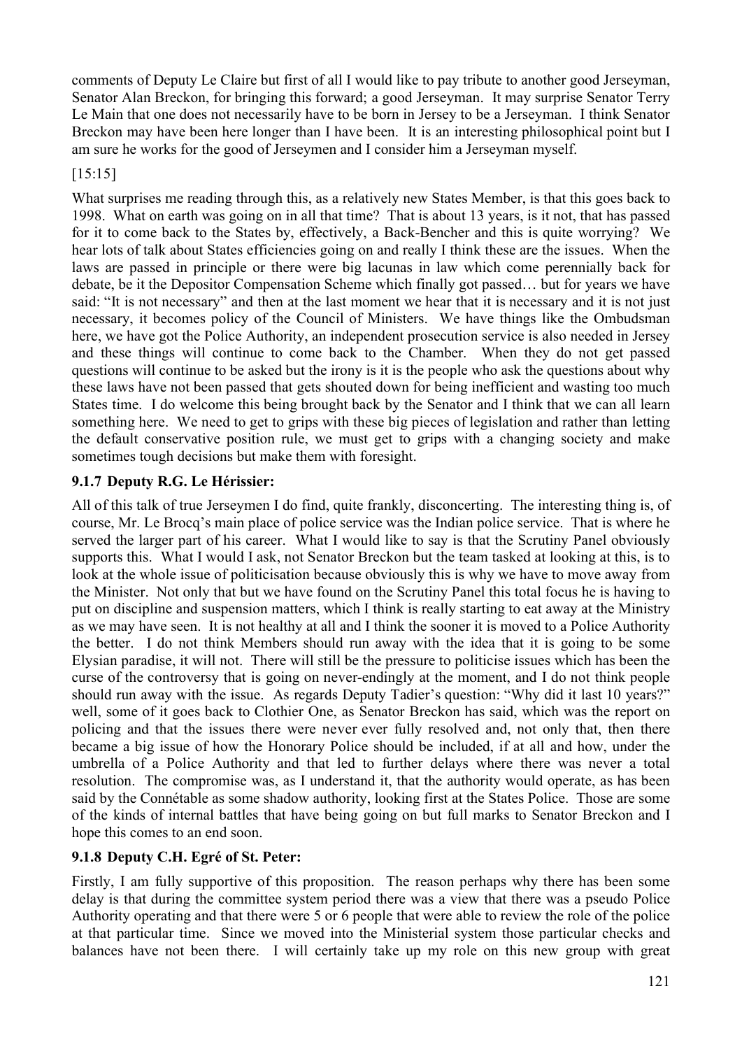comments of Deputy Le Claire but first of all I would like to pay tribute to another good Jerseyman, Senator Alan Breckon, for bringing this forward; a good Jerseyman. It may surprise Senator Terry Le Main that one does not necessarily have to be born in Jersey to be a Jerseyman. I think Senator Breckon may have been here longer than I have been. It is an interesting philosophical point but I am sure he works for the good of Jerseymen and I consider him a Jerseyman myself.

[15:15]

What surprises me reading through this, as a relatively new States Member, is that this goes back to 1998. What on earth was going on in all that time? That is about 13 years, is it not, that has passed for it to come back to the States by, effectively, a Back-Bencher and this is quite worrying? We hear lots of talk about States efficiencies going on and really I think these are the issues. When the laws are passed in principle or there were big lacunas in law which come perennially back for debate, be it the Depositor Compensation Scheme which finally got passed… but for years we have said: "It is not necessary" and then at the last moment we hear that it is necessary and it is not just necessary, it becomes policy of the Council of Ministers. We have things like the Ombudsman here, we have got the Police Authority, an independent prosecution service is also needed in Jersey and these things will continue to come back to the Chamber. When they do not get passed questions will continue to be asked but the irony is it is the people who ask the questions about why these laws have not been passed that gets shouted down for being inefficient and wasting too much States time. I do welcome this being brought back by the Senator and I think that we can all learn something here. We need to get to grips with these big pieces of legislation and rather than letting the default conservative position rule, we must get to grips with a changing society and make sometimes tough decisions but make them with foresight.

### 9.1.7 Deputy R.G. Le Hérissier:

All of this talk of true Jerseymen I do find, quite frankly, disconcerting. The interesting thing is, of course, Mr. Le Brocq's main place of police service was the Indian police service. That is where he served the larger part of his career. What I would like to say is that the Scrutiny Panel obviously supports this. What I would I ask, not Senator Breckon but the team tasked at looking at this, is to look at the whole issue of politicisation because obviously this is why we have to move away from the Minister. Not only that but we have found on the Scrutiny Panel this total focus he is having to put on discipline and suspension matters, which I think is really starting to eat away at the Ministry as we may have seen. It is not healthy at all and I think the sooner it is moved to a Police Authority the better. I do not think Members should run away with the idea that it is going to be some Elysian paradise, it will not. There will still be the pressure to politicise issues which has been the curse of the controversy that is going on never-endingly at the moment, and I do not think people should run away with the issue. As regards Deputy Tadier's question: "Why did it last 10 years?" well, some of it goes back to Clothier One, as Senator Breckon has said, which was the report on policing and that the issues there were never ever fully resolved and, not only that, then there became a big issue of how the Honorary Police should be included, if at all and how, under the umbrella of a Police Authority and that led to further delays where there was never a total resolution. The compromise was, as I understand it, that the authority would operate, as has been said by the Connétable as some shadow authority, looking first at the States Police. Those are some of the kinds of internal battles that have being going on but full marks to Senator Breckon and I hope this comes to an end soon.

### 9.1.8 Deputy C.H. Egré of St. Peter:

Firstly, I am fully supportive of this proposition. The reason perhaps why there has been some delay is that during the committee system period there was a view that there was a pseudo Police Authority operating and that there were 5 or 6 people that were able to review the role of the police at that particular time. Since we moved into the Ministerial system those particular checks and balances have not been there. I will certainly take up my role on this new group with great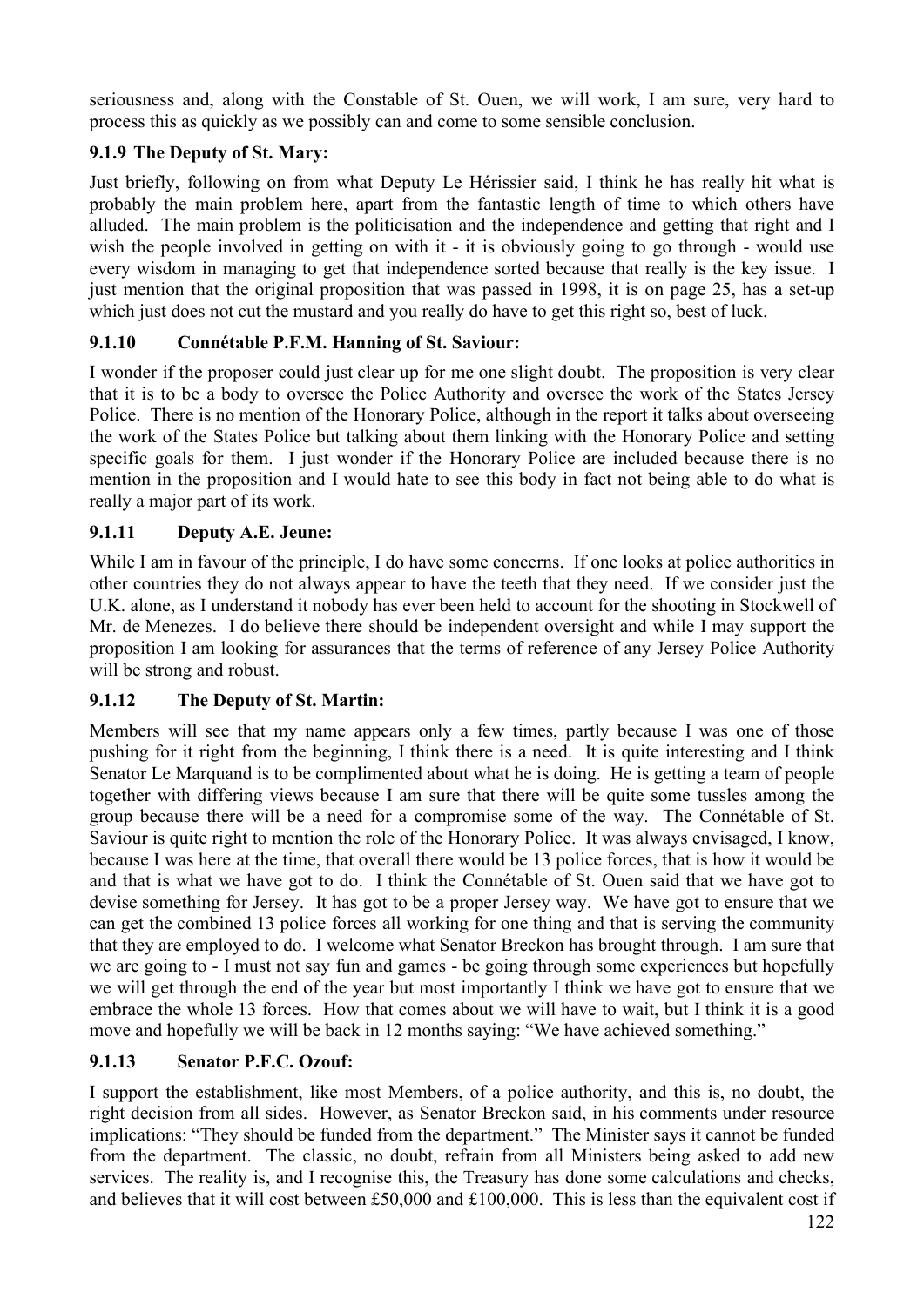seriousness and, along with the Constable of St. Ouen, we will work, I am sure, very hard to process this as quickly as we possibly can and come to some sensible conclusion.

### 9.1.9 The Deputy of St. Mary:

Just briefly, following on from what Deputy Le Hérissier said, I think he has really hit what is probably the main problem here, apart from the fantastic length of time to which others have alluded. The main problem is the politicisation and the independence and getting that right and I wish the people involved in getting on with it - it is obviously going to go through - would use every wisdom in managing to get that independence sorted because that really is the key issue. I just mention that the original proposition that was passed in 1998, it is on page 25, has a set-up which just does not cut the mustard and you really do have to get this right so, best of luck.

### 9.1.10 Connétable P.F.M. Hanning of St. Saviour:

I wonder if the proposer could just clear up for me one slight doubt. The proposition is very clear that it is to be a body to oversee the Police Authority and oversee the work of the States Jersey Police. There is no mention of the Honorary Police, although in the report it talks about overseeing the work of the States Police but talking about them linking with the Honorary Police and setting specific goals for them. I just wonder if the Honorary Police are included because there is no mention in the proposition and I would hate to see this body in fact not being able to do what is really a major part of its work.

### 9.1.11 Deputy A.E. Jeune:

While I am in favour of the principle, I do have some concerns. If one looks at police authorities in other countries they do not always appear to have the teeth that they need. If we consider just the U.K. alone, as I understand it nobody has ever been held to account for the shooting in Stockwell of Mr. de Menezes. I do believe there should be independent oversight and while I may support the proposition I am looking for assurances that the terms of reference of any Jersey Police Authority will be strong and robust.

### 9.1.12 The Deputy of St. Martin:

Members will see that my name appears only a few times, partly because I was one of those pushing for it right from the beginning, I think there is a need. It is quite interesting and I think Senator Le Marquand is to be complimented about what he is doing. He is getting a team of people together with differing views because I am sure that there will be quite some tussles among the group because there will be a need for a compromise some of the way. The Connétable of St. Saviour is quite right to mention the role of the Honorary Police. It was always envisaged, I know, because I was here at the time, that overall there would be 13 police forces, that is how it would be and that is what we have got to do. I think the Connétable of St. Ouen said that we have got to devise something for Jersey. It has got to be a proper Jersey way. We have got to ensure that we can get the combined 13 police forces all working for one thing and that is serving the community that they are employed to do. I welcome what Senator Breckon has brought through. I am sure that we are going to - I must not say fun and games - be going through some experiences but hopefully we will get through the end of the year but most importantly I think we have got to ensure that we embrace the whole 13 forces. How that comes about we will have to wait, but I think it is a good move and hopefully we will be back in 12 months saying: "We have achieved something."

### 9.1.13 Senator P.F.C. Ozouf:

I support the establishment, like most Members, of a police authority, and this is, no doubt, the right decision from all sides. However, as Senator Breckon said, in his comments under resource implications: "They should be funded from the department." The Minister says it cannot be funded from the department. The classic, no doubt, refrain from all Ministers being asked to add new services. The reality is, and I recognise this, the Treasury has done some calculations and checks, and believes that it will cost between £50,000 and £100,000. This is less than the equivalent cost if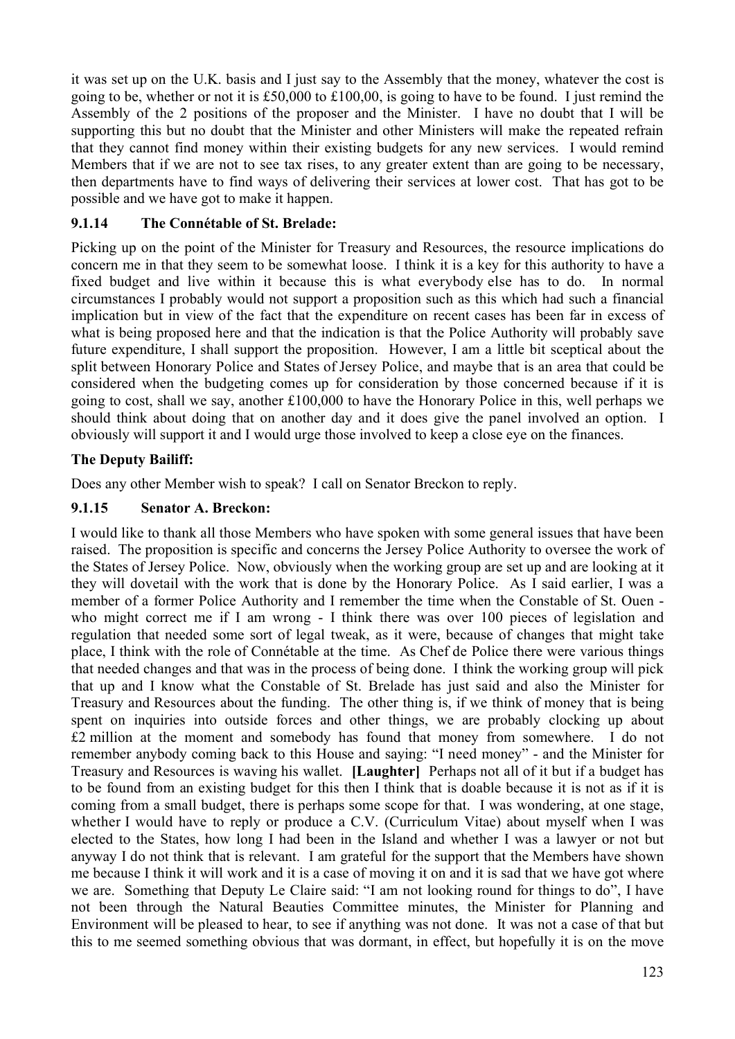it was set up on the U.K. basis and I just say to the Assembly that the money, whatever the cost is going to be, whether or not it is £50,000 to £100,00, is going to have to be found. I just remind the Assembly of the 2 positions of the proposer and the Minister. I have no doubt that I will be supporting this but no doubt that the Minister and other Ministers will make the repeated refrain that they cannot find money within their existing budgets for any new services. I would remind Members that if we are not to see tax rises, to any greater extent than are going to be necessary, then departments have to find ways of delivering their services at lower cost. That has got to be possible and we have got to make it happen.

### 9.1.14 The Connétable of St. Brelade:

Picking up on the point of the Minister for Treasury and Resources, the resource implications do concern me in that they seem to be somewhat loose. I think it is a key for this authority to have a fixed budget and live within it because this is what everybody else has to do. In normal circumstances I probably would not support a proposition such as this which had such a financial implication but in view of the fact that the expenditure on recent cases has been far in excess of what is being proposed here and that the indication is that the Police Authority will probably save future expenditure, I shall support the proposition. However, I am a little bit sceptical about the split between Honorary Police and States of Jersey Police, and maybe that is an area that could be considered when the budgeting comes up for consideration by those concerned because if it is going to cost, shall we say, another £100,000 to have the Honorary Police in this, well perhaps we should think about doing that on another day and it does give the panel involved an option. I obviously will support it and I would urge those involved to keep a close eye on the finances.

**The Deputy Bailiff:**

Does any other Member wish to speak? I call on Senator Breckon to reply.

### 9.1.15 Senator A. Breckon:

I would like to thank all those Members who have spoken with some general issues that have been raised. The proposition is specific and concerns the Jersey Police Authority to oversee the work of the States of Jersey Police. Now, obviously when the working group are set up and are looking at it they will dovetail with the work that is done by the Honorary Police. As I said earlier, I was a member of a former Police Authority and I remember the time when the Constable of St. Ouen - who might correct me if I am wrong - I think there was over 100 pieces of legislation and regulation that needed some sort of legal tweak, as it were, because of changes that might take place, I think with the role of Connétable at the time. As Chef de Police there were various things that needed changes and that was in the process of being done. I think the working group will pick that up and I know what the Constable of St. Brelade has just said and also the Minister for Treasury and Resources about the funding. The other thing is, if we think of money that is being spent on inquiries into outside forces and other things, we are probably clocking up about £2 million at the moment and somebody has found that money from somewhere. I do not remember anybody coming back to this House and saying: "I need money" - and the Minister for Treasury and Resources is waving his wallet. **[Laughter]** Perhaps not all of it but if a budget has to be found from an existing budget for this then I think that is doable because it is not as if it is coming from a small budget, there is perhaps some scope for that. I was wondering, at one stage, whether I would have to reply or produce a C.V. (Curriculum Vitae) about myself when I was elected to the States, how long I had been in the Island and whether I was a lawyer or not but anyway I do not think that is relevant. I am grateful for the support that the Members have shown me because I think it will work and it is a case of moving it on and it is sad that we have got where we are. Something that Deputy Le Claire said: "I am not looking round for things to do", I have not been through the Natural Beauties Committee minutes, the Minister for Planning and Environment will be pleased to hear, to see if anything was not done. It was not a case of that but this to me seemed something obvious that was dormant, in effect, but hopefully it is on the move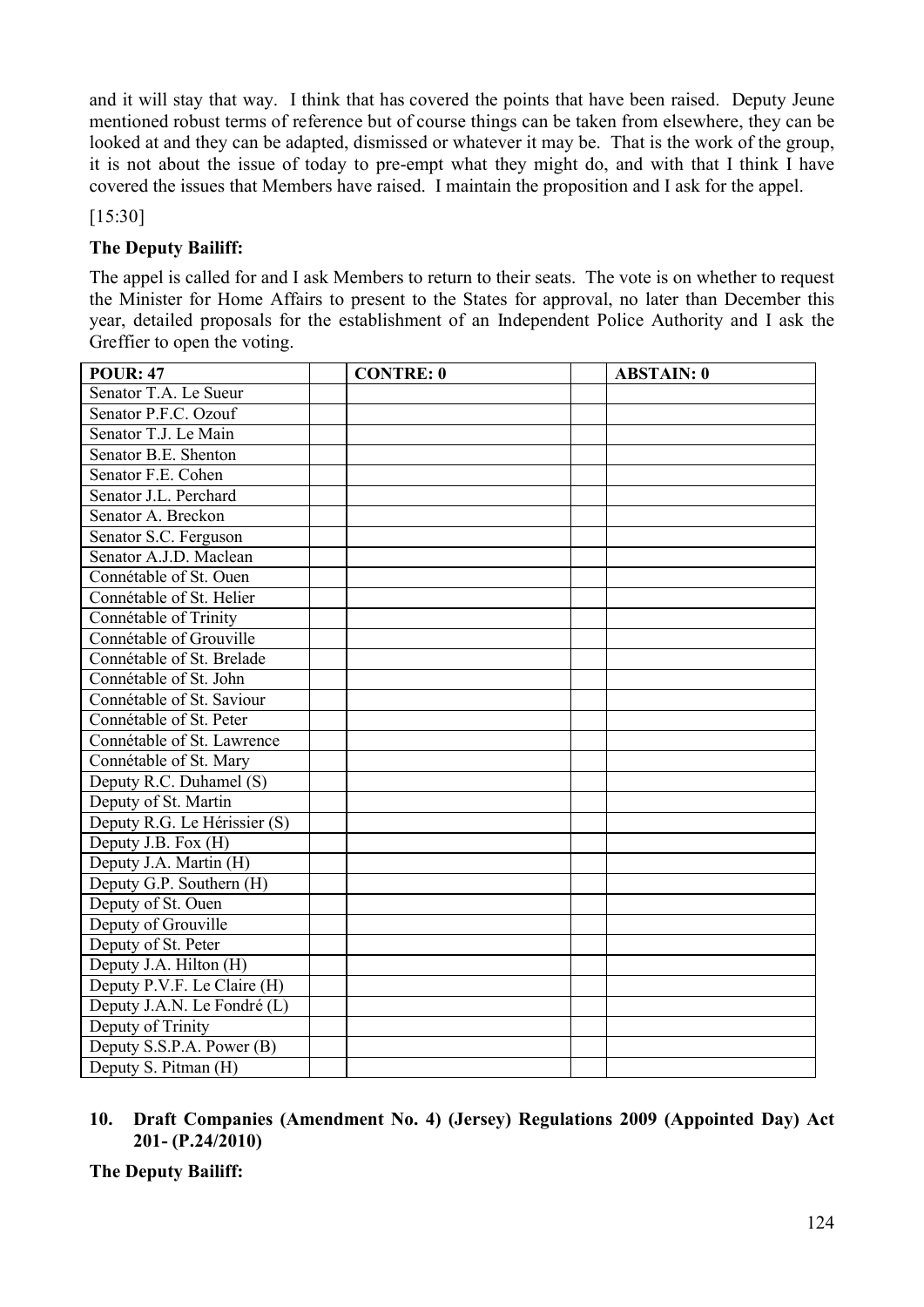and it will stay that way. I think that has covered the points that have been raised. Deputy Jeune mentioned robust terms of reference but of course things can be taken from elsewhere, they can be looked at and they can be adapted, dismissed or whatever it may be. That is the work of the group, it is not about the issue of today to pre-empt what they might do, and with that I think I have covered the issues that Members have raised. I maintain the proposition and I ask for the appel.

[15:30]

**The Deputy Bailiff:**

The appel is called for and I ask Members to return to their seats. The vote is on whether to request the Minister for Home Affairs to present to the States for approval, no later than December this year, detailed proposals for the establishment of an Independent Police Authority and I ask the Greffier to open the voting.

| POUR: 47 | | CONTRE: 0 | | ABSTAIN: 0 |
|---|---|---|---|---|
| Senator T.A. Le Sueur | | | | |
| Senator P.F.C. Ozouf | | | | |
| Senator T.J. Le Main | | | | |
| Senator B.E. Shenton | | | | |
| Senator F.E. Cohen | | | | |
| Senator J.L. Perchard | | | | |
| Senator A. Breckon | | | | |
| Senator S.C. Ferguson | | | | |
| Senator A.J.D. Maclean | | | | |
| Connétable of St. Ouen | | | | |
| Connétable of St. Helier | | | | |
| Connétable of Trinity | | | | |
| Connétable of Grouville | | | | |
| Connétable of St. Brelade | | | | |
| Connétable of St. John | | | | |
| Connétable of St. Saviour | | | | |
| Connétable of St. Peter | | | | |
| Connétable of St. Lawrence | | | | |
| Connétable of St. Mary | | | | |
| Deputy R.C. Duhamel (S) | | | | |
| Deputy of St. Martin | | | | |
| Deputy R.G. Le Hérissier (S) | | | | |
| Deputy J.B. Fox (H) | | | | |
| Deputy J.A. Martin (H) | | | | |
| Deputy G.P. Southern (H) | | | | |
| Deputy of St. Ouen | | | | |
| Deputy of Grouville | | | | |
| Deputy of St. Peter | | | | |
| Deputy J.A. Hilton (H) | | | | |
| Deputy P.V.F. Le Claire (H) | | | | |
| Deputy J.A.N. Le Fondré (L) | | | | |
| Deputy of Trinity | | | | |
| Deputy S.S.P.A. Power (B) | | | | |
| Deputy S. Pitman (H) | | | | |

## 10. Draft Companies (Amendment No. 4) (Jersey) Regulations 2009 (Appointed Day) Act 201- (P.24/2010)

**The Deputy Bailiff:**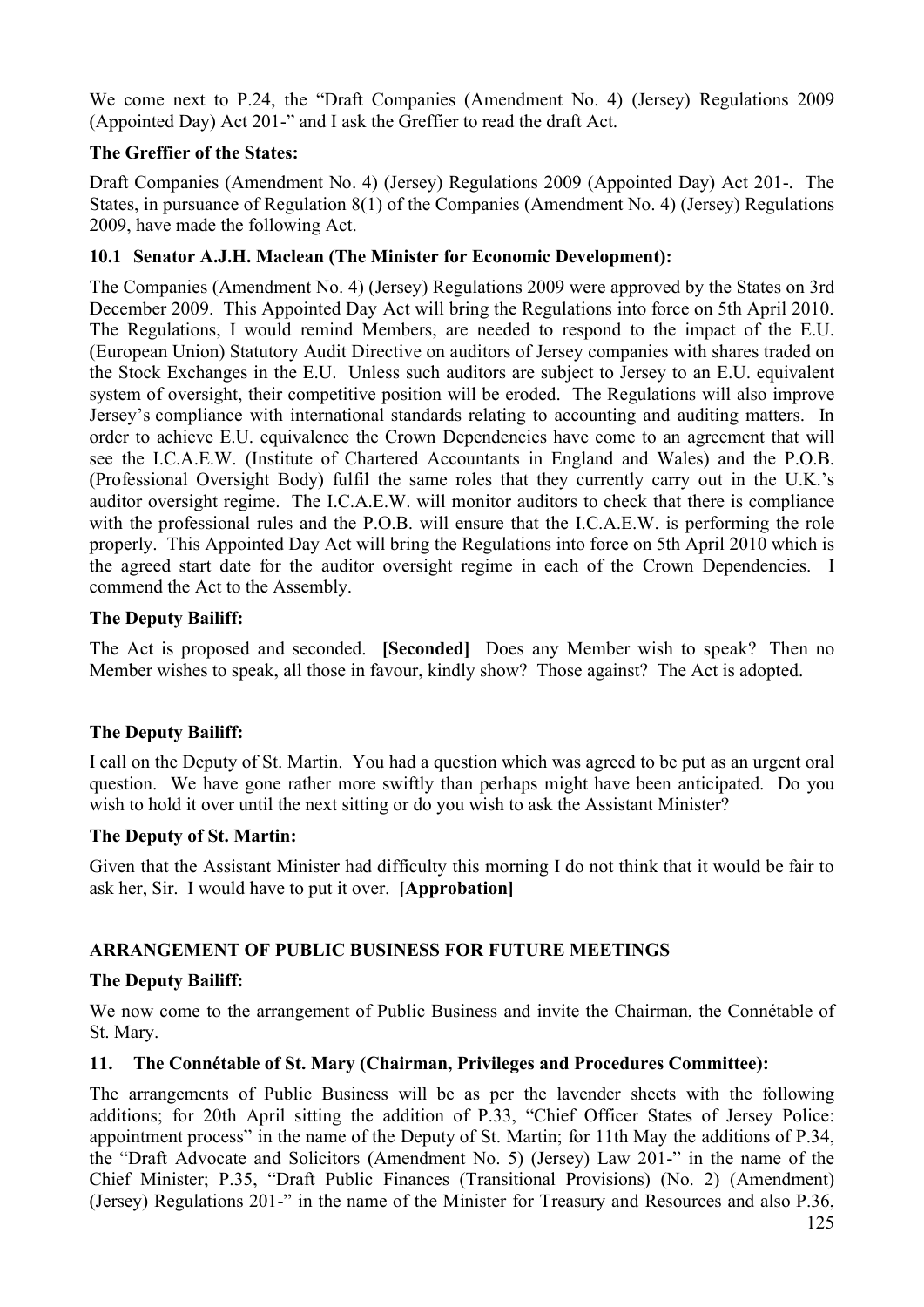We come next to P.24, the “Draft Companies (Amendment No. 4) (Jersey) Regulations 2009 (Appointed Day) Act 201-” and I ask the Greffier to read the draft Act.

**The Greffier of the States:**

Draft Companies (Amendment No. 4) (Jersey) Regulations 2009 (Appointed Day) Act 201-. The States, in pursuance of Regulation 8(1) of the Companies (Amendment No. 4) (Jersey) Regulations 2009, have made the following Act.

### 10.1 Senator A.J.H. Maclean (The Minister for Economic Development):

The Companies (Amendment No. 4) (Jersey) Regulations 2009 were approved by the States on 3rd December 2009. This Appointed Day Act will bring the Regulations into force on 5th April 2010. The Regulations, I would remind Members, are needed to respond to the impact of the E.U. (European Union) Statutory Audit Directive on auditors of Jersey companies with shares traded on the Stock Exchanges in the E.U. Unless such auditors are subject to Jersey to an E.U. equivalent system of oversight, their competitive position will be eroded. The Regulations will also improve Jersey’s compliance with international standards relating to accounting and auditing matters. In order to achieve E.U. equivalence the Crown Dependencies have come to an agreement that will see the I.C.A.E.W. (Institute of Chartered Accountants in England and Wales) and the P.O.B. (Professional Oversight Body) fulfil the same roles that they currently carry out in the U.K.’s auditor oversight regime. The I.C.A.E.W. will monitor auditors to check that there is compliance with the professional rules and the P.O.B. will ensure that the I.C.A.E.W. is performing the role properly. This Appointed Day Act will bring the Regulations into force on 5th April 2010 which is the agreed start date for the auditor oversight regime in each of the Crown Dependencies. I commend the Act to the Assembly.

**The Deputy Bailiff:**

The Act is proposed and seconded. **[Seconded]** Does any Member wish to speak? Then no Member wishes to speak, all those in favour, kindly show? Those against? The Act is adopted.

**The Deputy Bailiff:**

I call on the Deputy of St. Martin. You had a question which was agreed to be put as an urgent oral question. We have gone rather more swiftly than perhaps might have been anticipated. Do you wish to hold it over until the next sitting or do you wish to ask the Assistant Minister?

**The Deputy of St. Martin:**

Given that the Assistant Minister had difficulty this morning I do not think that it would be fair to ask her, Sir. I would have to put it over. **[Approbation]**

## ARRANGEMENT OF PUBLIC BUSINESS FOR FUTURE MEETINGS

**The Deputy Bailiff:**

We now come to the arrangement of Public Business and invite the Chairman, the Connétable of St. Mary.

### 11. The Connétable of St. Mary (Chairman, Privileges and Procedures Committee):

The arrangements of Public Business will be as per the lavender sheets with the following additions; for 20th April sitting the addition of P.33, “Chief Officer States of Jersey Police: appointment process” in the name of the Deputy of St. Martin; for 11th May the additions of P.34, the “Draft Advocate and Solicitors (Amendment No. 5) (Jersey) Law 201-” in the name of the Chief Minister; P.35, “Draft Public Finances (Transitional Provisions) (No. 2) (Amendment) (Jersey) Regulations 201-” in the name of the Minister for Treasury and Resources and also P.36,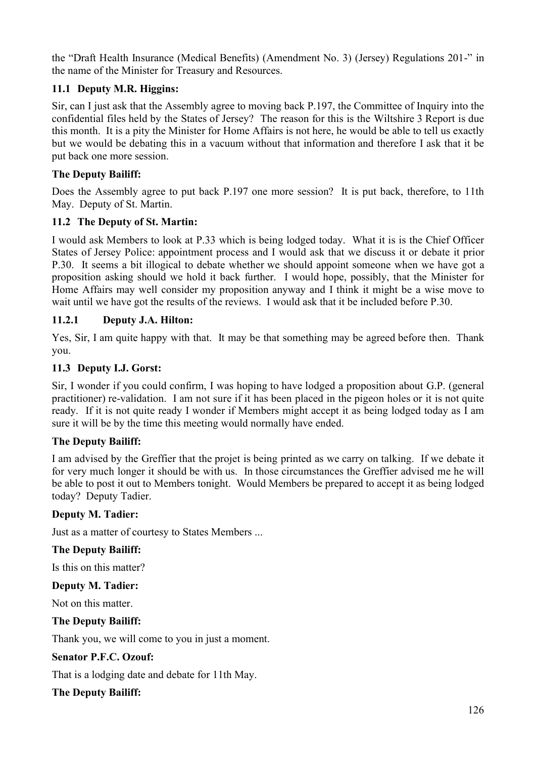the "Draft Health Insurance (Medical Benefits) (Amendment No. 3) (Jersey) Regulations 201-" in the name of the Minister for Treasury and Resources.

### 11.1 Deputy M.R. Higgins:

Sir, can I just ask that the Assembly agree to moving back P.197, the Committee of Inquiry into the confidential files held by the States of Jersey? The reason for this is the Wiltshire 3 Report is due this month. It is a pity the Minister for Home Affairs is not here, he would be able to tell us exactly but we would be debating this in a vacuum without that information and therefore I ask that it be put back one more session.

**The Deputy Bailiff:**

Does the Assembly agree to put back P.197 one more session? It is put back, therefore, to 11th May. Deputy of St. Martin.

### 11.2 The Deputy of St. Martin:

I would ask Members to look at P.33 which is being lodged today. What it is is the Chief Officer States of Jersey Police: appointment process and I would ask that we discuss it or debate it prior P.30. It seems a bit illogical to debate whether we should appoint someone when we have got a proposition asking should we hold it back further. I would hope, possibly, that the Minister for Home Affairs may well consider my proposition anyway and I think it might be a wise move to wait until we have got the results of the reviews. I would ask that it be included before P.30.

#### 11.2.1 Deputy J.A. Hilton:

Yes, Sir, I am quite happy with that. It may be that something may be agreed before then. Thank you.

### 11.3 Deputy I.J. Gorst:

Sir, I wonder if you could confirm, I was hoping to have lodged a proposition about G.P. (general practitioner) re-validation. I am not sure if it has been placed in the pigeon holes or it is not quite ready. If it is not quite ready I wonder if Members might accept it as being lodged today as I am sure it will be by the time this meeting would normally have ended.

**The Deputy Bailiff:**

I am advised by the Greffier that the projet is being printed as we carry on talking. If we debate it for very much longer it should be with us. In those circumstances the Greffier advised me he will be able to post it out to Members tonight. Would Members be prepared to accept it as being lodged today? Deputy Tadier.

**Deputy M. Tadier:**

Just as a matter of courtesy to States Members ...

**The Deputy Bailiff:**

Is this on this matter?

**Deputy M. Tadier:**

Not on this matter.

**The Deputy Bailiff:**

Thank you, we will come to you in just a moment.

**Senator P.F.C. Ozouf:**

That is a lodging date and debate for 11th May.

**The Deputy Bailiff:**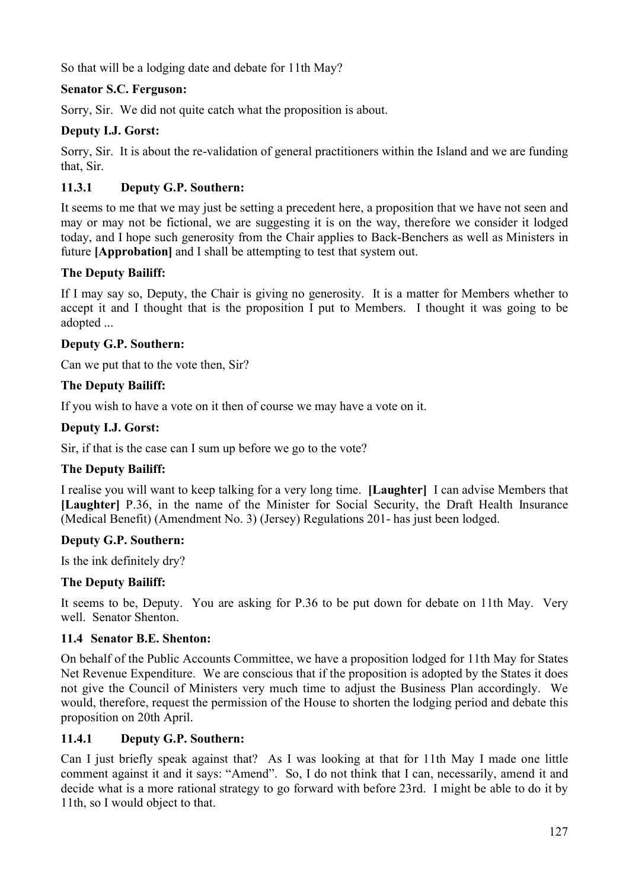So that will be a lodging date and debate for 11th May?

**Senator S.C. Ferguson:**

Sorry, Sir. We did not quite catch what the proposition is about.

**Deputy I.J. Gorst:**

Sorry, Sir. It is about the re-validation of general practitioners within the Island and we are funding that, Sir.

### 11.3.1 Deputy G.P. Southern:

It seems to me that we may just be setting a precedent here, a proposition that we have not seen and may or may not be fictional, we are suggesting it is on the way, therefore we consider it lodged today, and I hope such generosity from the Chair applies to Back-Benchers as well as Ministers in future **[Approbation]** and I shall be attempting to test that system out.

**The Deputy Bailiff:**

If I may say so, Deputy, the Chair is giving no generosity. It is a matter for Members whether to accept it and I thought that is the proposition I put to Members. I thought it was going to be adopted ...

**Deputy G.P. Southern:**

Can we put that to the vote then, Sir?

**The Deputy Bailiff:**

If you wish to have a vote on it then of course we may have a vote on it.

**Deputy I.J. Gorst:**

Sir, if that is the case can I sum up before we go to the vote?

**The Deputy Bailiff:**

I realise you will want to keep talking for a very long time. **[Laughter]** I can advise Members that **[Laughter]** P.36, in the name of the Minister for Social Security, the Draft Health Insurance (Medical Benefit) (Amendment No. 3) (Jersey) Regulations 201- has just been lodged.

**Deputy G.P. Southern:**

Is the ink definitely dry?

**The Deputy Bailiff:**

It seems to be, Deputy. You are asking for P.36 to be put down for debate on 11th May. Very well. Senator Shenton.

### 11.4 Senator B.E. Shenton:

On behalf of the Public Accounts Committee, we have a proposition lodged for 11th May for States Net Revenue Expenditure. We are conscious that if the proposition is adopted by the States it does not give the Council of Ministers very much time to adjust the Business Plan accordingly. We would, therefore, request the permission of the House to shorten the lodging period and debate this proposition on 20th April.

### 11.4.1 Deputy G.P. Southern:

Can I just briefly speak against that? As I was looking at that for 11th May I made one little comment against it and it says: "Amend". So, I do not think that I can, necessarily, amend it and decide what is a more rational strategy to go forward with before 23rd. I might be able to do it by 11th, so I would object to that.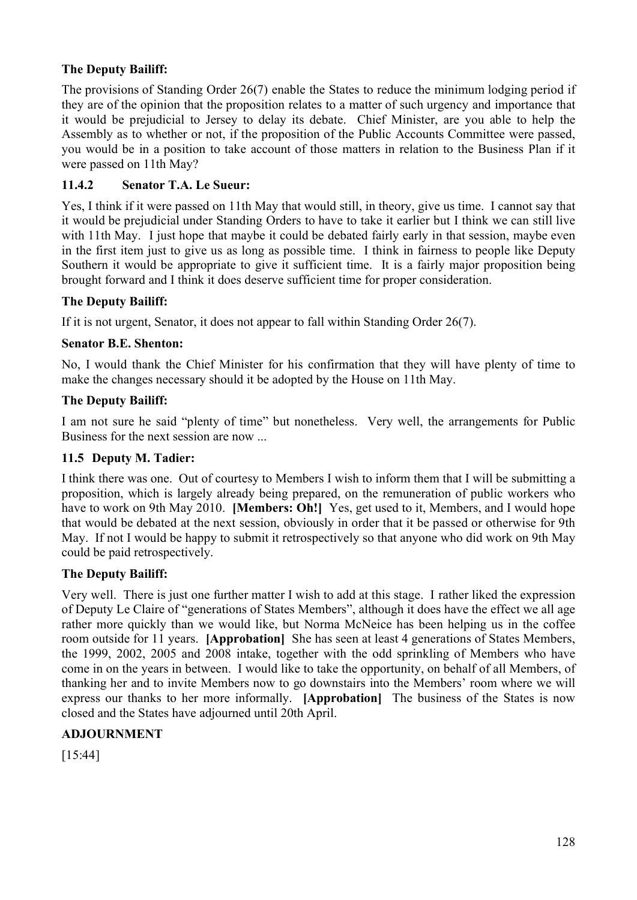**The Deputy Bailiff:**

The provisions of Standing Order 26(7) enable the States to reduce the minimum lodging period if they are of the opinion that the proposition relates to a matter of such urgency and importance that it would be prejudicial to Jersey to delay its debate. Chief Minister, are you able to help the Assembly as to whether or not, if the proposition of the Public Accounts Committee were passed, you would be in a position to take account of those matters in relation to the Business Plan if it were passed on 11th May?

### 11.4.2 Senator T.A. Le Sueur:

Yes, I think if it were passed on 11th May that would still, in theory, give us time. I cannot say that it would be prejudicial under Standing Orders to have to take it earlier but I think we can still live with 11th May. I just hope that maybe it could be debated fairly early in that session, maybe even in the first item just to give us as long as possible time. I think in fairness to people like Deputy Southern it would be appropriate to give it sufficient time. It is a fairly major proposition being brought forward and I think it does deserve sufficient time for proper consideration.

**The Deputy Bailiff:**

If it is not urgent, Senator, it does not appear to fall within Standing Order 26(7).

**Senator B.E. Shenton:**

No, I would thank the Chief Minister for his confirmation that they will have plenty of time to make the changes necessary should it be adopted by the House on 11th May.

**The Deputy Bailiff:**

I am not sure he said "plenty of time" but nonetheless. Very well, the arrangements for Public Business for the next session are now ...

### 11.5 Deputy M. Tadier:

I think there was one. Out of courtesy to Members I wish to inform them that I will be submitting a proposition, which is largely already being prepared, on the remuneration of public workers who have to work on 9th May 2010. **[Members: Oh!]** Yes, get used to it, Members, and I would hope that would be debated at the next session, obviously in order that it be passed or otherwise for 9th May. If not I would be happy to submit it retrospectively so that anyone who did work on 9th May could be paid retrospectively.

**The Deputy Bailiff:**

Very well. There is just one further matter I wish to add at this stage. I rather liked the expression of Deputy Le Claire of "generations of States Members", although it does have the effect we all age rather more quickly than we would like, but Norma McNeice has been helping us in the coffee room outside for 11 years. **[Approbation]** She has seen at least 4 generations of States Members, the 1999, 2002, 2005 and 2008 intake, together with the odd sprinkling of Members who have come in on the years in between. I would like to take the opportunity, on behalf of all Members, of thanking her and to invite Members now to go downstairs into the Members' room where we will express our thanks to her more informally. **[Approbation]** The business of the States is now closed and the States have adjourned until 20th April.

**ADJOURNMENT**

[15:44]